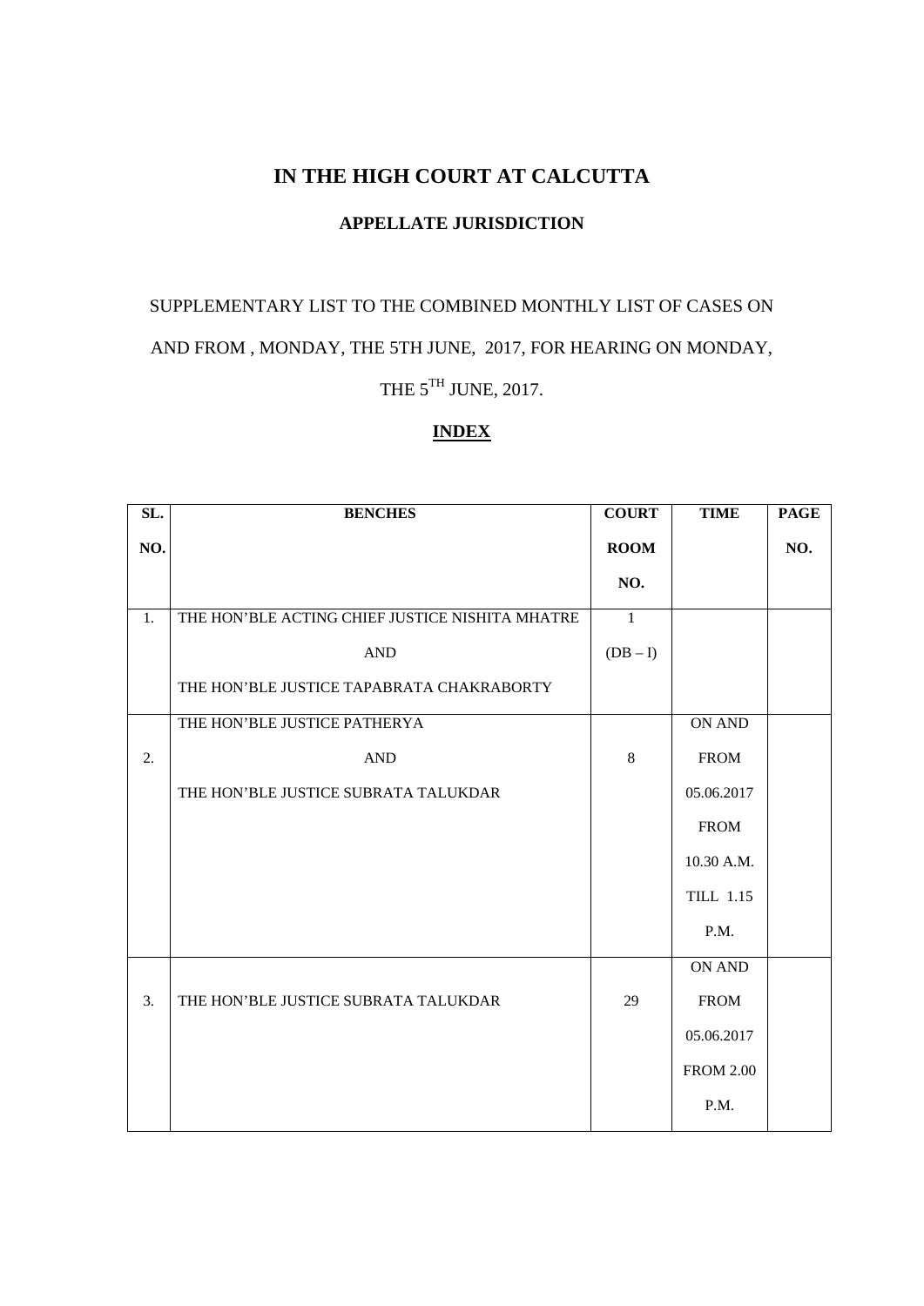# IN THE HIGH COURT AT CALCUTTA

## APPELLATE JURISDICTION

SUPPLEMENTARY LIST TO THE COMBINED MONTHLY LIST OF CASES ON AND FROM , MONDAY, THE 5TH JUNE, 2017, FOR HEARING ON MONDAY, THE 5$^{TH}$ JUNE, 2017.

**INDEX**

| SL. NO. | BENCHES | COURT ROOM NO. | TIME | PAGE NO. |
|---|---|---|---|---|
| 1. | THE HON'BLE ACTING CHIEF JUSTICE NISHITA MHATRE AND THE HON'BLE JUSTICE TAPABRATA CHAKRABORTY | 1 (DB – I) | | |
| 2. | THE HON'BLE JUSTICE PATHERYA AND THE HON'BLE JUSTICE SUBRATA TALUKDAR | 8 | ON AND FROM 05.06.2017 FROM 10.30 A.M. TILL 1.15 P.M. | |
| 3. | THE HON'BLE JUSTICE SUBRATA TALUKDAR | 29 | ON AND FROM 05.06.2017 FROM 2.00 P.M. | |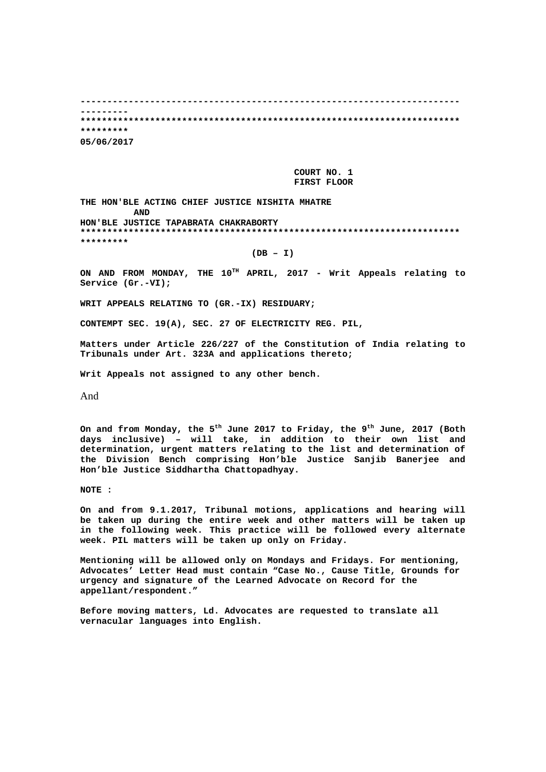---------------------------------------------------------------------------------
*******************************************************************************

**05/06/2017**

**COURT NO. 1**
**FIRST FLOOR**

**THE HON'BLE ACTING CHIEF JUSTICE NISHITA MHATRE**
**AND**
**HON'BLE JUSTICE TAPABRATA CHAKRABORTY**

*******************************************************************************

**(DB – I)**

**ON AND FROM MONDAY, THE 10TH APRIL, 2017 - Writ Appeals relating to Service (Gr.-VI);**

**WRIT APPEALS RELATING TO (GR.-IX) RESIDUARY;**

**CONTEMPT SEC. 19(A), SEC. 27 OF ELECTRICITY REG. PIL,**

**Matters under Article 226/227 of the Constitution of India relating to Tribunals under Art. 323A and applications thereto;**

**Writ Appeals not assigned to any other bench.**

And

**On and from Monday, the 5th June 2017 to Friday, the 9th June, 2017 (Both days inclusive) – will take, in addition to their own list and determination, urgent matters relating to the list and determination of the Division Bench comprising Hon'ble Justice Sanjib Banerjee and Hon'ble Justice Siddhartha Chattopadhyay.**

**NOTE :**

**On and from 9.1.2017, Tribunal motions, applications and hearing will be taken up during the entire week and other matters will be taken up in the following week. This practice will be followed every alternate week. PIL matters will be taken up only on Friday.**

**Mentioning will be allowed only on Mondays and Fridays. For mentioning, Advocates' Letter Head must contain "Case No., Cause Title, Grounds for urgency and signature of the Learned Advocate on Record for the appellant/respondent."**

**Before moving matters, Ld. Advocates are requested to translate all vernacular languages into English.**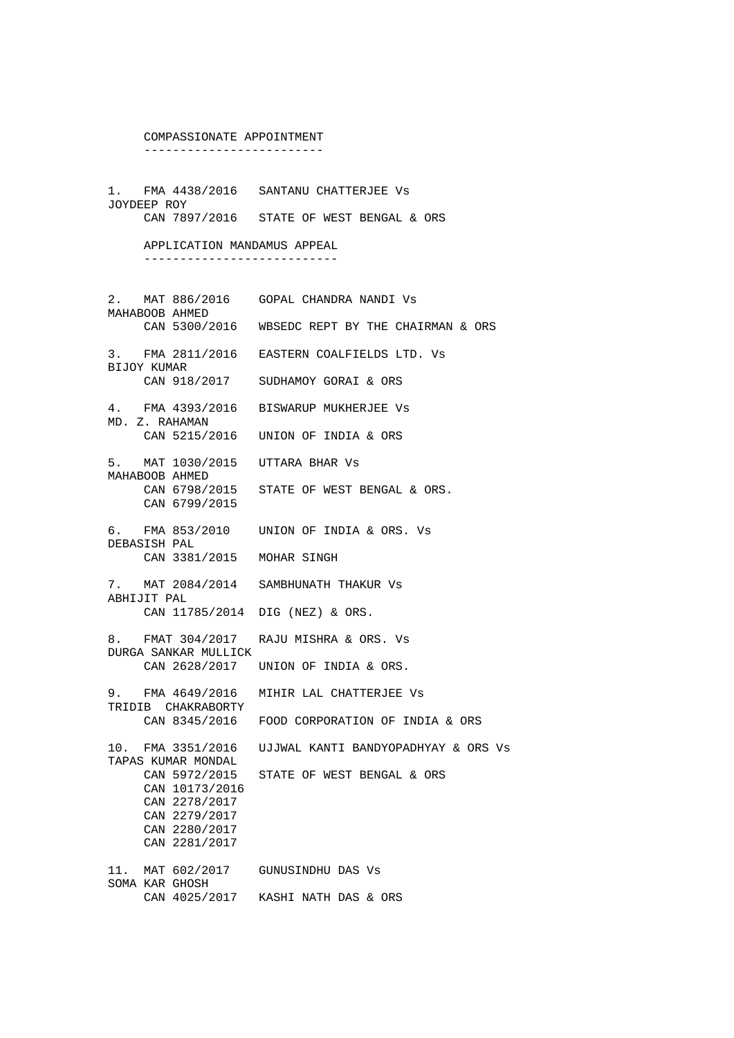## COMPASSIONATE APPOINTMENT

1. FMA 4438/2016 SANTANU CHATTERJEE Vs
   JOYDEEP ROY
   CAN 7897/2016 STATE OF WEST BENGAL & ORS

## APPLICATION MANDAMUS APPEAL

2. MAT 886/2016 GOPAL CHANDRA NANDI Vs
   MAHABOOB AHMED
   CAN 5300/2016 WBSEDC REPT BY THE CHAIRMAN & ORS

3. FMA 2811/2016 EASTERN COALFIELDS LTD. Vs
   BIJOY KUMAR
   CAN 918/2017 SUDHAMOY GORAI & ORS

4. FMA 4393/2016 BISWARUP MUKHERJEE Vs
   MD. Z. RAHAMAN
   CAN 5215/2016 UNION OF INDIA & ORS

5. MAT 1030/2015 UTTARA BHAR Vs
   MAHABOOB AHMED
   CAN 6798/2015 STATE OF WEST BENGAL & ORS.
   CAN 6799/2015

6. FMA 853/2010 UNION OF INDIA & ORS. Vs
   DEBASISH PAL
   CAN 3381/2015 MOHAR SINGH

7. MAT 2084/2014 SAMBHUNATH THAKUR Vs
   ABHIJIT PAL
   CAN 11785/2014 DIG (NEZ) & ORS.

8. FMAT 304/2017 RAJU MISHRA & ORS. Vs
   DURGA SANKAR MULLICK
   CAN 2628/2017 UNION OF INDIA & ORS.

9. FMA 4649/2016 MIHIR LAL CHATTERJEE Vs
   TRIDIB CHAKRABORTY
   CAN 8345/2016 FOOD CORPORATION OF INDIA & ORS

10. FMA 3351/2016 UJJWAL KANTI BANDYOPADHYAY & ORS Vs
    TAPAS KUMAR MONDAL
    CAN 5972/2015 STATE OF WEST BENGAL & ORS
    CAN 10173/2016
    CAN 2278/2017
    CAN 2279/2017
    CAN 2280/2017
    CAN 2281/2017

11. MAT 602/2017 GUNUSINDHU DAS Vs
    SOMA KAR GHOSH
    CAN 4025/2017 KASHI NATH DAS & ORS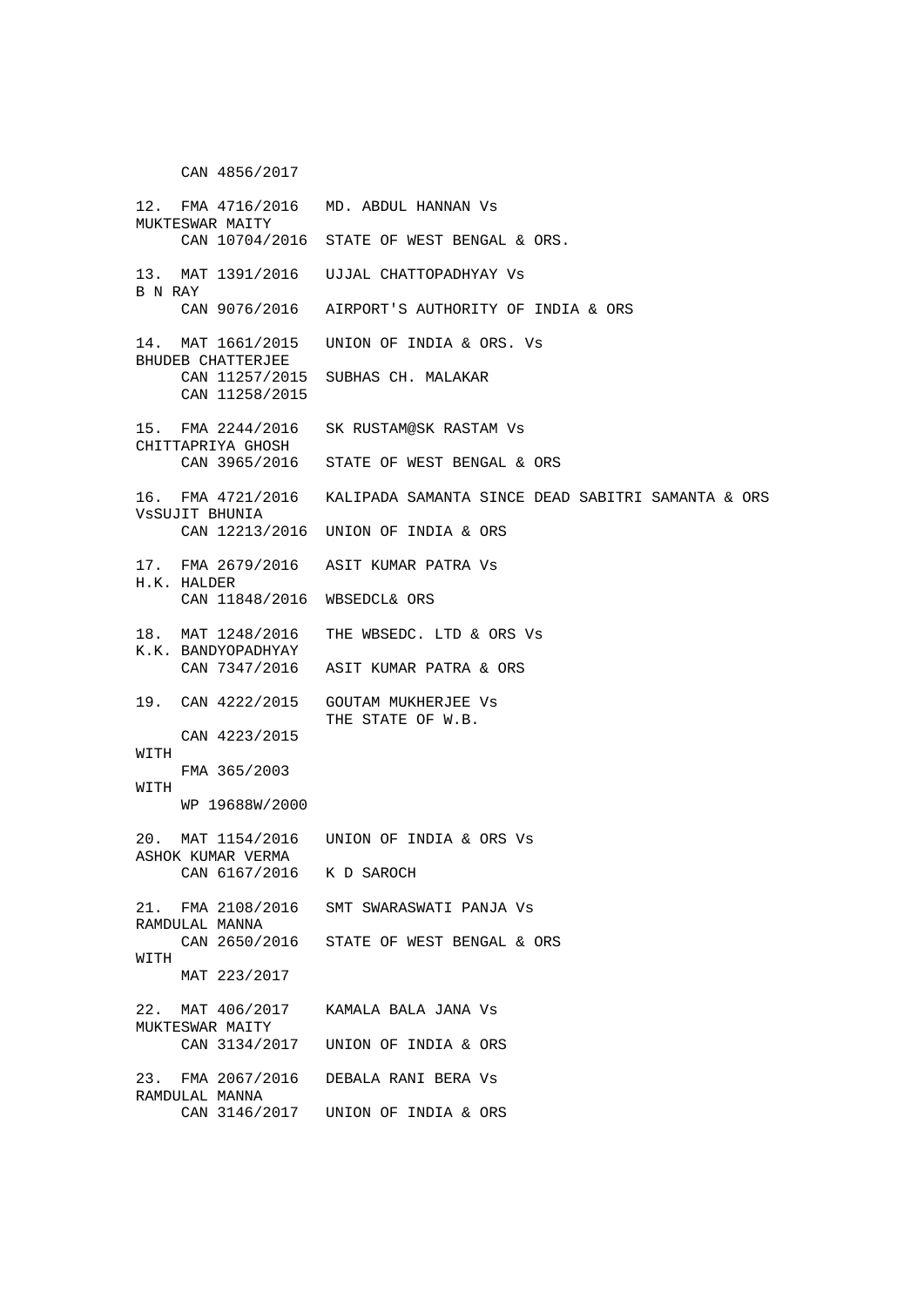```
     CAN 4856/2017

12. FMA 4716/2016   MD. ABDUL HANNAN Vs
MUKTESWAR MAITY
     CAN 10704/2016  STATE OF WEST BENGAL & ORS.

13. MAT 1391/2016   UJJAL CHATTOPADHYAY Vs
B N RAY
     CAN 9076/2016   AIRPORT'S AUTHORITY OF INDIA & ORS

14. MAT 1661/2015   UNION OF INDIA & ORS. Vs
BHUDEB CHATTERJEE
     CAN 11257/2015  SUBHAS CH. MALAKAR
     CAN 11258/2015

15. FMA 2244/2016   SK RUSTAM@SK RASTAM Vs
CHITTAPRIYA GHOSH
     CAN 3965/2016   STATE OF WEST BENGAL & ORS

16. FMA 4721/2016   KALIPADA SAMANTA SINCE DEAD SABITRI SAMANTA & ORS
VsSUJIT BHUNIA
     CAN 12213/2016  UNION OF INDIA & ORS

17. FMA 2679/2016   ASIT KUMAR PATRA Vs
H.K. HALDER
     CAN 11848/2016  WBSEDCL& ORS

18. MAT 1248/2016   THE WBSEDC. LTD & ORS Vs
K.K. BANDYOPADHYAY
     CAN 7347/2016   ASIT KUMAR PATRA & ORS

19. CAN 4222/2015   GOUTAM MUKHERJEE Vs
                    THE STATE OF W.B.
     CAN 4223/2015
WITH
     FMA 365/2003
WITH
     WP 19688W/2000

20. MAT 1154/2016   UNION OF INDIA & ORS Vs
ASHOK KUMAR VERMA
     CAN 6167/2016   K D SAROCH

21. FMA 2108/2016   SMT SWARASWATI PANJA Vs
RAMDULAL MANNA
     CAN 2650/2016   STATE OF WEST BENGAL & ORS
WITH
     MAT 223/2017

22. MAT 406/2017    KAMALA BALA JANA Vs
MUKTESWAR MAITY
     CAN 3134/2017   UNION OF INDIA & ORS

23. FMA 2067/2016   DEBALA RANI BERA Vs
RAMDULAL MANNA
     CAN 3146/2017   UNION OF INDIA & ORS
```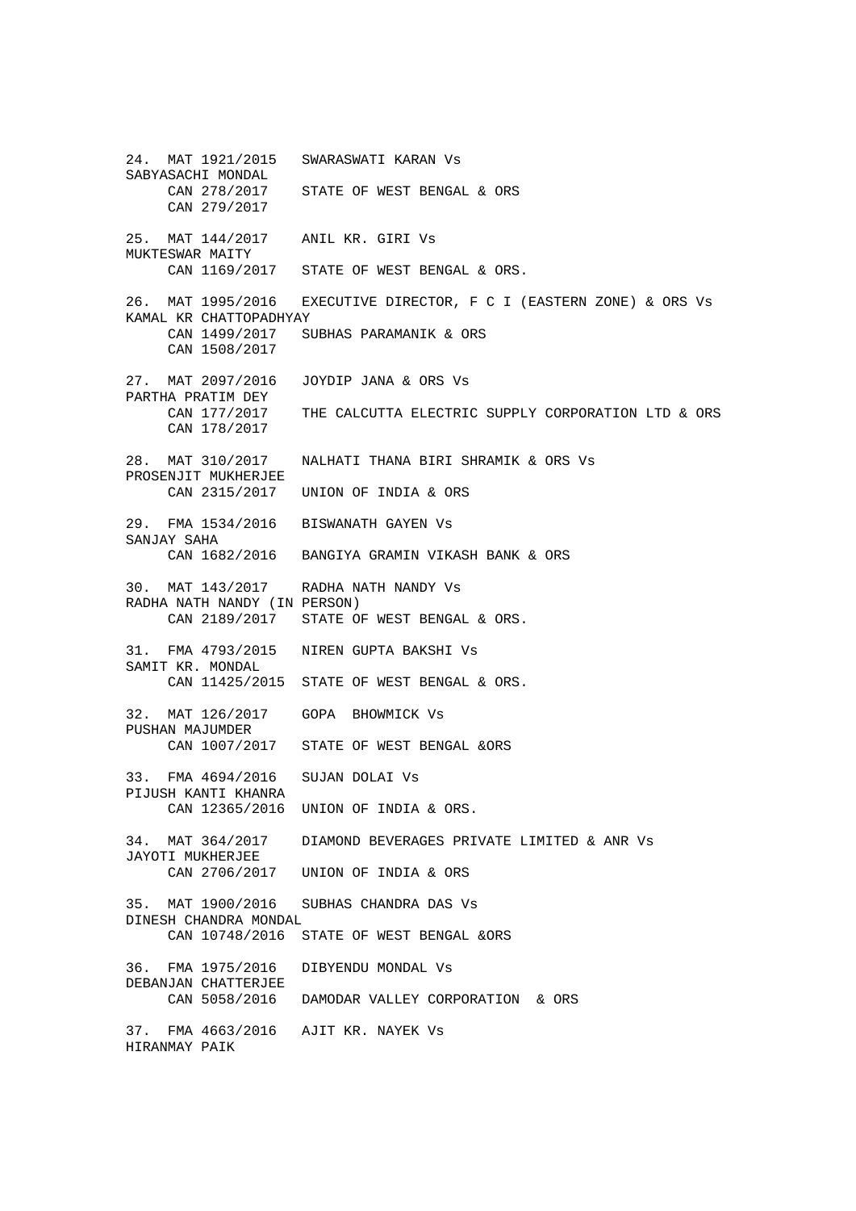24. MAT 1921/2015 SWARASWATI KARAN Vs
SABYASACHI MONDAL
CAN 278/2017 STATE OF WEST BENGAL & ORS
CAN 279/2017

25. MAT 144/2017 ANIL KR. GIRI Vs
MUKTESWAR MAITY
CAN 1169/2017 STATE OF WEST BENGAL & ORS.

26. MAT 1995/2016 EXECUTIVE DIRECTOR, F C I (EASTERN ZONE) & ORS Vs
KAMAL KR CHATTOPADHYAY
CAN 1499/2017 SUBHAS PARAMANIK & ORS
CAN 1508/2017

27. MAT 2097/2016 JOYDIP JANA & ORS Vs
PARTHA PRATIM DEY
CAN 177/2017 THE CALCUTTA ELECTRIC SUPPLY CORPORATION LTD & ORS
CAN 178/2017

28. MAT 310/2017 NALHATI THANA BIRI SHRAMIK & ORS Vs
PROSENJIT MUKHERJEE
CAN 2315/2017 UNION OF INDIA & ORS

29. FMA 1534/2016 BISWANATH GAYEN Vs
SANJAY SAHA
CAN 1682/2016 BANGIYA GRAMIN VIKASH BANK & ORS

30. MAT 143/2017 RADHA NATH NANDY Vs
RADHA NATH NANDY (IN PERSON)
CAN 2189/2017 STATE OF WEST BENGAL & ORS.

31. FMA 4793/2015 NIREN GUPTA BAKSHI Vs
SAMIT KR. MONDAL
CAN 11425/2015 STATE OF WEST BENGAL & ORS.

32. MAT 126/2017 GOPA BHOWMICK Vs
PUSHAN MAJUMDER
CAN 1007/2017 STATE OF WEST BENGAL &ORS

33. FMA 4694/2016 SUJAN DOLAI Vs
PIJUSH KANTI KHANRA
CAN 12365/2016 UNION OF INDIA & ORS.

34. MAT 364/2017 DIAMOND BEVERAGES PRIVATE LIMITED & ANR Vs
JAYOTI MUKHERJEE
CAN 2706/2017 UNION OF INDIA & ORS

35. MAT 1900/2016 SUBHAS CHANDRA DAS Vs
DINESH CHANDRA MONDAL
CAN 10748/2016 STATE OF WEST BENGAL &ORS

36. FMA 1975/2016 DIBYENDU MONDAL Vs
DEBANJAN CHATTERJEE
CAN 5058/2016 DAMODAR VALLEY CORPORATION & ORS

37. FMA 4663/2016 AJIT KR. NAYEK Vs
HIRANMAY PAIK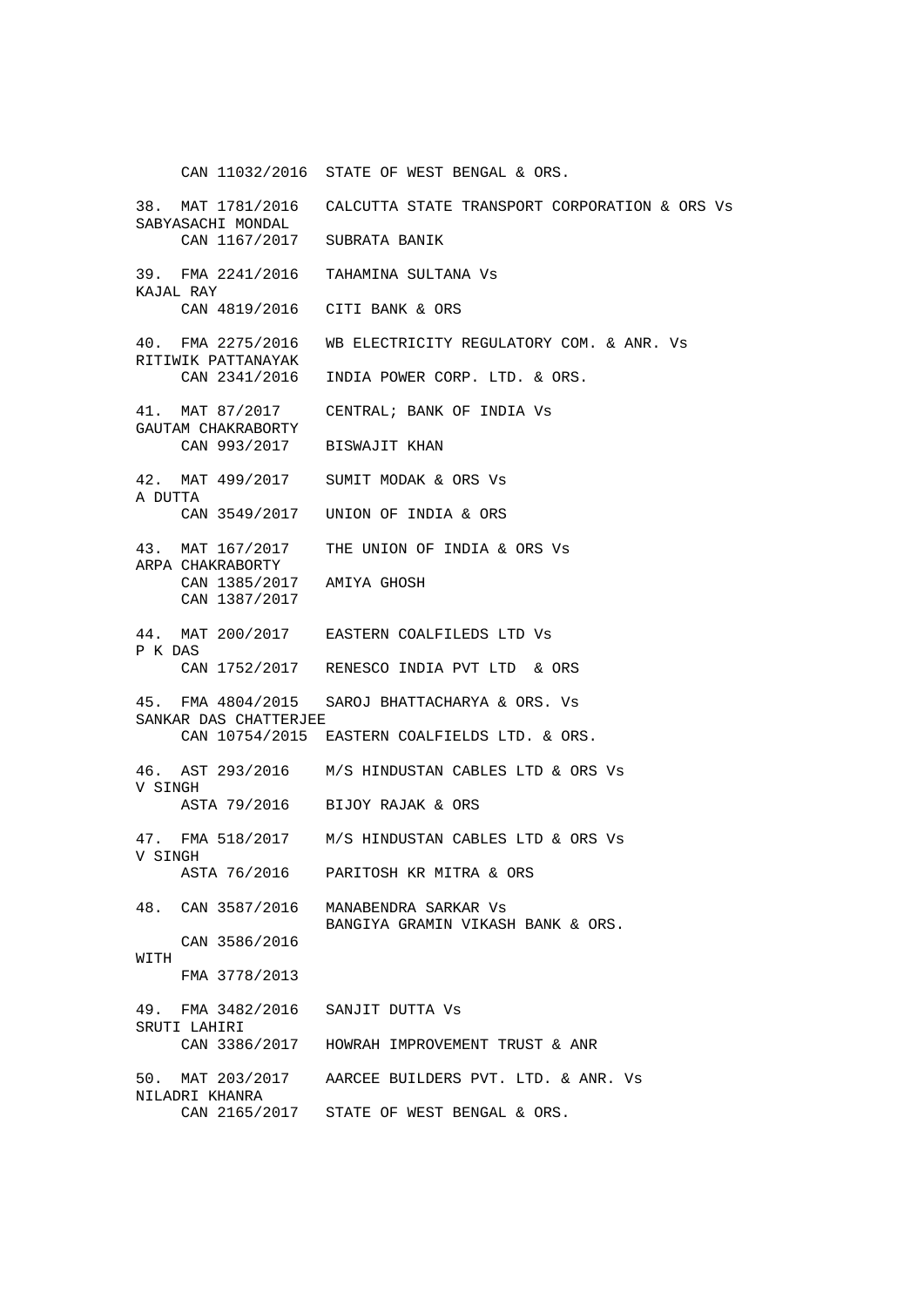CAN 11032/2016 STATE OF WEST BENGAL & ORS.

38. MAT 1781/2016 CALCUTTA STATE TRANSPORT CORPORATION & ORS Vs
SABYASACHI MONDAL
CAN 1167/2017 SUBRATA BANIK

39. FMA 2241/2016 TAHAMINA SULTANA Vs
KAJAL RAY
CAN 4819/2016 CITI BANK & ORS

40. FMA 2275/2016 WB ELECTRICITY REGULATORY COM. & ANR. Vs
RITIWIK PATTANAYAK
CAN 2341/2016 INDIA POWER CORP. LTD. & ORS.

41. MAT 87/2017 CENTRAL; BANK OF INDIA Vs
GAUTAM CHAKRABORTY
CAN 993/2017 BISWAJIT KHAN

42. MAT 499/2017 SUMIT MODAK & ORS Vs
A DUTTA
CAN 3549/2017 UNION OF INDIA & ORS

43. MAT 167/2017 THE UNION OF INDIA & ORS Vs
ARPA CHAKRABORTY
CAN 1385/2017 AMIYA GHOSH
CAN 1387/2017

44. MAT 200/2017 EASTERN COALFILEDS LTD Vs
P K DAS
CAN 1752/2017 RENESCO INDIA PVT LTD & ORS

45. FMA 4804/2015 SAROJ BHATTACHARYA & ORS. Vs
SANKAR DAS CHATTERJEE
CAN 10754/2015 EASTERN COALFIELDS LTD. & ORS.

46. AST 293/2016 M/S HINDUSTAN CABLES LTD & ORS Vs
V SINGH
ASTA 79/2016 BIJOY RAJAK & ORS

47. FMA 518/2017 M/S HINDUSTAN CABLES LTD & ORS Vs
V SINGH
ASTA 76/2016 PARITOSH KR MITRA & ORS

48. CAN 3587/2016 MANABENDRA SARKAR Vs
BANGIYA GRAMIN VIKASH BANK & ORS.
CAN 3586/2016
WITH
FMA 3778/2013

49. FMA 3482/2016 SANJIT DUTTA Vs
SRUTI LAHIRI
CAN 3386/2017 HOWRAH IMPROVEMENT TRUST & ANR

50. MAT 203/2017 AARCEE BUILDERS PVT. LTD. & ANR. Vs
NILADRI KHANRA
CAN 2165/2017 STATE OF WEST BENGAL & ORS.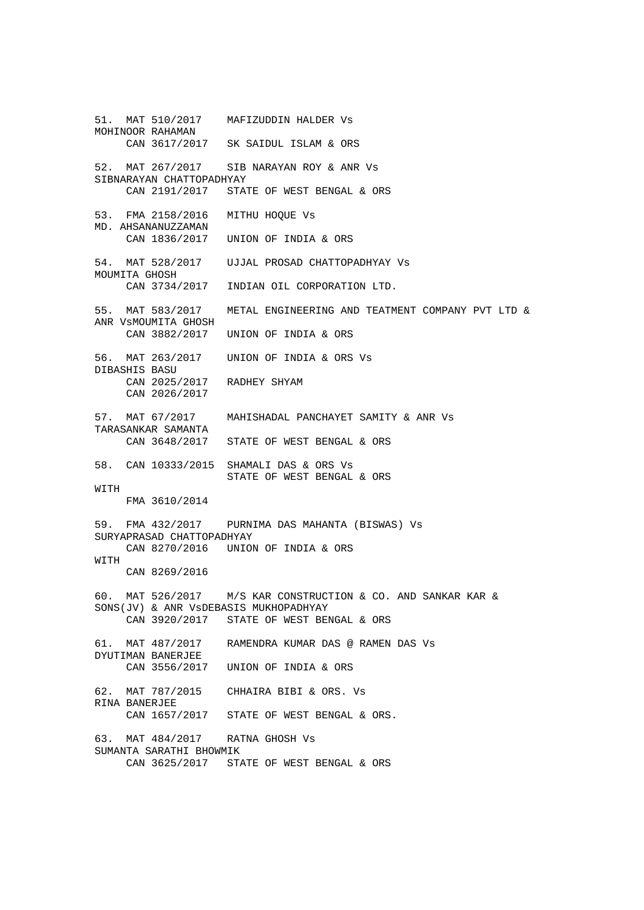51. MAT 510/2017 MAFIZUDDIN HALDER Vs
MOHINOOR RAHAMAN
CAN 3617/2017 SK SAIDUL ISLAM & ORS

52. MAT 267/2017 SIB NARAYAN ROY & ANR Vs
SIBNARAYAN CHATTOPADHYAY
CAN 2191/2017 STATE OF WEST BENGAL & ORS

53. FMA 2158/2016 MITHU HOQUE Vs
MD. AHSANANUZZAMAN
CAN 1836/2017 UNION OF INDIA & ORS

54. MAT 528/2017 UJJAL PROSAD CHATTOPADHYAY Vs
MOUMITA GHOSH
CAN 3734/2017 INDIAN OIL CORPORATION LTD.

55. MAT 583/2017 METAL ENGINEERING AND TEATMENT COMPANY PVT LTD &
ANR VsMOUMITA GHOSH
CAN 3882/2017 UNION OF INDIA & ORS

56. MAT 263/2017 UNION OF INDIA & ORS Vs
DIBASHIS BASU
CAN 2025/2017 RADHEY SHYAM
CAN 2026/2017

57. MAT 67/2017 MAHISHADAL PANCHAYET SAMITY & ANR Vs
TARASANKAR SAMANTA
CAN 3648/2017 STATE OF WEST BENGAL & ORS

58. CAN 10333/2015 SHAMALI DAS & ORS Vs
STATE OF WEST BENGAL & ORS
WITH
FMA 3610/2014

59. FMA 432/2017 PURNIMA DAS MAHANTA (BISWAS) Vs
SURYAPRASAD CHATTOPADHYAY
CAN 8270/2016 UNION OF INDIA & ORS
WITH
CAN 8269/2016

60. MAT 526/2017 M/S KAR CONSTRUCTION & CO. AND SANKAR KAR &
SONS(JV) & ANR VsDEBASIS MUKHOPADHYAY
CAN 3920/2017 STATE OF WEST BENGAL & ORS

61. MAT 487/2017 RAMENDRA KUMAR DAS @ RAMEN DAS Vs
DYUTIMAN BANERJEE
CAN 3556/2017 UNION OF INDIA & ORS

62. MAT 787/2015 CHHAIRA BIBI & ORS. Vs
RINA BANERJEE
CAN 1657/2017 STATE OF WEST BENGAL & ORS.

63. MAT 484/2017 RATNA GHOSH Vs
SUMANTA SARATHI BHOWMIK
CAN 3625/2017 STATE OF WEST BENGAL & ORS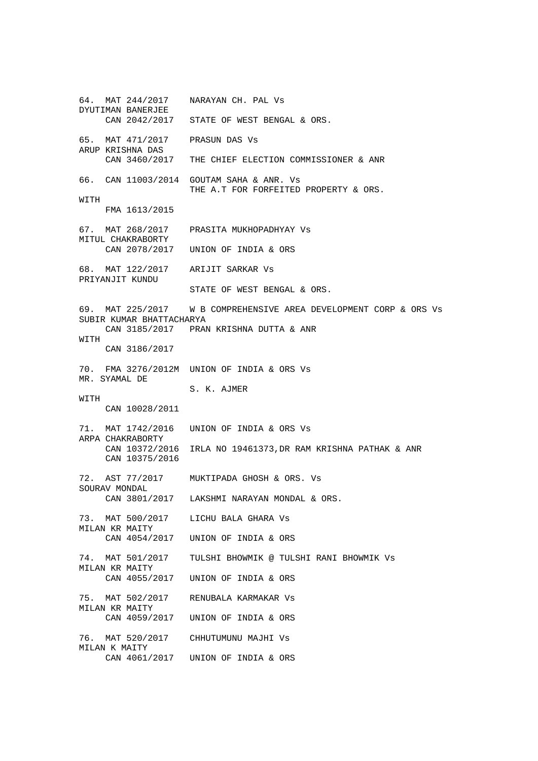```
64. MAT 244/2017    NARAYAN CH. PAL Vs
DYUTIMAN BANERJEE
     CAN 2042/2017   STATE OF WEST BENGAL & ORS.

65. MAT 471/2017    PRASUN DAS Vs
ARUP KRISHNA DAS
     CAN 3460/2017   THE CHIEF ELECTION COMMISSIONER & ANR

66. CAN 11003/2014  GOUTAM SAHA & ANR. Vs
                    THE A.T FOR FORFEITED PROPERTY & ORS.
WITH
     FMA 1613/2015

67. MAT 268/2017    PRASITA MUKHOPADHYAY Vs
MITUL CHAKRABORTY
     CAN 2078/2017   UNION OF INDIA & ORS

68. MAT 122/2017    ARIJIT SARKAR Vs
PRIYANJIT KUNDU
                    STATE OF WEST BENGAL & ORS.

69. MAT 225/2017    W B COMPREHENSIVE AREA DEVELOPMENT CORP & ORS Vs
SUBIR KUMAR BHATTACHARYA
     CAN 3185/2017   PRAN KRISHNA DUTTA & ANR
WITH
     CAN 3186/2017

70. FMA 3276/2012M  UNION OF INDIA & ORS Vs
MR. SYAMAL DE
                    S. K. AJMER
WITH
     CAN 10028/2011

71. MAT 1742/2016   UNION OF INDIA & ORS Vs
ARPA CHAKRABORTY
     CAN 10372/2016  IRLA NO 19461373,DR RAM KRISHNA PATHAK & ANR
     CAN 10375/2016

72. AST 77/2017     MUKTIPADA GHOSH & ORS. Vs
SOURAV MONDAL
     CAN 3801/2017   LAKSHMI NARAYAN MONDAL & ORS.

73. MAT 500/2017    LICHU BALA GHARA Vs
MILAN KR MAITY
     CAN 4054/2017   UNION OF INDIA & ORS

74. MAT 501/2017    TULSHI BHOWMIK @ TULSHI RANI BHOWMIK Vs
MILAN KR MAITY
     CAN 4055/2017   UNION OF INDIA & ORS

75. MAT 502/2017    RENUBALA KARMAKAR Vs
MILAN KR MAITY
     CAN 4059/2017   UNION OF INDIA & ORS

76. MAT 520/2017    CHHUTUMUNU MAJHI Vs
MILAN K MAITY
     CAN 4061/2017   UNION OF INDIA & ORS
```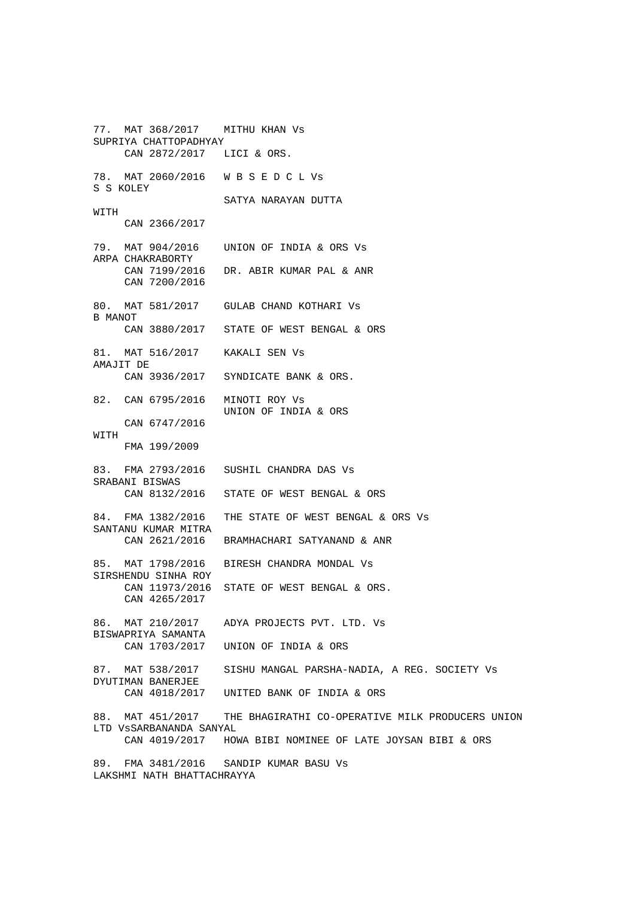```
77.  MAT 368/2017    MITHU KHAN Vs
SUPRIYA CHATTOPADHYAY
     CAN 2872/2017   LICI & ORS.

78.  MAT 2060/2016   W B S E D C L Vs
S S KOLEY
                     SATYA NARAYAN DUTTA
WITH
     CAN 2366/2017

79.  MAT 904/2016    UNION OF INDIA & ORS Vs
ARPA CHAKRABORTY
     CAN 7199/2016   DR. ABIR KUMAR PAL & ANR
     CAN 7200/2016

80.  MAT 581/2017    GULAB CHAND KOTHARI Vs
B MANOT
     CAN 3880/2017   STATE OF WEST BENGAL & ORS

81.  MAT 516/2017    KAKALI SEN Vs
AMAJIT DE
     CAN 3936/2017   SYNDICATE BANK & ORS.

82.  CAN 6795/2016   MINOTI ROY Vs
                     UNION OF INDIA & ORS
     CAN 6747/2016
WITH
     FMA 199/2009

83.  FMA 2793/2016   SUSHIL CHANDRA DAS Vs
SRABANI BISWAS
     CAN 8132/2016   STATE OF WEST BENGAL & ORS

84.  FMA 1382/2016   THE STATE OF WEST BENGAL & ORS Vs
SANTANU KUMAR MITRA
     CAN 2621/2016   BRAMHACHARI SATYANAND & ANR

85.  MAT 1798/2016   BIRESH CHANDRA MONDAL Vs
SIRSHENDU SINHA ROY
     CAN 11973/2016  STATE OF WEST BENGAL & ORS.
     CAN 4265/2017

86.  MAT 210/2017    ADYA PROJECTS PVT. LTD. Vs
BISWAPRIYA SAMANTA
     CAN 1703/2017   UNION OF INDIA & ORS

87.  MAT 538/2017    SISHU MANGAL PARSHA-NADIA, A REG. SOCIETY Vs
DYUTIMAN BANERJEE
     CAN 4018/2017   UNITED BANK OF INDIA & ORS

88.  MAT 451/2017    THE BHAGIRATHI CO-OPERATIVE MILK PRODUCERS UNION
LTD VsSARBANANDA SANYAL
     CAN 4019/2017   HOWA BIBI NOMINEE OF LATE JOYSAN BIBI & ORS

89.  FMA 3481/2016   SANDIP KUMAR BASU Vs
LAKSHMI NATH BHATTACHRAYYA
```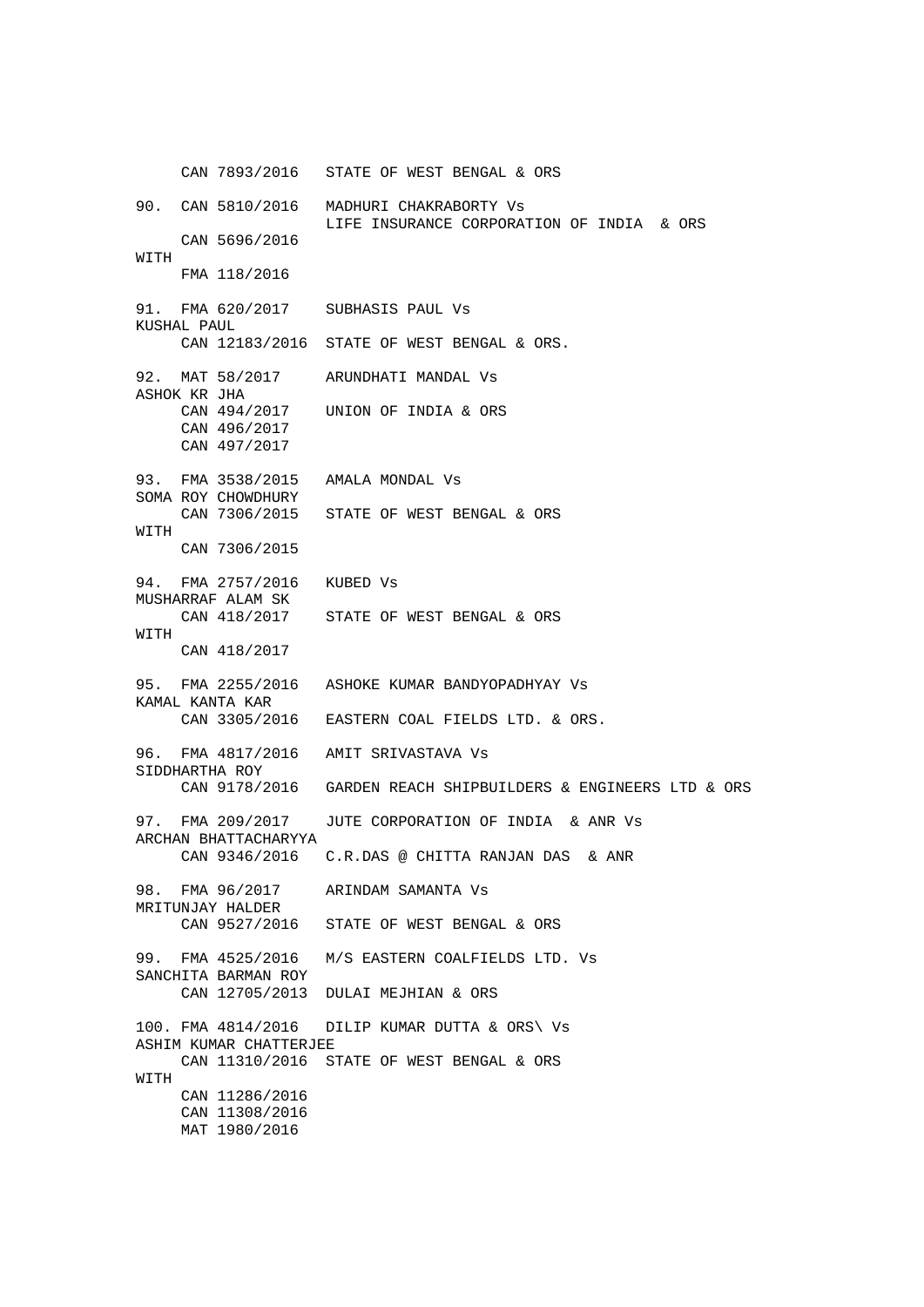```
     CAN 7893/2016   STATE OF WEST BENGAL & ORS

90.  CAN 5810/2016   MADHURI CHAKRABORTY Vs
                     LIFE INSURANCE CORPORATION OF INDIA  & ORS
     CAN 5696/2016
WITH
     FMA 118/2016

91.  FMA 620/2017    SUBHASIS PAUL Vs
KUSHAL PAUL
     CAN 12183/2016  STATE OF WEST BENGAL & ORS.

92.  MAT 58/2017     ARUNDHATI MANDAL Vs
ASHOK KR JHA
     CAN 494/2017    UNION OF INDIA & ORS
     CAN 496/2017
     CAN 497/2017

93.  FMA 3538/2015   AMALA MONDAL Vs
SOMA ROY CHOWDHURY
     CAN 7306/2015   STATE OF WEST BENGAL & ORS
WITH
     CAN 7306/2015

94.  FMA 2757/2016   KUBED Vs
MUSHARRAF ALAM SK
     CAN 418/2017    STATE OF WEST BENGAL & ORS
WITH
     CAN 418/2017

95.  FMA 2255/2016   ASHOKE KUMAR BANDYOPADHYAY Vs
KAMAL KANTA KAR
     CAN 3305/2016   EASTERN COAL FIELDS LTD. & ORS.

96.  FMA 4817/2016   AMIT SRIVASTAVA Vs
SIDDHARTHA ROY
     CAN 9178/2016   GARDEN REACH SHIPBUILDERS & ENGINEERS LTD & ORS

97.  FMA 209/2017    JUTE CORPORATION OF INDIA  & ANR Vs
ARCHAN BHATTACHARYYA
     CAN 9346/2016   C.R.DAS @ CHITTA RANJAN DAS  & ANR

98.  FMA 96/2017     ARINDAM SAMANTA Vs
MRITUNJAY HALDER
     CAN 9527/2016   STATE OF WEST BENGAL & ORS

99.  FMA 4525/2016   M/S EASTERN COALFIELDS LTD. Vs
SANCHITA BARMAN ROY
     CAN 12705/2013  DULAI MEJHIAN & ORS

100. FMA 4814/2016   DILIP KUMAR DUTTA & ORS\ Vs
ASHIM KUMAR CHATTERJEE
     CAN 11310/2016  STATE OF WEST BENGAL & ORS
WITH
     CAN 11286/2016
     CAN 11308/2016
     MAT 1980/2016
```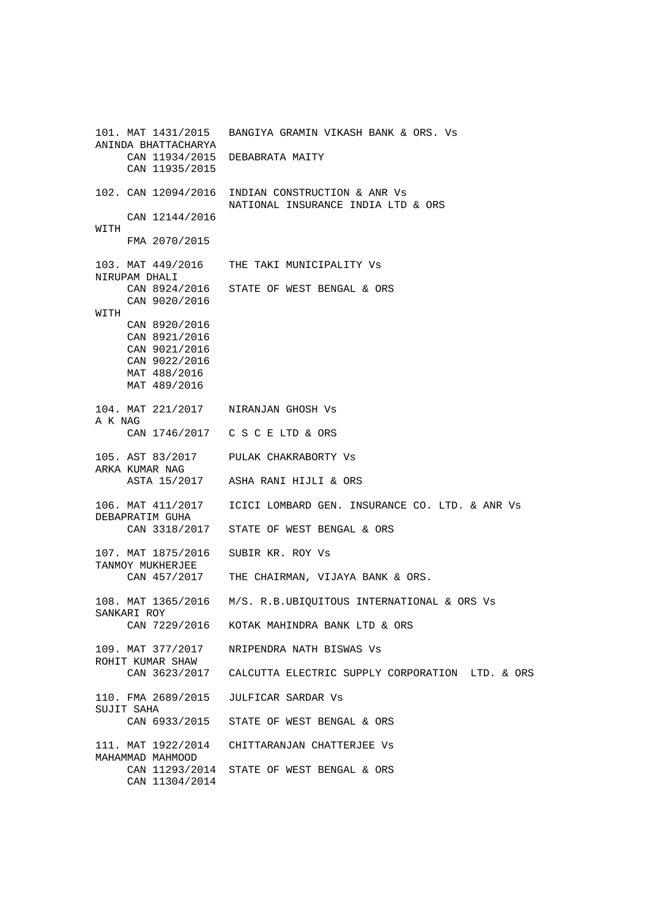101. MAT 1431/2015 BANGIYA GRAMIN VIKASH BANK & ORS. Vs
ANINDA BHATTACHARYA
CAN 11934/2015 DEBABRATA MAITY
CAN 11935/2015

102. CAN 12094/2016 INDIAN CONSTRUCTION & ANR Vs
NATIONAL INSURANCE INDIA LTD & ORS
CAN 12144/2016
WITH
FMA 2070/2015

103. MAT 449/2016 THE TAKI MUNICIPALITY Vs
NIRUPAM DHALI
CAN 8924/2016 STATE OF WEST BENGAL & ORS
CAN 9020/2016
WITH
CAN 8920/2016
CAN 8921/2016
CAN 9021/2016
CAN 9022/2016
MAT 488/2016
MAT 489/2016

104. MAT 221/2017 NIRANJAN GHOSH Vs
A K NAG
CAN 1746/2017 C S C E LTD & ORS

105. AST 83/2017 PULAK CHAKRABORTY Vs
ARKA KUMAR NAG
ASTA 15/2017 ASHA RANI HIJLI & ORS

106. MAT 411/2017 ICICI LOMBARD GEN. INSURANCE CO. LTD. & ANR Vs
DEBAPRATIM GUHA
CAN 3318/2017 STATE OF WEST BENGAL & ORS

107. MAT 1875/2016 SUBIR KR. ROY Vs
TANMOY MUKHERJEE
CAN 457/2017 THE CHAIRMAN, VIJAYA BANK & ORS.

108. MAT 1365/2016 M/S. R.B.UBIQUITOUS INTERNATIONAL & ORS Vs
SANKARI ROY
CAN 7229/2016 KOTAK MAHINDRA BANK LTD & ORS

109. MAT 377/2017 NRIPENDRA NATH BISWAS Vs
ROHIT KUMAR SHAW
CAN 3623/2017 CALCUTTA ELECTRIC SUPPLY CORPORATION LTD. & ORS

110. FMA 2689/2015 JULFICAR SARDAR Vs
SUJIT SAHA
CAN 6933/2015 STATE OF WEST BENGAL & ORS

111. MAT 1922/2014 CHITTARANJAN CHATTERJEE Vs
MAHAMMAD MAHMOOD
CAN 11293/2014 STATE OF WEST BENGAL & ORS
CAN 11304/2014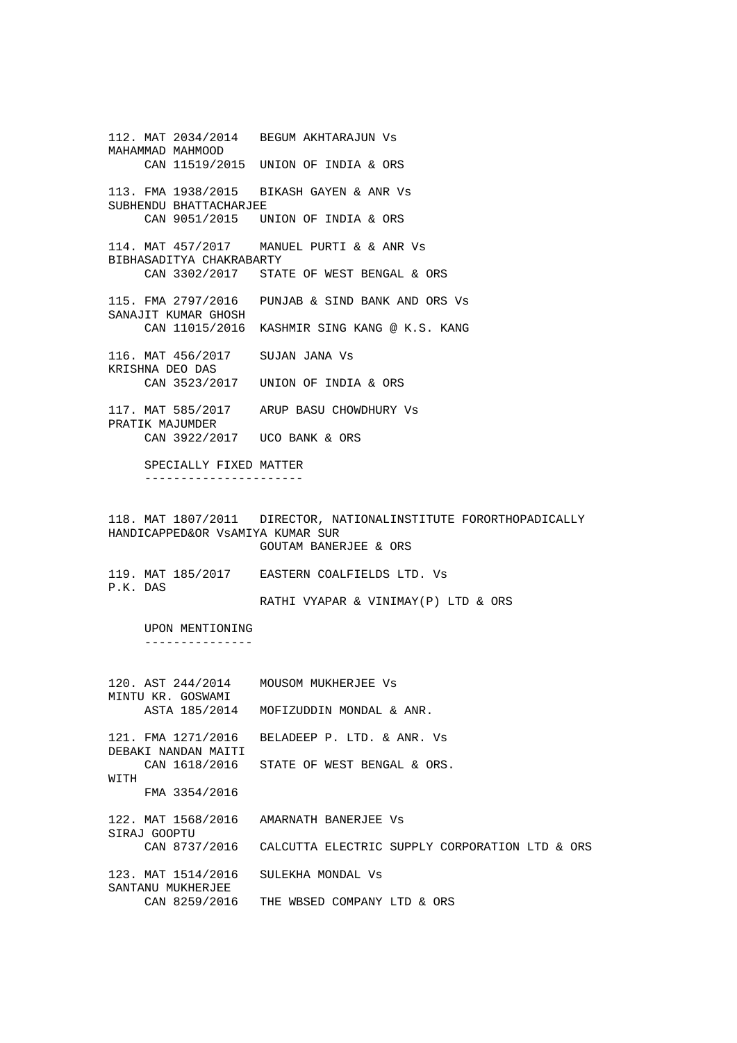112. MAT 2034/2014 BEGUM AKHTARAJUN Vs
MAHAMMAD MAHMOOD
CAN 11519/2015 UNION OF INDIA & ORS

113. FMA 1938/2015 BIKASH GAYEN & ANR Vs
SUBHENDU BHATTACHARJEE
CAN 9051/2015 UNION OF INDIA & ORS

114. MAT 457/2017 MANUEL PURTI & & ANR Vs
BIBHASADITYA CHAKRABARTY
CAN 3302/2017 STATE OF WEST BENGAL & ORS

115. FMA 2797/2016 PUNJAB & SIND BANK AND ORS Vs
SANAJIT KUMAR GHOSH
CAN 11015/2016 KASHMIR SING KANG @ K.S. KANG

116. MAT 456/2017 SUJAN JANA Vs
KRISHNA DEO DAS
CAN 3523/2017 UNION OF INDIA & ORS

117. MAT 585/2017 ARUP BASU CHOWDHURY Vs
PRATIK MAJUMDER
CAN 3922/2017 UCO BANK & ORS

SPECIALLY FIXED MATTER
----------------------

118. MAT 1807/2011 DIRECTOR, NATIONALINSTITUTE FORORTHOPADICALLY
HANDICAPPED&OR VsAMIYA KUMAR SUR
GOUTAM BANERJEE & ORS

119. MAT 185/2017 EASTERN COALFIELDS LTD. Vs
P.K. DAS
RATHI VYAPAR & VINIMAY(P) LTD & ORS

UPON MENTIONING
---------------

120. AST 244/2014 MOUSOM MUKHERJEE Vs
MINTU KR. GOSWAMI
ASTA 185/2014 MOFIZUDDIN MONDAL & ANR.

121. FMA 1271/2016 BELADEEP P. LTD. & ANR. Vs
DEBAKI NANDAN MAITI
CAN 1618/2016 STATE OF WEST BENGAL & ORS.
WITH
FMA 3354/2016

122. MAT 1568/2016 AMARNATH BANERJEE Vs
SIRAJ GOOPTU
CAN 8737/2016 CALCUTTA ELECTRIC SUPPLY CORPORATION LTD & ORS

123. MAT 1514/2016 SULEKHA MONDAL Vs
SANTANU MUKHERJEE
CAN 8259/2016 THE WBSED COMPANY LTD & ORS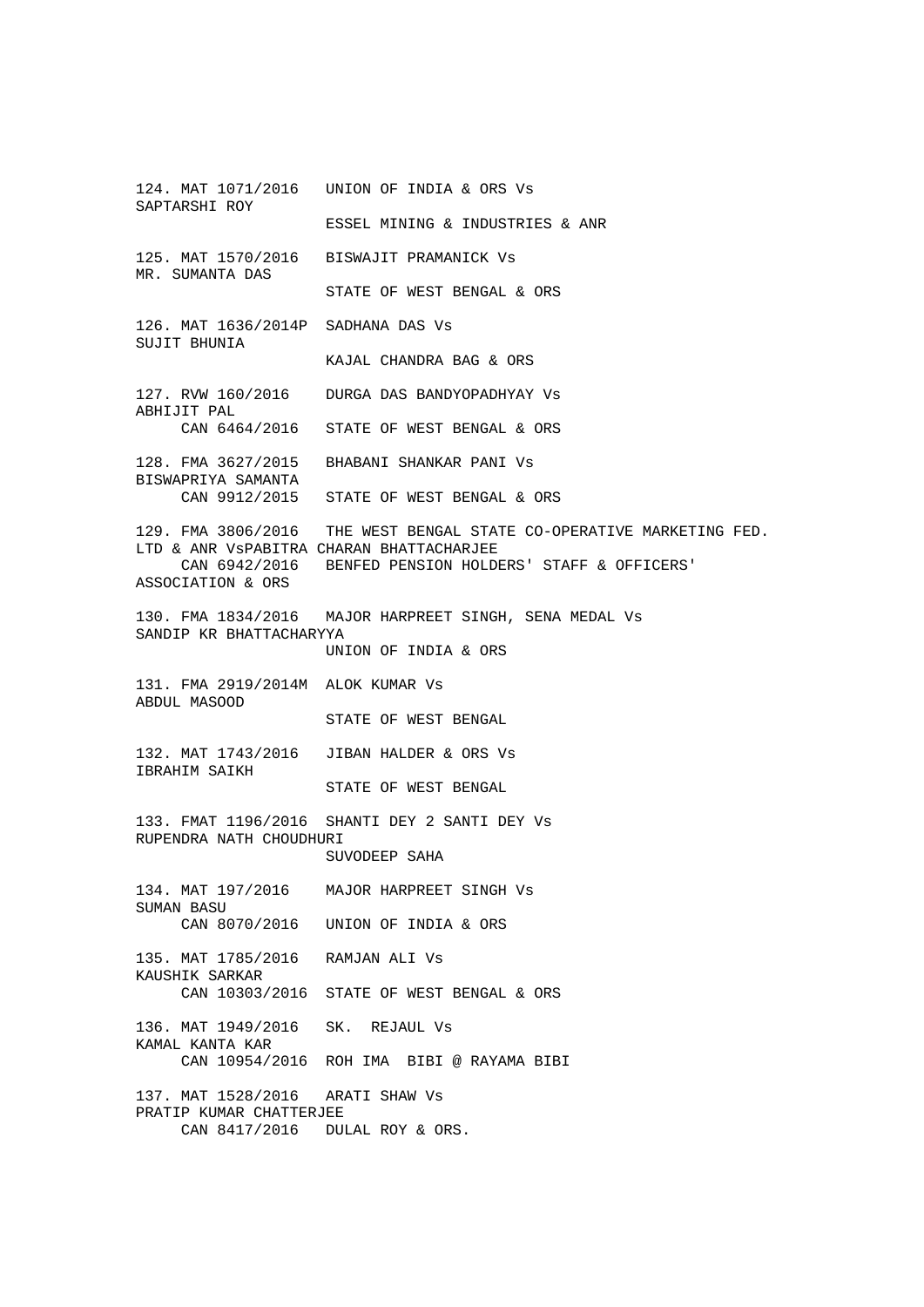124. MAT 1071/2016 UNION OF INDIA & ORS Vs
SAPTARSHI ROY
ESSEL MINING & INDUSTRIES & ANR

125. MAT 1570/2016 BISWAJIT PRAMANICK Vs
MR. SUMANTA DAS
STATE OF WEST BENGAL & ORS

126. MAT 1636/2014P SADHANA DAS Vs
SUJIT BHUNIA
KAJAL CHANDRA BAG & ORS

127. RVW 160/2016 DURGA DAS BANDYOPADHYAY Vs
ABHIJIT PAL
CAN 6464/2016 STATE OF WEST BENGAL & ORS

128. FMA 3627/2015 BHABANI SHANKAR PANI Vs
BISWAPRIYA SAMANTA
CAN 9912/2015 STATE OF WEST BENGAL & ORS

129. FMA 3806/2016 THE WEST BENGAL STATE CO-OPERATIVE MARKETING FED.
LTD & ANR VsPABITRA CHARAN BHATTACHARJEE
CAN 6942/2016 BENFED PENSION HOLDERS' STAFF & OFFICERS'
ASSOCIATION & ORS

130. FMA 1834/2016 MAJOR HARPREET SINGH, SENA MEDAL Vs
SANDIP KR BHATTACHARYYA
UNION OF INDIA & ORS

131. FMA 2919/2014M ALOK KUMAR Vs
ABDUL MASOOD
STATE OF WEST BENGAL

132. MAT 1743/2016 JIBAN HALDER & ORS Vs
IBRAHIM SAIKH
STATE OF WEST BENGAL

133. FMAT 1196/2016 SHANTI DEY 2 SANTI DEY Vs
RUPENDRA NATH CHOUDHURI
SUVODEEP SAHA

134. MAT 197/2016 MAJOR HARPREET SINGH Vs
SUMAN BASU
CAN 8070/2016 UNION OF INDIA & ORS

135. MAT 1785/2016 RAMJAN ALI Vs
KAUSHIK SARKAR
CAN 10303/2016 STATE OF WEST BENGAL & ORS

136. MAT 1949/2016 SK. REJAUL Vs
KAMAL KANTA KAR
CAN 10954/2016 ROH IMA BIBI @ RAYAMA BIBI

137. MAT 1528/2016 ARATI SHAW Vs
PRATIP KUMAR CHATTERJEE
CAN 8417/2016 DULAL ROY & ORS.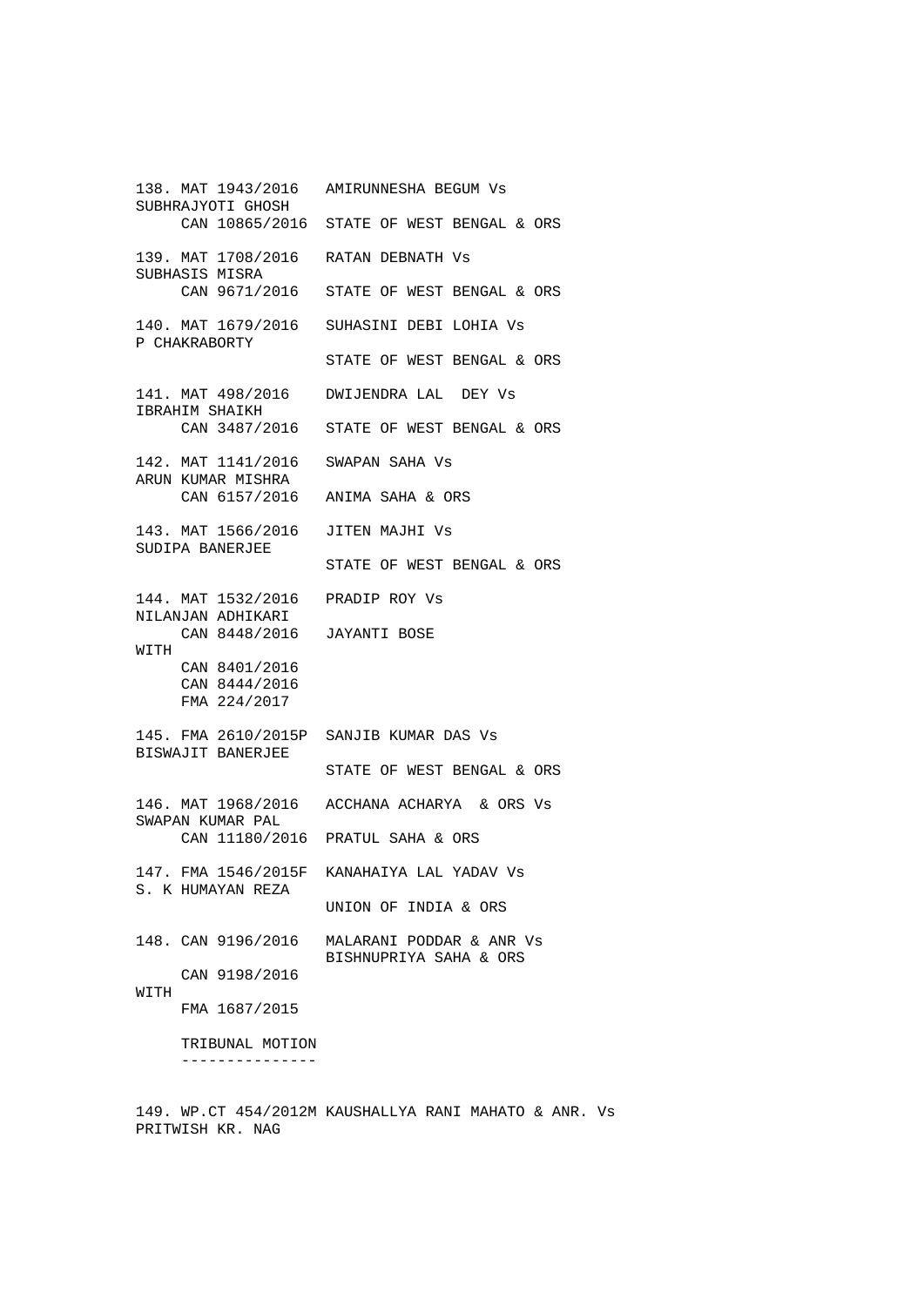138. MAT 1943/2016 AMIRUNNESHA BEGUM Vs
SUBHRAJYOTI GHOSH
CAN 10865/2016 STATE OF WEST BENGAL & ORS

139. MAT 1708/2016 RATAN DEBNATH Vs
SUBHASIS MISRA
CAN 9671/2016 STATE OF WEST BENGAL & ORS

140. MAT 1679/2016 SUHASINI DEBI LOHIA Vs
P CHAKRABORTY
STATE OF WEST BENGAL & ORS

141. MAT 498/2016 DWIJENDRA LAL DEY Vs
IBRAHIM SHAIKH
CAN 3487/2016 STATE OF WEST BENGAL & ORS

142. MAT 1141/2016 SWAPAN SAHA Vs
ARUN KUMAR MISHRA
CAN 6157/2016 ANIMA SAHA & ORS

143. MAT 1566/2016 JITEN MAJHI Vs
SUDIPA BANERJEE
STATE OF WEST BENGAL & ORS

144. MAT 1532/2016 PRADIP ROY Vs
NILANJAN ADHIKARI
CAN 8448/2016 JAYANTI BOSE
WITH
CAN 8401/2016
CAN 8444/2016
FMA 224/2017

145. FMA 2610/2015P SANJIB KUMAR DAS Vs
BISWAJIT BANERJEE
STATE OF WEST BENGAL & ORS

146. MAT 1968/2016 ACCHANA ACHARYA & ORS Vs
SWAPAN KUMAR PAL
CAN 11180/2016 PRATUL SAHA & ORS

147. FMA 1546/2015F KANAHAIYA LAL YADAV Vs
S. K HUMAYAN REZA
UNION OF INDIA & ORS

148. CAN 9196/2016 MALARANI PODDAR & ANR Vs
BISHNUPRIYA SAHA & ORS
CAN 9198/2016
WITH
FMA 1687/2015

TRIBUNAL MOTION
---------------

149. WP.CT 454/2012M KAUSHALLYA RANI MAHATO & ANR. Vs
PRITWISH KR. NAG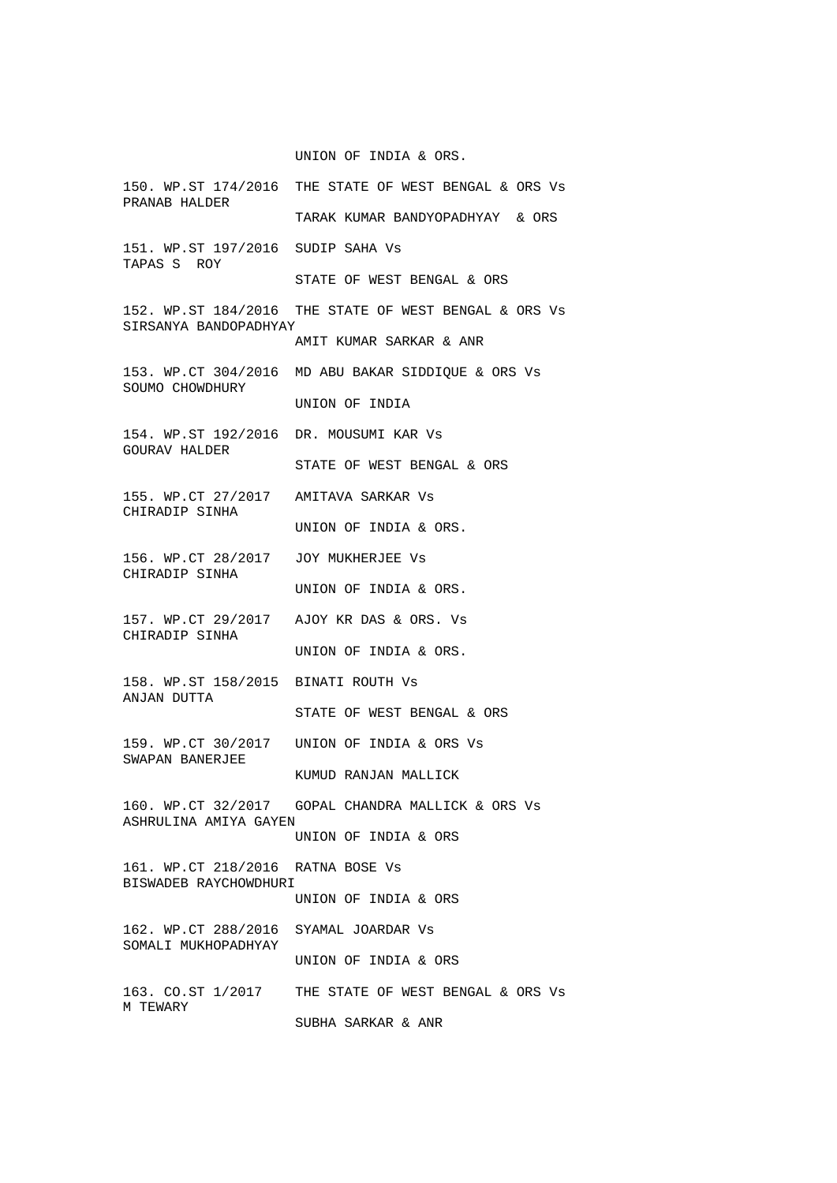UNION OF INDIA & ORS.

150. WP.ST 174/2016 THE STATE OF WEST BENGAL & ORS Vs
PRANAB HALDER
TARAK KUMAR BANDYOPADHYAY & ORS

151. WP.ST 197/2016 SUDIP SAHA Vs
TAPAS S ROY
STATE OF WEST BENGAL & ORS

152. WP.ST 184/2016 THE STATE OF WEST BENGAL & ORS Vs
SIRSANYA BANDOPADHYAY
AMIT KUMAR SARKAR & ANR

153. WP.CT 304/2016 MD ABU BAKAR SIDDIQUE & ORS Vs
SOUMO CHOWDHURY
UNION OF INDIA

154. WP.ST 192/2016 DR. MOUSUMI KAR Vs
GOURAV HALDER
STATE OF WEST BENGAL & ORS

155. WP.CT 27/2017 AMITAVA SARKAR Vs
CHIRADIP SINHA
UNION OF INDIA & ORS.

156. WP.CT 28/2017 JOY MUKHERJEE Vs
CHIRADIP SINHA
UNION OF INDIA & ORS.

157. WP.CT 29/2017 AJOY KR DAS & ORS. Vs
CHIRADIP SINHA
UNION OF INDIA & ORS.

158. WP.ST 158/2015 BINATI ROUTH Vs
ANJAN DUTTA
STATE OF WEST BENGAL & ORS

159. WP.CT 30/2017 UNION OF INDIA & ORS Vs
SWAPAN BANERJEE
KUMUD RANJAN MALLICK

160. WP.CT 32/2017 GOPAL CHANDRA MALLICK & ORS Vs
ASHRULINA AMIYA GAYEN
UNION OF INDIA & ORS

161. WP.CT 218/2016 RATNA BOSE Vs
BISWADEB RAYCHOWDHURI
UNION OF INDIA & ORS

162. WP.CT 288/2016 SYAMAL JOARDAR Vs
SOMALI MUKHOPADHYAY
UNION OF INDIA & ORS

163. CO.ST 1/2017 THE STATE OF WEST BENGAL & ORS Vs
M TEWARY
SUBHA SARKAR & ANR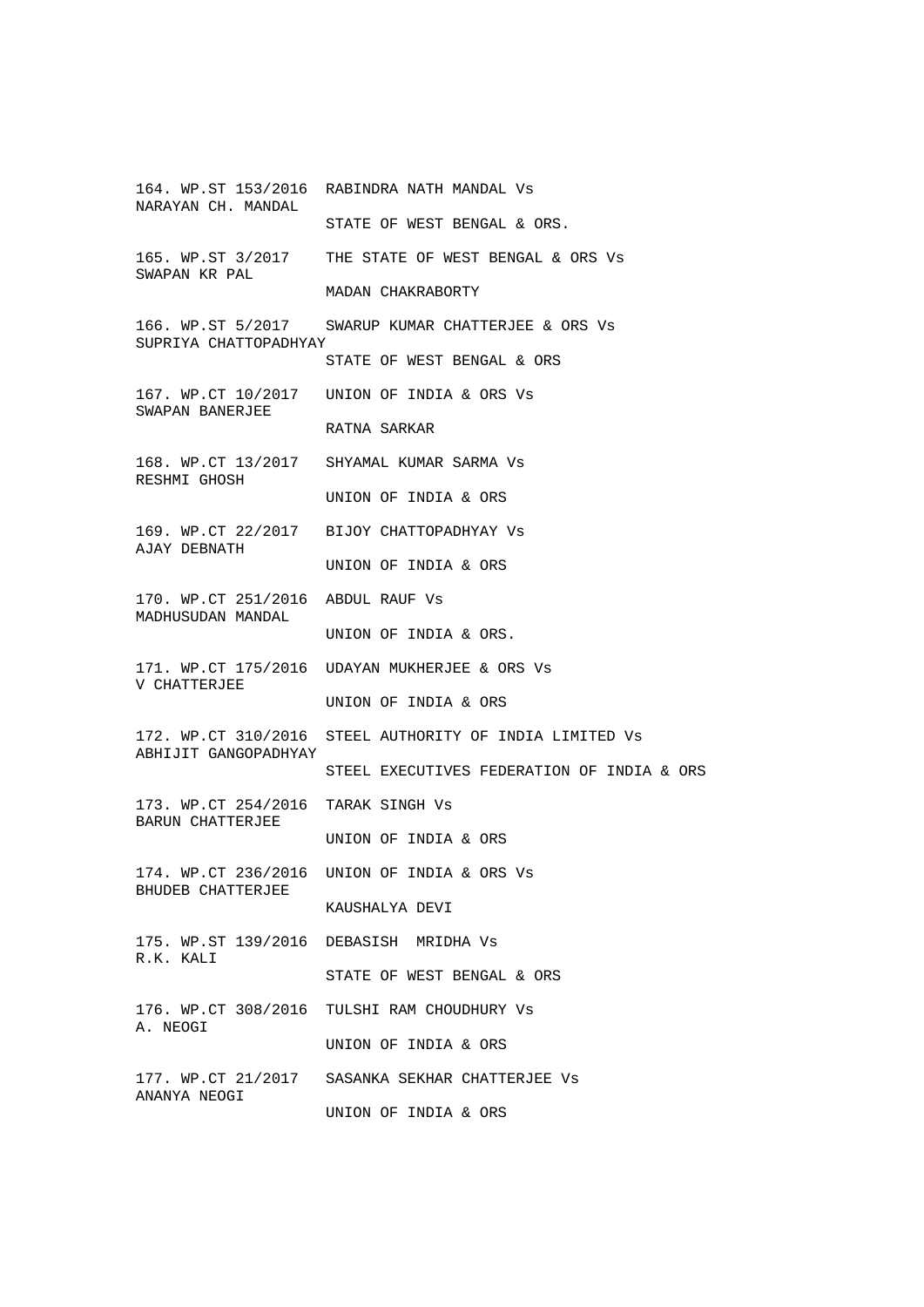164. WP.ST 153/2016 RABINDRA NATH MANDAL Vs
NARAYAN CH. MANDAL
STATE OF WEST BENGAL & ORS.

165. WP.ST 3/2017 THE STATE OF WEST BENGAL & ORS Vs
SWAPAN KR PAL
MADAN CHAKRABORTY

166. WP.ST 5/2017 SWARUP KUMAR CHATTERJEE & ORS Vs
SUPRIYA CHATTOPADHYAY
STATE OF WEST BENGAL & ORS

167. WP.CT 10/2017 UNION OF INDIA & ORS Vs
SWAPAN BANERJEE
RATNA SARKAR

168. WP.CT 13/2017 SHYAMAL KUMAR SARMA Vs
RESHMI GHOSH
UNION OF INDIA & ORS

169. WP.CT 22/2017 BIJOY CHATTOPADHYAY Vs
AJAY DEBNATH
UNION OF INDIA & ORS

170. WP.CT 251/2016 ABDUL RAUF Vs
MADHUSUDAN MANDAL
UNION OF INDIA & ORS.

171. WP.CT 175/2016 UDAYAN MUKHERJEE & ORS Vs
V CHATTERJEE
UNION OF INDIA & ORS

172. WP.CT 310/2016 STEEL AUTHORITY OF INDIA LIMITED Vs
ABHIJIT GANGOPADHYAY
STEEL EXECUTIVES FEDERATION OF INDIA & ORS

173. WP.CT 254/2016 TARAK SINGH Vs
BARUN CHATTERJEE
UNION OF INDIA & ORS

174. WP.CT 236/2016 UNION OF INDIA & ORS Vs
BHUDEB CHATTERJEE
KAUSHALYA DEVI

175. WP.ST 139/2016 DEBASISH MRIDHA Vs
R.K. KALI
STATE OF WEST BENGAL & ORS

176. WP.CT 308/2016 TULSHI RAM CHOUDHURY Vs
A. NEOGI
UNION OF INDIA & ORS

177. WP.CT 21/2017 SASANKA SEKHAR CHATTERJEE Vs
ANANYA NEOGI
UNION OF INDIA & ORS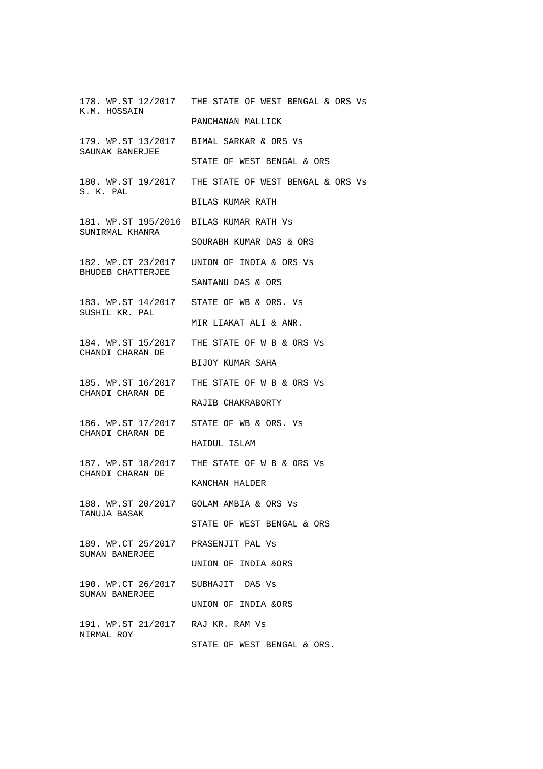178. WP.ST 12/2017 THE STATE OF WEST BENGAL & ORS Vs
K.M. HOSSAIN
PANCHANAN MALLICK

179. WP.ST 13/2017 BIMAL SARKAR & ORS Vs
SAUNAK BANERJEE
STATE OF WEST BENGAL & ORS

180. WP.ST 19/2017 THE STATE OF WEST BENGAL & ORS Vs
S. K. PAL
BILAS KUMAR RATH

181. WP.ST 195/2016 BILAS KUMAR RATH Vs
SUNIRMAL KHANRA
SOURABH KUMAR DAS & ORS

182. WP.CT 23/2017 UNION OF INDIA & ORS Vs
BHUDEB CHATTERJEE
SANTANU DAS & ORS

183. WP.ST 14/2017 STATE OF WB & ORS. Vs
SUSHIL KR. PAL
MIR LIAKAT ALI & ANR.

184. WP.ST 15/2017 THE STATE OF W B & ORS Vs
CHANDI CHARAN DE
BIJOY KUMAR SAHA

185. WP.ST 16/2017 THE STATE OF W B & ORS Vs
CHANDI CHARAN DE
RAJIB CHAKRABORTY

186. WP.ST 17/2017 STATE OF WB & ORS. Vs
CHANDI CHARAN DE
HAIDUL ISLAM

187. WP.ST 18/2017 THE STATE OF W B & ORS Vs
CHANDI CHARAN DE
KANCHAN HALDER

188. WP.ST 20/2017 GOLAM AMBIA & ORS Vs
TANUJA BASAK
STATE OF WEST BENGAL & ORS

189. WP.CT 25/2017 PRASENJIT PAL Vs
SUMAN BANERJEE
UNION OF INDIA &ORS

190. WP.CT 26/2017 SUBHAJIT DAS Vs
SUMAN BANERJEE
UNION OF INDIA &ORS

191. WP.ST 21/2017 RAJ KR. RAM Vs
NIRMAL ROY
STATE OF WEST BENGAL & ORS.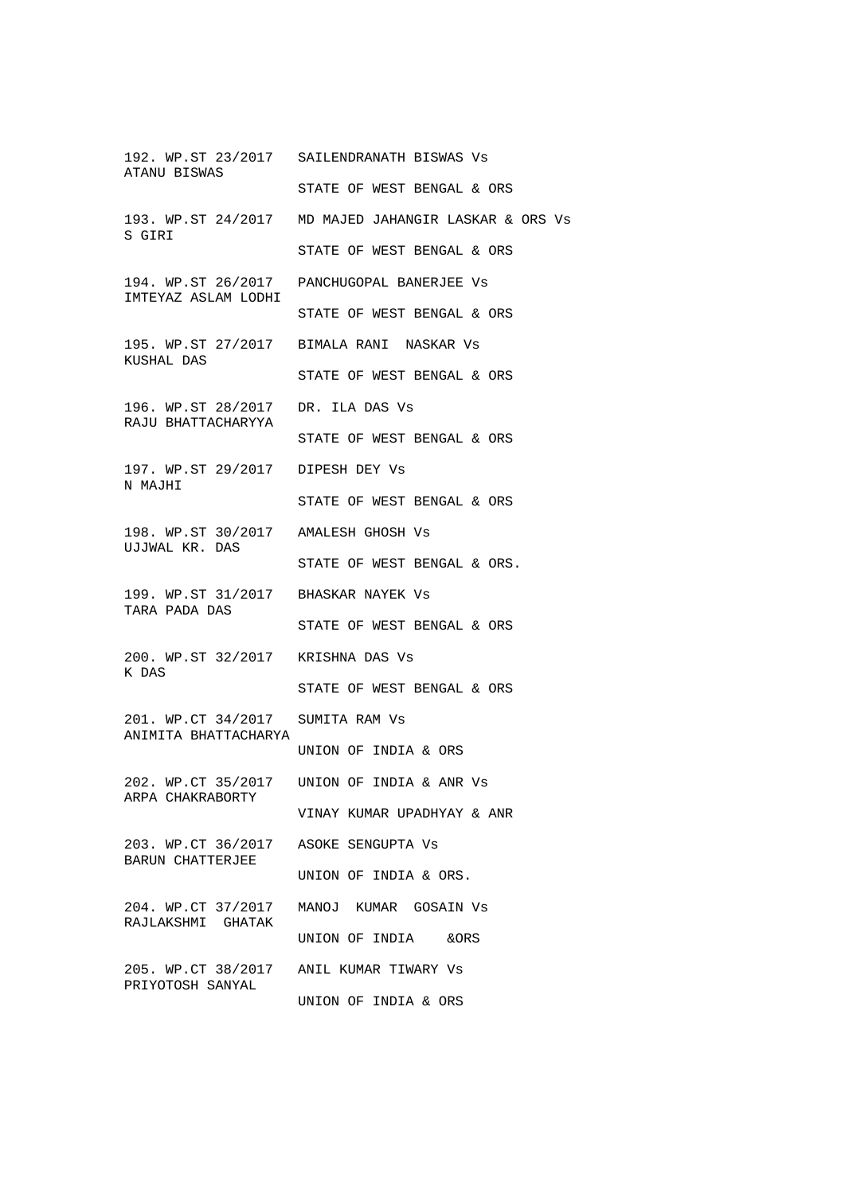192. WP.ST 23/2017 SAILENDRANATH BISWAS Vs
ATANU BISWAS
STATE OF WEST BENGAL & ORS

193. WP.ST 24/2017 MD MAJED JAHANGIR LASKAR & ORS Vs
S GIRI
STATE OF WEST BENGAL & ORS

194. WP.ST 26/2017 PANCHUGOPAL BANERJEE Vs
IMTEYAZ ASLAM LODHI
STATE OF WEST BENGAL & ORS

195. WP.ST 27/2017 BIMALA RANI NASKAR Vs
KUSHAL DAS
STATE OF WEST BENGAL & ORS

196. WP.ST 28/2017 DR. ILA DAS Vs
RAJU BHATTACHARYYA
STATE OF WEST BENGAL & ORS

197. WP.ST 29/2017 DIPESH DEY Vs
N MAJHI
STATE OF WEST BENGAL & ORS

198. WP.ST 30/2017 AMALESH GHOSH Vs
UJJWAL KR. DAS
STATE OF WEST BENGAL & ORS.

199. WP.ST 31/2017 BHASKAR NAYEK Vs
TARA PADA DAS
STATE OF WEST BENGAL & ORS

200. WP.ST 32/2017 KRISHNA DAS Vs
K DAS
STATE OF WEST BENGAL & ORS

201. WP.CT 34/2017 SUMITA RAM Vs
ANIMITA BHATTACHARYA
UNION OF INDIA & ORS

202. WP.CT 35/2017 UNION OF INDIA & ANR Vs
ARPA CHAKRABORTY
VINAY KUMAR UPADHYAY & ANR

203. WP.CT 36/2017 ASOKE SENGUPTA Vs
BARUN CHATTERJEE
UNION OF INDIA & ORS.

204. WP.CT 37/2017 MANOJ KUMAR GOSAIN Vs
RAJLAKSHMI GHATAK
UNION OF INDIA &ORS

205. WP.CT 38/2017 ANIL KUMAR TIWARY Vs
PRIYOTOSH SANYAL
UNION OF INDIA & ORS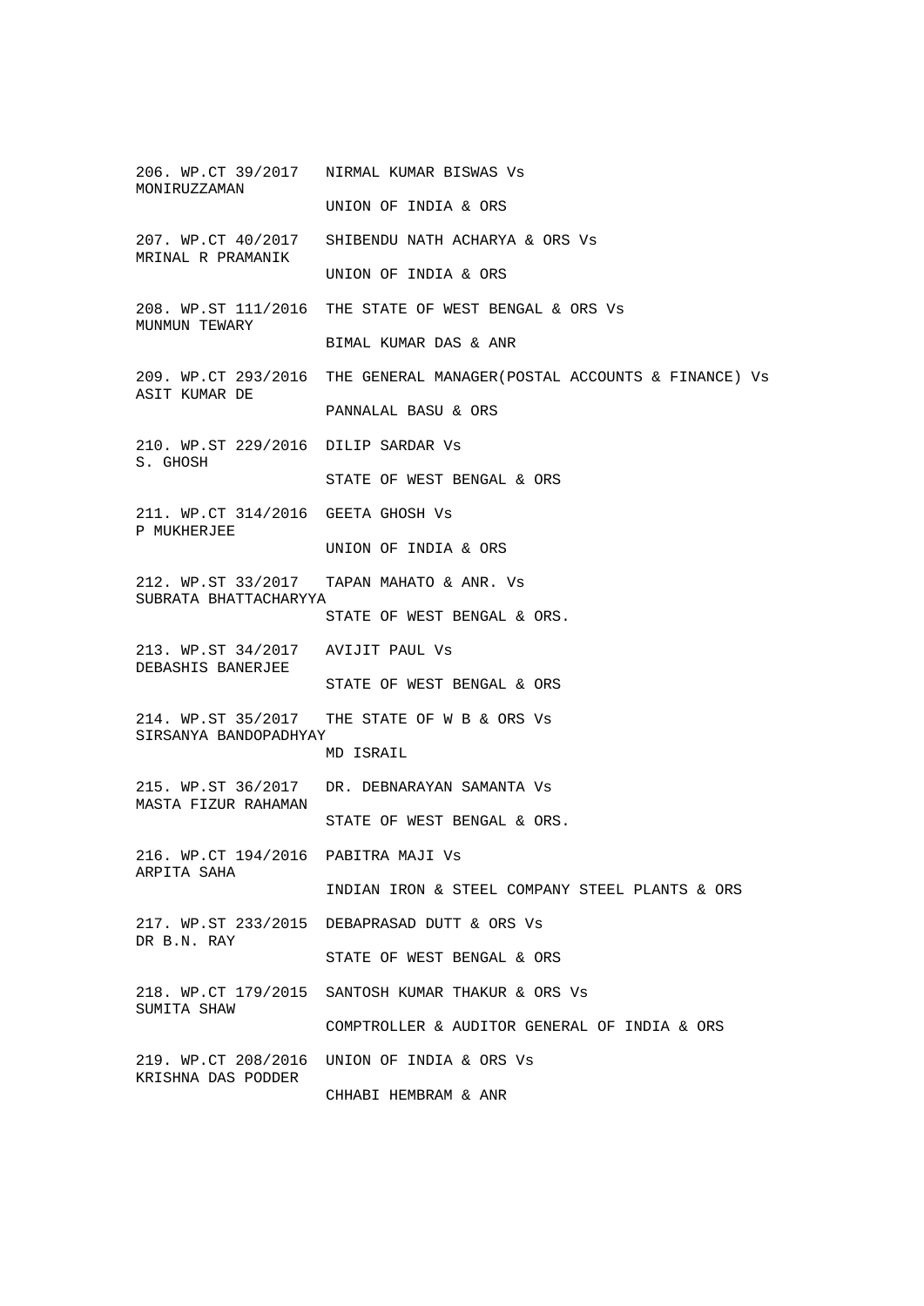206. WP.CT 39/2017 NIRMAL KUMAR BISWAS Vs
MONIRUZZAMAN
UNION OF INDIA & ORS

207. WP.CT 40/2017 SHIBENDU NATH ACHARYA & ORS Vs
MRINAL R PRAMANIK
UNION OF INDIA & ORS

208. WP.ST 111/2016 THE STATE OF WEST BENGAL & ORS Vs
MUNMUN TEWARY
BIMAL KUMAR DAS & ANR

209. WP.CT 293/2016 THE GENERAL MANAGER(POSTAL ACCOUNTS & FINANCE) Vs
ASIT KUMAR DE
PANNALAL BASU & ORS

210. WP.ST 229/2016 DILIP SARDAR Vs
S. GHOSH
STATE OF WEST BENGAL & ORS

211. WP.CT 314/2016 GEETA GHOSH Vs
P MUKHERJEE
UNION OF INDIA & ORS

212. WP.ST 33/2017 TAPAN MAHATO & ANR. Vs
SUBRATA BHATTACHARYYA
STATE OF WEST BENGAL & ORS.

213. WP.ST 34/2017 AVIJIT PAUL Vs
DEBASHIS BANERJEE
STATE OF WEST BENGAL & ORS

214. WP.ST 35/2017 THE STATE OF W B & ORS Vs
SIRSANYA BANDOPADHYAY
MD ISRAIL

215. WP.ST 36/2017 DR. DEBNARAYAN SAMANTA Vs
MASTA FIZUR RAHAMAN
STATE OF WEST BENGAL & ORS.

216. WP.CT 194/2016 PABITRA MAJI Vs
ARPITA SAHA
INDIAN IRON & STEEL COMPANY STEEL PLANTS & ORS

217. WP.ST 233/2015 DEBAPRASAD DUTT & ORS Vs
DR B.N. RAY
STATE OF WEST BENGAL & ORS

218. WP.CT 179/2015 SANTOSH KUMAR THAKUR & ORS Vs
SUMITA SHAW
COMPTROLLER & AUDITOR GENERAL OF INDIA & ORS

219. WP.CT 208/2016 UNION OF INDIA & ORS Vs
KRISHNA DAS PODDER
CHHABI HEMBRAM & ANR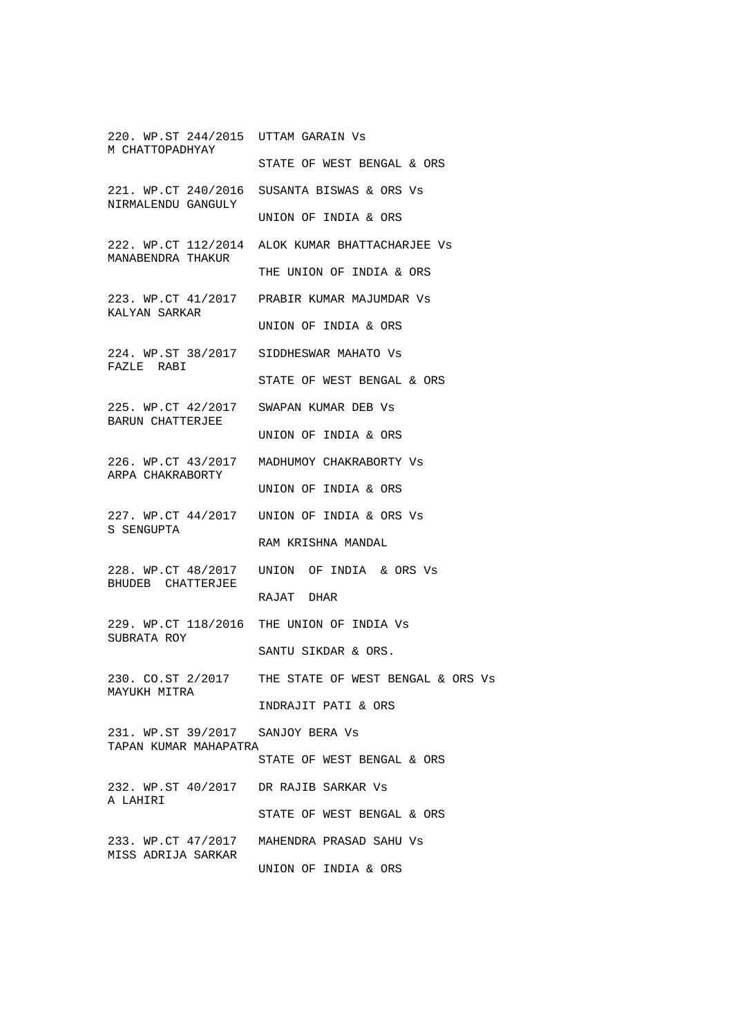220. WP.ST 244/2015 UTTAM GARAIN Vs
M CHATTOPADHYAY
STATE OF WEST BENGAL & ORS

221. WP.CT 240/2016 SUSANTA BISWAS & ORS Vs
NIRMALENDU GANGULY
UNION OF INDIA & ORS

222. WP.CT 112/2014 ALOK KUMAR BHATTACHARJEE Vs
MANABENDRA THAKUR
THE UNION OF INDIA & ORS

223. WP.CT 41/2017 PRABIR KUMAR MAJUMDAR Vs
KALYAN SARKAR
UNION OF INDIA & ORS

224. WP.ST 38/2017 SIDDHESWAR MAHATO Vs
FAZLE RABI
STATE OF WEST BENGAL & ORS

225. WP.CT 42/2017 SWAPAN KUMAR DEB Vs
BARUN CHATTERJEE
UNION OF INDIA & ORS

226. WP.CT 43/2017 MADHUMOY CHAKRABORTY Vs
ARPA CHAKRABORTY
UNION OF INDIA & ORS

227. WP.CT 44/2017 UNION OF INDIA & ORS Vs
S SENGUPTA
RAM KRISHNA MANDAL

228. WP.CT 48/2017 UNION OF INDIA & ORS Vs
BHUDEB CHATTERJEE
RAJAT DHAR

229. WP.CT 118/2016 THE UNION OF INDIA Vs
SUBRATA ROY
SANTU SIKDAR & ORS.

230. CO.ST 2/2017 THE STATE OF WEST BENGAL & ORS Vs
MAYUKH MITRA
INDRAJIT PATI & ORS

231. WP.ST 39/2017 SANJOY BERA Vs
TAPAN KUMAR MAHAPATRA
STATE OF WEST BENGAL & ORS

232. WP.ST 40/2017 DR RAJIB SARKAR Vs
A LAHIRI
STATE OF WEST BENGAL & ORS

233. WP.CT 47/2017 MAHENDRA PRASAD SAHU Vs
MISS ADRIJA SARKAR
UNION OF INDIA & ORS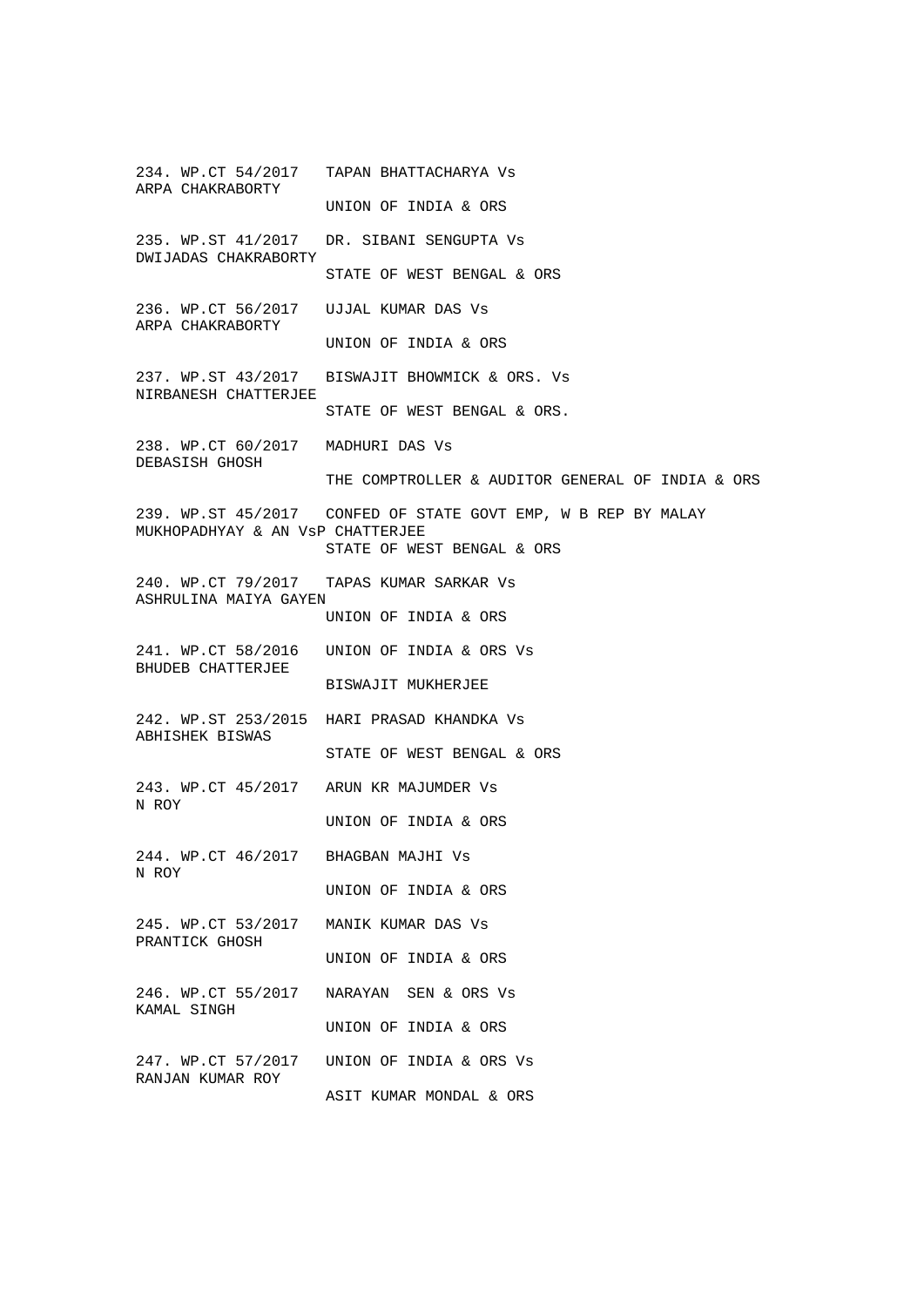234. WP.CT 54/2017 TAPAN BHATTACHARYA Vs
ARPA CHAKRABORTY
UNION OF INDIA & ORS

235. WP.ST 41/2017 DR. SIBANI SENGUPTA Vs
DWIJADAS CHAKRABORTY
STATE OF WEST BENGAL & ORS

236. WP.CT 56/2017 UJJAL KUMAR DAS Vs
ARPA CHAKRABORTY
UNION OF INDIA & ORS

237. WP.ST 43/2017 BISWAJIT BHOWMICK & ORS. Vs
NIRBANESH CHATTERJEE
STATE OF WEST BENGAL & ORS.

238. WP.CT 60/2017 MADHURI DAS Vs
DEBASISH GHOSH
THE COMPTROLLER & AUDITOR GENERAL OF INDIA & ORS

239. WP.ST 45/2017 CONFED OF STATE GOVT EMP, W B REP BY MALAY
MUKHOPADHYAY & AN VsP CHATTERJEE
STATE OF WEST BENGAL & ORS

240. WP.CT 79/2017 TAPAS KUMAR SARKAR Vs
ASHRULINA MAIYA GAYEN
UNION OF INDIA & ORS

241. WP.CT 58/2016 UNION OF INDIA & ORS Vs
BHUDEB CHATTERJEE
BISWAJIT MUKHERJEE

242. WP.ST 253/2015 HARI PRASAD KHANDKA Vs
ABHISHEK BISWAS
STATE OF WEST BENGAL & ORS

243. WP.CT 45/2017 ARUN KR MAJUMDER Vs
N ROY
UNION OF INDIA & ORS

244. WP.CT 46/2017 BHAGBAN MAJHI Vs
N ROY
UNION OF INDIA & ORS

245. WP.CT 53/2017 MANIK KUMAR DAS Vs
PRANTICK GHOSH
UNION OF INDIA & ORS

246. WP.CT 55/2017 NARAYAN SEN & ORS Vs
KAMAL SINGH
UNION OF INDIA & ORS

247. WP.CT 57/2017 UNION OF INDIA & ORS Vs
RANJAN KUMAR ROY
ASIT KUMAR MONDAL & ORS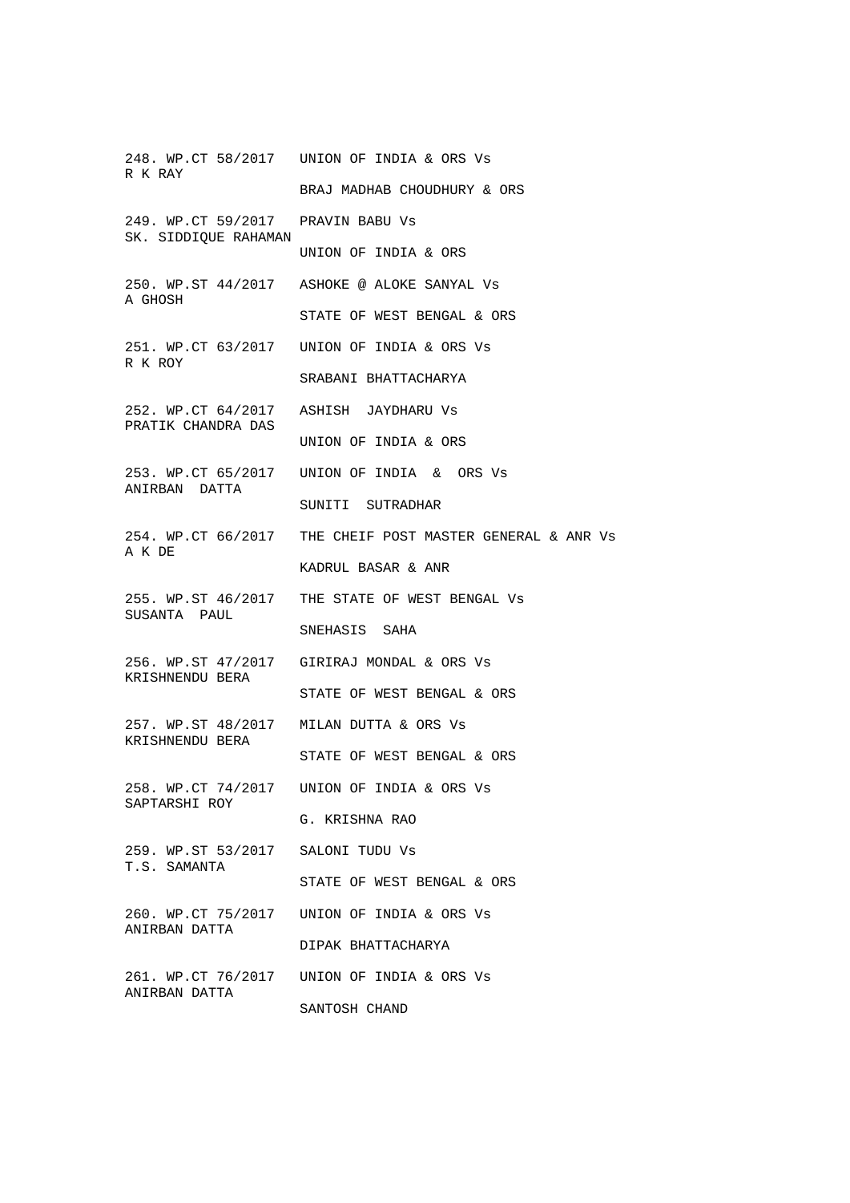248. WP.CT 58/2017 UNION OF INDIA & ORS Vs
R K RAY
BRAJ MADHAB CHOUDHURY & ORS

249. WP.CT 59/2017 PRAVIN BABU Vs
SK. SIDDIQUE RAHAMAN
UNION OF INDIA & ORS

250. WP.ST 44/2017 ASHOKE @ ALOKE SANYAL Vs
A GHOSH
STATE OF WEST BENGAL & ORS

251. WP.CT 63/2017 UNION OF INDIA & ORS Vs
R K ROY
SRABANI BHATTACHARYA

252. WP.CT 64/2017 ASHISH JAYDHARU Vs
PRATIK CHANDRA DAS
UNION OF INDIA & ORS

253. WP.CT 65/2017 UNION OF INDIA & ORS Vs
ANIRBAN DATTA
SUNITI SUTRADHAR

254. WP.CT 66/2017 THE CHEIF POST MASTER GENERAL & ANR Vs
A K DE
KADRUL BASAR & ANR

255. WP.ST 46/2017 THE STATE OF WEST BENGAL Vs
SUSANTA PAUL
SNEHASIS SAHA

256. WP.ST 47/2017 GIRIRAJ MONDAL & ORS Vs
KRISHNENDU BERA
STATE OF WEST BENGAL & ORS

257. WP.ST 48/2017 MILAN DUTTA & ORS Vs
KRISHNENDU BERA
STATE OF WEST BENGAL & ORS

258. WP.CT 74/2017 UNION OF INDIA & ORS Vs
SAPTARSHI ROY
G. KRISHNA RAO

259. WP.ST 53/2017 SALONI TUDU Vs
T.S. SAMANTA
STATE OF WEST BENGAL & ORS

260. WP.CT 75/2017 UNION OF INDIA & ORS Vs
ANIRBAN DATTA
DIPAK BHATTACHARYA

261. WP.CT 76/2017 UNION OF INDIA & ORS Vs
ANIRBAN DATTA
SANTOSH CHAND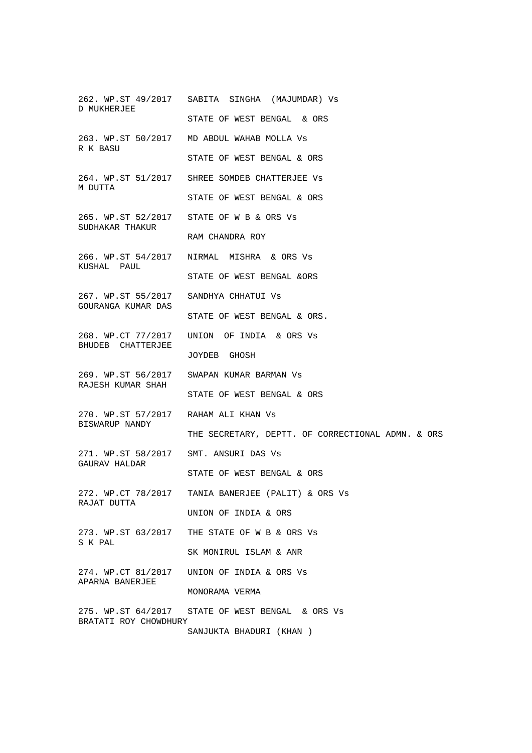262. WP.ST 49/2017   SABITA  SINGHA  (MAJUMDAR) Vs
D MUKHERJEE
                     STATE OF WEST BENGAL  & ORS

263. WP.ST 50/2017   MD ABDUL WAHAB MOLLA Vs
R K BASU
                     STATE OF WEST BENGAL & ORS

264. WP.ST 51/2017   SHREE SOMDEB CHATTERJEE Vs
M DUTTA
                     STATE OF WEST BENGAL & ORS

265. WP.ST 52/2017   STATE OF W B & ORS Vs
SUDHAKAR THAKUR
                     RAM CHANDRA ROY

266. WP.ST 54/2017   NIRMAL  MISHRA  & ORS Vs
KUSHAL  PAUL
                     STATE OF WEST BENGAL &ORS

267. WP.ST 55/2017   SANDHYA CHHATUI Vs
GOURANGA KUMAR DAS
                     STATE OF WEST BENGAL & ORS.

268. WP.CT 77/2017   UNION  OF INDIA  & ORS Vs
BHUDEB  CHATTERJEE
                     JOYDEB  GHOSH

269. WP.ST 56/2017   SWAPAN KUMAR BARMAN Vs
RAJESH KUMAR SHAH
                     STATE OF WEST BENGAL & ORS

270. WP.ST 57/2017   RAHAM ALI KHAN Vs
BISWARUP NANDY
                     THE SECRETARY, DEPTT. OF CORRECTIONAL ADMN. & ORS

271. WP.ST 58/2017   SMT. ANSURI DAS Vs
GAURAV HALDAR
                     STATE OF WEST BENGAL & ORS

272. WP.CT 78/2017   TANIA BANERJEE (PALIT) & ORS Vs
RAJAT DUTTA
                     UNION OF INDIA & ORS

273. WP.ST 63/2017   THE STATE OF W B & ORS Vs
S K PAL
                     SK MONIRUL ISLAM & ANR

274. WP.CT 81/2017   UNION OF INDIA & ORS Vs
APARNA BANERJEE
                     MONORAMA VERMA

275. WP.ST 64/2017   STATE OF WEST BENGAL  & ORS Vs
BRATATI ROY CHOWDHURY
                     SANJUKTA BHADURI (KHAN )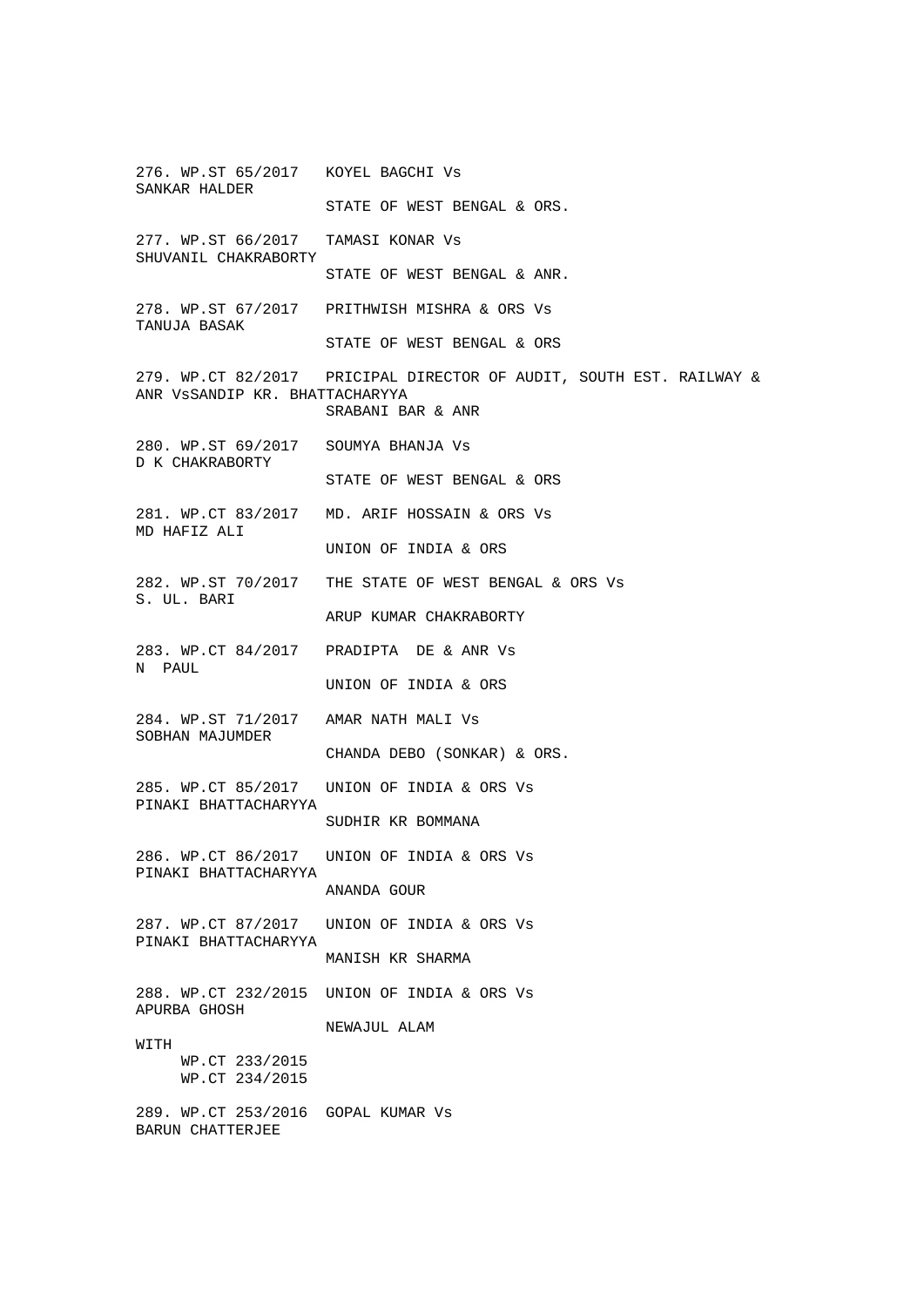276. WP.ST 65/2017   KOYEL BAGCHI Vs
SANKAR HALDER
                     STATE OF WEST BENGAL & ORS.

277. WP.ST 66/2017   TAMASI KONAR Vs
SHUVANIL CHAKRABORTY
                     STATE OF WEST BENGAL & ANR.

278. WP.ST 67/2017   PRITHWISH MISHRA & ORS Vs
TANUJA BASAK
                     STATE OF WEST BENGAL & ORS

279. WP.CT 82/2017   PRICIPAL DIRECTOR OF AUDIT, SOUTH EST. RAILWAY &
ANR VsSANDIP KR. BHATTACHARYYA
                     SRABANI BAR & ANR

280. WP.ST 69/2017   SOUMYA BHANJA Vs
D K CHAKRABORTY
                     STATE OF WEST BENGAL & ORS

281. WP.CT 83/2017   MD. ARIF HOSSAIN & ORS Vs
MD HAFIZ ALI
                     UNION OF INDIA & ORS

282. WP.ST 70/2017   THE STATE OF WEST BENGAL & ORS Vs
S. UL. BARI
                     ARUP KUMAR CHAKRABORTY

283. WP.CT 84/2017   PRADIPTA  DE & ANR Vs
N  PAUL
                     UNION OF INDIA & ORS

284. WP.ST 71/2017   AMAR NATH MALI Vs
SOBHAN MAJUMDER
                     CHANDA DEBO (SONKAR) & ORS.

285. WP.CT 85/2017   UNION OF INDIA & ORS Vs
PINAKI BHATTACHARYYA
                     SUDHIR KR BOMMANA

286. WP.CT 86/2017   UNION OF INDIA & ORS Vs
PINAKI BHATTACHARYYA
                     ANANDA GOUR

287. WP.CT 87/2017   UNION OF INDIA & ORS Vs
PINAKI BHATTACHARYYA
                     MANISH KR SHARMA

288. WP.CT 232/2015  UNION OF INDIA & ORS Vs
APURBA GHOSH
                     NEWAJUL ALAM
WITH
     WP.CT 233/2015
     WP.CT 234/2015

289. WP.CT 253/2016  GOPAL KUMAR Vs
BARUN CHATTERJEE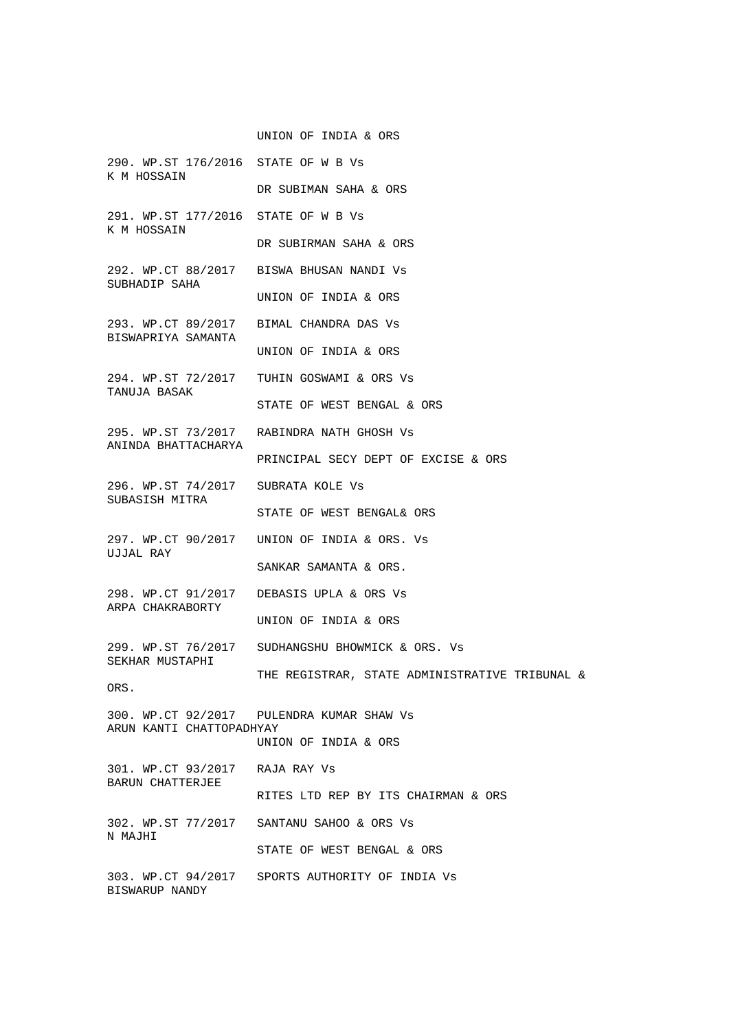UNION OF INDIA & ORS

290. WP.ST 176/2016 STATE OF W B Vs
K M HOSSAIN
DR SUBIMAN SAHA & ORS

291. WP.ST 177/2016 STATE OF W B Vs
K M HOSSAIN
DR SUBIRMAN SAHA & ORS

292. WP.CT 88/2017 BISWA BHUSAN NANDI Vs
SUBHADIP SAHA
UNION OF INDIA & ORS

293. WP.CT 89/2017 BIMAL CHANDRA DAS Vs
BISWAPRIYA SAMANTA
UNION OF INDIA & ORS

294. WP.ST 72/2017 TUHIN GOSWAMI & ORS Vs
TANUJA BASAK
STATE OF WEST BENGAL & ORS

295. WP.ST 73/2017 RABINDRA NATH GHOSH Vs
ANINDA BHATTACHARYA
PRINCIPAL SECY DEPT OF EXCISE & ORS

296. WP.ST 74/2017 SUBRATA KOLE Vs
SUBASISH MITRA
STATE OF WEST BENGAL& ORS

297. WP.CT 90/2017 UNION OF INDIA & ORS. Vs
UJJAL RAY
SANKAR SAMANTA & ORS.

298. WP.CT 91/2017 DEBASIS UPLA & ORS Vs
ARPA CHAKRABORTY
UNION OF INDIA & ORS

299. WP.ST 76/2017 SUDHANGSHU BHOWMICK & ORS. Vs
SEKHAR MUSTAPHI
THE REGISTRAR, STATE ADMINISTRATIVE TRIBUNAL & ORS.

300. WP.CT 92/2017 PULENDRA KUMAR SHAW Vs
ARUN KANTI CHATTOPADHYAY
UNION OF INDIA & ORS

301. WP.CT 93/2017 RAJA RAY Vs
BARUN CHATTERJEE
RITES LTD REP BY ITS CHAIRMAN & ORS

302. WP.ST 77/2017 SANTANU SAHOO & ORS Vs
N MAJHI
STATE OF WEST BENGAL & ORS

303. WP.CT 94/2017 SPORTS AUTHORITY OF INDIA Vs
BISWARUP NANDY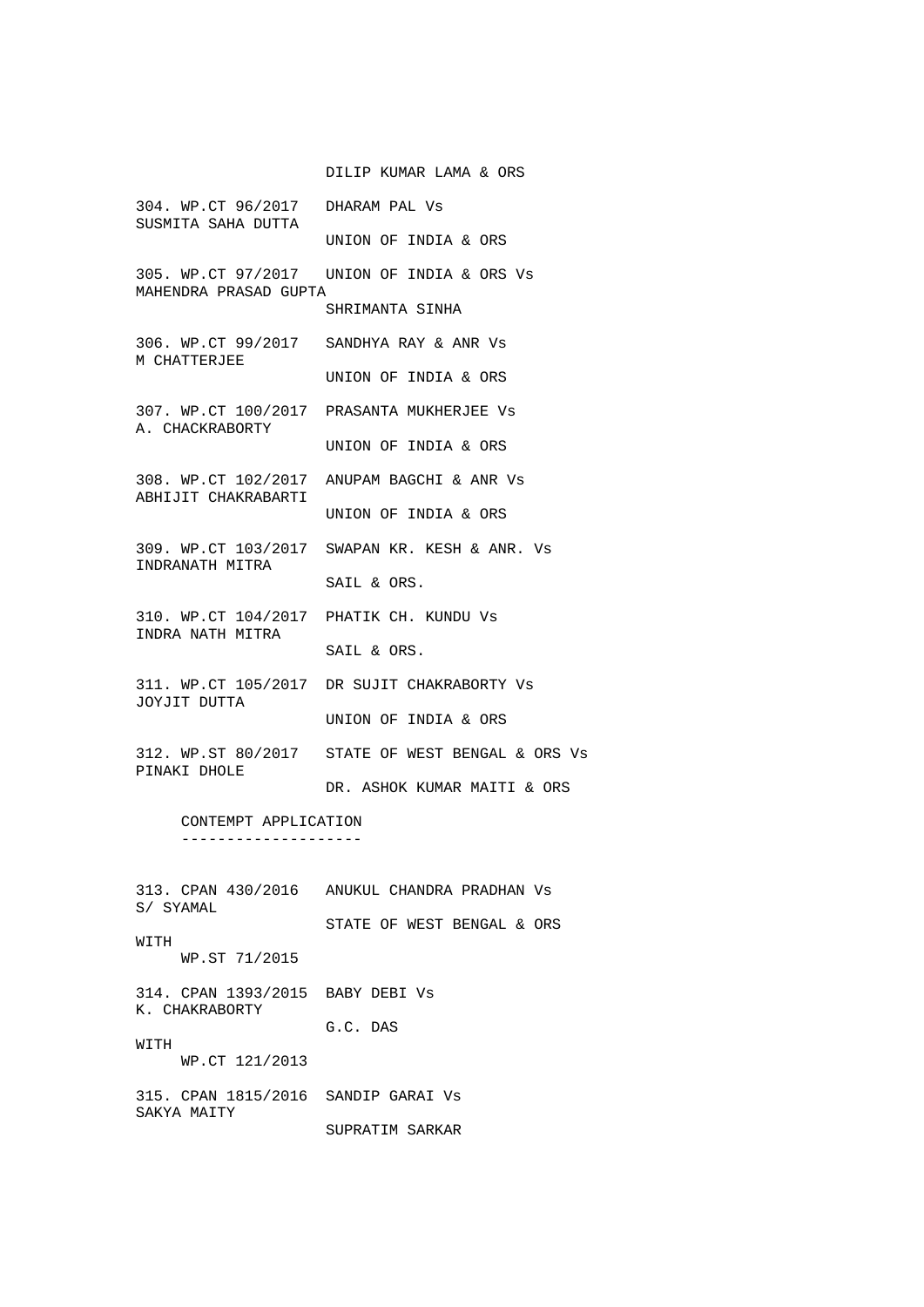DILIP KUMAR LAMA & ORS

304. WP.CT 96/2017 DHARAM PAL Vs
SUSMITA SAHA DUTTA
UNION OF INDIA & ORS

305. WP.CT 97/2017 UNION OF INDIA & ORS Vs
MAHENDRA PRASAD GUPTA
SHRIMANTA SINHA

306. WP.CT 99/2017 SANDHYA RAY & ANR Vs
M CHATTERJEE
UNION OF INDIA & ORS

307. WP.CT 100/2017 PRASANTA MUKHERJEE Vs
A. CHACKRABORTY
UNION OF INDIA & ORS

308. WP.CT 102/2017 ANUPAM BAGCHI & ANR Vs
ABHIJIT CHAKRABARTI
UNION OF INDIA & ORS

309. WP.CT 103/2017 SWAPAN KR. KESH & ANR. Vs
INDRANATH MITRA
SAIL & ORS.

310. WP.CT 104/2017 PHATIK CH. KUNDU Vs
INDRA NATH MITRA
SAIL & ORS.

311. WP.CT 105/2017 DR SUJIT CHAKRABORTY Vs
JOYJIT DUTTA
UNION OF INDIA & ORS

312. WP.ST 80/2017 STATE OF WEST BENGAL & ORS Vs
PINAKI DHOLE
DR. ASHOK KUMAR MAITI & ORS

CONTEMPT APPLICATION
--------------------

313. CPAN 430/2016 ANUKUL CHANDRA PRADHAN Vs
S/ SYAMAL
STATE OF WEST BENGAL & ORS
WITH
WP.ST 71/2015

314. CPAN 1393/2015 BABY DEBI Vs
K. CHAKRABORTY
G.C. DAS
WITH
WP.CT 121/2013

315. CPAN 1815/2016 SANDIP GARAI Vs
SAKYA MAITY
SUPRATIM SARKAR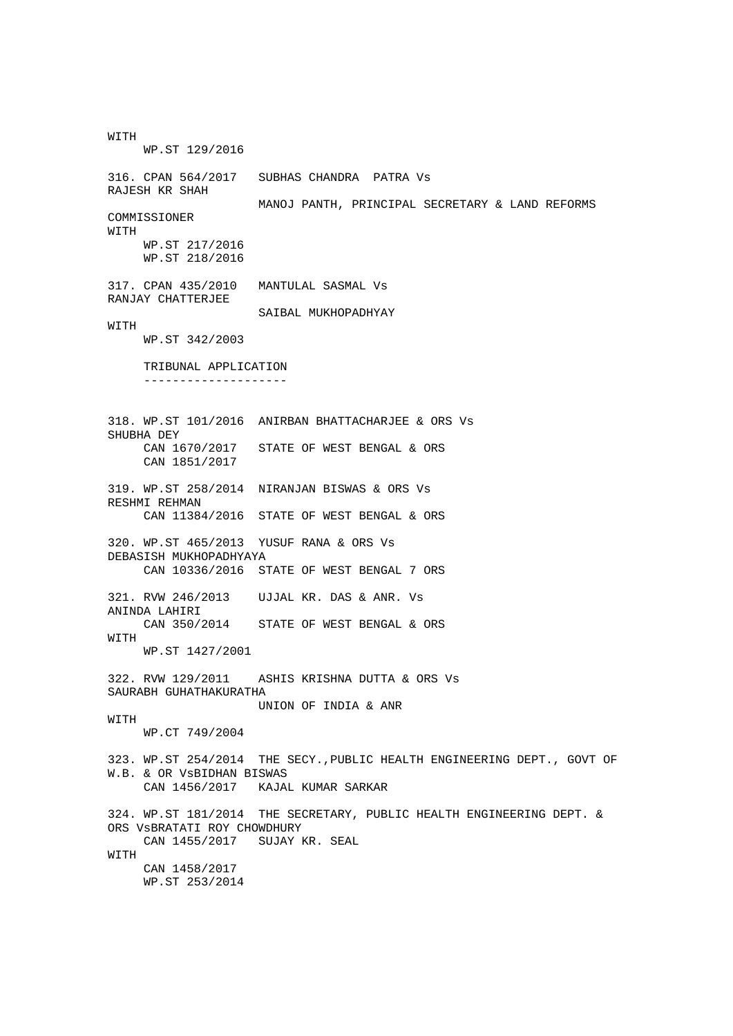WITH
    WP.ST 129/2016

316. CPAN 564/2017   SUBHAS CHANDRA  PATRA Vs
RAJESH KR SHAH
                     MANOJ PANTH, PRINCIPAL SECRETARY & LAND REFORMS
COMMISSIONER
WITH
    WP.ST 217/2016
    WP.ST 218/2016

317. CPAN 435/2010   MANTULAL SASMAL Vs
RANJAY CHATTERJEE
                     SAIBAL MUKHOPADHYAY
WITH
    WP.ST 342/2003

    TRIBUNAL APPLICATION
    --------------------

318. WP.ST 101/2016  ANIRBAN BHATTACHARJEE & ORS Vs
SHUBHA DEY
    CAN 1670/2017   STATE OF WEST BENGAL & ORS
    CAN 1851/2017

319. WP.ST 258/2014  NIRANJAN BISWAS & ORS Vs
RESHMI REHMAN
    CAN 11384/2016  STATE OF WEST BENGAL & ORS

320. WP.ST 465/2013  YUSUF RANA & ORS Vs
DEBASISH MUKHOPADHYAYA
    CAN 10336/2016  STATE OF WEST BENGAL 7 ORS

321. RVW 246/2013    UJJAL KR. DAS & ANR. Vs
ANINDA LAHIRI
    CAN 350/2014    STATE OF WEST BENGAL & ORS
WITH
    WP.ST 1427/2001

322. RVW 129/2011    ASHIS KRISHNA DUTTA & ORS Vs
SAURABH GUHATHAKURATHA
                     UNION OF INDIA & ANR
WITH
    WP.CT 749/2004

323. WP.ST 254/2014  THE SECY.,PUBLIC HEALTH ENGINEERING DEPT., GOVT OF
W.B. & OR VsBIDHAN BISWAS
    CAN 1456/2017   KAJAL KUMAR SARKAR

324. WP.ST 181/2014  THE SECRETARY, PUBLIC HEALTH ENGINEERING DEPT. &
ORS VsBRATATI ROY CHOWDHURY
    CAN 1455/2017   SUJAY KR. SEAL
WITH
    CAN 1458/2017
    WP.ST 253/2014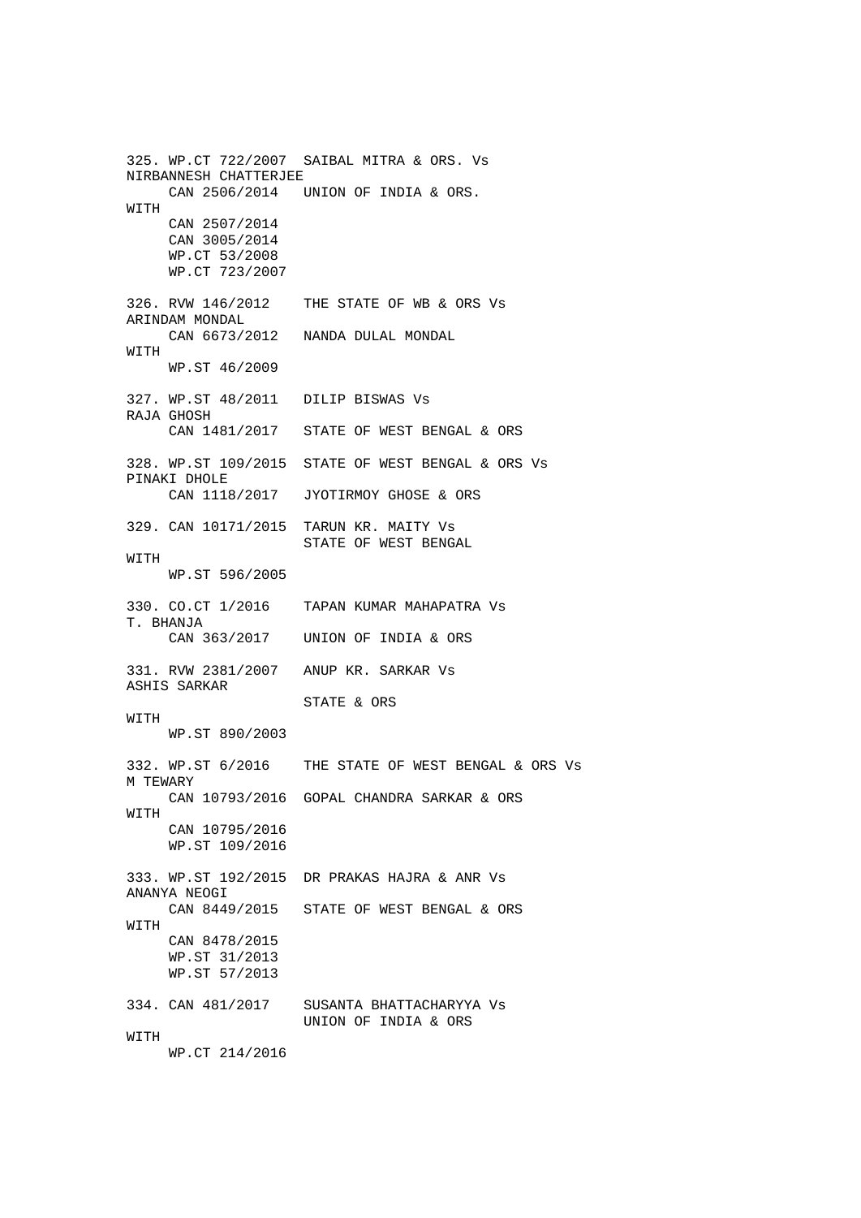325. WP.CT 722/2007 SAIBAL MITRA & ORS. Vs
NIRBANNESH CHATTERJEE
CAN 2506/2014 UNION OF INDIA & ORS.
WITH
CAN 2507/2014
CAN 3005/2014
WP.CT 53/2008
WP.CT 723/2007

326. RVW 146/2012 THE STATE OF WB & ORS Vs
ARINDAM MONDAL
CAN 6673/2012 NANDA DULAL MONDAL
WITH
WP.ST 46/2009

327. WP.ST 48/2011 DILIP BISWAS Vs
RAJA GHOSH
CAN 1481/2017 STATE OF WEST BENGAL & ORS

328. WP.ST 109/2015 STATE OF WEST BENGAL & ORS Vs
PINAKI DHOLE
CAN 1118/2017 JYOTIRMOY GHOSE & ORS

329. CAN 10171/2015 TARUN KR. MAITY Vs
STATE OF WEST BENGAL
WITH
WP.ST 596/2005

330. CO.CT 1/2016 TAPAN KUMAR MAHAPATRA Vs
T. BHANJA
CAN 363/2017 UNION OF INDIA & ORS

331. RVW 2381/2007 ANUP KR. SARKAR Vs
ASHIS SARKAR
STATE & ORS
WITH
WP.ST 890/2003

332. WP.ST 6/2016 THE STATE OF WEST BENGAL & ORS Vs
M TEWARY
CAN 10793/2016 GOPAL CHANDRA SARKAR & ORS
WITH
CAN 10795/2016
WP.ST 109/2016

333. WP.ST 192/2015 DR PRAKAS HAJRA & ANR Vs
ANANYA NEOGI
CAN 8449/2015 STATE OF WEST BENGAL & ORS
WITH
CAN 8478/2015
WP.ST 31/2013
WP.ST 57/2013

334. CAN 481/2017 SUSANTA BHATTACHARYYA Vs
UNION OF INDIA & ORS
WITH
WP.CT 214/2016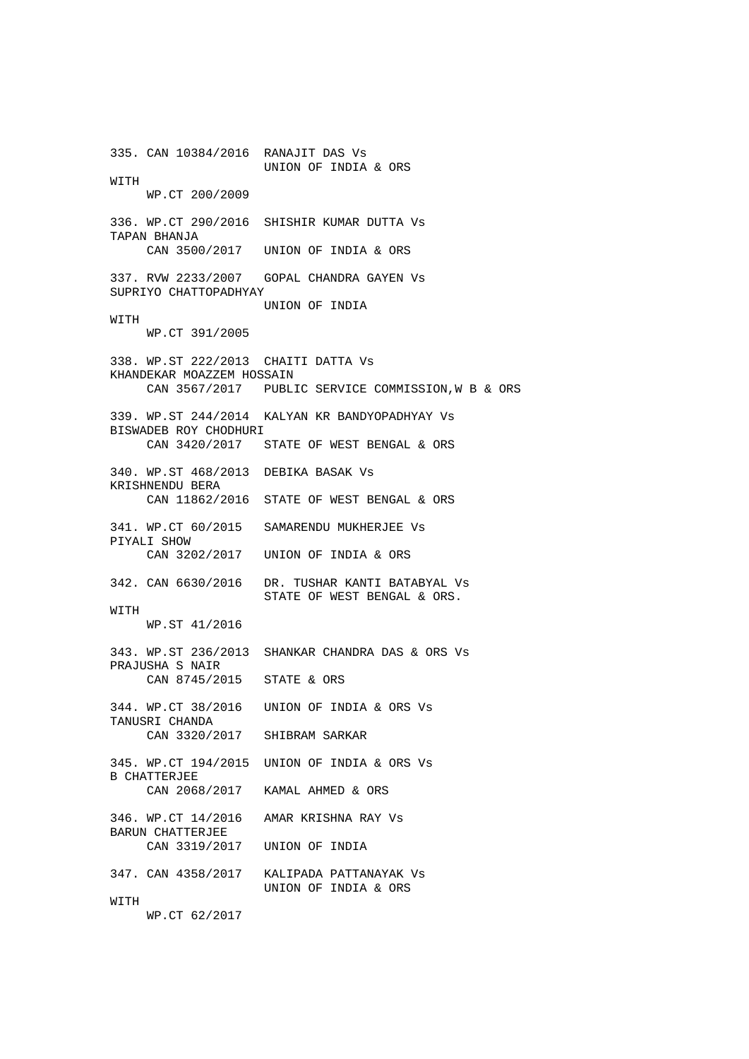```
335. CAN 10384/2016  RANAJIT DAS Vs
                     UNION OF INDIA & ORS
WITH
     WP.CT 200/2009

336. WP.CT 290/2016  SHISHIR KUMAR DUTTA Vs
TAPAN BHANJA
     CAN 3500/2017   UNION OF INDIA & ORS

337. RVW 2233/2007   GOPAL CHANDRA GAYEN Vs
SUPRIYO CHATTOPADHYAY
                     UNION OF INDIA
WITH
     WP.CT 391/2005

338. WP.ST 222/2013  CHAITI DATTA Vs
KHANDEKAR MOAZZEM HOSSAIN
     CAN 3567/2017   PUBLIC SERVICE COMMISSION,W B & ORS

339. WP.ST 244/2014  KALYAN KR BANDYOPADHYAY Vs
BISWADEB ROY CHODHURI
     CAN 3420/2017   STATE OF WEST BENGAL & ORS

340. WP.ST 468/2013  DEBIKA BASAK Vs
KRISHNENDU BERA
     CAN 11862/2016  STATE OF WEST BENGAL & ORS

341. WP.CT 60/2015   SAMARENDU MUKHERJEE Vs
PIYALI SHOW
     CAN 3202/2017   UNION OF INDIA & ORS

342. CAN 6630/2016   DR. TUSHAR KANTI BATABYAL Vs
                     STATE OF WEST BENGAL & ORS.
WITH
     WP.ST 41/2016

343. WP.ST 236/2013  SHANKAR CHANDRA DAS & ORS Vs
PRAJUSHA S NAIR
     CAN 8745/2015   STATE & ORS

344. WP.CT 38/2016   UNION OF INDIA & ORS Vs
TANUSRI CHANDA
     CAN 3320/2017   SHIBRAM SARKAR

345. WP.CT 194/2015  UNION OF INDIA & ORS Vs
B CHATTERJEE
     CAN 2068/2017   KAMAL AHMED & ORS

346. WP.CT 14/2016   AMAR KRISHNA RAY Vs
BARUN CHATTERJEE
     CAN 3319/2017   UNION OF INDIA

347. CAN 4358/2017   KALIPADA PATTANAYAK Vs
                     UNION OF INDIA & ORS
WITH
     WP.CT 62/2017
```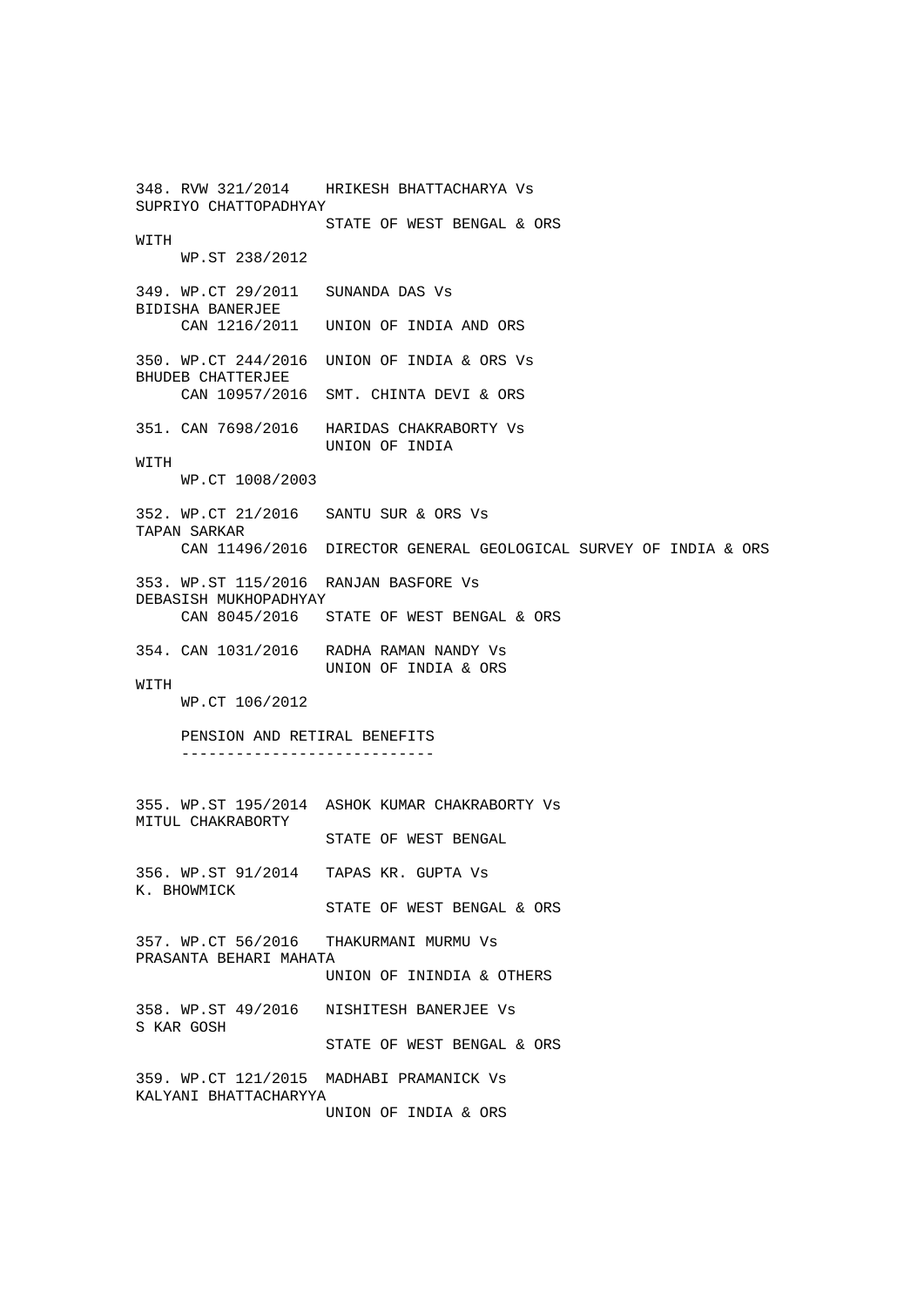```
348. RVW 321/2014    HRIKESH BHATTACHARYA Vs
SUPRIYO CHATTOPADHYAY
                     STATE OF WEST BENGAL & ORS
WITH
     WP.ST 238/2012

349. WP.CT 29/2011   SUNANDA DAS Vs
BIDISHA BANERJEE
     CAN 1216/2011   UNION OF INDIA AND ORS

350. WP.CT 244/2016  UNION OF INDIA & ORS Vs
BHUDEB CHATTERJEE
     CAN 10957/2016  SMT. CHINTA DEVI & ORS

351. CAN 7698/2016   HARIDAS CHAKRABORTY Vs
                     UNION OF INDIA
WITH
     WP.CT 1008/2003

352. WP.CT 21/2016   SANTU SUR & ORS Vs
TAPAN SARKAR
     CAN 11496/2016  DIRECTOR GENERAL GEOLOGICAL SURVEY OF INDIA & ORS

353. WP.ST 115/2016  RANJAN BASFORE Vs
DEBASISH MUKHOPADHYAY
     CAN 8045/2016   STATE OF WEST BENGAL & ORS

354. CAN 1031/2016   RADHA RAMAN NANDY Vs
                     UNION OF INDIA & ORS
WITH
     WP.CT 106/2012

     PENSION AND RETIRAL BENEFITS
     ----------------------------


355. WP.ST 195/2014  ASHOK KUMAR CHAKRABORTY Vs
MITUL CHAKRABORTY
                     STATE OF WEST BENGAL

356. WP.ST 91/2014   TAPAS KR. GUPTA Vs
K. BHOWMICK
                     STATE OF WEST BENGAL & ORS

357. WP.CT 56/2016   THAKURMANI MURMU Vs
PRASANTA BEHARI MAHATA
                     UNION OF ININDIA & OTHERS

358. WP.ST 49/2016   NISHITESH BANERJEE Vs
S KAR GOSH
                     STATE OF WEST BENGAL & ORS

359. WP.CT 121/2015  MADHABI PRAMANICK Vs
KALYANI BHATTACHARYYA
                     UNION OF INDIA & ORS
```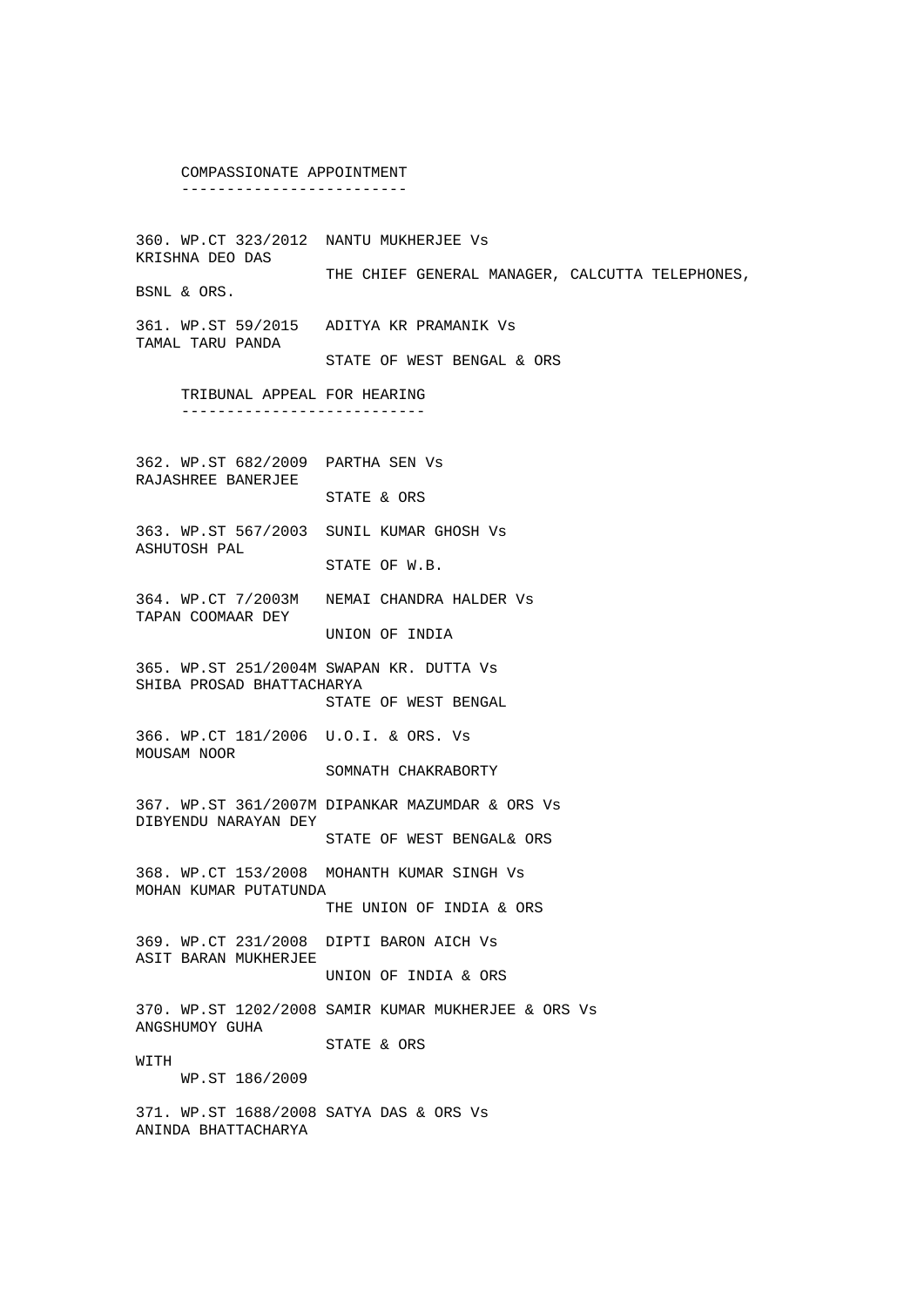COMPASSIONATE APPOINTMENT
-------------------------

360. WP.CT 323/2012 NANTU MUKHERJEE Vs
KRISHNA DEO DAS
THE CHIEF GENERAL MANAGER, CALCUTTA TELEPHONES,
BSNL & ORS.

361. WP.ST 59/2015 ADITYA KR PRAMANIK Vs
TAMAL TARU PANDA
STATE OF WEST BENGAL & ORS

TRIBUNAL APPEAL FOR HEARING
---------------------------

362. WP.ST 682/2009 PARTHA SEN Vs
RAJASHREE BANERJEE
STATE & ORS

363. WP.ST 567/2003 SUNIL KUMAR GHOSH Vs
ASHUTOSH PAL
STATE OF W.B.

364. WP.CT 7/2003M NEMAI CHANDRA HALDER Vs
TAPAN COOMAAR DEY
UNION OF INDIA

365. WP.ST 251/2004M SWAPAN KR. DUTTA Vs
SHIBA PROSAD BHATTACHARYA
STATE OF WEST BENGAL

366. WP.CT 181/2006 U.O.I. & ORS. Vs
MOUSAM NOOR
SOMNATH CHAKRABORTY

367. WP.ST 361/2007M DIPANKAR MAZUMDAR & ORS Vs
DIBYENDU NARAYAN DEY
STATE OF WEST BENGAL& ORS

368. WP.CT 153/2008 MOHANTH KUMAR SINGH Vs
MOHAN KUMAR PUTATUNDA
THE UNION OF INDIA & ORS

369. WP.CT 231/2008 DIPTI BARON AICH Vs
ASIT BARAN MUKHERJEE
UNION OF INDIA & ORS

370. WP.ST 1202/2008 SAMIR KUMAR MUKHERJEE & ORS Vs
ANGSHUMOY GUHA
STATE & ORS
WITH
WP.ST 186/2009

371. WP.ST 1688/2008 SATYA DAS & ORS Vs
ANINDA BHATTACHARYA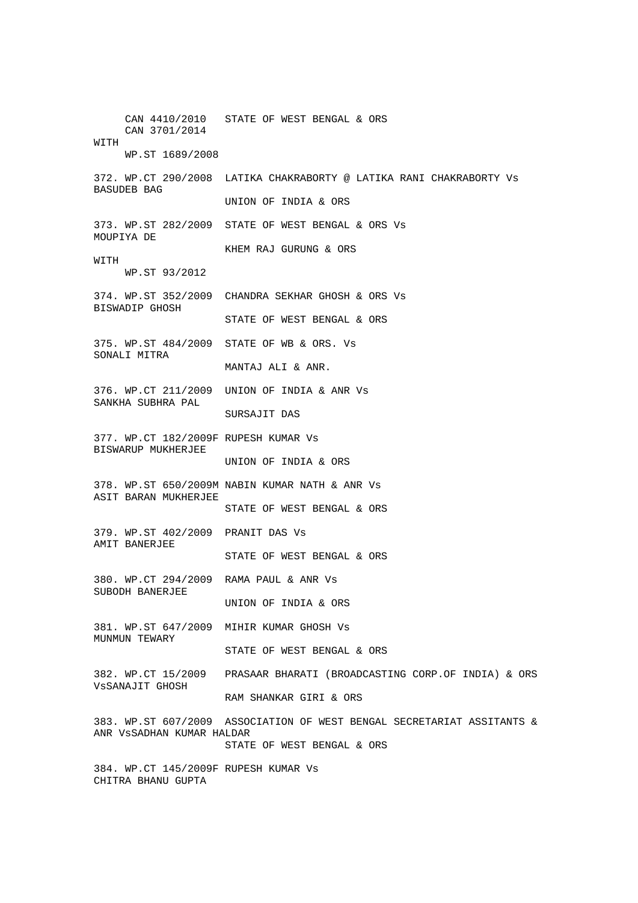```
     CAN 4410/2010   STATE OF WEST BENGAL & ORS
     CAN 3701/2014
WITH
     WP.ST 1689/2008

372. WP.CT 290/2008  LATIKA CHAKRABORTY @ LATIKA RANI CHAKRABORTY Vs
BASUDEB BAG
                     UNION OF INDIA & ORS

373. WP.ST 282/2009  STATE OF WEST BENGAL & ORS Vs
MOUPIYA DE
                     KHEM RAJ GURUNG & ORS
WITH
     WP.ST 93/2012

374. WP.ST 352/2009  CHANDRA SEKHAR GHOSH & ORS Vs
BISWADIP GHOSH
                     STATE OF WEST BENGAL & ORS

375. WP.ST 484/2009  STATE OF WB & ORS. Vs
SONALI MITRA
                     MANTAJ ALI & ANR.

376. WP.CT 211/2009  UNION OF INDIA & ANR Vs
SANKHA SUBHRA PAL
                     SURSAJIT DAS

377. WP.CT 182/2009F RUPESH KUMAR Vs
BISWARUP MUKHERJEE
                     UNION OF INDIA & ORS

378. WP.ST 650/2009M NABIN KUMAR NATH & ANR Vs
ASIT BARAN MUKHERJEE
                     STATE OF WEST BENGAL & ORS

379. WP.ST 402/2009  PRANIT DAS Vs
AMIT BANERJEE
                     STATE OF WEST BENGAL & ORS

380. WP.CT 294/2009  RAMA PAUL & ANR Vs
SUBODH BANERJEE
                     UNION OF INDIA & ORS

381. WP.ST 647/2009  MIHIR KUMAR GHOSH Vs
MUNMUN TEWARY
                     STATE OF WEST BENGAL & ORS

382. WP.CT 15/2009   PRASAAR BHARATI (BROADCASTING CORP.OF INDIA) & ORS
VsSANAJIT GHOSH
                     RAM SHANKAR GIRI & ORS

383. WP.ST 607/2009  ASSOCIATION OF WEST BENGAL SECRETARIAT ASSITANTS &
ANR VsSADHAN KUMAR HALDAR
                     STATE OF WEST BENGAL & ORS

384. WP.CT 145/2009F RUPESH KUMAR Vs
CHITRA BHANU GUPTA
```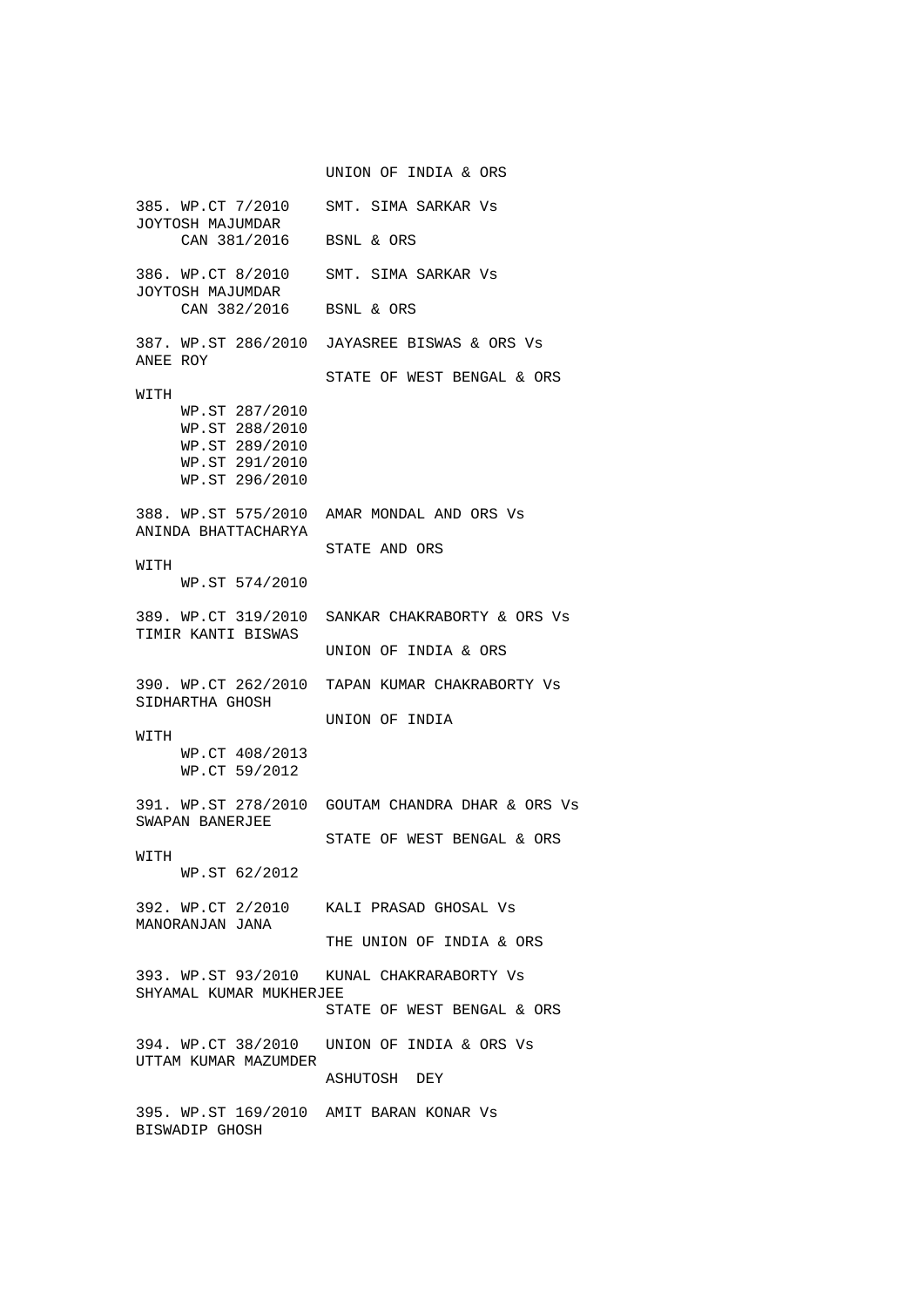UNION OF INDIA & ORS

385. WP.CT 7/2010 SMT. SIMA SARKAR Vs
JOYTOSH MAJUMDAR
CAN 381/2016 BSNL & ORS

386. WP.CT 8/2010 SMT. SIMA SARKAR Vs
JOYTOSH MAJUMDAR
CAN 382/2016 BSNL & ORS

387. WP.ST 286/2010 JAYASREE BISWAS & ORS Vs
ANEE ROY
STATE OF WEST BENGAL & ORS
WITH
WP.ST 287/2010
WP.ST 288/2010
WP.ST 289/2010
WP.ST 291/2010
WP.ST 296/2010

388. WP.ST 575/2010 AMAR MONDAL AND ORS Vs
ANINDA BHATTACHARYA
STATE AND ORS
WITH
WP.ST 574/2010

389. WP.CT 319/2010 SANKAR CHAKRABORTY & ORS Vs
TIMIR KANTI BISWAS
UNION OF INDIA & ORS

390. WP.CT 262/2010 TAPAN KUMAR CHAKRABORTY Vs
SIDHARTHA GHOSH
UNION OF INDIA
WITH
WP.CT 408/2013
WP.CT 59/2012

391. WP.ST 278/2010 GOUTAM CHANDRA DHAR & ORS Vs
SWAPAN BANERJEE
STATE OF WEST BENGAL & ORS
WITH
WP.ST 62/2012

392. WP.CT 2/2010 KALI PRASAD GHOSAL Vs
MANORANJAN JANA
THE UNION OF INDIA & ORS

393. WP.ST 93/2010 KUNAL CHAKRARABORTY Vs
SHYAMAL KUMAR MUKHERJEE
STATE OF WEST BENGAL & ORS

394. WP.CT 38/2010 UNION OF INDIA & ORS Vs
UTTAM KUMAR MAZUMDER
ASHUTOSH DEY

395. WP.ST 169/2010 AMIT BARAN KONAR Vs
BISWADIP GHOSH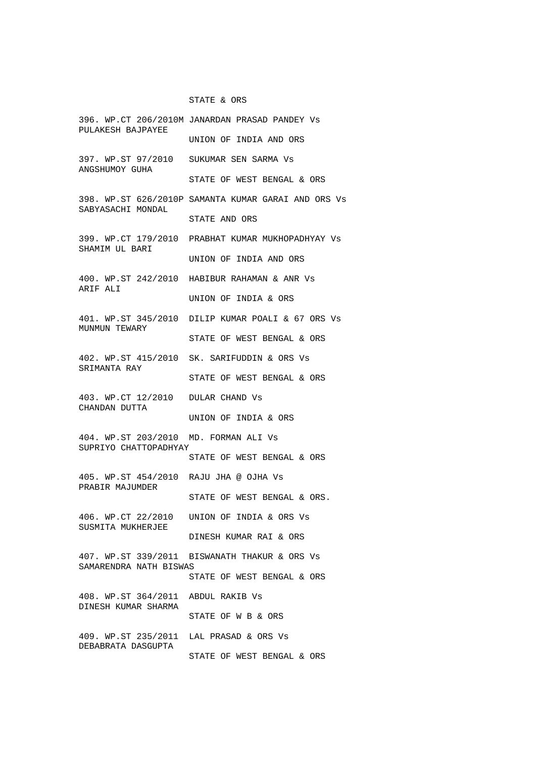STATE & ORS

396. WP.CT 206/2010M JANARDAN PRASAD PANDEY Vs
PULAKESH BAJPAYEE
UNION OF INDIA AND ORS

397. WP.ST 97/2010 SUKUMAR SEN SARMA Vs
ANGSHUMOY GUHA
STATE OF WEST BENGAL & ORS

398. WP.ST 626/2010P SAMANTA KUMAR GARAI AND ORS Vs
SABYASACHI MONDAL
STATE AND ORS

399. WP.CT 179/2010 PRABHAT KUMAR MUKHOPADHYAY Vs
SHAMIM UL BARI
UNION OF INDIA AND ORS

400. WP.ST 242/2010 HABIBUR RAHAMAN & ANR Vs
ARIF ALI
UNION OF INDIA & ORS

401. WP.ST 345/2010 DILIP KUMAR POALI & 67 ORS Vs
MUNMUN TEWARY
STATE OF WEST BENGAL & ORS

402. WP.ST 415/2010 SK. SARIFUDDIN & ORS Vs
SRIMANTA RAY
STATE OF WEST BENGAL & ORS

403. WP.CT 12/2010 DULAR CHAND Vs
CHANDAN DUTTA
UNION OF INDIA & ORS

404. WP.ST 203/2010 MD. FORMAN ALI Vs
SUPRIYO CHATTOPADHYAY
STATE OF WEST BENGAL & ORS

405. WP.ST 454/2010 RAJU JHA @ OJHA Vs
PRABIR MAJUMDER
STATE OF WEST BENGAL & ORS.

406. WP.CT 22/2010 UNION OF INDIA & ORS Vs
SUSMITA MUKHERJEE
DINESH KUMAR RAI & ORS

407. WP.ST 339/2011 BISWANATH THAKUR & ORS Vs
SAMARENDRA NATH BISWAS
STATE OF WEST BENGAL & ORS

408. WP.ST 364/2011 ABDUL RAKIB Vs
DINESH KUMAR SHARMA
STATE OF W B & ORS

409. WP.ST 235/2011 LAL PRASAD & ORS Vs
DEBABRATA DASGUPTA
STATE OF WEST BENGAL & ORS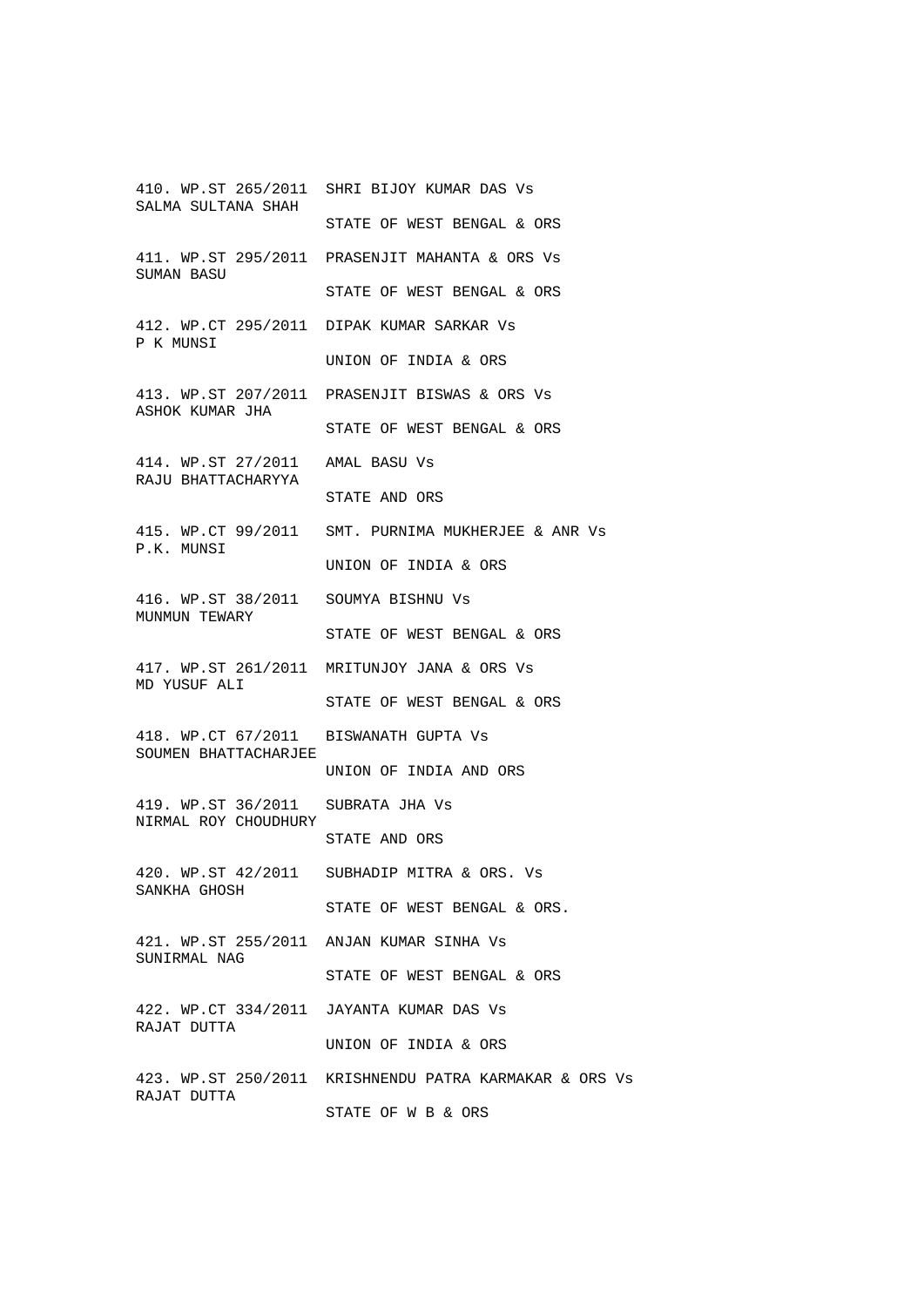410. WP.ST 265/2011 SHRI BIJOY KUMAR DAS Vs
SALMA SULTANA SHAH
STATE OF WEST BENGAL & ORS

411. WP.ST 295/2011 PRASENJIT MAHANTA & ORS Vs
SUMAN BASU
STATE OF WEST BENGAL & ORS

412. WP.CT 295/2011 DIPAK KUMAR SARKAR Vs
P K MUNSI
UNION OF INDIA & ORS

413. WP.ST 207/2011 PRASENJIT BISWAS & ORS Vs
ASHOK KUMAR JHA
STATE OF WEST BENGAL & ORS

414. WP.ST 27/2011 AMAL BASU Vs
RAJU BHATTACHARYYA
STATE AND ORS

415. WP.CT 99/2011 SMT. PURNIMA MUKHERJEE & ANR Vs
P.K. MUNSI
UNION OF INDIA & ORS

416. WP.ST 38/2011 SOUMYA BISHNU Vs
MUNMUN TEWARY
STATE OF WEST BENGAL & ORS

417. WP.ST 261/2011 MRITUNJOY JANA & ORS Vs
MD YUSUF ALI
STATE OF WEST BENGAL & ORS

418. WP.CT 67/2011 BISWANATH GUPTA Vs
SOUMEN BHATTACHARJEE
UNION OF INDIA AND ORS

419. WP.ST 36/2011 SUBRATA JHA Vs
NIRMAL ROY CHOUDHURY
STATE AND ORS

420. WP.ST 42/2011 SUBHADIP MITRA & ORS. Vs
SANKHA GHOSH
STATE OF WEST BENGAL & ORS.

421. WP.ST 255/2011 ANJAN KUMAR SINHA Vs
SUNIRMAL NAG
STATE OF WEST BENGAL & ORS

422. WP.CT 334/2011 JAYANTA KUMAR DAS Vs
RAJAT DUTTA
UNION OF INDIA & ORS

423. WP.ST 250/2011 KRISHNENDU PATRA KARMAKAR & ORS Vs
RAJAT DUTTA
STATE OF W B & ORS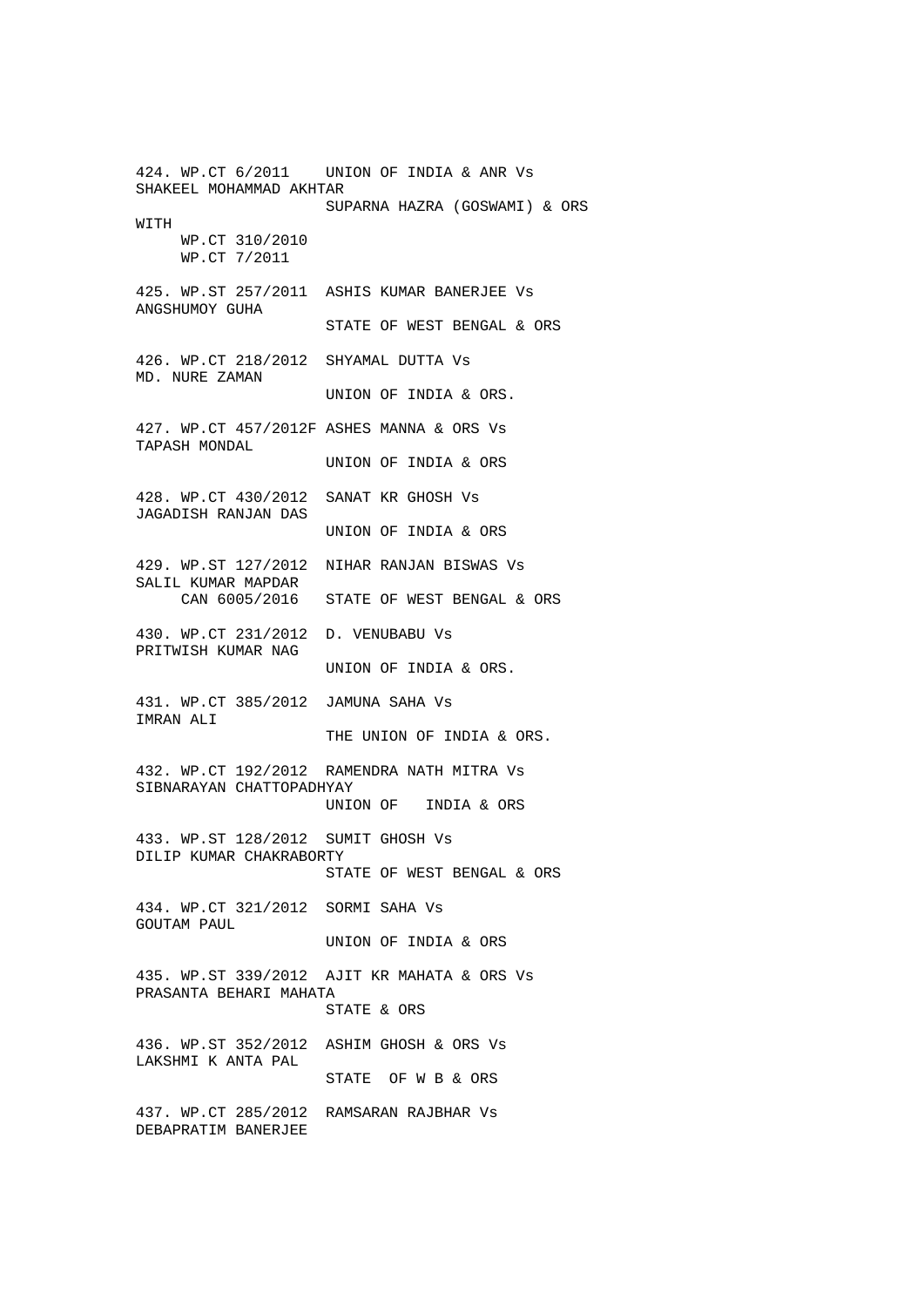424. WP.CT 6/2011 UNION OF INDIA & ANR Vs
SHAKEEL MOHAMMAD AKHTAR
SUPARNA HAZRA (GOSWAMI) & ORS
WITH
WP.CT 310/2010
WP.CT 7/2011

425. WP.ST 257/2011 ASHIS KUMAR BANERJEE Vs
ANGSHUMOY GUHA
STATE OF WEST BENGAL & ORS

426. WP.CT 218/2012 SHYAMAL DUTTA Vs
MD. NURE ZAMAN
UNION OF INDIA & ORS.

427. WP.CT 457/2012F ASHES MANNA & ORS Vs
TAPASH MONDAL
UNION OF INDIA & ORS

428. WP.CT 430/2012 SANAT KR GHOSH Vs
JAGADISH RANJAN DAS
UNION OF INDIA & ORS

429. WP.ST 127/2012 NIHAR RANJAN BISWAS Vs
SALIL KUMAR MAPDAR
CAN 6005/2016 STATE OF WEST BENGAL & ORS

430. WP.CT 231/2012 D. VENUBABU Vs
PRITWISH KUMAR NAG
UNION OF INDIA & ORS.

431. WP.CT 385/2012 JAMUNA SAHA Vs
IMRAN ALI
THE UNION OF INDIA & ORS.

432. WP.CT 192/2012 RAMENDRA NATH MITRA Vs
SIBNARAYAN CHATTOPADHYAY
UNION OF INDIA & ORS

433. WP.ST 128/2012 SUMIT GHOSH Vs
DILIP KUMAR CHAKRABORTY
STATE OF WEST BENGAL & ORS

434. WP.CT 321/2012 SORMI SAHA Vs
GOUTAM PAUL
UNION OF INDIA & ORS

435. WP.ST 339/2012 AJIT KR MAHATA & ORS Vs
PRASANTA BEHARI MAHATA
STATE & ORS

436. WP.ST 352/2012 ASHIM GHOSH & ORS Vs
LAKSHMI K ANTA PAL
STATE OF W B & ORS

437. WP.CT 285/2012 RAMSARAN RAJBHAR Vs
DEBAPRATIM BANERJEE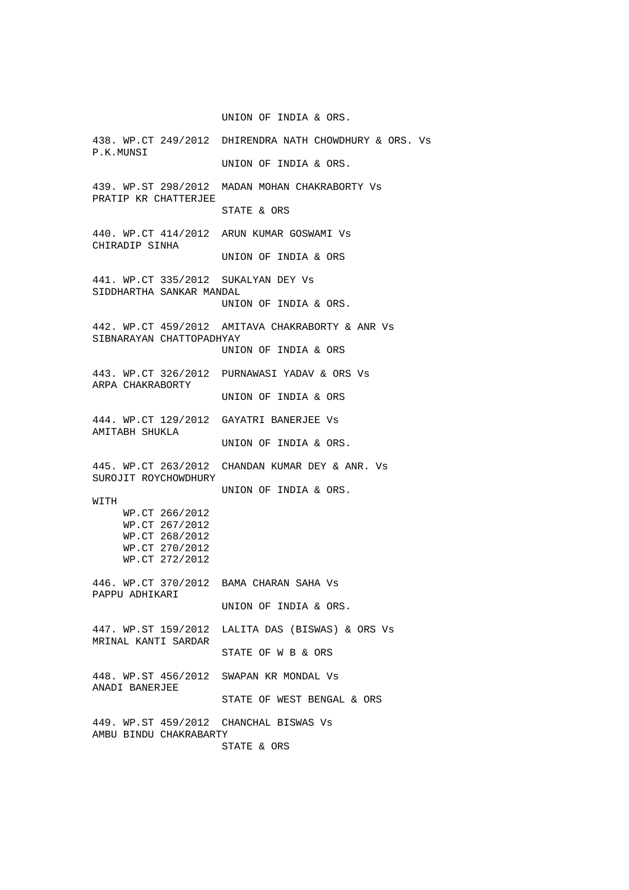UNION OF INDIA & ORS.

438. WP.CT 249/2012 DHIRENDRA NATH CHOWDHURY & ORS. Vs
P.K.MUNSI
UNION OF INDIA & ORS.

439. WP.ST 298/2012 MADAN MOHAN CHAKRABORTY Vs
PRATIP KR CHATTERJEE
STATE & ORS

440. WP.CT 414/2012 ARUN KUMAR GOSWAMI Vs
CHIRADIP SINHA
UNION OF INDIA & ORS

441. WP.CT 335/2012 SUKALYAN DEY Vs
SIDDHARTHA SANKAR MANDAL
UNION OF INDIA & ORS.

442. WP.CT 459/2012 AMITAVA CHAKRABORTY & ANR Vs
SIBNARAYAN CHATTOPADHYAY
UNION OF INDIA & ORS

443. WP.CT 326/2012 PURNAWASI YADAV & ORS Vs
ARPA CHAKRABORTY
UNION OF INDIA & ORS

444. WP.CT 129/2012 GAYATRI BANERJEE Vs
AMITABH SHUKLA
UNION OF INDIA & ORS.

445. WP.CT 263/2012 CHANDAN KUMAR DEY & ANR. Vs
SUROJIT ROYCHOWDHURY
UNION OF INDIA & ORS.

WITH
- WP.CT 266/2012
- WP.CT 267/2012
- WP.CT 268/2012
- WP.CT 270/2012
- WP.CT 272/2012

446. WP.CT 370/2012 BAMA CHARAN SAHA Vs
PAPPU ADHIKARI
UNION OF INDIA & ORS.

447. WP.ST 159/2012 LALITA DAS (BISWAS) & ORS Vs
MRINAL KANTI SARDAR
STATE OF W B & ORS

448. WP.ST 456/2012 SWAPAN KR MONDAL Vs
ANADI BANERJEE
STATE OF WEST BENGAL & ORS

449. WP.ST 459/2012 CHANCHAL BISWAS Vs
AMBU BINDU CHAKRABARTY
STATE & ORS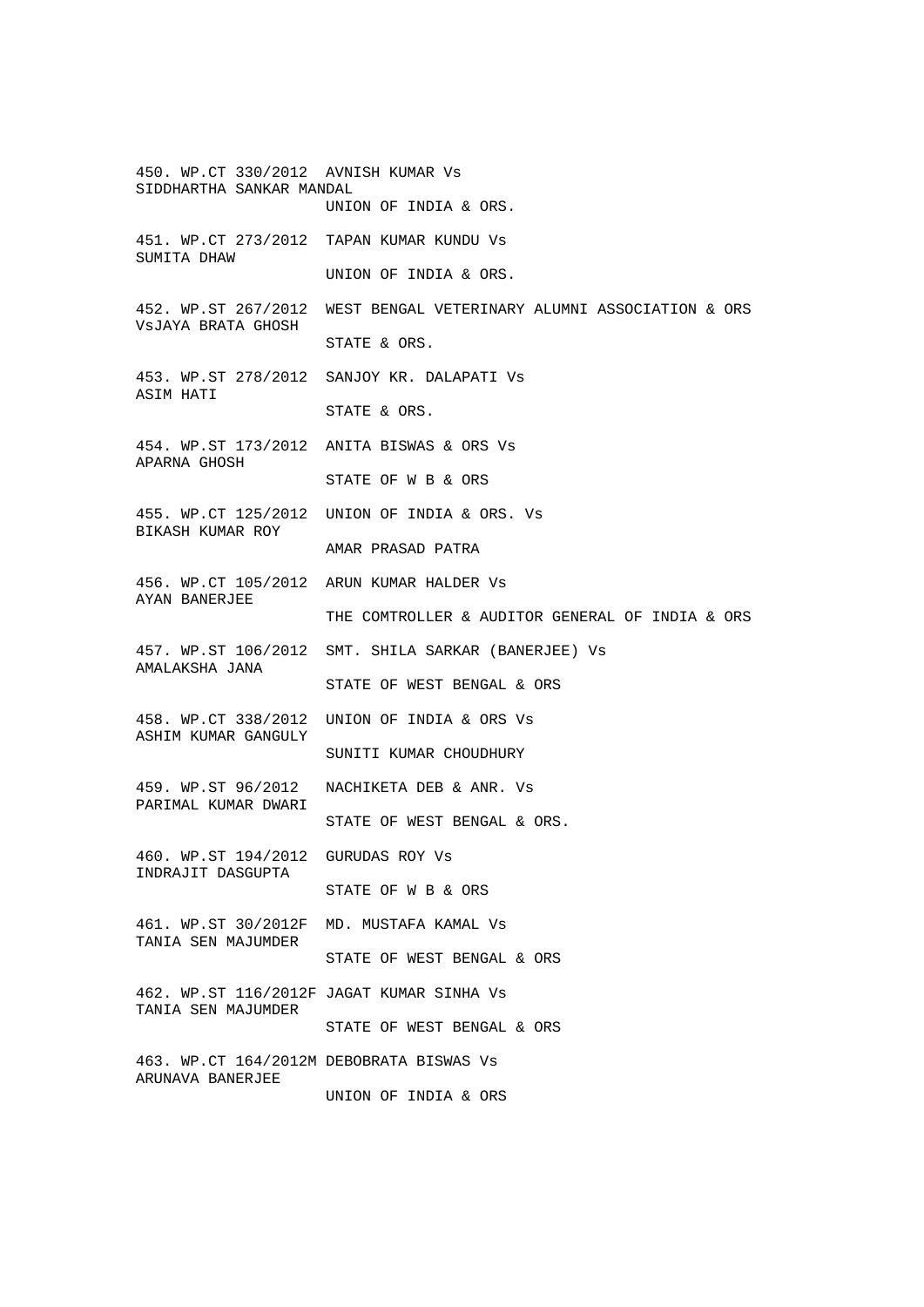450. WP.CT 330/2012 AVNISH KUMAR Vs
SIDDHARTHA SANKAR MANDAL
UNION OF INDIA & ORS.

451. WP.CT 273/2012 TAPAN KUMAR KUNDU Vs
SUMITA DHAW
UNION OF INDIA & ORS.

452. WP.ST 267/2012 WEST BENGAL VETERINARY ALUMNI ASSOCIATION & ORS
VsJAYA BRATA GHOSH
STATE & ORS.

453. WP.ST 278/2012 SANJOY KR. DALAPATI Vs
ASIM HATI
STATE & ORS.

454. WP.ST 173/2012 ANITA BISWAS & ORS Vs
APARNA GHOSH
STATE OF W B & ORS

455. WP.CT 125/2012 UNION OF INDIA & ORS. Vs
BIKASH KUMAR ROY
AMAR PRASAD PATRA

456. WP.CT 105/2012 ARUN KUMAR HALDER Vs
AYAN BANERJEE
THE COMTROLLER & AUDITOR GENERAL OF INDIA & ORS

457. WP.ST 106/2012 SMT. SHILA SARKAR (BANERJEE) Vs
AMALAKSHA JANA
STATE OF WEST BENGAL & ORS

458. WP.CT 338/2012 UNION OF INDIA & ORS Vs
ASHIM KUMAR GANGULY
SUNITI KUMAR CHOUDHURY

459. WP.ST 96/2012 NACHIKETA DEB & ANR. Vs
PARIMAL KUMAR DWARI
STATE OF WEST BENGAL & ORS.

460. WP.ST 194/2012 GURUDAS ROY Vs
INDRAJIT DASGUPTA
STATE OF W B & ORS

461. WP.ST 30/2012F MD. MUSTAFA KAMAL Vs
TANIA SEN MAJUMDER
STATE OF WEST BENGAL & ORS

462. WP.ST 116/2012F JAGAT KUMAR SINHA Vs
TANIA SEN MAJUMDER
STATE OF WEST BENGAL & ORS

463. WP.CT 164/2012M DEBOBRATA BISWAS Vs
ARUNAVA BANERJEE
UNION OF INDIA & ORS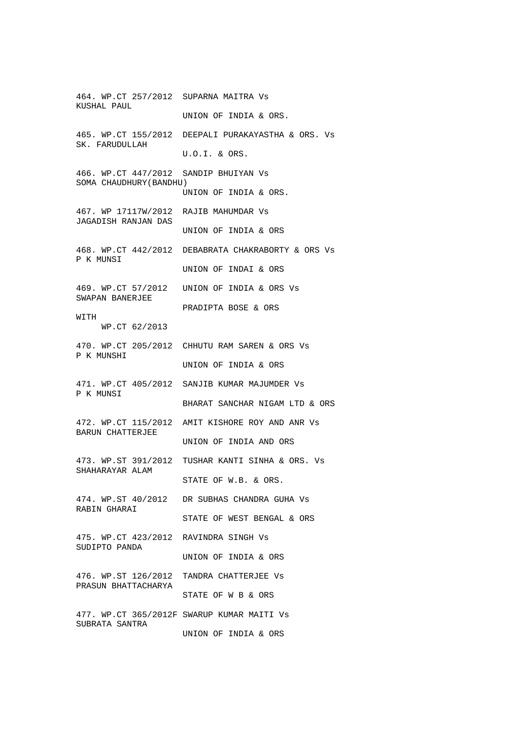464. WP.CT 257/2012 SUPARNA MAITRA Vs
KUSHAL PAUL
UNION OF INDIA & ORS.

465. WP.CT 155/2012 DEEPALI PURAKAYASTHA & ORS. Vs
SK. FARUDULLAH
U.O.I. & ORS.

466. WP.CT 447/2012 SANDIP BHUIYAN Vs
SOMA CHAUDHURY(BANDHU)
UNION OF INDIA & ORS.

467. WP 17117W/2012 RAJIB MAHUMDAR Vs
JAGADISH RANJAN DAS
UNION OF INDIA & ORS

468. WP.CT 442/2012 DEBABRATA CHAKRABORTY & ORS Vs
P K MUNSI
UNION OF INDAI & ORS

469. WP.CT 57/2012 UNION OF INDIA & ORS Vs
SWAPAN BANERJEE
PRADIPTA BOSE & ORS
WITH
WP.CT 62/2013

470. WP.CT 205/2012 CHHUTU RAM SAREN & ORS Vs
P K MUNSHI
UNION OF INDIA & ORS

471. WP.CT 405/2012 SANJIB KUMAR MAJUMDER Vs
P K MUNSI
BHARAT SANCHAR NIGAM LTD & ORS

472. WP.CT 115/2012 AMIT KISHORE ROY AND ANR Vs
BARUN CHATTERJEE
UNION OF INDIA AND ORS

473. WP.ST 391/2012 TUSHAR KANTI SINHA & ORS. Vs
SHAHARAYAR ALAM
STATE OF W.B. & ORS.

474. WP.ST 40/2012 DR SUBHAS CHANDRA GUHA Vs
RABIN GHARAI
STATE OF WEST BENGAL & ORS

475. WP.CT 423/2012 RAVINDRA SINGH Vs
SUDIPTO PANDA
UNION OF INDIA & ORS

476. WP.ST 126/2012 TANDRA CHATTERJEE Vs
PRASUN BHATTACHARYA
STATE OF W B & ORS

477. WP.CT 365/2012F SWARUP KUMAR MAITI Vs
SUBRATA SANTRA
UNION OF INDIA & ORS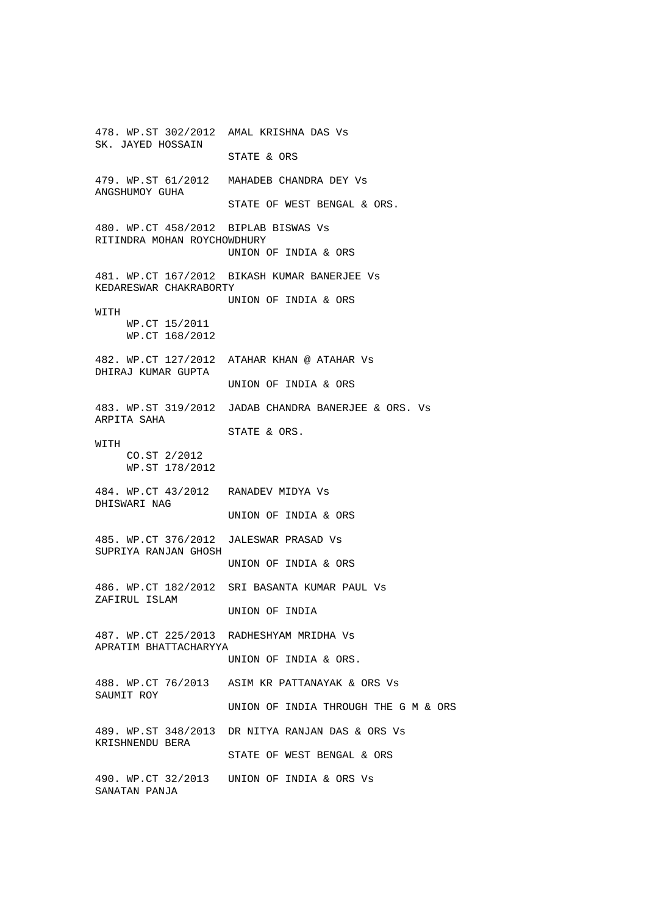478. WP.ST 302/2012 AMAL KRISHNA DAS Vs
SK. JAYED HOSSAIN
STATE & ORS

479. WP.ST 61/2012 MAHADEB CHANDRA DEY Vs
ANGSHUMOY GUHA
STATE OF WEST BENGAL & ORS.

480. WP.CT 458/2012 BIPLAB BISWAS Vs
RITINDRA MOHAN ROYCHOWDHURY
UNION OF INDIA & ORS

481. WP.CT 167/2012 BIKASH KUMAR BANERJEE Vs
KEDARESWAR CHAKRABORTY
UNION OF INDIA & ORS

WITH
WP.CT 15/2011
WP.CT 168/2012

482. WP.CT 127/2012 ATAHAR KHAN @ ATAHAR Vs
DHIRAJ KUMAR GUPTA
UNION OF INDIA & ORS

483. WP.ST 319/2012 JADAB CHANDRA BANERJEE & ORS. Vs
ARPITA SAHA
STATE & ORS.

WITH
CO.ST 2/2012
WP.ST 178/2012

484. WP.CT 43/2012 RANADEV MIDYA Vs
DHISWARI NAG
UNION OF INDIA & ORS

485. WP.CT 376/2012 JALESWAR PRASAD Vs
SUPRIYA RANJAN GHOSH
UNION OF INDIA & ORS

486. WP.CT 182/2012 SRI BASANTA KUMAR PAUL Vs
ZAFIRUL ISLAM
UNION OF INDIA

487. WP.CT 225/2013 RADHESHYAM MRIDHA Vs
APRATIM BHATTACHARYYA
UNION OF INDIA & ORS.

488. WP.CT 76/2013 ASIM KR PATTANAYAK & ORS Vs
SAUMIT ROY
UNION OF INDIA THROUGH THE G M & ORS

489. WP.ST 348/2013 DR NITYA RANJAN DAS & ORS Vs
KRISHNENDU BERA
STATE OF WEST BENGAL & ORS

490. WP.CT 32/2013 UNION OF INDIA & ORS Vs
SANATAN PANJA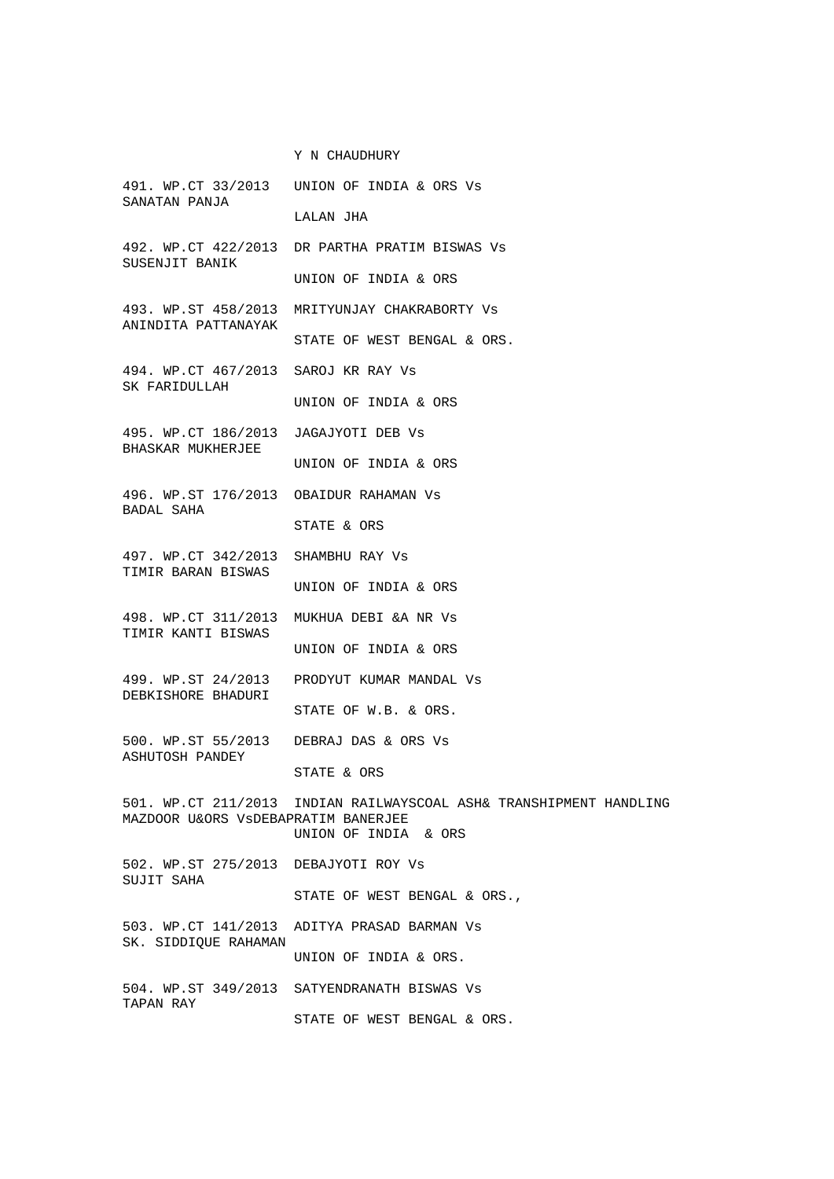Y N CHAUDHURY

491. WP.CT 33/2013 UNION OF INDIA & ORS Vs
SANATAN PANJA
LALAN JHA

492. WP.CT 422/2013 DR PARTHA PRATIM BISWAS Vs
SUSENJIT BANIK
UNION OF INDIA & ORS

493. WP.ST 458/2013 MRITYUNJAY CHAKRABORTY Vs
ANINDITA PATTANAYAK
STATE OF WEST BENGAL & ORS.

494. WP.CT 467/2013 SAROJ KR RAY Vs
SK FARIDULLAH
UNION OF INDIA & ORS

495. WP.CT 186/2013 JAGAJYOTI DEB Vs
BHASKAR MUKHERJEE
UNION OF INDIA & ORS

496. WP.ST 176/2013 OBAIDUR RAHAMAN Vs
BADAL SAHA
STATE & ORS

497. WP.CT 342/2013 SHAMBHU RAY Vs
TIMIR BARAN BISWAS
UNION OF INDIA & ORS

498. WP.CT 311/2013 MUKHUA DEBI &A NR Vs
TIMIR KANTI BISWAS
UNION OF INDIA & ORS

499. WP.ST 24/2013 PRODYUT KUMAR MANDAL Vs
DEBKISHORE BHADURI
STATE OF W.B. & ORS.

500. WP.ST 55/2013 DEBRAJ DAS & ORS Vs
ASHUTOSH PANDEY
STATE & ORS

501. WP.CT 211/2013 INDIAN RAILWAYSCOAL ASH& TRANSHIPMENT HANDLING
MAZDOOR U&ORS VsDEBAPRATIM BANERJEE
UNION OF INDIA & ORS

502. WP.ST 275/2013 DEBAJYOTI ROY Vs
SUJIT SAHA
STATE OF WEST BENGAL & ORS.,

503. WP.CT 141/2013 ADITYA PRASAD BARMAN Vs
SK. SIDDIQUE RAHAMAN
UNION OF INDIA & ORS.

504. WP.ST 349/2013 SATYENDRANATH BISWAS Vs
TAPAN RAY
STATE OF WEST BENGAL & ORS.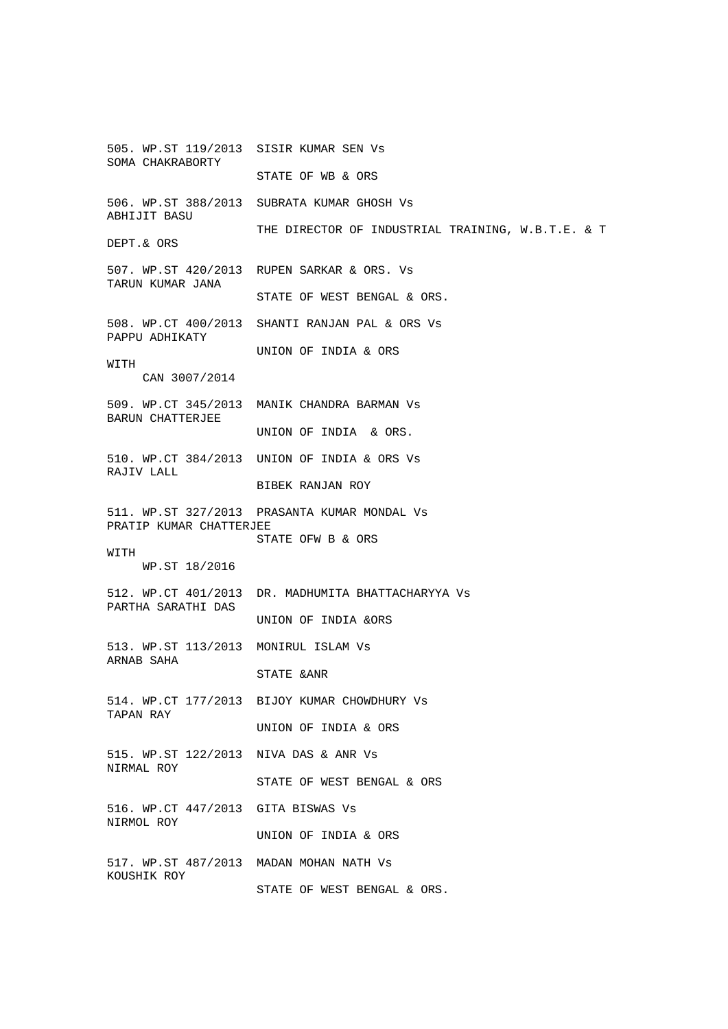505. WP.ST 119/2013 SISIR KUMAR SEN Vs
SOMA CHAKRABORTY
STATE OF WB & ORS

506. WP.ST 388/2013 SUBRATA KUMAR GHOSH Vs
ABHIJIT BASU
THE DIRECTOR OF INDUSTRIAL TRAINING, W.B.T.E. & T
DEPT.& ORS

507. WP.ST 420/2013 RUPEN SARKAR & ORS. Vs
TARUN KUMAR JANA
STATE OF WEST BENGAL & ORS.

508. WP.CT 400/2013 SHANTI RANJAN PAL & ORS Vs
PAPPU ADHIKATY
UNION OF INDIA & ORS
WITH
CAN 3007/2014

509. WP.CT 345/2013 MANIK CHANDRA BARMAN Vs
BARUN CHATTERJEE
UNION OF INDIA & ORS.

510. WP.CT 384/2013 UNION OF INDIA & ORS Vs
RAJIV LALL
BIBEK RANJAN ROY

511. WP.ST 327/2013 PRASANTA KUMAR MONDAL Vs
PRATIP KUMAR CHATTERJEE
STATE OFW B & ORS
WITH
WP.ST 18/2016

512. WP.CT 401/2013 DR. MADHUMITA BHATTACHARYYA Vs
PARTHA SARATHI DAS
UNION OF INDIA &ORS

513. WP.ST 113/2013 MONIRUL ISLAM Vs
ARNAB SAHA
STATE &ANR

514. WP.CT 177/2013 BIJOY KUMAR CHOWDHURY Vs
TAPAN RAY
UNION OF INDIA & ORS

515. WP.ST 122/2013 NIVA DAS & ANR Vs
NIRMAL ROY
STATE OF WEST BENGAL & ORS

516. WP.CT 447/2013 GITA BISWAS Vs
NIRMOL ROY
UNION OF INDIA & ORS

517. WP.ST 487/2013 MADAN MOHAN NATH Vs
KOUSHIK ROY
STATE OF WEST BENGAL & ORS.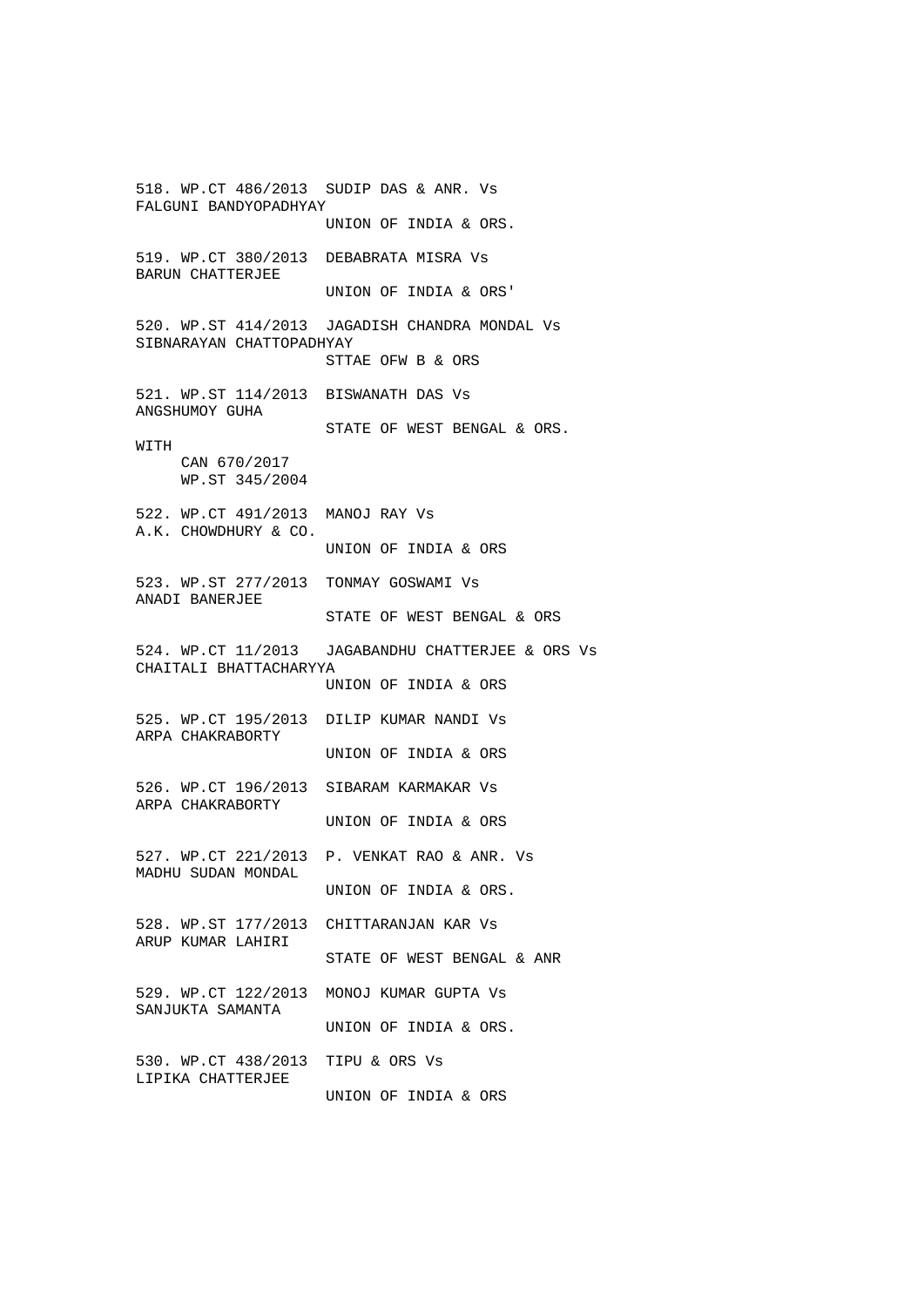518. WP.CT 486/2013 SUDIP DAS & ANR. Vs
FALGUNI BANDYOPADHYAY
UNION OF INDIA & ORS.

519. WP.CT 380/2013 DEBABRATA MISRA Vs
BARUN CHATTERJEE
UNION OF INDIA & ORS'

520. WP.ST 414/2013 JAGADISH CHANDRA MONDAL Vs
SIBNARAYAN CHATTOPADHYAY
STTAE OFW B & ORS

521. WP.ST 114/2013 BISWANATH DAS Vs
ANGSHUMOY GUHA
STATE OF WEST BENGAL & ORS.

WITH
CAN 670/2017
WP.ST 345/2004

522. WP.CT 491/2013 MANOJ RAY Vs
A.K. CHOWDHURY & CO.
UNION OF INDIA & ORS

523. WP.ST 277/2013 TONMAY GOSWAMI Vs
ANADI BANERJEE
STATE OF WEST BENGAL & ORS

524. WP.CT 11/2013 JAGABANDHU CHATTERJEE & ORS Vs
CHAITALI BHATTACHARYYA
UNION OF INDIA & ORS

525. WP.CT 195/2013 DILIP KUMAR NANDI Vs
ARPA CHAKRABORTY
UNION OF INDIA & ORS

526. WP.CT 196/2013 SIBARAM KARMAKAR Vs
ARPA CHAKRABORTY
UNION OF INDIA & ORS

527. WP.CT 221/2013 P. VENKAT RAO & ANR. Vs
MADHU SUDAN MONDAL
UNION OF INDIA & ORS.

528. WP.ST 177/2013 CHITTARANJAN KAR Vs
ARUP KUMAR LAHIRI
STATE OF WEST BENGAL & ANR

529. WP.CT 122/2013 MONOJ KUMAR GUPTA Vs
SANJUKTA SAMANTA
UNION OF INDIA & ORS.

530. WP.CT 438/2013 TIPU & ORS Vs
LIPIKA CHATTERJEE
UNION OF INDIA & ORS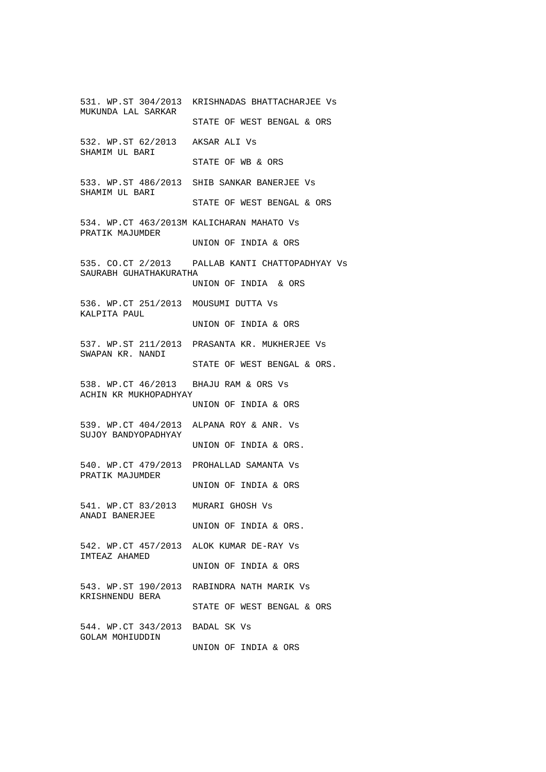531. WP.ST 304/2013 KRISHNADAS BHATTACHARJEE Vs
MUKUNDA LAL SARKAR
STATE OF WEST BENGAL & ORS

532. WP.ST 62/2013 AKSAR ALI Vs
SHAMIM UL BARI
STATE OF WB & ORS

533. WP.ST 486/2013 SHIB SANKAR BANERJEE Vs
SHAMIM UL BARI
STATE OF WEST BENGAL & ORS

534. WP.CT 463/2013M KALICHARAN MAHATO Vs
PRATIK MAJUMDER
UNION OF INDIA & ORS

535. CO.CT 2/2013 PALLAB KANTI CHATTOPADHYAY Vs
SAURABH GUHATHAKURATHA
UNION OF INDIA & ORS

536. WP.CT 251/2013 MOUSUMI DUTTA Vs
KALPITA PAUL
UNION OF INDIA & ORS

537. WP.ST 211/2013 PRASANTA KR. MUKHERJEE Vs
SWAPAN KR. NANDI
STATE OF WEST BENGAL & ORS.

538. WP.CT 46/2013 BHAJU RAM & ORS Vs
ACHIN KR MUKHOPADHYAY
UNION OF INDIA & ORS

539. WP.CT 404/2013 ALPANA ROY & ANR. Vs
SUJOY BANDYOPADHYAY
UNION OF INDIA & ORS.

540. WP.CT 479/2013 PROHALLAD SAMANTA Vs
PRATIK MAJUMDER
UNION OF INDIA & ORS

541. WP.CT 83/2013 MURARI GHOSH Vs
ANADI BANERJEE
UNION OF INDIA & ORS.

542. WP.CT 457/2013 ALOK KUMAR DE-RAY Vs
IMTEAZ AHAMED
UNION OF INDIA & ORS

543. WP.ST 190/2013 RABINDRA NATH MARIK Vs
KRISHNENDU BERA
STATE OF WEST BENGAL & ORS

544. WP.CT 343/2013 BADAL SK Vs
GOLAM MOHIUDDIN
UNION OF INDIA & ORS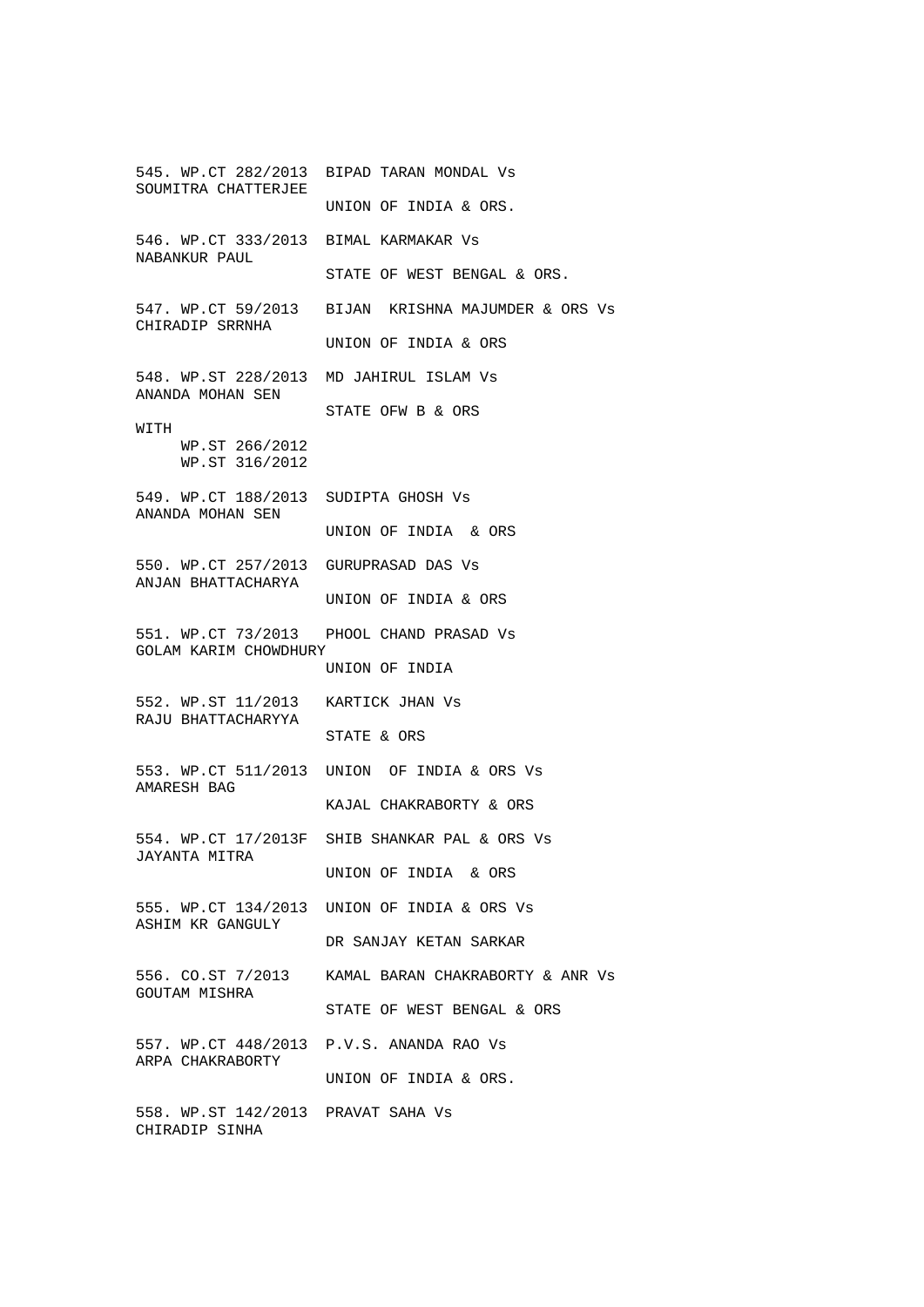545. WP.CT 282/2013 BIPAD TARAN MONDAL Vs
SOUMITRA CHATTERJEE
UNION OF INDIA & ORS.

546. WP.CT 333/2013 BIMAL KARMAKAR Vs
NABANKUR PAUL
STATE OF WEST BENGAL & ORS.

547. WP.CT 59/2013 BIJAN KRISHNA MAJUMDER & ORS Vs
CHIRADIP SRRNHA
UNION OF INDIA & ORS

548. WP.ST 228/2013 MD JAHIRUL ISLAM Vs
ANANDA MOHAN SEN
STATE OFW B & ORS

WITH
WP.ST 266/2012
WP.ST 316/2012

549. WP.CT 188/2013 SUDIPTA GHOSH Vs
ANANDA MOHAN SEN
UNION OF INDIA & ORS

550. WP.CT 257/2013 GURUPRASAD DAS Vs
ANJAN BHATTACHARYA
UNION OF INDIA & ORS

551. WP.CT 73/2013 PHOOL CHAND PRASAD Vs
GOLAM KARIM CHOWDHURY
UNION OF INDIA

552. WP.ST 11/2013 KARTICK JHAN Vs
RAJU BHATTACHARYYA
STATE & ORS

553. WP.CT 511/2013 UNION OF INDIA & ORS Vs
AMARESH BAG
KAJAL CHAKRABORTY & ORS

554. WP.CT 17/2013F SHIB SHANKAR PAL & ORS Vs
JAYANTA MITRA
UNION OF INDIA & ORS

555. WP.CT 134/2013 UNION OF INDIA & ORS Vs
ASHIM KR GANGULY
DR SANJAY KETAN SARKAR

556. CO.ST 7/2013 KAMAL BARAN CHAKRABORTY & ANR Vs
GOUTAM MISHRA
STATE OF WEST BENGAL & ORS

557. WP.CT 448/2013 P.V.S. ANANDA RAO Vs
ARPA CHAKRABORTY
UNION OF INDIA & ORS.

558. WP.ST 142/2013 PRAVAT SAHA Vs
CHIRADIP SINHA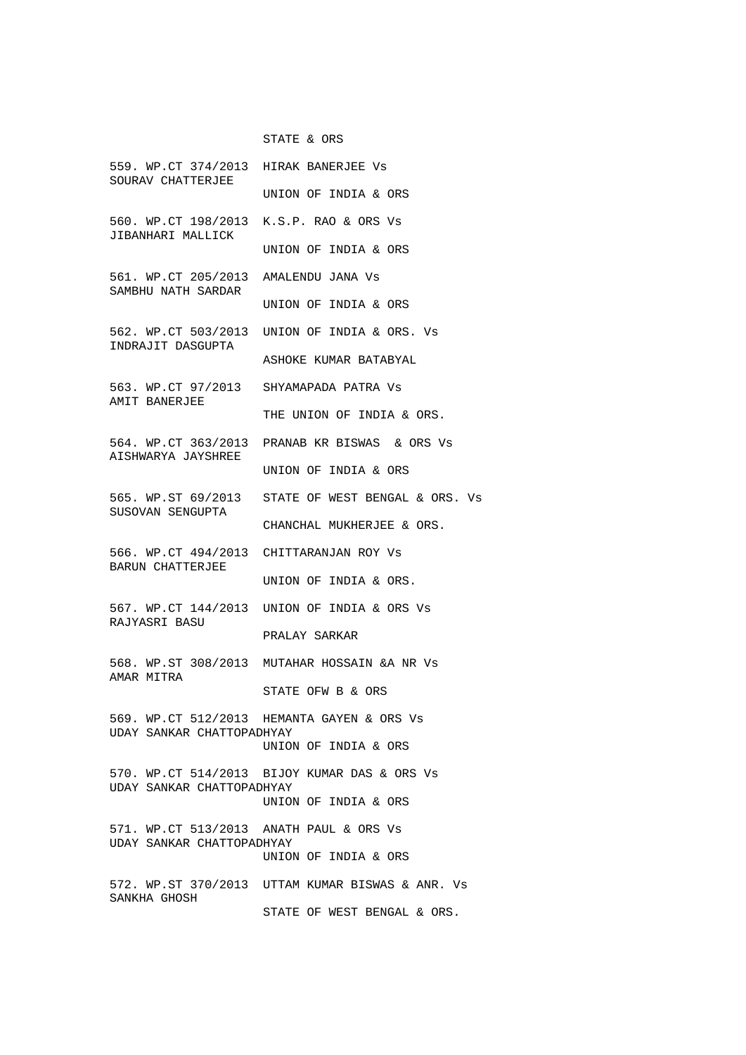STATE & ORS

559. WP.CT 374/2013 HIRAK BANERJEE Vs
SOURAV CHATTERJEE
UNION OF INDIA & ORS

560. WP.CT 198/2013 K.S.P. RAO & ORS Vs
JIBANHARI MALLICK
UNION OF INDIA & ORS

561. WP.CT 205/2013 AMALENDU JANA Vs
SAMBHU NATH SARDAR
UNION OF INDIA & ORS

562. WP.CT 503/2013 UNION OF INDIA & ORS. Vs
INDRAJIT DASGUPTA
ASHOKE KUMAR BATABYAL

563. WP.CT 97/2013 SHYAMAPADA PATRA Vs
AMIT BANERJEE
THE UNION OF INDIA & ORS.

564. WP.CT 363/2013 PRANAB KR BISWAS & ORS Vs
AISHWARYA JAYSHREE
UNION OF INDIA & ORS

565. WP.ST 69/2013 STATE OF WEST BENGAL & ORS. Vs
SUSOVAN SENGUPTA
CHANCHAL MUKHERJEE & ORS.

566. WP.CT 494/2013 CHITTARANJAN ROY Vs
BARUN CHATTERJEE
UNION OF INDIA & ORS.

567. WP.CT 144/2013 UNION OF INDIA & ORS Vs
RAJYASRI BASU
PRALAY SARKAR

568. WP.ST 308/2013 MUTAHAR HOSSAIN &A NR Vs
AMAR MITRA
STATE OFW B & ORS

569. WP.CT 512/2013 HEMANTA GAYEN & ORS Vs
UDAY SANKAR CHATTOPADHYAY
UNION OF INDIA & ORS

570. WP.CT 514/2013 BIJOY KUMAR DAS & ORS Vs
UDAY SANKAR CHATTOPADHYAY
UNION OF INDIA & ORS

571. WP.CT 513/2013 ANATH PAUL & ORS Vs
UDAY SANKAR CHATTOPADHYAY
UNION OF INDIA & ORS

572. WP.ST 370/2013 UTTAM KUMAR BISWAS & ANR. Vs
SANKHA GHOSH
STATE OF WEST BENGAL & ORS.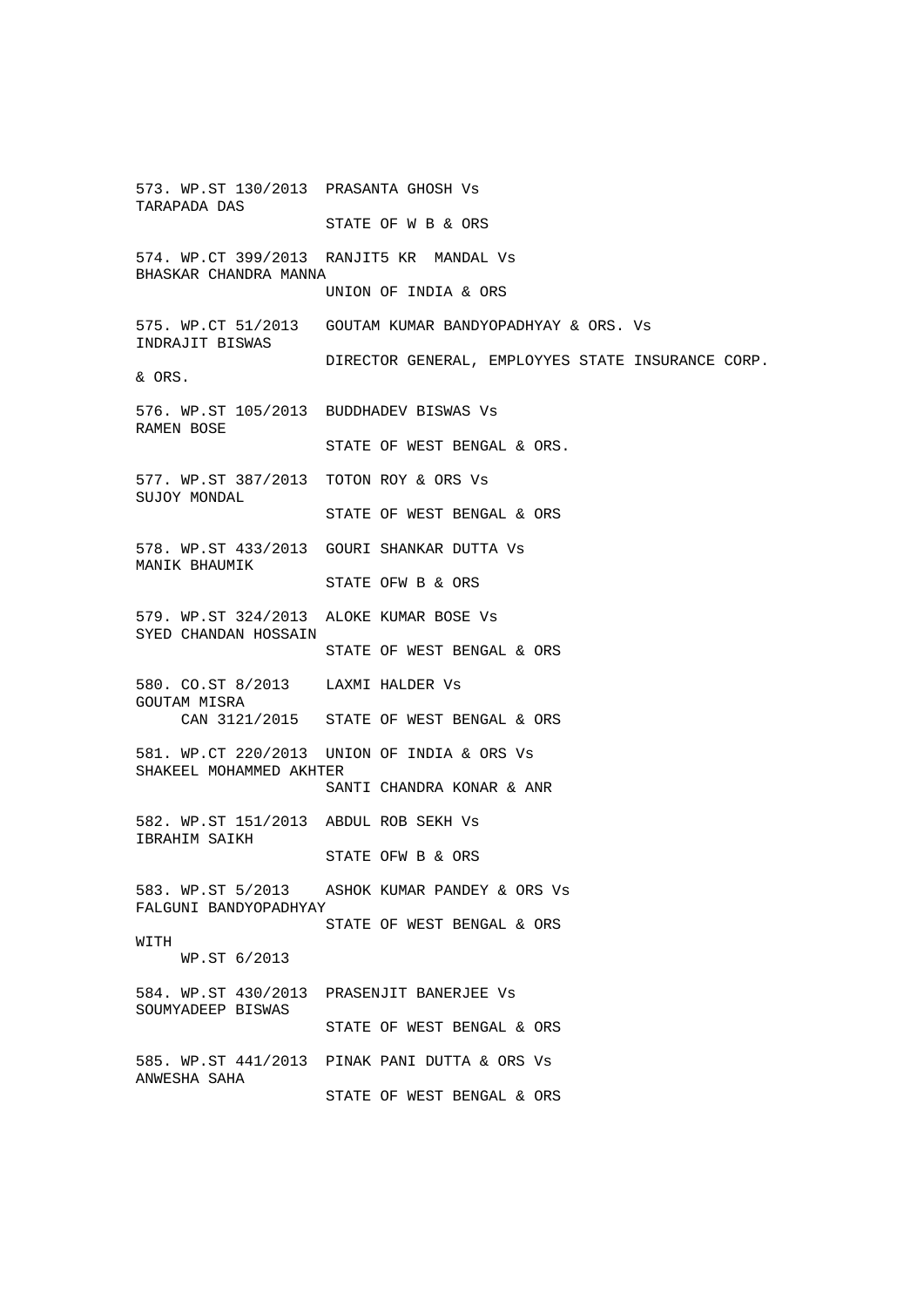573. WP.ST 130/2013 PRASANTA GHOSH Vs
TARAPADA DAS
STATE OF W B & ORS

574. WP.CT 399/2013 RANJIT5 KR MANDAL Vs
BHASKAR CHANDRA MANNA
UNION OF INDIA & ORS

575. WP.CT 51/2013 GOUTAM KUMAR BANDYOPADHYAY & ORS. Vs
INDRAJIT BISWAS
DIRECTOR GENERAL, EMPLOYYES STATE INSURANCE CORP.
& ORS.

576. WP.ST 105/2013 BUDDHADEV BISWAS Vs
RAMEN BOSE
STATE OF WEST BENGAL & ORS.

577. WP.ST 387/2013 TOTON ROY & ORS Vs
SUJOY MONDAL
STATE OF WEST BENGAL & ORS

578. WP.ST 433/2013 GOURI SHANKAR DUTTA Vs
MANIK BHAUMIK
STATE OFW B & ORS

579. WP.ST 324/2013 ALOKE KUMAR BOSE Vs
SYED CHANDAN HOSSAIN
STATE OF WEST BENGAL & ORS

580. CO.ST 8/2013 LAXMI HALDER Vs
GOUTAM MISRA
CAN 3121/2015 STATE OF WEST BENGAL & ORS

581. WP.CT 220/2013 UNION OF INDIA & ORS Vs
SHAKEEL MOHAMMED AKHTER
SANTI CHANDRA KONAR & ANR

582. WP.ST 151/2013 ABDUL ROB SEKH Vs
IBRAHIM SAIKH
STATE OFW B & ORS

583. WP.ST 5/2013 ASHOK KUMAR PANDEY & ORS Vs
FALGUNI BANDYOPADHYAY
STATE OF WEST BENGAL & ORS
WITH
WP.ST 6/2013

584. WP.ST 430/2013 PRASENJIT BANERJEE Vs
SOUMYADEEP BISWAS
STATE OF WEST BENGAL & ORS

585. WP.ST 441/2013 PINAK PANI DUTTA & ORS Vs
ANWESHA SAHA
STATE OF WEST BENGAL & ORS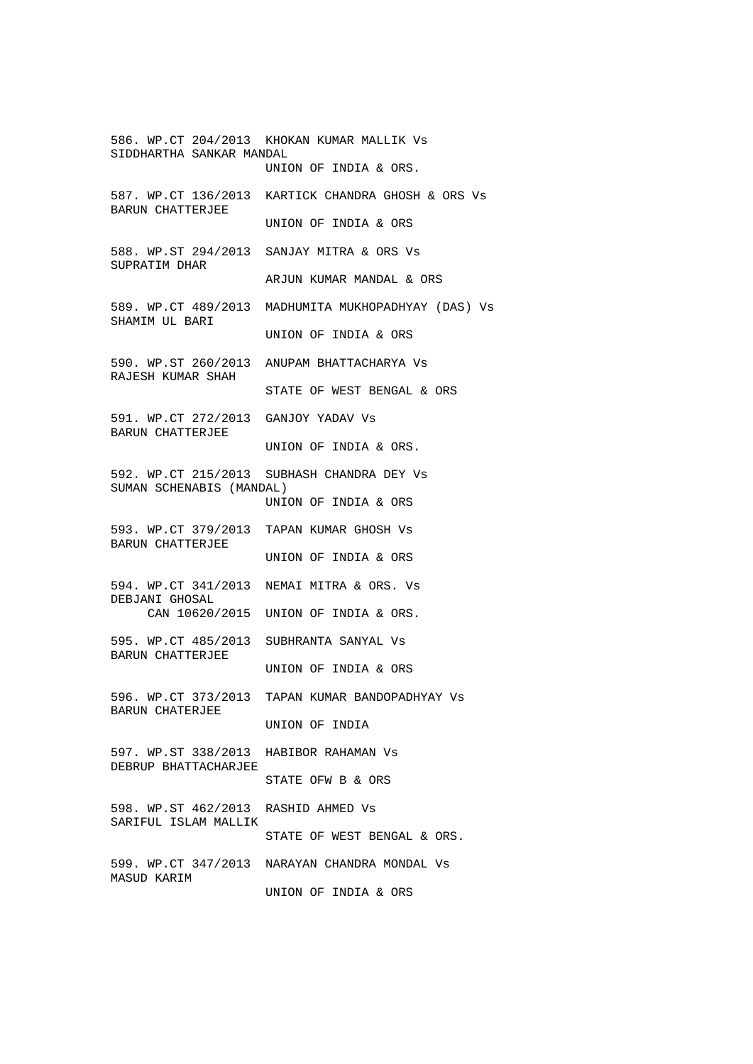586. WP.CT 204/2013  KHOKAN KUMAR MALLIK Vs
SIDDHARTHA SANKAR MANDAL
UNION OF INDIA & ORS.

587. WP.CT 136/2013  KARTICK CHANDRA GHOSH & ORS Vs
BARUN CHATTERJEE
UNION OF INDIA & ORS

588. WP.ST 294/2013  SANJAY MITRA & ORS Vs
SUPRATIM DHAR
ARJUN KUMAR MANDAL & ORS

589. WP.CT 489/2013  MADHUMITA MUKHOPADHYAY (DAS) Vs
SHAMIM UL BARI
UNION OF INDIA & ORS

590. WP.ST 260/2013  ANUPAM BHATTACHARYA Vs
RAJESH KUMAR SHAH
STATE OF WEST BENGAL & ORS

591. WP.CT 272/2013  GANJOY YADAV Vs
BARUN CHATTERJEE
UNION OF INDIA & ORS.

592. WP.CT 215/2013  SUBHASH CHANDRA DEY Vs
SUMAN SCHENABIS (MANDAL)
UNION OF INDIA & ORS

593. WP.CT 379/2013  TAPAN KUMAR GHOSH Vs
BARUN CHATTERJEE
UNION OF INDIA & ORS

594. WP.CT 341/2013  NEMAI MITRA & ORS. Vs
DEBJANI GHOSAL
CAN 10620/2015  UNION OF INDIA & ORS.

595. WP.CT 485/2013  SUBHRANTA SANYAL Vs
BARUN CHATTERJEE
UNION OF INDIA & ORS

596. WP.CT 373/2013  TAPAN KUMAR BANDOPADHYAY Vs
BARUN CHATERJEE
UNION OF INDIA

597. WP.ST 338/2013  HABIBOR RAHAMAN Vs
DEBRUP BHATTACHARJEE
STATE OFW B & ORS

598. WP.ST 462/2013  RASHID AHMED Vs
SARIFUL ISLAM MALLIK
STATE OF WEST BENGAL & ORS.

599. WP.CT 347/2013  NARAYAN CHANDRA MONDAL Vs
MASUD KARIM
UNION OF INDIA & ORS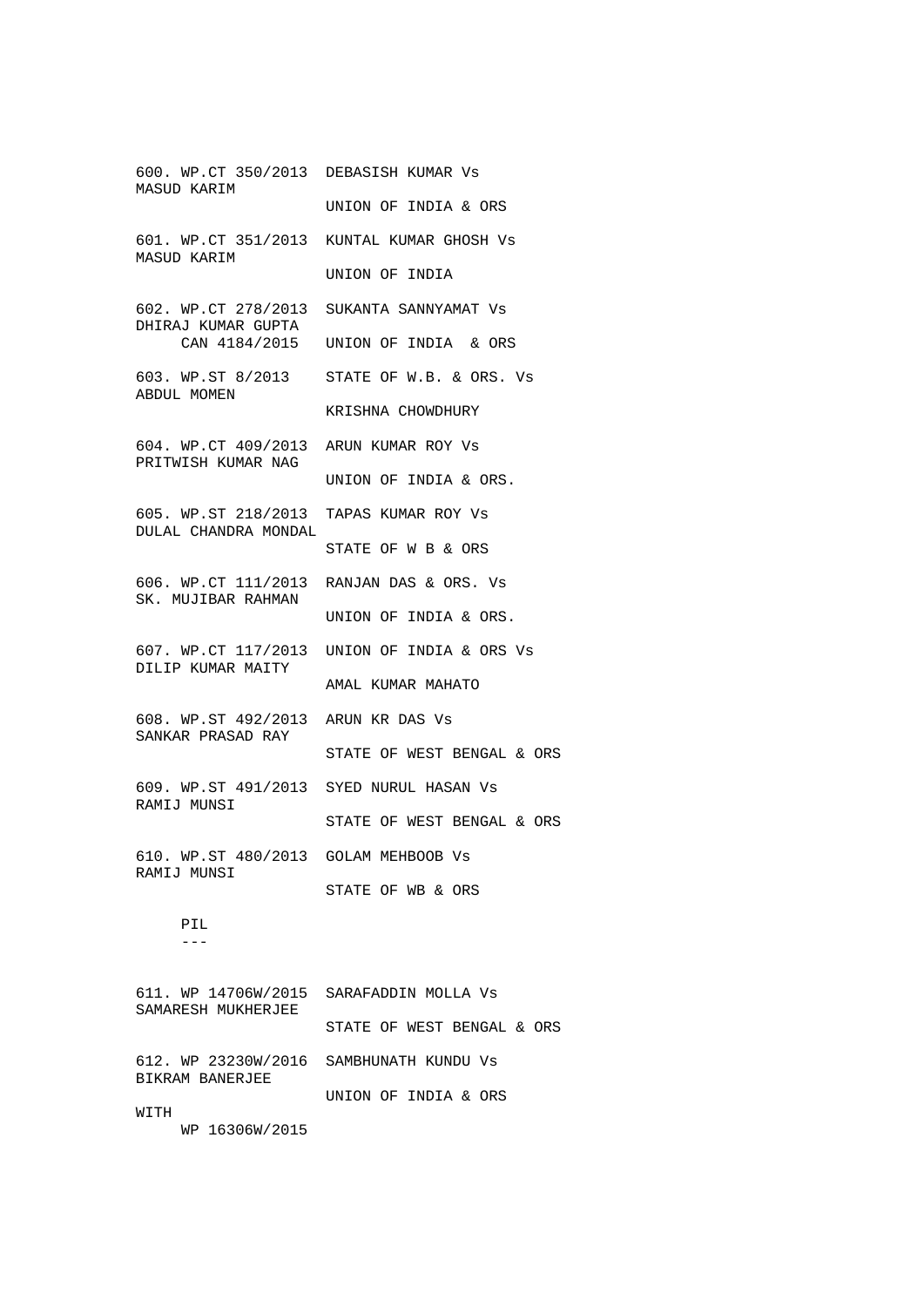600. WP.CT 350/2013 DEBASISH KUMAR Vs
MASUD KARIM
UNION OF INDIA & ORS

601. WP.CT 351/2013 KUNTAL KUMAR GHOSH Vs
MASUD KARIM
UNION OF INDIA

602. WP.CT 278/2013 SUKANTA SANNYAMAT Vs
DHIRAJ KUMAR GUPTA
CAN 4184/2015 UNION OF INDIA & ORS

603. WP.ST 8/2013 STATE OF W.B. & ORS. Vs
ABDUL MOMEN
KRISHNA CHOWDHURY

604. WP.CT 409/2013 ARUN KUMAR ROY Vs
PRITWISH KUMAR NAG
UNION OF INDIA & ORS.

605. WP.ST 218/2013 TAPAS KUMAR ROY Vs
DULAL CHANDRA MONDAL
STATE OF W B & ORS

606. WP.CT 111/2013 RANJAN DAS & ORS. Vs
SK. MUJIBAR RAHMAN
UNION OF INDIA & ORS.

607. WP.CT 117/2013 UNION OF INDIA & ORS Vs
DILIP KUMAR MAITY
AMAL KUMAR MAHATO

608. WP.ST 492/2013 ARUN KR DAS Vs
SANKAR PRASAD RAY
STATE OF WEST BENGAL & ORS

609. WP.ST 491/2013 SYED NURUL HASAN Vs
RAMIJ MUNSI
STATE OF WEST BENGAL & ORS

610. WP.ST 480/2013 GOLAM MEHBOOB Vs
RAMIJ MUNSI
STATE OF WB & ORS

PIL
---

611. WP 14706W/2015 SARAFADDIN MOLLA Vs
SAMARESH MUKHERJEE
STATE OF WEST BENGAL & ORS

612. WP 23230W/2016 SAMBHUNATH KUNDU Vs
BIKRAM BANERJEE
UNION OF INDIA & ORS
WITH
WP 16306W/2015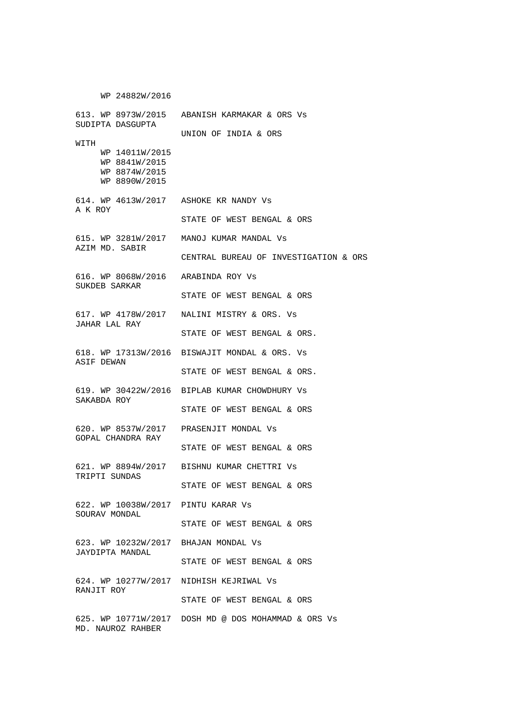WP 24882W/2016

613. WP 8973W/2015 ABANISH KARMAKAR & ORS Vs
SUDIPTA DASGUPTA
UNION OF INDIA & ORS
WITH
WP 14011W/2015
WP 8841W/2015
WP 8874W/2015
WP 8890W/2015

614. WP 4613W/2017 ASHOKE KR NANDY Vs
A K ROY
STATE OF WEST BENGAL & ORS

615. WP 3281W/2017 MANOJ KUMAR MANDAL Vs
AZIM MD. SABIR
CENTRAL BUREAU OF INVESTIGATION & ORS

616. WP 8068W/2016 ARABINDA ROY Vs
SUKDEB SARKAR
STATE OF WEST BENGAL & ORS

617. WP 4178W/2017 NALINI MISTRY & ORS. Vs
JAHAR LAL RAY
STATE OF WEST BENGAL & ORS.

618. WP 17313W/2016 BISWAJIT MONDAL & ORS. Vs
ASIF DEWAN
STATE OF WEST BENGAL & ORS.

619. WP 30422W/2016 BIPLAB KUMAR CHOWDHURY Vs
SAKABDA ROY
STATE OF WEST BENGAL & ORS

620. WP 8537W/2017 PRASENJIT MONDAL Vs
GOPAL CHANDRA RAY
STATE OF WEST BENGAL & ORS

621. WP 8894W/2017 BISHNU KUMAR CHETTRI Vs
TRIPTI SUNDAS
STATE OF WEST BENGAL & ORS

622. WP 10038W/2017 PINTU KARAR Vs
SOURAV MONDAL
STATE OF WEST BENGAL & ORS

623. WP 10232W/2017 BHAJAN MONDAL Vs
JAYDIPTA MANDAL
STATE OF WEST BENGAL & ORS

624. WP 10277W/2017 NIDHISH KEJRIWAL Vs
RANJIT ROY
STATE OF WEST BENGAL & ORS

625. WP 10771W/2017 DOSH MD @ DOS MOHAMMAD & ORS Vs
MD. NAUROZ RAHBER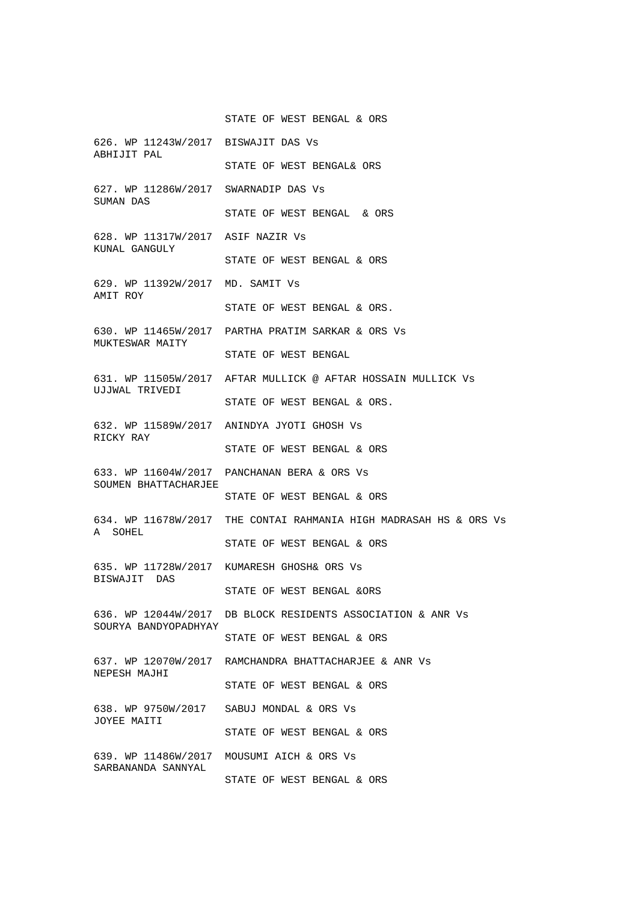STATE OF WEST BENGAL & ORS

626. WP 11243W/2017 BISWAJIT DAS Vs
ABHIJIT PAL
STATE OF WEST BENGAL& ORS

627. WP 11286W/2017 SWARNADIP DAS Vs
SUMAN DAS
STATE OF WEST BENGAL & ORS

628. WP 11317W/2017 ASIF NAZIR Vs
KUNAL GANGULY
STATE OF WEST BENGAL & ORS

629. WP 11392W/2017 MD. SAMIT Vs
AMIT ROY
STATE OF WEST BENGAL & ORS.

630. WP 11465W/2017 PARTHA PRATIM SARKAR & ORS Vs
MUKTESWAR MAITY
STATE OF WEST BENGAL

631. WP 11505W/2017 AFTAR MULLICK @ AFTAR HOSSAIN MULLICK Vs
UJJWAL TRIVEDI
STATE OF WEST BENGAL & ORS.

632. WP 11589W/2017 ANINDYA JYOTI GHOSH Vs
RICKY RAY
STATE OF WEST BENGAL & ORS

633. WP 11604W/2017 PANCHANAN BERA & ORS Vs
SOUMEN BHATTACHARJEE
STATE OF WEST BENGAL & ORS

634. WP 11678W/2017 THE CONTAI RAHMANIA HIGH MADRASAH HS & ORS Vs
A SOHEL
STATE OF WEST BENGAL & ORS

635. WP 11728W/2017 KUMARESH GHOSH& ORS Vs
BISWAJIT DAS
STATE OF WEST BENGAL &ORS

636. WP 12044W/2017 DB BLOCK RESIDENTS ASSOCIATION & ANR Vs
SOURYA BANDYOPADHYAY
STATE OF WEST BENGAL & ORS

637. WP 12070W/2017 RAMCHANDRA BHATTACHARJEE & ANR Vs
NEPESH MAJHI
STATE OF WEST BENGAL & ORS

638. WP 9750W/2017 SABUJ MONDAL & ORS Vs
JOYEE MAITI
STATE OF WEST BENGAL & ORS

639. WP 11486W/2017 MOUSUMI AICH & ORS Vs
SARBANANDA SANNYAL
STATE OF WEST BENGAL & ORS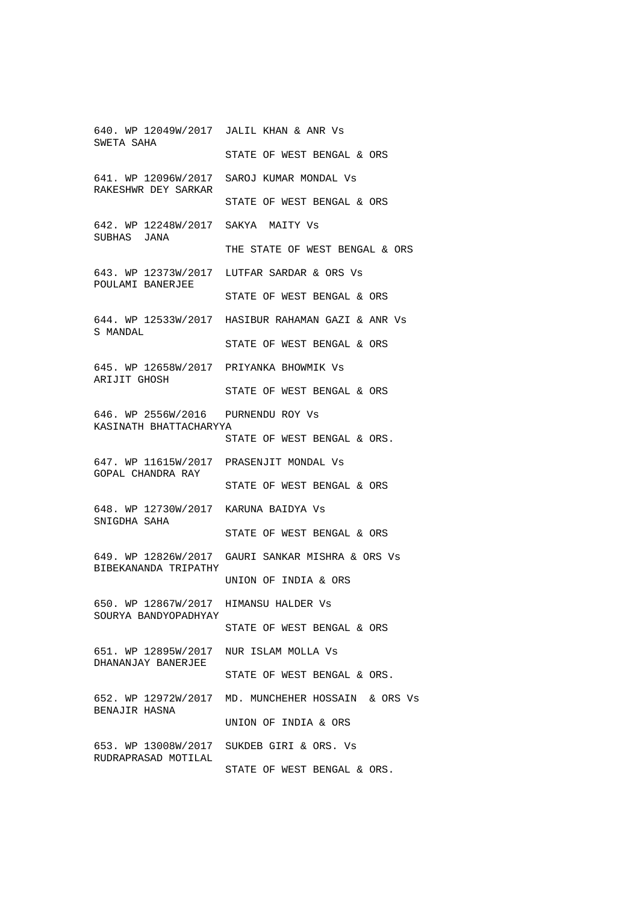640. WP 12049W/2017 JALIL KHAN & ANR Vs
SWETA SAHA
STATE OF WEST BENGAL & ORS

641. WP 12096W/2017 SAROJ KUMAR MONDAL Vs
RAKESHWR DEY SARKAR
STATE OF WEST BENGAL & ORS

642. WP 12248W/2017 SAKYA MAITY Vs
SUBHAS JANA
THE STATE OF WEST BENGAL & ORS

643. WP 12373W/2017 LUTFAR SARDAR & ORS Vs
POULAMI BANERJEE
STATE OF WEST BENGAL & ORS

644. WP 12533W/2017 HASIBUR RAHAMAN GAZI & ANR Vs
S MANDAL
STATE OF WEST BENGAL & ORS

645. WP 12658W/2017 PRIYANKA BHOWMIK Vs
ARIJIT GHOSH
STATE OF WEST BENGAL & ORS

646. WP 2556W/2016 PURNENDU ROY Vs
KASINATH BHATTACHARYYA
STATE OF WEST BENGAL & ORS.

647. WP 11615W/2017 PRASENJIT MONDAL Vs
GOPAL CHANDRA RAY
STATE OF WEST BENGAL & ORS

648. WP 12730W/2017 KARUNA BAIDYA Vs
SNIGDHA SAHA
STATE OF WEST BENGAL & ORS

649. WP 12826W/2017 GAURI SANKAR MISHRA & ORS Vs
BIBEKANANDA TRIPATHY
UNION OF INDIA & ORS

650. WP 12867W/2017 HIMANSU HALDER Vs
SOURYA BANDYOPADHYAY
STATE OF WEST BENGAL & ORS

651. WP 12895W/2017 NUR ISLAM MOLLA Vs
DHANANJAY BANERJEE
STATE OF WEST BENGAL & ORS.

652. WP 12972W/2017 MD. MUNCHEHER HOSSAIN & ORS Vs
BENAJIR HASNA
UNION OF INDIA & ORS

653. WP 13008W/2017 SUKDEB GIRI & ORS. Vs
RUDRAPRASAD MOTILAL
STATE OF WEST BENGAL & ORS.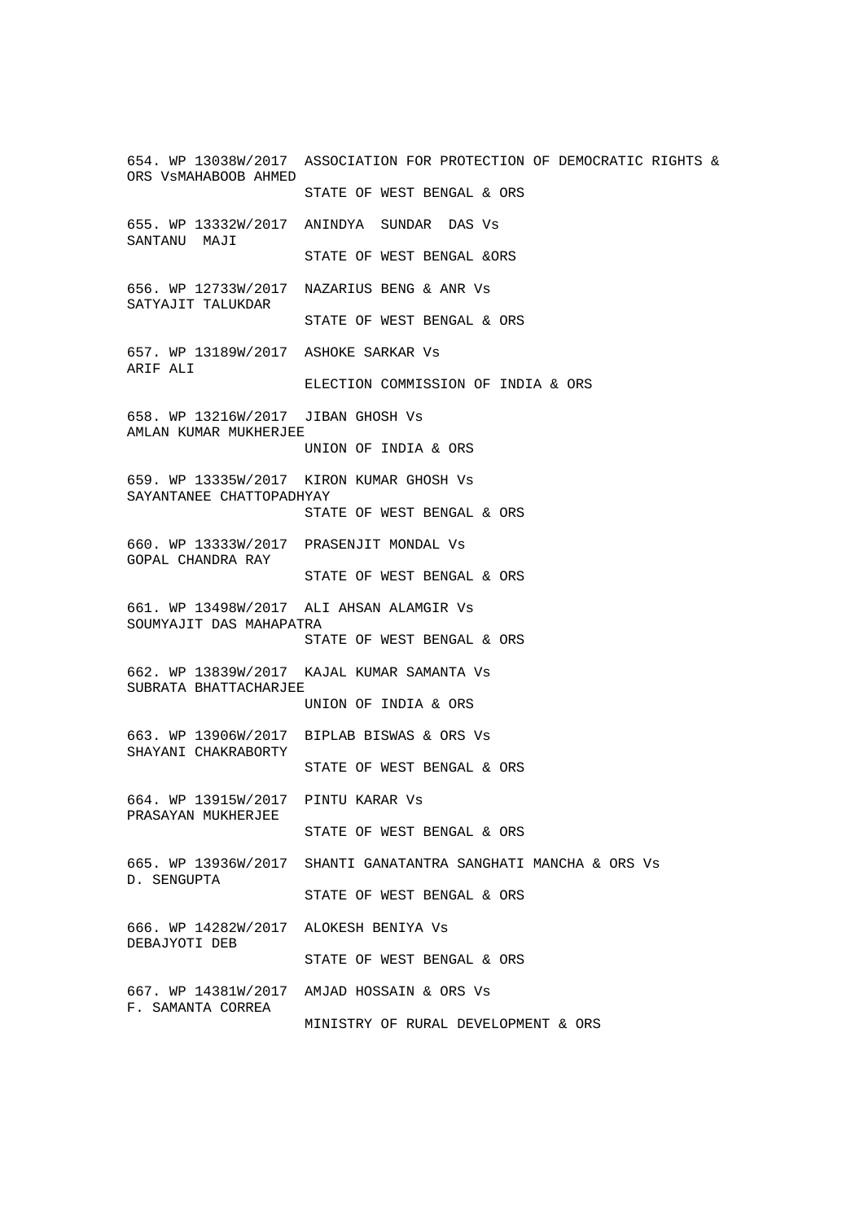654. WP 13038W/2017 ASSOCIATION FOR PROTECTION OF DEMOCRATIC RIGHTS & ORS VsMAHABOOB AHMED
STATE OF WEST BENGAL & ORS

655. WP 13332W/2017 ANINDYA SUNDAR DAS Vs
SANTANU MAJI
STATE OF WEST BENGAL &ORS

656. WP 12733W/2017 NAZARIUS BENG & ANR Vs
SATYAJIT TALUKDAR
STATE OF WEST BENGAL & ORS

657. WP 13189W/2017 ASHOKE SARKAR Vs
ARIF ALI
ELECTION COMMISSION OF INDIA & ORS

658. WP 13216W/2017 JIBAN GHOSH Vs
AMLAN KUMAR MUKHERJEE
UNION OF INDIA & ORS

659. WP 13335W/2017 KIRON KUMAR GHOSH Vs
SAYANTANEE CHATTOPADHYAY
STATE OF WEST BENGAL & ORS

660. WP 13333W/2017 PRASENJIT MONDAL Vs
GOPAL CHANDRA RAY
STATE OF WEST BENGAL & ORS

661. WP 13498W/2017 ALI AHSAN ALAMGIR Vs
SOUMYAJIT DAS MAHAPATRA
STATE OF WEST BENGAL & ORS

662. WP 13839W/2017 KAJAL KUMAR SAMANTA Vs
SUBRATA BHATTACHARJEE
UNION OF INDIA & ORS

663. WP 13906W/2017 BIPLAB BISWAS & ORS Vs
SHAYANI CHAKRABORTY
STATE OF WEST BENGAL & ORS

664. WP 13915W/2017 PINTU KARAR Vs
PRASAYAN MUKHERJEE
STATE OF WEST BENGAL & ORS

665. WP 13936W/2017 SHANTI GANATANTRA SANGHATI MANCHA & ORS Vs
D. SENGUPTA
STATE OF WEST BENGAL & ORS

666. WP 14282W/2017 ALOKESH BENIYA Vs
DEBAJYOTI DEB
STATE OF WEST BENGAL & ORS

667. WP 14381W/2017 AMJAD HOSSAIN & ORS Vs
F. SAMANTA CORREA
MINISTRY OF RURAL DEVELOPMENT & ORS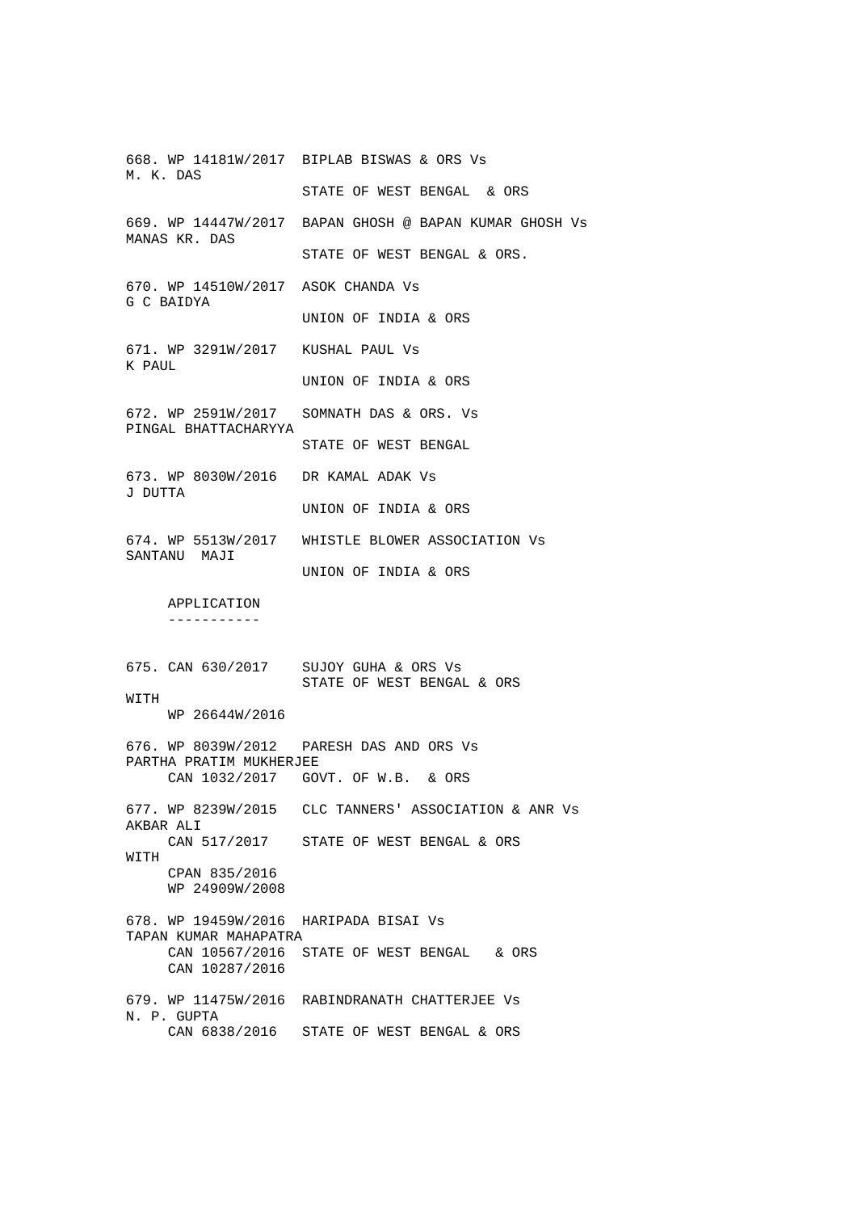668. WP 14181W/2017 BIPLAB BISWAS & ORS Vs
M. K. DAS
STATE OF WEST BENGAL & ORS

669. WP 14447W/2017 BAPAN GHOSH @ BAPAN KUMAR GHOSH Vs
MANAS KR. DAS
STATE OF WEST BENGAL & ORS.

670. WP 14510W/2017 ASOK CHANDA Vs
G C BAIDYA
UNION OF INDIA & ORS

671. WP 3291W/2017 KUSHAL PAUL Vs
K PAUL
UNION OF INDIA & ORS

672. WP 2591W/2017 SOMNATH DAS & ORS. Vs
PINGAL BHATTACHARYYA
STATE OF WEST BENGAL

673. WP 8030W/2016 DR KAMAL ADAK Vs
J DUTTA
UNION OF INDIA & ORS

674. WP 5513W/2017 WHISTLE BLOWER ASSOCIATION Vs
SANTANU MAJI
UNION OF INDIA & ORS

APPLICATION
-----------

675. CAN 630/2017 SUJOY GUHA & ORS Vs
STATE OF WEST BENGAL & ORS
WITH
WP 26644W/2016

676. WP 8039W/2012 PARESH DAS AND ORS Vs
PARTHA PRATIM MUKHERJEE
CAN 1032/2017 GOVT. OF W.B. & ORS

677. WP 8239W/2015 CLC TANNERS' ASSOCIATION & ANR Vs
AKBAR ALI
CAN 517/2017 STATE OF WEST BENGAL & ORS
WITH
CPAN 835/2016
WP 24909W/2008

678. WP 19459W/2016 HARIPADA BISAI Vs
TAPAN KUMAR MAHAPATRA
CAN 10567/2016 STATE OF WEST BENGAL & ORS
CAN 10287/2016

679. WP 11475W/2016 RABINDRANATH CHATTERJEE Vs
N. P. GUPTA
CAN 6838/2016 STATE OF WEST BENGAL & ORS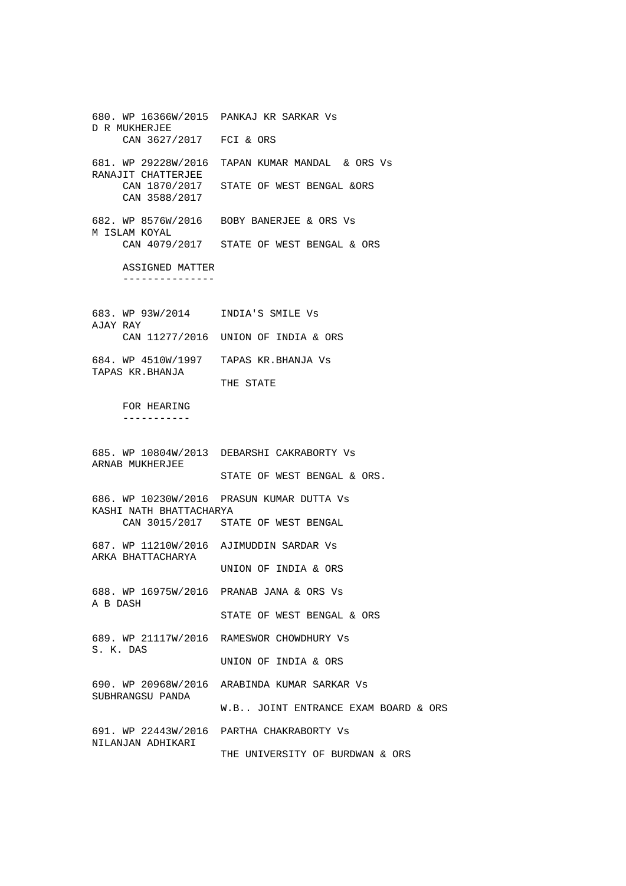680. WP 16366W/2015 PANKAJ KR SARKAR Vs
D R MUKHERJEE
CAN 3627/2017 FCI & ORS

681. WP 29228W/2016 TAPAN KUMAR MANDAL & ORS Vs
RANAJIT CHATTERJEE
CAN 1870/2017 STATE OF WEST BENGAL &ORS
CAN 3588/2017

682. WP 8576W/2016 BOBY BANERJEE & ORS Vs
M ISLAM KOYAL
CAN 4079/2017 STATE OF WEST BENGAL & ORS

ASSIGNED MATTER
---------------

683. WP 93W/2014 INDIA'S SMILE Vs
AJAY RAY
CAN 11277/2016 UNION OF INDIA & ORS

684. WP 4510W/1997 TAPAS KR.BHANJA Vs
TAPAS KR.BHANJA
THE STATE

FOR HEARING
-----------

685. WP 10804W/2013 DEBARSHI CAKRABORTY Vs
ARNAB MUKHERJEE
STATE OF WEST BENGAL & ORS.

686. WP 10230W/2016 PRASUN KUMAR DUTTA Vs
KASHI NATH BHATTACHARYA
CAN 3015/2017 STATE OF WEST BENGAL

687. WP 11210W/2016 AJIMUDDIN SARDAR Vs
ARKA BHATTACHARYA
UNION OF INDIA & ORS

688. WP 16975W/2016 PRANAB JANA & ORS Vs
A B DASH
STATE OF WEST BENGAL & ORS

689. WP 21117W/2016 RAMESWOR CHOWDHURY Vs
S. K. DAS
UNION OF INDIA & ORS

690. WP 20968W/2016 ARABINDA KUMAR SARKAR Vs
SUBHRANGSU PANDA
W.B.. JOINT ENTRANCE EXAM BOARD & ORS

691. WP 22443W/2016 PARTHA CHAKRABORTY Vs
NILANJAN ADHIKARI
THE UNIVERSITY OF BURDWAN & ORS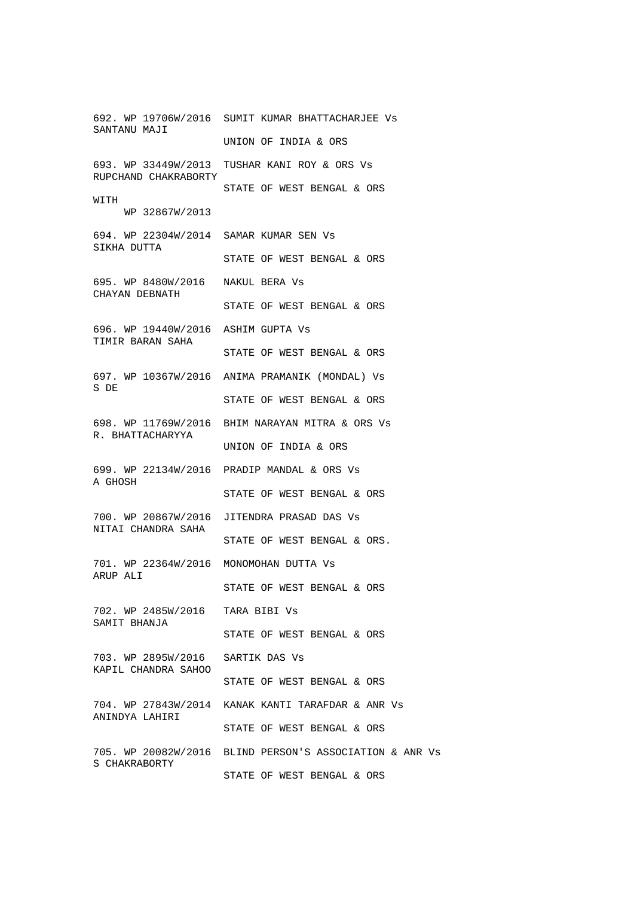692. WP 19706W/2016 SUMIT KUMAR BHATTACHARJEE Vs
SANTANU MAJI
UNION OF INDIA & ORS

693. WP 33449W/2013 TUSHAR KANI ROY & ORS Vs
RUPCHAND CHAKRABORTY
STATE OF WEST BENGAL & ORS
WITH
WP 32867W/2013

694. WP 22304W/2014 SAMAR KUMAR SEN Vs
SIKHA DUTTA
STATE OF WEST BENGAL & ORS

695. WP 8480W/2016 NAKUL BERA Vs
CHAYAN DEBNATH
STATE OF WEST BENGAL & ORS

696. WP 19440W/2016 ASHIM GUPTA Vs
TIMIR BARAN SAHA
STATE OF WEST BENGAL & ORS

697. WP 10367W/2016 ANIMA PRAMANIK (MONDAL) Vs
S DE
STATE OF WEST BENGAL & ORS

698. WP 11769W/2016 BHIM NARAYAN MITRA & ORS Vs
R. BHATTACHARYYA
UNION OF INDIA & ORS

699. WP 22134W/2016 PRADIP MANDAL & ORS Vs
A GHOSH
STATE OF WEST BENGAL & ORS

700. WP 20867W/2016 JITENDRA PRASAD DAS Vs
NITAI CHANDRA SAHA
STATE OF WEST BENGAL & ORS.

701. WP 22364W/2016 MONOMOHAN DUTTA Vs
ARUP ALI
STATE OF WEST BENGAL & ORS

702. WP 2485W/2016 TARA BIBI Vs
SAMIT BHANJA
STATE OF WEST BENGAL & ORS

703. WP 2895W/2016 SARTIK DAS Vs
KAPIL CHANDRA SAHOO
STATE OF WEST BENGAL & ORS

704. WP 27843W/2014 KANAK KANTI TARAFDAR & ANR Vs
ANINDYA LAHIRI
STATE OF WEST BENGAL & ORS

705. WP 20082W/2016 BLIND PERSON'S ASSOCIATION & ANR Vs
S CHAKRABORTY
STATE OF WEST BENGAL & ORS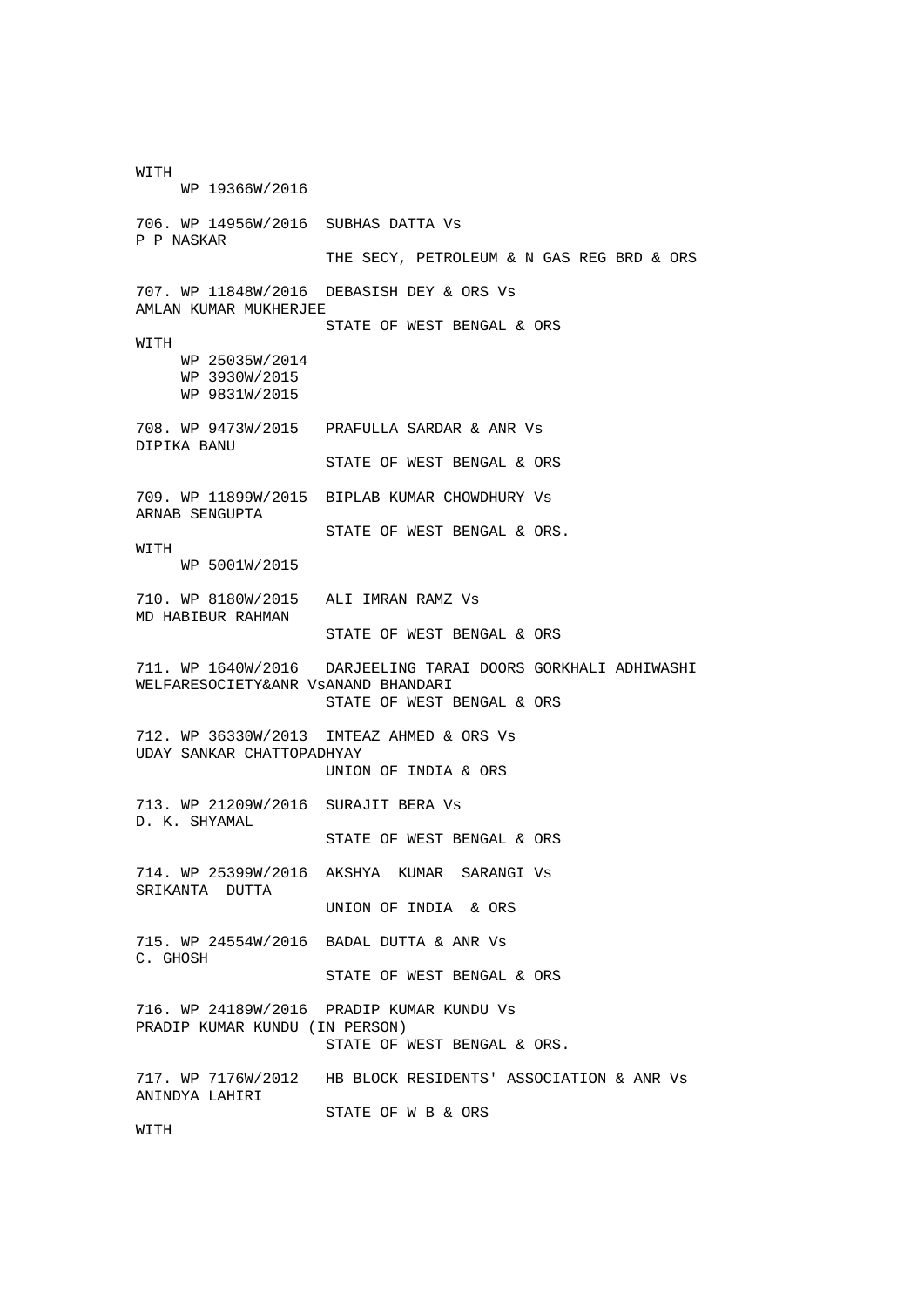WITH
WP 19366W/2016

706. WP 14956W/2016 SUBHAS DATTA Vs
P P NASKAR
THE SECY, PETROLEUM & N GAS REG BRD & ORS

707. WP 11848W/2016 DEBASISH DEY & ORS Vs
AMLAN KUMAR MUKHERJEE
STATE OF WEST BENGAL & ORS
WITH
WP 25035W/2014
WP 3930W/2015
WP 9831W/2015

708. WP 9473W/2015 PRAFULLA SARDAR & ANR Vs
DIPIKA BANU
STATE OF WEST BENGAL & ORS

709. WP 11899W/2015 BIPLAB KUMAR CHOWDHURY Vs
ARNAB SENGUPTA
STATE OF WEST BENGAL & ORS.
WITH
WP 5001W/2015

710. WP 8180W/2015 ALI IMRAN RAMZ Vs
MD HABIBUR RAHMAN
STATE OF WEST BENGAL & ORS

711. WP 1640W/2016 DARJEELING TARAI DOORS GORKHALI ADHIWASHI WELFARESOCIETY&ANR VsANAND BHANDARI
STATE OF WEST BENGAL & ORS

712. WP 36330W/2013 IMTEAZ AHMED & ORS Vs
UDAY SANKAR CHATTOPADHYAY
UNION OF INDIA & ORS

713. WP 21209W/2016 SURAJIT BERA Vs
D. K. SHYAMAL
STATE OF WEST BENGAL & ORS

714. WP 25399W/2016 AKSHYA KUMAR SARANGI Vs
SRIKANTA DUTTA
UNION OF INDIA & ORS

715. WP 24554W/2016 BADAL DUTTA & ANR Vs
C. GHOSH
STATE OF WEST BENGAL & ORS

716. WP 24189W/2016 PRADIP KUMAR KUNDU Vs
PRADIP KUMAR KUNDU (IN PERSON)
STATE OF WEST BENGAL & ORS.

717. WP 7176W/2012 HB BLOCK RESIDENTS' ASSOCIATION & ANR Vs
ANINDYA LAHIRI
STATE OF W B & ORS
WITH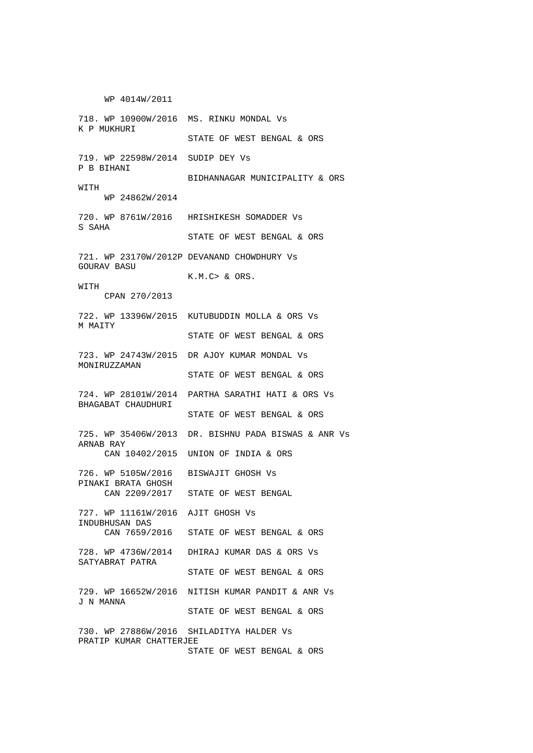WP 4014W/2011

718. WP 10900W/2016 MS. RINKU MONDAL Vs
K P MUKHURI
STATE OF WEST BENGAL & ORS

719. WP 22598W/2014 SUDIP DEY Vs
P B BIHANI
BIDHANNAGAR MUNICIPALITY & ORS
WITH
WP 24862W/2014

720. WP 8761W/2016 HRISHIKESH SOMADDER Vs
S SAHA
STATE OF WEST BENGAL & ORS

721. WP 23170W/2012P DEVANAND CHOWDHURY Vs
GOURAV BASU
K.M.C> & ORS.
WITH
CPAN 270/2013

722. WP 13396W/2015 KUTUBUDDIN MOLLA & ORS Vs
M MAITY
STATE OF WEST BENGAL & ORS

723. WP 24743W/2015 DR AJOY KUMAR MONDAL Vs
MONIRUZZAMAN
STATE OF WEST BENGAL & ORS

724. WP 28101W/2014 PARTHA SARATHI HATI & ORS Vs
BHAGABAT CHAUDHURI
STATE OF WEST BENGAL & ORS

725. WP 35406W/2013 DR. BISHNU PADA BISWAS & ANR Vs
ARNAB RAY
CAN 10402/2015 UNION OF INDIA & ORS

726. WP 5105W/2016 BISWAJIT GHOSH Vs
PINAKI BRATA GHOSH
CAN 2209/2017 STATE OF WEST BENGAL

727. WP 11161W/2016 AJIT GHOSH Vs
INDUBHUSAN DAS
CAN 7659/2016 STATE OF WEST BENGAL & ORS

728. WP 4736W/2014 DHIRAJ KUMAR DAS & ORS Vs
SATYABRAT PATRA
STATE OF WEST BENGAL & ORS

729. WP 16652W/2016 NITISH KUMAR PANDIT & ANR Vs
J N MANNA
STATE OF WEST BENGAL & ORS

730. WP 27886W/2016 SHILADITYA HALDER Vs
PRATIP KUMAR CHATTERJEE
STATE OF WEST BENGAL & ORS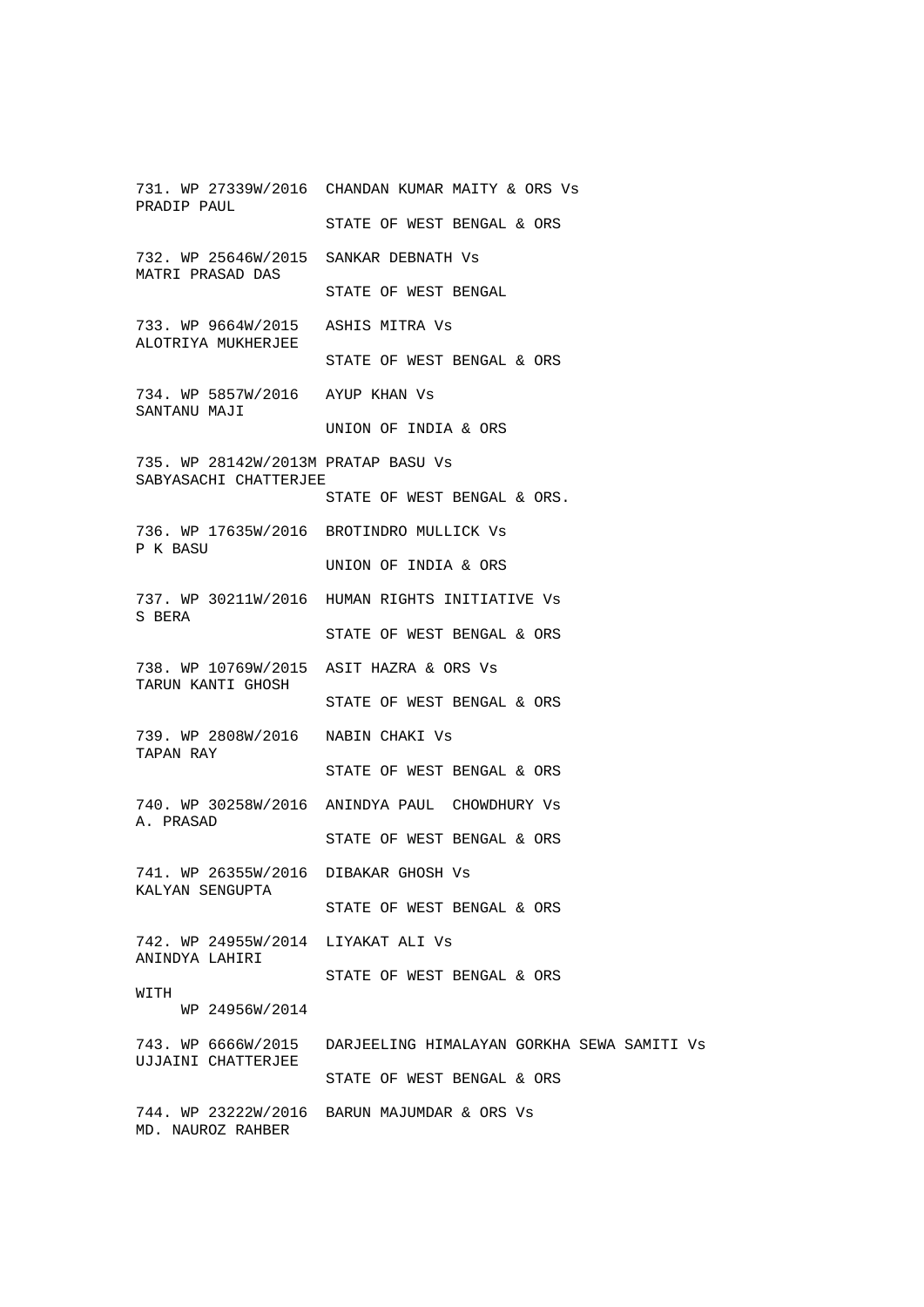731. WP 27339W/2016 CHANDAN KUMAR MAITY & ORS Vs
PRADIP PAUL
STATE OF WEST BENGAL & ORS

732. WP 25646W/2015 SANKAR DEBNATH Vs
MATRI PRASAD DAS
STATE OF WEST BENGAL

733. WP 9664W/2015 ASHIS MITRA Vs
ALOTRIYA MUKHERJEE
STATE OF WEST BENGAL & ORS

734. WP 5857W/2016 AYUP KHAN Vs
SANTANU MAJI
UNION OF INDIA & ORS

735. WP 28142W/2013M PRATAP BASU Vs
SABYASACHI CHATTERJEE
STATE OF WEST BENGAL & ORS.

736. WP 17635W/2016 BROTINDRO MULLICK Vs
P K BASU
UNION OF INDIA & ORS

737. WP 30211W/2016 HUMAN RIGHTS INITIATIVE Vs
S BERA
STATE OF WEST BENGAL & ORS

738. WP 10769W/2015 ASIT HAZRA & ORS Vs
TARUN KANTI GHOSH
STATE OF WEST BENGAL & ORS

739. WP 2808W/2016 NABIN CHAKI Vs
TAPAN RAY
STATE OF WEST BENGAL & ORS

740. WP 30258W/2016 ANINDYA PAUL CHOWDHURY Vs
A. PRASAD
STATE OF WEST BENGAL & ORS

741. WP 26355W/2016 DIBAKAR GHOSH Vs
KALYAN SENGUPTA
STATE OF WEST BENGAL & ORS

742. WP 24955W/2014 LIYAKAT ALI Vs
ANINDYA LAHIRI
STATE OF WEST BENGAL & ORS
WITH
WP 24956W/2014

743. WP 6666W/2015 DARJEELING HIMALAYAN GORKHA SEWA SAMITI Vs
UJJAINI CHATTERJEE
STATE OF WEST BENGAL & ORS

744. WP 23222W/2016 BARUN MAJUMDAR & ORS Vs
MD. NAUROZ RAHBER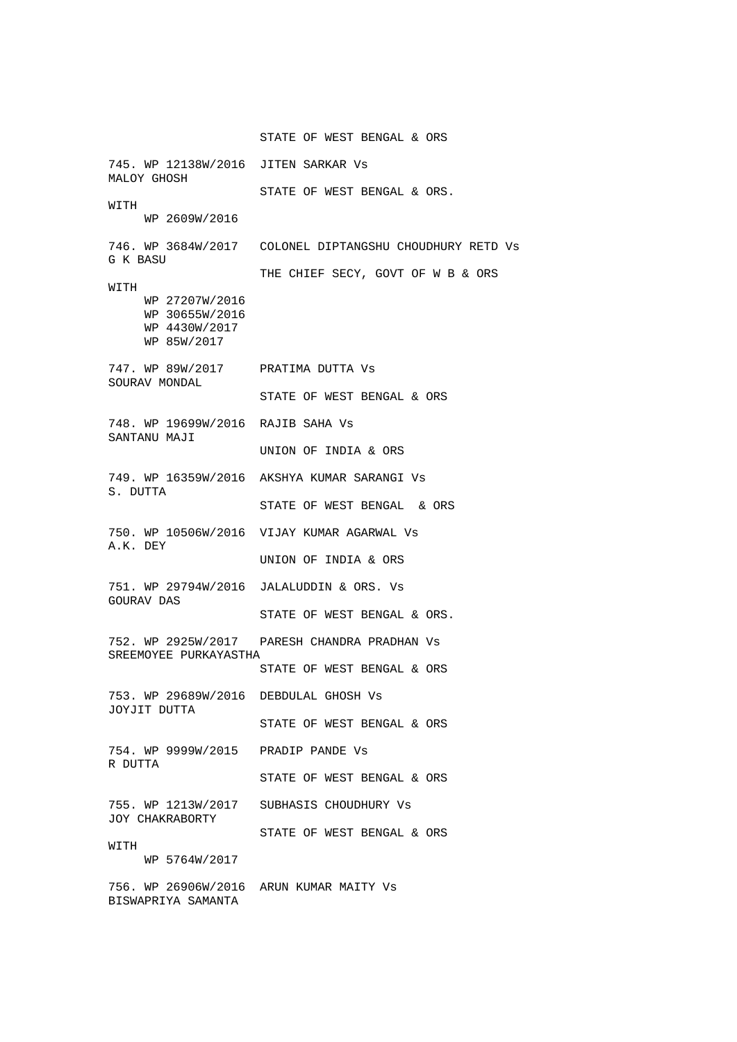STATE OF WEST BENGAL & ORS

745. WP 12138W/2016 JITEN SARKAR Vs
MALOY GHOSH
STATE OF WEST BENGAL & ORS.
WITH
WP 2609W/2016

746. WP 3684W/2017 COLONEL DIPTANGSHU CHOUDHURY RETD Vs
G K BASU
THE CHIEF SECY, GOVT OF W B & ORS
WITH
WP 27207W/2016
WP 30655W/2016
WP 4430W/2017
WP 85W/2017

747. WP 89W/2017 PRATIMA DUTTA Vs
SOURAV MONDAL
STATE OF WEST BENGAL & ORS

748. WP 19699W/2016 RAJIB SAHA Vs
SANTANU MAJI
UNION OF INDIA & ORS

749. WP 16359W/2016 AKSHYA KUMAR SARANGI Vs
S. DUTTA
STATE OF WEST BENGAL & ORS

750. WP 10506W/2016 VIJAY KUMAR AGARWAL Vs
A.K. DEY
UNION OF INDIA & ORS

751. WP 29794W/2016 JALALUDDIN & ORS. Vs
GOURAV DAS
STATE OF WEST BENGAL & ORS.

752. WP 2925W/2017 PARESH CHANDRA PRADHAN Vs
SREEMOYEE PURKAYASTHA
STATE OF WEST BENGAL & ORS

753. WP 29689W/2016 DEBDULAL GHOSH Vs
JOYJIT DUTTA
STATE OF WEST BENGAL & ORS

754. WP 9999W/2015 PRADIP PANDE Vs
R DUTTA
STATE OF WEST BENGAL & ORS

755. WP 1213W/2017 SUBHASIS CHOUDHURY Vs
JOY CHAKRABORTY
STATE OF WEST BENGAL & ORS
WITH
WP 5764W/2017

756. WP 26906W/2016 ARUN KUMAR MAITY Vs
BISWAPRIYA SAMANTA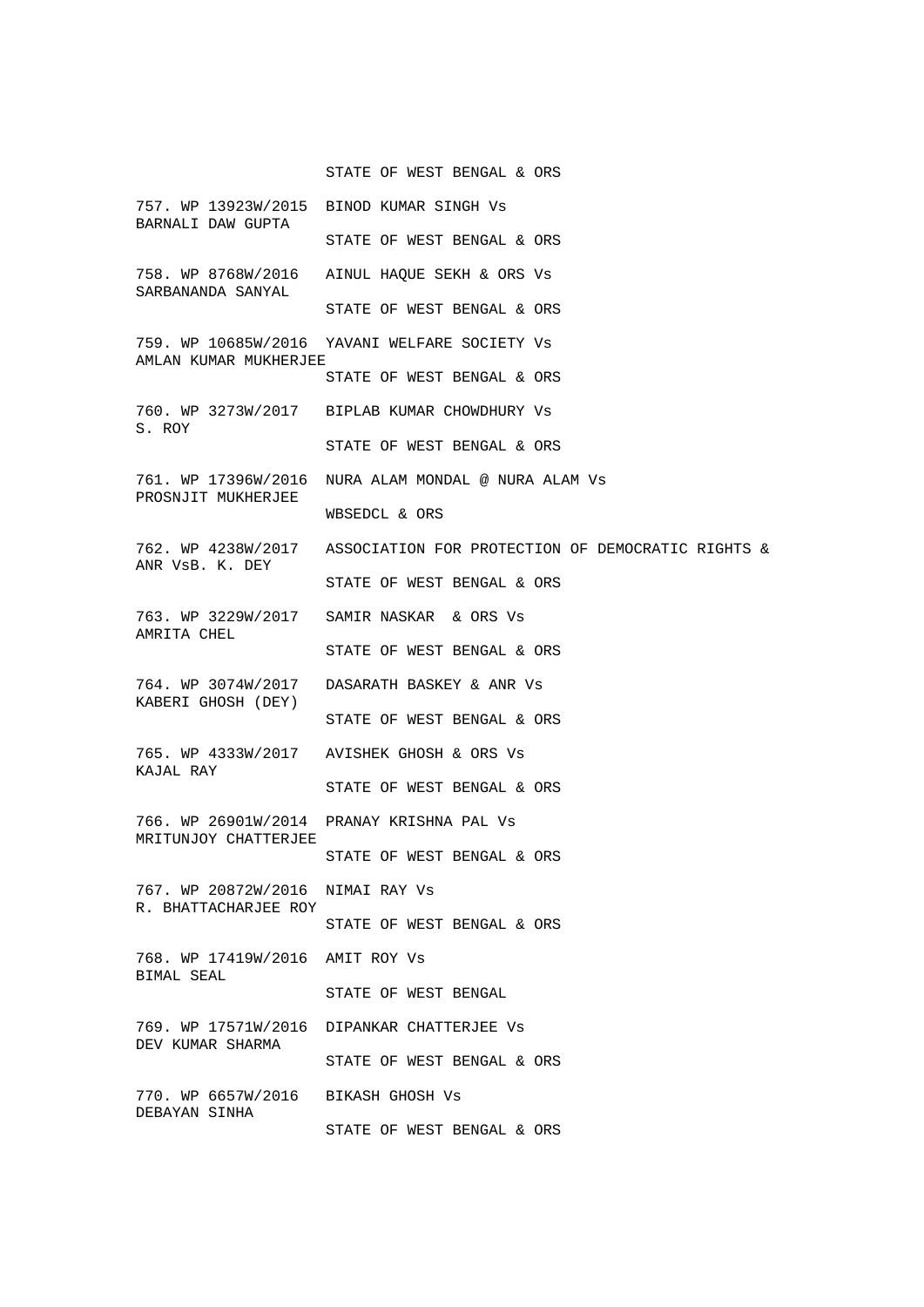STATE OF WEST BENGAL & ORS

757. WP 13923W/2015 BINOD KUMAR SINGH Vs
BARNALI DAW GUPTA
STATE OF WEST BENGAL & ORS

758. WP 8768W/2016 AINUL HAQUE SEKH & ORS Vs
SARBANANDA SANYAL
STATE OF WEST BENGAL & ORS

759. WP 10685W/2016 YAVANI WELFARE SOCIETY Vs
AMLAN KUMAR MUKHERJEE
STATE OF WEST BENGAL & ORS

760. WP 3273W/2017 BIPLAB KUMAR CHOWDHURY Vs
S. ROY
STATE OF WEST BENGAL & ORS

761. WP 17396W/2016 NURA ALAM MONDAL @ NURA ALAM Vs
PROSNJIT MUKHERJEE
WBSEDCL & ORS

762. WP 4238W/2017 ASSOCIATION FOR PROTECTION OF DEMOCRATIC RIGHTS &
ANR VsB. K. DEY
STATE OF WEST BENGAL & ORS

763. WP 3229W/2017 SAMIR NASKAR & ORS Vs
AMRITA CHEL
STATE OF WEST BENGAL & ORS

764. WP 3074W/2017 DASARATH BASKEY & ANR Vs
KABERI GHOSH (DEY)
STATE OF WEST BENGAL & ORS

765. WP 4333W/2017 AVISHEK GHOSH & ORS Vs
KAJAL RAY
STATE OF WEST BENGAL & ORS

766. WP 26901W/2014 PRANAY KRISHNA PAL Vs
MRITUNJOY CHATTERJEE
STATE OF WEST BENGAL & ORS

767. WP 20872W/2016 NIMAI RAY Vs
R. BHATTACHARJEE ROY
STATE OF WEST BENGAL & ORS

768. WP 17419W/2016 AMIT ROY Vs
BIMAL SEAL
STATE OF WEST BENGAL

769. WP 17571W/2016 DIPANKAR CHATTERJEE Vs
DEV KUMAR SHARMA
STATE OF WEST BENGAL & ORS

770. WP 6657W/2016 BIKASH GHOSH Vs
DEBAYAN SINHA
STATE OF WEST BENGAL & ORS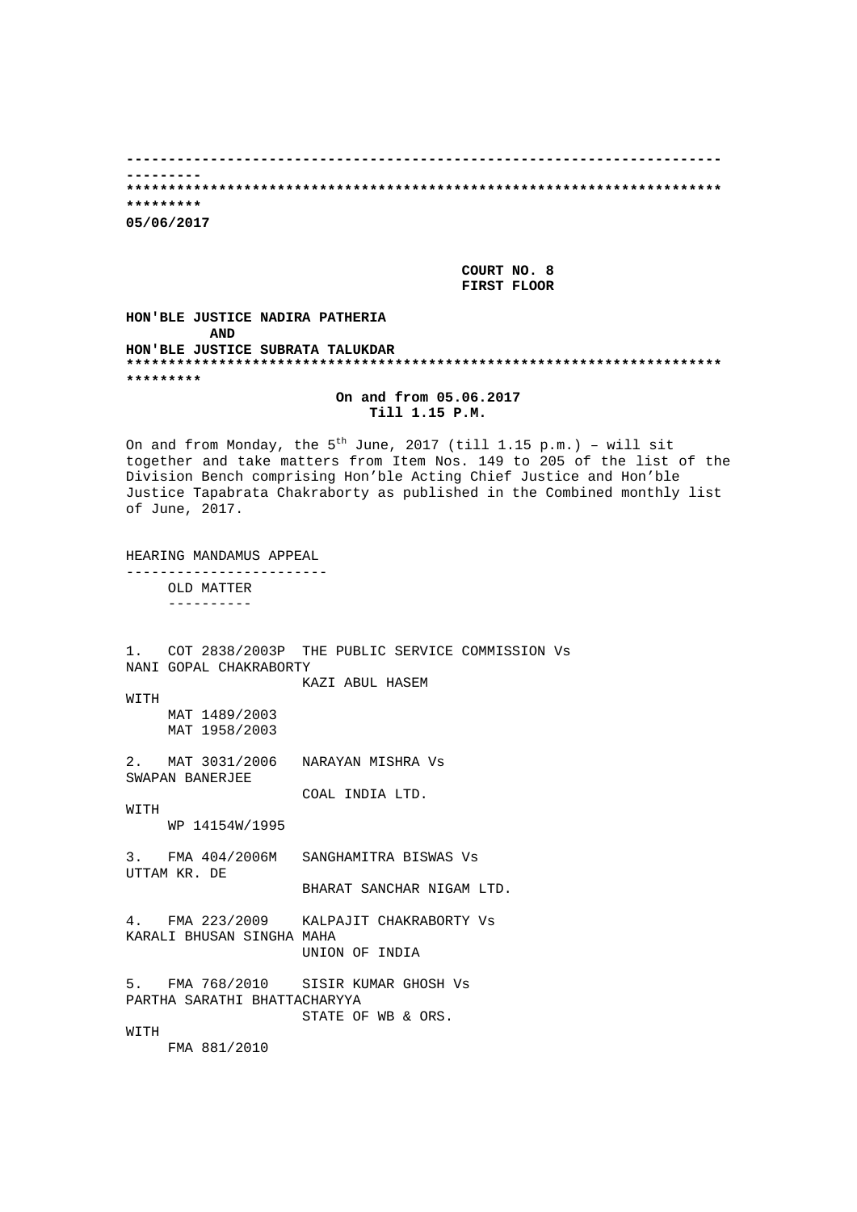---------------------------------------------------------------------

*********************************************************************

**05/06/2017**

**COURT NO. 8**
**FIRST FLOOR**

**HON'BLE JUSTICE NADIRA PATHERIA**
**AND**
**HON'BLE JUSTICE SUBRATA TALUKDAR**

*********************************************************************

**On and from 05.06.2017**
**Till 1.15 P.M.**

On and from Monday, the 5th June, 2017 (till 1.15 p.m.) – will sit together and take matters from Item Nos. 149 to 205 of the list of the Division Bench comprising Hon'ble Acting Chief Justice and Hon'ble Justice Tapabrata Chakraborty as published in the Combined monthly list of June, 2017.

HEARING MANDAMUS APPEAL

------------------------

OLD MATTER

----------

1. COT 2838/2003P THE PUBLIC SERVICE COMMISSION Vs
NANI GOPAL CHAKRABORTY
KAZI ABUL HASEM
WITH
MAT 1489/2003
MAT 1958/2003

2. MAT 3031/2006 NARAYAN MISHRA Vs
SWAPAN BANERJEE
COAL INDIA LTD.
WITH
WP 14154W/1995

3. FMA 404/2006M SANGHAMITRA BISWAS Vs
UTTAM KR. DE
BHARAT SANCHAR NIGAM LTD.

4. FMA 223/2009 KALPAJIT CHAKRABORTY Vs
KARALI BHUSAN SINGHA MAHA
UNION OF INDIA

5. FMA 768/2010 SISIR KUMAR GHOSH Vs
PARTHA SARATHI BHATTACHARYYA
STATE OF WB & ORS.
WITH
FMA 881/2010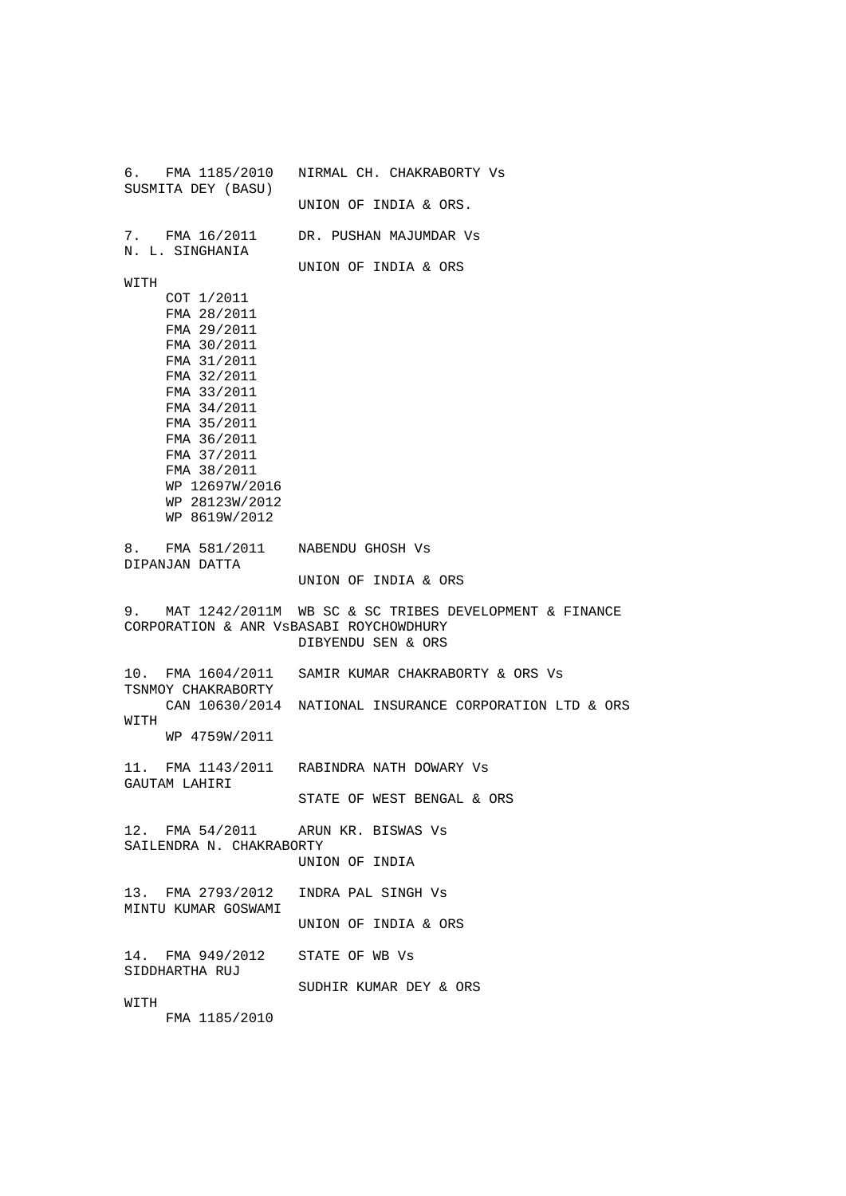6. FMA 1185/2010 NIRMAL CH. CHAKRABORTY Vs
SUSMITA DEY (BASU)
UNION OF INDIA & ORS.

7. FMA 16/2011 DR. PUSHAN MAJUMDAR Vs
N. L. SINGHANIA
UNION OF INDIA & ORS

WITH

- COT 1/2011
- FMA 28/2011
- FMA 29/2011
- FMA 30/2011
- FMA 31/2011
- FMA 32/2011
- FMA 33/2011
- FMA 34/2011
- FMA 35/2011
- FMA 36/2011
- FMA 37/2011
- FMA 38/2011
- WP 12697W/2016
- WP 28123W/2012
- WP 8619W/2012

8. FMA 581/2011 NABENDU GHOSH Vs
DIPANJAN DATTA
UNION OF INDIA & ORS

9. MAT 1242/2011M WB SC & SC TRIBES DEVELOPMENT & FINANCE CORPORATION & ANR VsBASABI ROYCHOWDHURY
DIBYENDU SEN & ORS

10. FMA 1604/2011 SAMIR KUMAR CHAKRABORTY & ORS Vs
TSNMOY CHAKRABORTY
CAN 10630/2014 NATIONAL INSURANCE CORPORATION LTD & ORS

WITH

- WP 4759W/2011

11. FMA 1143/2011 RABINDRA NATH DOWARY Vs
GAUTAM LAHIRI
STATE OF WEST BENGAL & ORS

12. FMA 54/2011 ARUN KR. BISWAS Vs
SAILENDRA N. CHAKRABORTY
UNION OF INDIA

13. FMA 2793/2012 INDRA PAL SINGH Vs
MINTU KUMAR GOSWAMI
UNION OF INDIA & ORS

14. FMA 949/2012 STATE OF WB Vs
SIDDHARTHA RUJ
SUDHIR KUMAR DEY & ORS

WITH

- FMA 1185/2010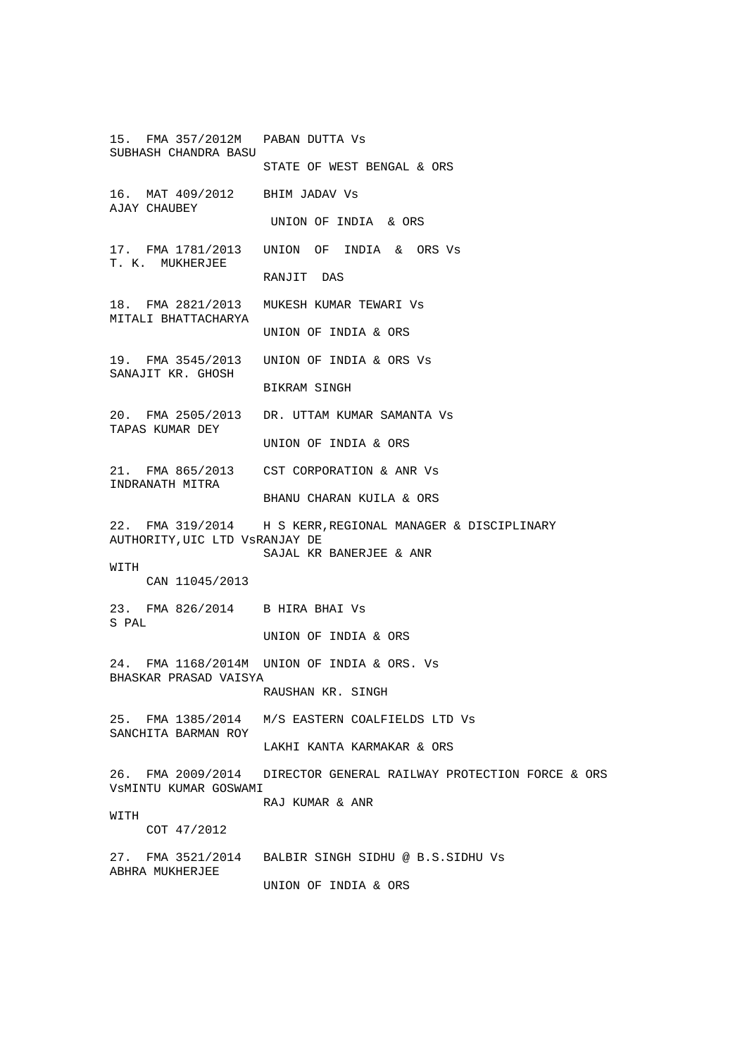15. FMA 357/2012M PABAN DUTTA Vs
SUBHASH CHANDRA BASU
STATE OF WEST BENGAL & ORS

16. MAT 409/2012 BHIM JADAV Vs
AJAY CHAUBEY
UNION OF INDIA & ORS

17. FMA 1781/2013 UNION OF INDIA & ORS Vs
T. K. MUKHERJEE
RANJIT DAS

18. FMA 2821/2013 MUKESH KUMAR TEWARI Vs
MITALI BHATTACHARYA
UNION OF INDIA & ORS

19. FMA 3545/2013 UNION OF INDIA & ORS Vs
SANAJIT KR. GHOSH
BIKRAM SINGH

20. FMA 2505/2013 DR. UTTAM KUMAR SAMANTA Vs
TAPAS KUMAR DEY
UNION OF INDIA & ORS

21. FMA 865/2013 CST CORPORATION & ANR Vs
INDRANATH MITRA
BHANU CHARAN KUILA & ORS

22. FMA 319/2014 H S KERR,REGIONAL MANAGER & DISCIPLINARY AUTHORITY,UIC LTD VsRANJAY DE
SAJAL KR BANERJEE & ANR
WITH
CAN 11045/2013

23. FMA 826/2014 B HIRA BHAI Vs
S PAL
UNION OF INDIA & ORS

24. FMA 1168/2014M UNION OF INDIA & ORS. Vs
BHASKAR PRASAD VAISYA
RAUSHAN KR. SINGH

25. FMA 1385/2014 M/S EASTERN COALFIELDS LTD Vs
SANCHITA BARMAN ROY
LAKHI KANTA KARMAKAR & ORS

26. FMA 2009/2014 DIRECTOR GENERAL RAILWAY PROTECTION FORCE & ORS VsMINTU KUMAR GOSWAMI
RAJ KUMAR & ANR
WITH
COT 47/2012

27. FMA 3521/2014 BALBIR SINGH SIDHU @ B.S.SIDHU Vs
ABHRA MUKHERJEE
UNION OF INDIA & ORS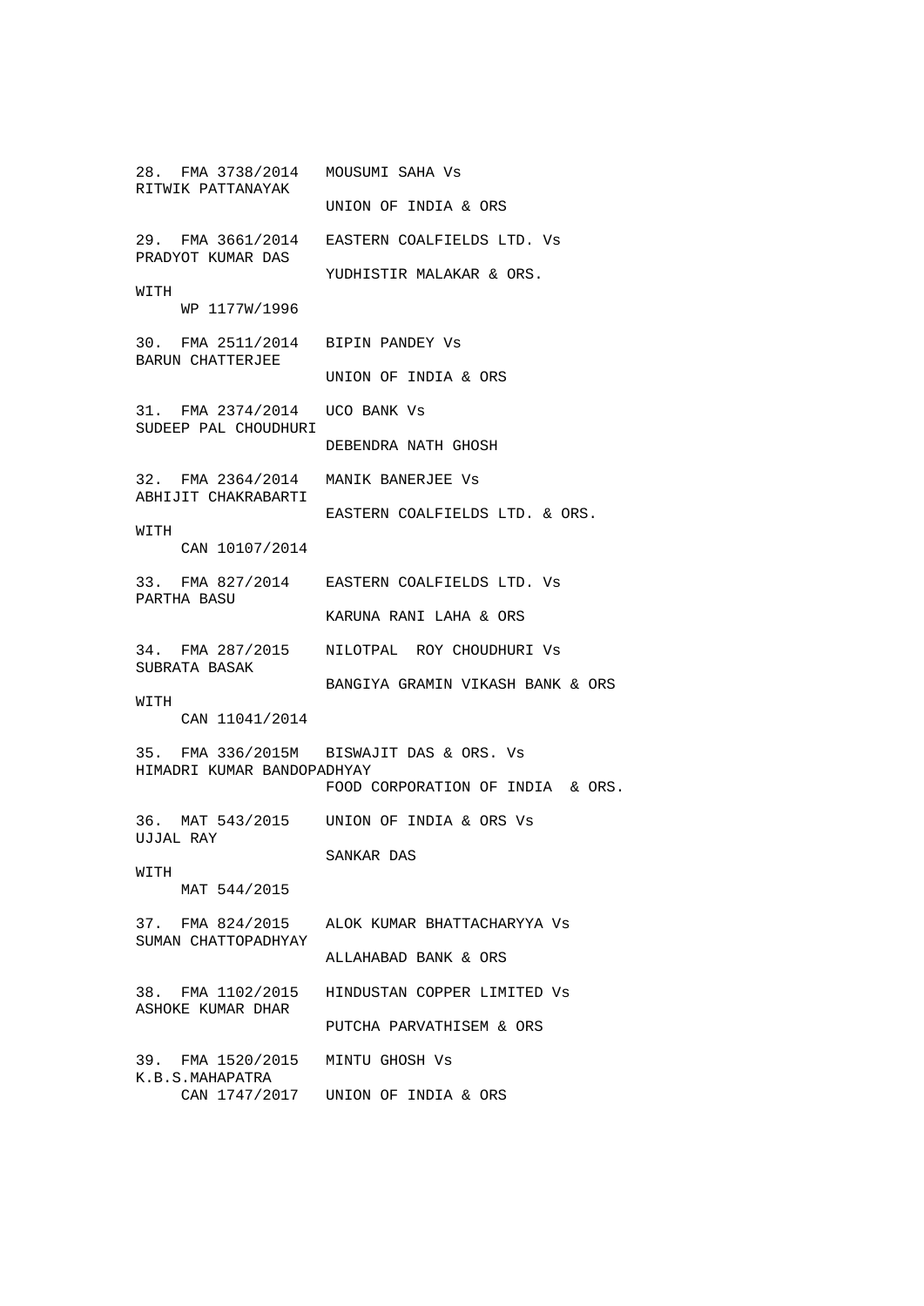28. FMA 3738/2014 MOUSUMI SAHA Vs
RITWIK PATTANAYAK
UNION OF INDIA & ORS

29. FMA 3661/2014 EASTERN COALFIELDS LTD. Vs
PRADYOT KUMAR DAS
YUDHISTIR MALAKAR & ORS.
WITH
WP 1177W/1996

30. FMA 2511/2014 BIPIN PANDEY Vs
BARUN CHATTERJEE
UNION OF INDIA & ORS

31. FMA 2374/2014 UCO BANK Vs
SUDEEP PAL CHOUDHURI
DEBENDRA NATH GHOSH

32. FMA 2364/2014 MANIK BANERJEE Vs
ABHIJIT CHAKRABARTI
EASTERN COALFIELDS LTD. & ORS.
WITH
CAN 10107/2014

33. FMA 827/2014 EASTERN COALFIELDS LTD. Vs
PARTHA BASU
KARUNA RANI LAHA & ORS

34. FMA 287/2015 NILOTPAL ROY CHOUDHURI Vs
SUBRATA BASAK
BANGIYA GRAMIN VIKASH BANK & ORS
WITH
CAN 11041/2014

35. FMA 336/2015M BISWAJIT DAS & ORS. Vs
HIMADRI KUMAR BANDOPADHYAY
FOOD CORPORATION OF INDIA & ORS.

36. MAT 543/2015 UNION OF INDIA & ORS Vs
UJJAL RAY
SANKAR DAS
WITH
MAT 544/2015

37. FMA 824/2015 ALOK KUMAR BHATTACHARYYA Vs
SUMAN CHATTOPADHYAY
ALLAHABAD BANK & ORS

38. FMA 1102/2015 HINDUSTAN COPPER LIMITED Vs
ASHOKE KUMAR DHAR
PUTCHA PARVATHISEM & ORS

39. FMA 1520/2015 MINTU GHOSH Vs
K.B.S.MAHAPATRA
CAN 1747/2017 UNION OF INDIA & ORS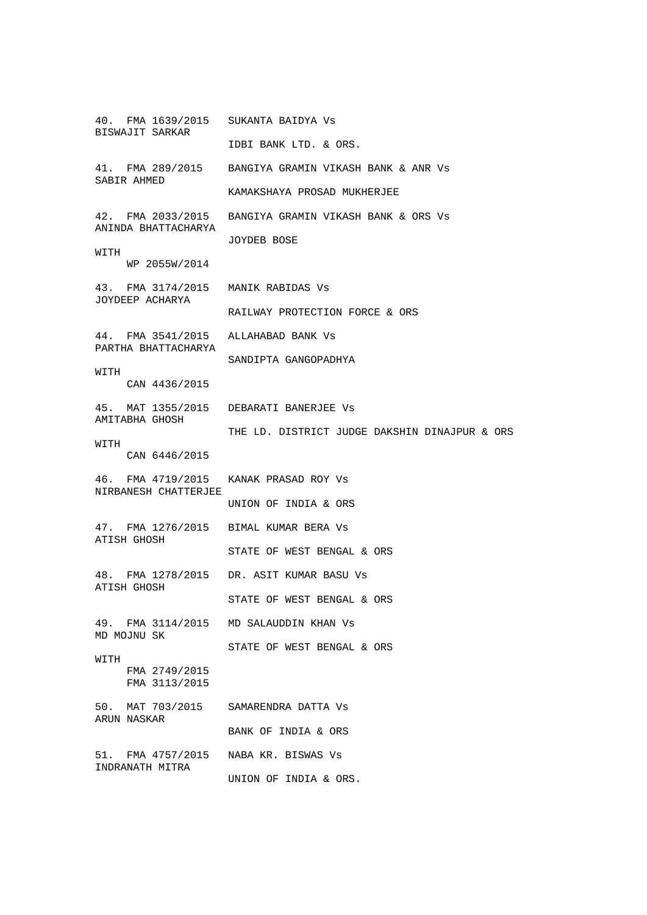40. FMA 1639/2015 SUKANTA BAIDYA Vs
BISWAJIT SARKAR
IDBI BANK LTD. & ORS.

41. FMA 289/2015 BANGIYA GRAMIN VIKASH BANK & ANR Vs
SABIR AHMED
KAMAKSHAYA PROSAD MUKHERJEE

42. FMA 2033/2015 BANGIYA GRAMIN VIKASH BANK & ORS Vs
ANINDA BHATTACHARYA
JOYDEB BOSE
WITH
WP 2055W/2014

43. FMA 3174/2015 MANIK RABIDAS Vs
JOYDEEP ACHARYA
RAILWAY PROTECTION FORCE & ORS

44. FMA 3541/2015 ALLAHABAD BANK Vs
PARTHA BHATTACHARYA
SANDIPTA GANGOPADHYA
WITH
CAN 4436/2015

45. MAT 1355/2015 DEBARATI BANERJEE Vs
AMITABHA GHOSH
THE LD. DISTRICT JUDGE DAKSHIN DINAJPUR & ORS
WITH
CAN 6446/2015

46. FMA 4719/2015 KANAK PRASAD ROY Vs
NIRBANESH CHATTERJEE
UNION OF INDIA & ORS

47. FMA 1276/2015 BIMAL KUMAR BERA Vs
ATISH GHOSH
STATE OF WEST BENGAL & ORS

48. FMA 1278/2015 DR. ASIT KUMAR BASU Vs
ATISH GHOSH
STATE OF WEST BENGAL & ORS

49. FMA 3114/2015 MD SALAUDDIN KHAN Vs
MD MOJNU SK
STATE OF WEST BENGAL & ORS
WITH
FMA 2749/2015
FMA 3113/2015

50. MAT 703/2015 SAMARENDRA DATTA Vs
ARUN NASKAR
BANK OF INDIA & ORS

51. FMA 4757/2015 NABA KR. BISWAS Vs
INDRANATH MITRA
UNION OF INDIA & ORS.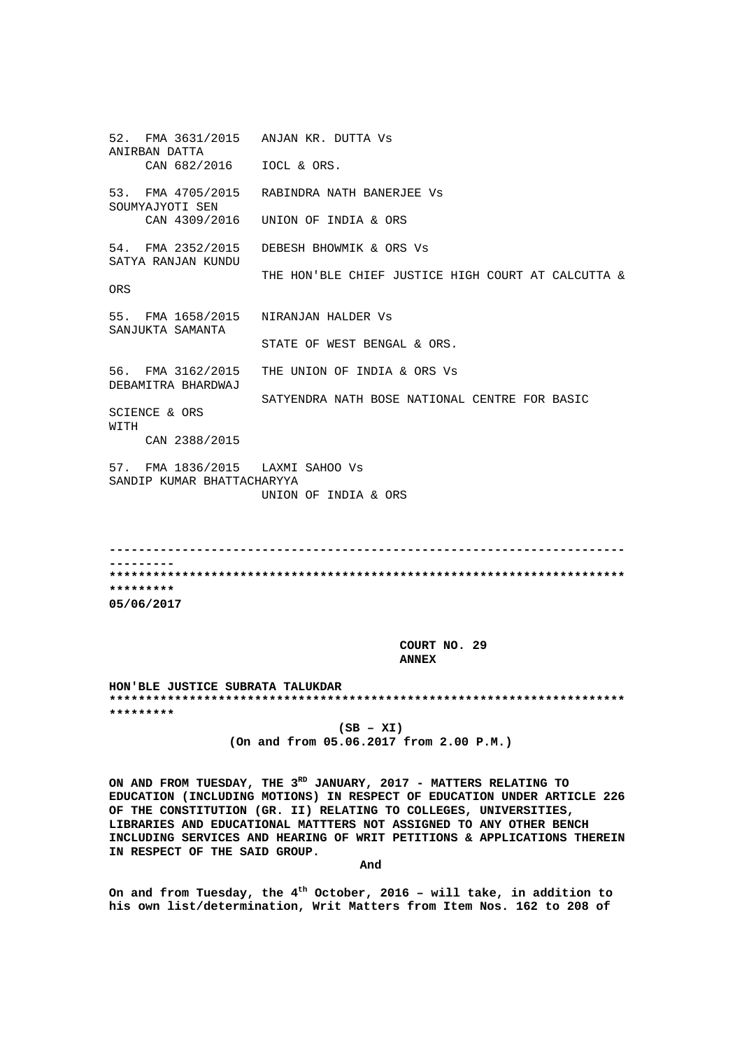52. FMA 3631/2015 ANJAN KR. DUTTA Vs
ANIRBAN DATTA
 CAN 682/2016 IOCL & ORS.

53. FMA 4705/2015 RABINDRA NATH BANERJEE Vs
SOUMYAJYOTI SEN
 CAN 4309/2016 UNION OF INDIA & ORS

54. FMA 2352/2015 DEBESH BHOWMIK & ORS Vs
SATYA RANJAN KUNDU
 THE HON'BLE CHIEF JUSTICE HIGH COURT AT CALCUTTA &
ORS

55. FMA 1658/2015 NIRANJAN HALDER Vs
SANJUKTA SAMANTA
 STATE OF WEST BENGAL & ORS.

56. FMA 3162/2015 THE UNION OF INDIA & ORS Vs
DEBAMITRA BHARDWAJ
 SATYENDRA NATH BOSE NATIONAL CENTRE FOR BASIC
SCIENCE & ORS
WITH
 CAN 2388/2015

57. FMA 1836/2015 LAXMI SAHOO Vs
SANDIP KUMAR BHATTACHARYYA
 UNION OF INDIA & ORS

---------------------------------------------------------------------------

***********************************************************************************

**05/06/2017**

**COURT NO. 29**
**ANNEX**

**HON'BLE JUSTICE SUBRATA TALUKDAR**

***********************************************************************************

**(SB – XI)**
**(On and from 05.06.2017 from 2.00 P.M.)**

**ON AND FROM TUESDAY, THE 3RD JANUARY, 2017 - MATTERS RELATING TO EDUCATION (INCLUDING MOTIONS) IN RESPECT OF EDUCATION UNDER ARTICLE 226 OF THE CONSTITUTION (GR. II) RELATING TO COLLEGES, UNIVERSITIES, LIBRARIES AND EDUCATIONAL MATTTERS NOT ASSIGNED TO ANY OTHER BENCH INCLUDING SERVICES AND HEARING OF WRIT PETITIONS & APPLICATIONS THEREIN IN RESPECT OF THE SAID GROUP.**

**And**

**On and from Tuesday, the 4th October, 2016 – will take, in addition to his own list/determination, Writ Matters from Item Nos. 162 to 208 of**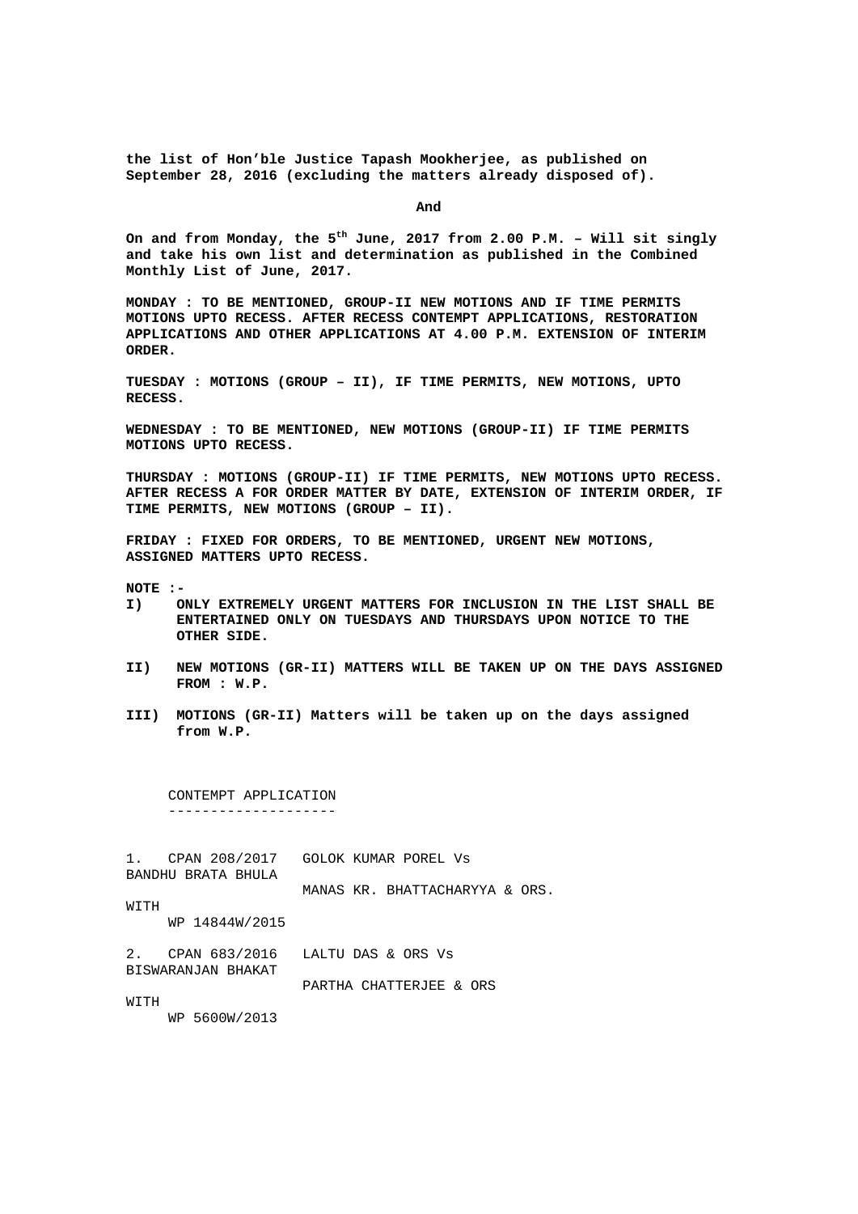**the list of Hon'ble Justice Tapash Mookherjee, as published on September 28, 2016 (excluding the matters already disposed of).**

**And**

**On and from Monday, the 5th June, 2017 from 2.00 P.M. – Will sit singly and take his own list and determination as published in the Combined Monthly List of June, 2017.**

**MONDAY : TO BE MENTIONED, GROUP-II NEW MOTIONS AND IF TIME PERMITS MOTIONS UPTO RECESS. AFTER RECESS CONTEMPT APPLICATIONS, RESTORATION APPLICATIONS AND OTHER APPLICATIONS AT 4.00 P.M. EXTENSION OF INTERIM ORDER.**

**TUESDAY : MOTIONS (GROUP – II), IF TIME PERMITS, NEW MOTIONS, UPTO RECESS.**

**WEDNESDAY : TO BE MENTIONED, NEW MOTIONS (GROUP-II) IF TIME PERMITS MOTIONS UPTO RECESS.**

**THURSDAY : MOTIONS (GROUP-II) IF TIME PERMITS, NEW MOTIONS UPTO RECESS. AFTER RECESS A FOR ORDER MATTER BY DATE, EXTENSION OF INTERIM ORDER, IF TIME PERMITS, NEW MOTIONS (GROUP – II).**

**FRIDAY : FIXED FOR ORDERS, TO BE MENTIONED, URGENT NEW MOTIONS, ASSIGNED MATTERS UPTO RECESS.**

**NOTE :-**

**I) ONLY EXTREMELY URGENT MATTERS FOR INCLUSION IN THE LIST SHALL BE ENTERTAINED ONLY ON TUESDAYS AND THURSDAYS UPON NOTICE TO THE OTHER SIDE.**

**II) NEW MOTIONS (GR-II) MATTERS WILL BE TAKEN UP ON THE DAYS ASSIGNED FROM : W.P.**

**III) MOTIONS (GR-II) Matters will be taken up on the days assigned from W.P.**

CONTEMPT APPLICATION
--------------------

1. CPAN 208/2017 GOLOK KUMAR POREL Vs BANDHU BRATA BHULA
   MANAS KR. BHATTACHARYYA & ORS.
   WITH
   WP 14844W/2015

2. CPAN 683/2016 LALTU DAS & ORS Vs BISWARANJAN BHAKAT
   PARTHA CHATTERJEE & ORS
   WITH
   WP 5600W/2013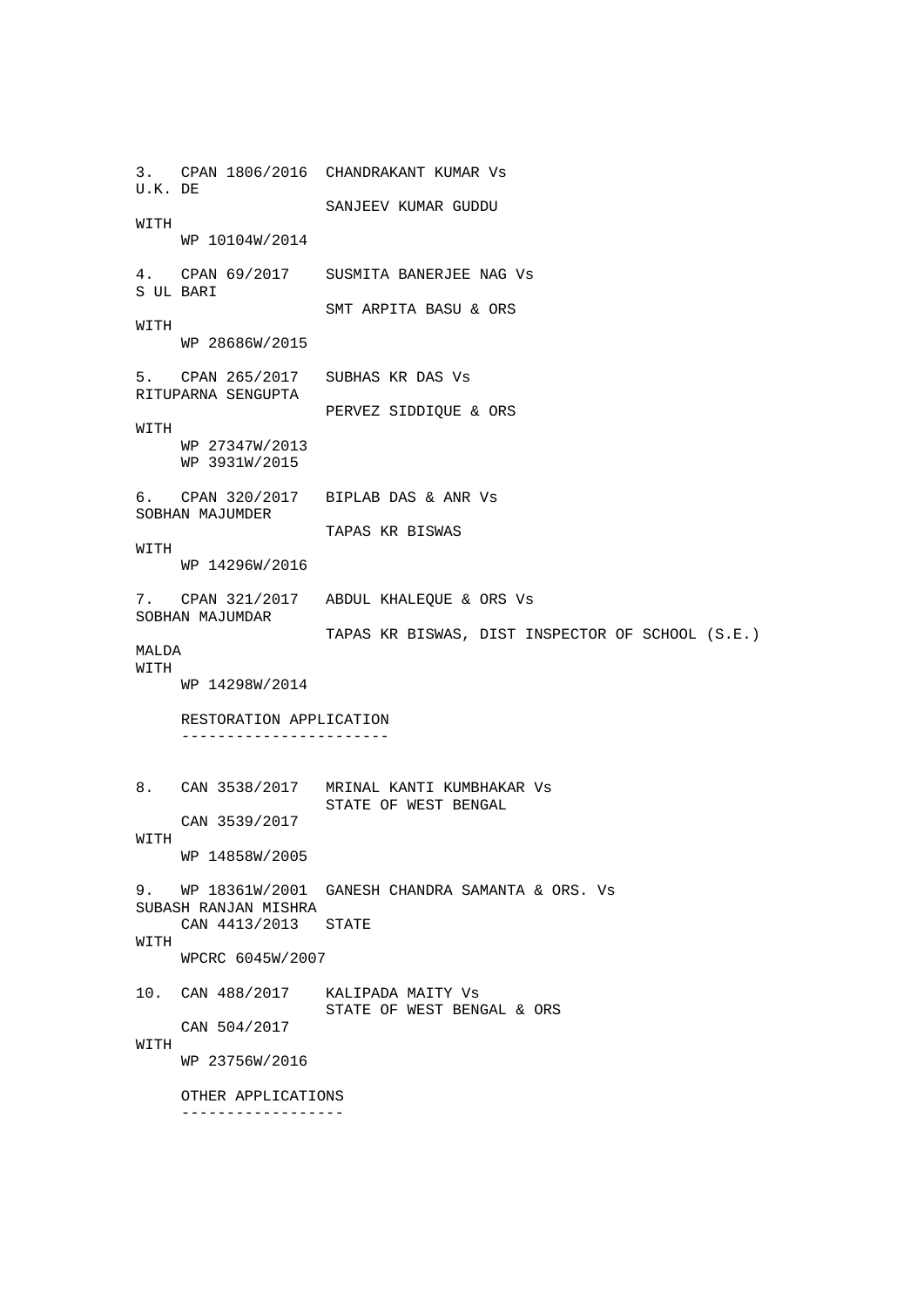```
3.  CPAN 1806/2016  CHANDRAKANT KUMAR Vs
U.K. DE
                    SANJEEV KUMAR GUDDU
WITH
    WP 10104W/2014

4.  CPAN 69/2017    SUSMITA BANERJEE NAG Vs
S UL BARI
                    SMT ARPITA BASU & ORS
WITH
    WP 28686W/2015

5.  CPAN 265/2017   SUBHAS KR DAS Vs
RITUPARNA SENGUPTA
                    PERVEZ SIDDIQUE & ORS
WITH
    WP 27347W/2013
    WP 3931W/2015

6.  CPAN 320/2017   BIPLAB DAS & ANR Vs
SOBHAN MAJUMDER
                    TAPAS KR BISWAS
WITH
    WP 14296W/2016

7.  CPAN 321/2017   ABDUL KHALEQUE & ORS Vs
SOBHAN MAJUMDAR
                    TAPAS KR BISWAS, DIST INSPECTOR OF SCHOOL (S.E.)
MALDA
WITH
    WP 14298W/2014

    RESTORATION APPLICATION
    -----------------------


8.  CAN 3538/2017   MRINAL KANTI KUMBHAKAR Vs
                    STATE OF WEST BENGAL
    CAN 3539/2017
WITH
    WP 14858W/2005

9.  WP 18361W/2001  GANESH CHANDRA SAMANTA & ORS. Vs
SUBASH RANJAN MISHRA
    CAN 4413/2013   STATE
WITH
    WPCRC 6045W/2007

10. CAN 488/2017    KALIPADA MAITY Vs
                    STATE OF WEST BENGAL & ORS
    CAN 504/2017
WITH
    WP 23756W/2016

    OTHER APPLICATIONS
    ------------------
```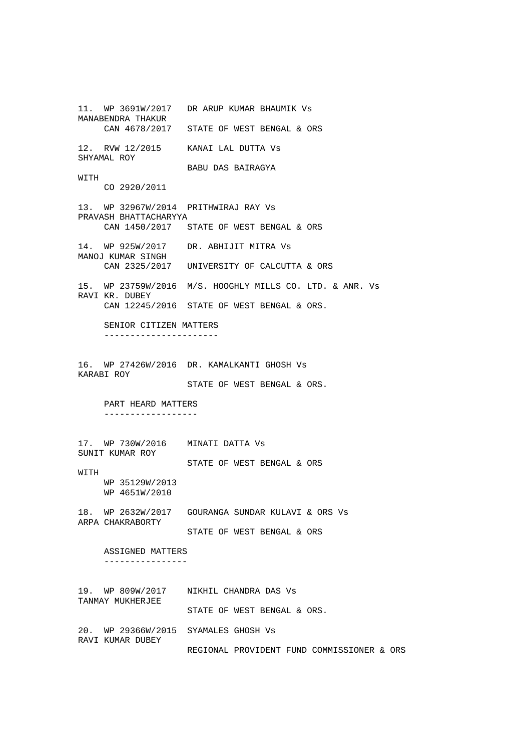11. WP 3691W/2017 DR ARUP KUMAR BHAUMIK Vs
MANABENDRA THAKUR
    CAN 4678/2017 STATE OF WEST BENGAL & ORS

12. RVW 12/2015 KANAI LAL DUTTA Vs
SHYAMAL ROY
    BABU DAS BAIRAGYA
WITH
    CO 2920/2011

13. WP 32967W/2014 PRITHWIRAJ RAY Vs
PRAVASH BHATTACHARYYA
    CAN 1450/2017 STATE OF WEST BENGAL & ORS

14. WP 925W/2017 DR. ABHIJIT MITRA Vs
MANOJ KUMAR SINGH
    CAN 2325/2017 UNIVERSITY OF CALCUTTA & ORS

15. WP 23759W/2016 M/S. HOOGHLY MILLS CO. LTD. & ANR. Vs
RAVI KR. DUBEY
    CAN 12245/2016 STATE OF WEST BENGAL & ORS.

SENIOR CITIZEN MATTERS
----------------------

16. WP 27426W/2016 DR. KAMALKANTI GHOSH Vs
KARABI ROY
    STATE OF WEST BENGAL & ORS.

PART HEARD MATTERS
------------------

17. WP 730W/2016 MINATI DATTA Vs
SUNIT KUMAR ROY
    STATE OF WEST BENGAL & ORS
WITH
    WP 35129W/2013
    WP 4651W/2010

18. WP 2632W/2017 GOURANGA SUNDAR KULAVI & ORS Vs
ARPA CHAKRABORTY
    STATE OF WEST BENGAL & ORS

ASSIGNED MATTERS
----------------

19. WP 809W/2017 NIKHIL CHANDRA DAS Vs
TANMAY MUKHERJEE
    STATE OF WEST BENGAL & ORS.

20. WP 29366W/2015 SYAMALES GHOSH Vs
RAVI KUMAR DUBEY
    REGIONAL PROVIDENT FUND COMMISSIONER & ORS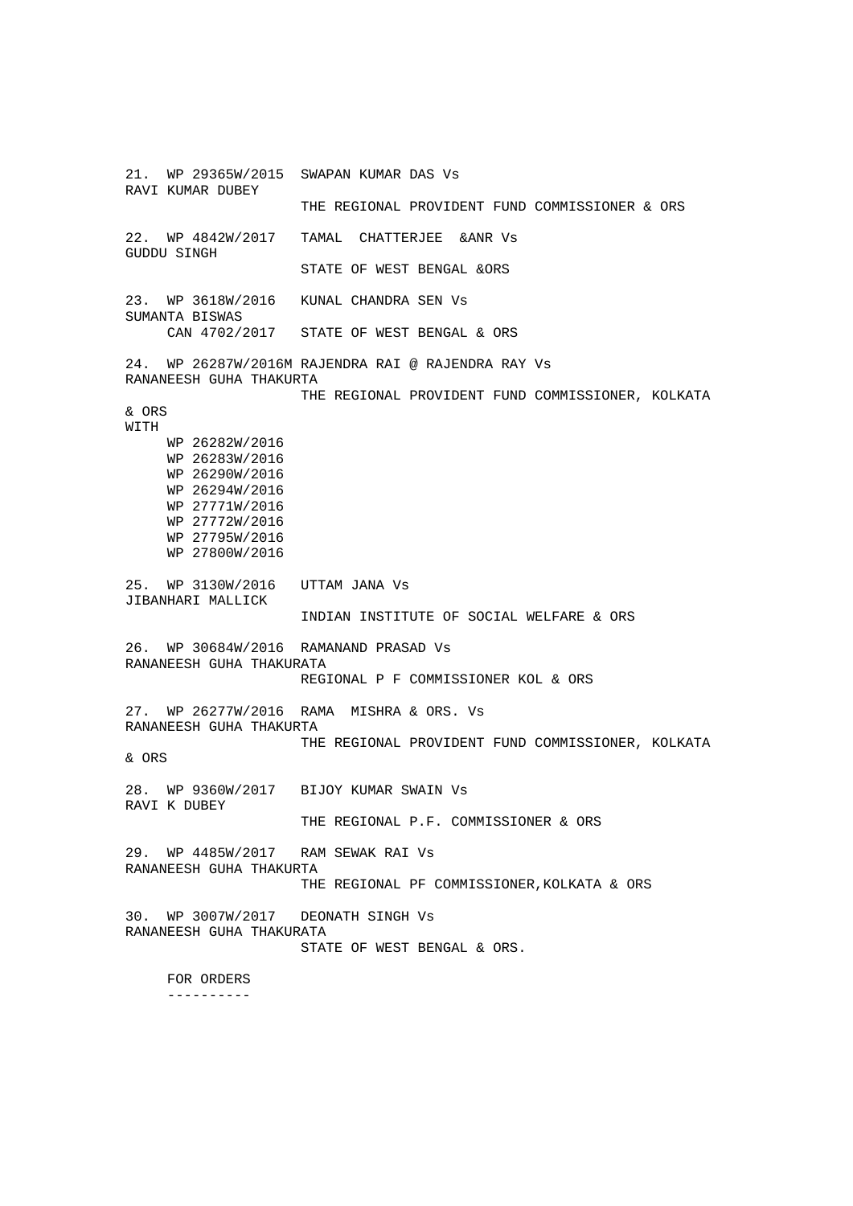21. WP 29365W/2015 SWAPAN KUMAR DAS Vs
RAVI KUMAR DUBEY
THE REGIONAL PROVIDENT FUND COMMISSIONER & ORS

22. WP 4842W/2017 TAMAL CHATTERJEE &ANR Vs
GUDDU SINGH
STATE OF WEST BENGAL &ORS

23. WP 3618W/2016 KUNAL CHANDRA SEN Vs
SUMANTA BISWAS
CAN 4702/2017 STATE OF WEST BENGAL & ORS

24. WP 26287W/2016M RAJENDRA RAI @ RAJENDRA RAY Vs
RANANEESH GUHA THAKURTA
THE REGIONAL PROVIDENT FUND COMMISSIONER, KOLKATA & ORS
WITH
WP 26282W/2016
WP 26283W/2016
WP 26290W/2016
WP 26294W/2016
WP 27771W/2016
WP 27772W/2016
WP 27795W/2016
WP 27800W/2016

25. WP 3130W/2016 UTTAM JANA Vs
JIBANHARI MALLICK
INDIAN INSTITUTE OF SOCIAL WELFARE & ORS

26. WP 30684W/2016 RAMANAND PRASAD Vs
RANANEESH GUHA THAKURATA
REGIONAL P F COMMISSIONER KOL & ORS

27. WP 26277W/2016 RAMA MISHRA & ORS. Vs
RANANEESH GUHA THAKURTA
THE REGIONAL PROVIDENT FUND COMMISSIONER, KOLKATA & ORS

28. WP 9360W/2017 BIJOY KUMAR SWAIN Vs
RAVI K DUBEY
THE REGIONAL P.F. COMMISSIONER & ORS

29. WP 4485W/2017 RAM SEWAK RAI Vs
RANANEESH GUHA THAKURTA
THE REGIONAL PF COMMISSIONER,KOLKATA & ORS

30. WP 3007W/2017 DEONATH SINGH Vs
RANANEESH GUHA THAKURATA
STATE OF WEST BENGAL & ORS.

FOR ORDERS
----------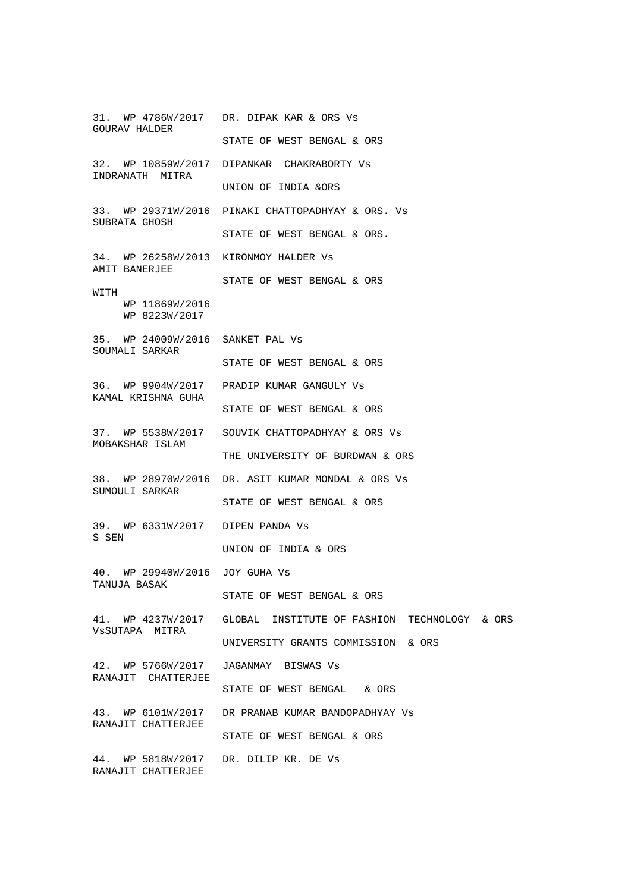31. WP 4786W/2017 DR. DIPAK KAR & ORS Vs
GOURAV HALDER
STATE OF WEST BENGAL & ORS

32. WP 10859W/2017 DIPANKAR CHAKRABORTY Vs
INDRANATH MITRA
UNION OF INDIA &ORS

33. WP 29371W/2016 PINAKI CHATTOPADHYAY & ORS. Vs
SUBRATA GHOSH
STATE OF WEST BENGAL & ORS.

34. WP 26258W/2013 KIRONMOY HALDER Vs
AMIT BANERJEE
STATE OF WEST BENGAL & ORS

WITH
WP 11869W/2016
WP 8223W/2017

35. WP 24009W/2016 SANKET PAL Vs
SOUMALI SARKAR
STATE OF WEST BENGAL & ORS

36. WP 9904W/2017 PRADIP KUMAR GANGULY Vs
KAMAL KRISHNA GUHA
STATE OF WEST BENGAL & ORS

37. WP 5538W/2017 SOUVIK CHATTOPADHYAY & ORS Vs
MOBAKSHAR ISLAM
THE UNIVERSITY OF BURDWAN & ORS

38. WP 28970W/2016 DR. ASIT KUMAR MONDAL & ORS Vs
SUMOULI SARKAR
STATE OF WEST BENGAL & ORS

39. WP 6331W/2017 DIPEN PANDA Vs
S SEN
UNION OF INDIA & ORS

40. WP 29940W/2016 JOY GUHA Vs
TANUJA BASAK
STATE OF WEST BENGAL & ORS

41. WP 4237W/2017 GLOBAL INSTITUTE OF FASHION TECHNOLOGY & ORS
VsSUTAPA MITRA
UNIVERSITY GRANTS COMMISSION & ORS

42. WP 5766W/2017 JAGANMAY BISWAS Vs
RANAJIT CHATTERJEE
STATE OF WEST BENGAL & ORS

43. WP 6101W/2017 DR PRANAB KUMAR BANDOPADHYAY Vs
RANAJIT CHATTERJEE
STATE OF WEST BENGAL & ORS

44. WP 5818W/2017 DR. DILIP KR. DE Vs
RANAJIT CHATTERJEE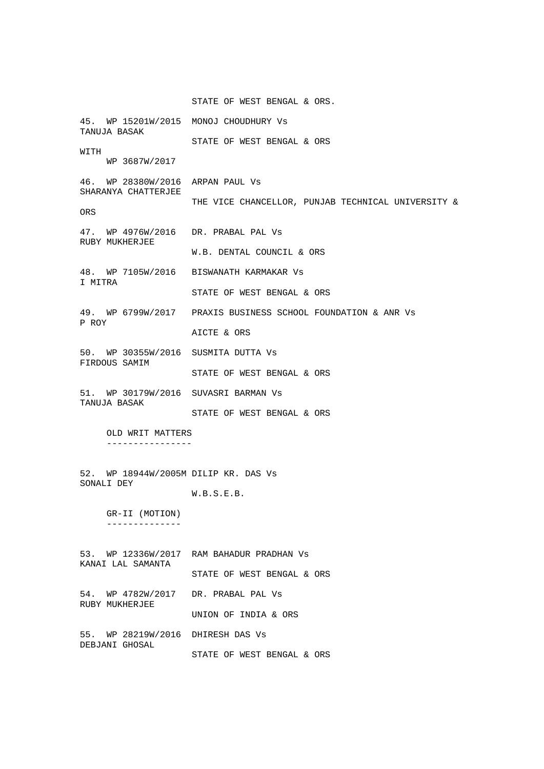STATE OF WEST BENGAL & ORS.

45. WP 15201W/2015 MONOJ CHOUDHURY Vs
TANUJA BASAK
STATE OF WEST BENGAL & ORS
WITH
WP 3687W/2017

46. WP 28380W/2016 ARPAN PAUL Vs
SHARANYA CHATTERJEE
THE VICE CHANCELLOR, PUNJAB TECHNICAL UNIVERSITY &
ORS

47. WP 4976W/2016 DR. PRABAL PAL Vs
RUBY MUKHERJEE
W.B. DENTAL COUNCIL & ORS

48. WP 7105W/2016 BISWANATH KARMAKAR Vs
I MITRA
STATE OF WEST BENGAL & ORS

49. WP 6799W/2017 PRAXIS BUSINESS SCHOOL FOUNDATION & ANR Vs
P ROY
AICTE & ORS

50. WP 30355W/2016 SUSMITA DUTTA Vs
FIRDOUS SAMIM
STATE OF WEST BENGAL & ORS

51. WP 30179W/2016 SUVASRI BARMAN Vs
TANUJA BASAK
STATE OF WEST BENGAL & ORS

OLD WRIT MATTERS
----------------

52. WP 18944W/2005M DILIP KR. DAS Vs
SONALI DEY
W.B.S.E.B.

GR-II (MOTION)
--------------

53. WP 12336W/2017 RAM BAHADUR PRADHAN Vs
KANAI LAL SAMANTA
STATE OF WEST BENGAL & ORS

54. WP 4782W/2017 DR. PRABAL PAL Vs
RUBY MUKHERJEE
UNION OF INDIA & ORS

55. WP 28219W/2016 DHIRESH DAS Vs
DEBJANI GHOSAL
STATE OF WEST BENGAL & ORS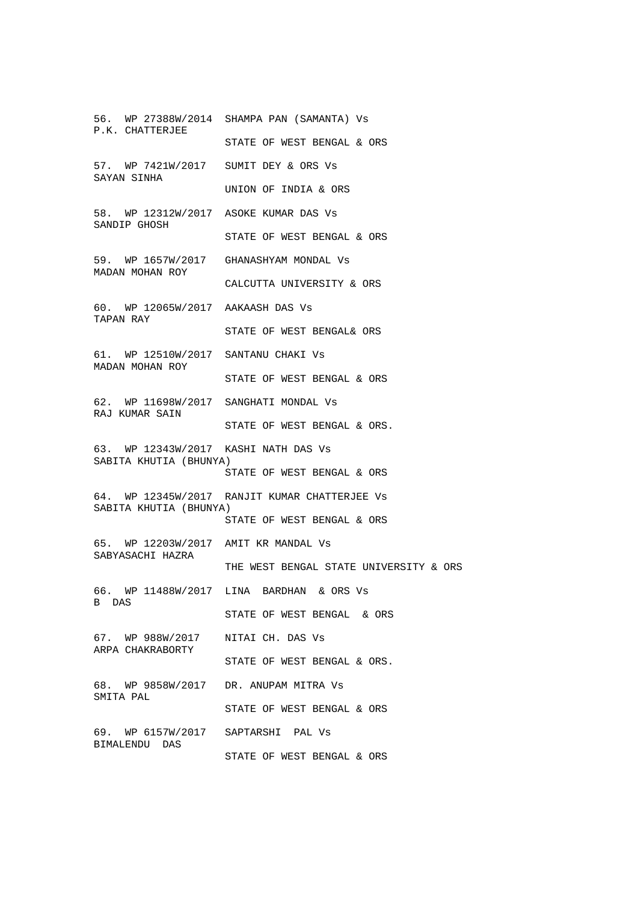56. WP 27388W/2014  SHAMPA PAN (SAMANTA) Vs
P.K. CHATTERJEE
                    STATE OF WEST BENGAL & ORS

57. WP 7421W/2017   SUMIT DEY & ORS Vs
SAYAN SINHA
                    UNION OF INDIA & ORS

58. WP 12312W/2017  ASOKE KUMAR DAS Vs
SANDIP GHOSH
                    STATE OF WEST BENGAL & ORS

59. WP 1657W/2017   GHANASHYAM MONDAL Vs
MADAN MOHAN ROY
                    CALCUTTA UNIVERSITY & ORS

60. WP 12065W/2017  AAKAASH DAS Vs
TAPAN RAY
                    STATE OF WEST BENGAL& ORS

61. WP 12510W/2017  SANTANU CHAKI Vs
MADAN MOHAN ROY
                    STATE OF WEST BENGAL & ORS

62. WP 11698W/2017  SANGHATI MONDAL Vs
RAJ KUMAR SAIN
                    STATE OF WEST BENGAL & ORS.

63. WP 12343W/2017  KASHI NATH DAS Vs
SABITA KHUTIA (BHUNYA)
                    STATE OF WEST BENGAL & ORS

64. WP 12345W/2017  RANJIT KUMAR CHATTERJEE Vs
SABITA KHUTIA (BHUNYA)
                    STATE OF WEST BENGAL & ORS

65. WP 12203W/2017  AMIT KR MANDAL Vs
SABYASACHI HAZRA
                    THE WEST BENGAL STATE UNIVERSITY & ORS

66. WP 11488W/2017  LINA  BARDHAN  & ORS Vs
B  DAS
                    STATE OF WEST BENGAL  & ORS

67. WP 988W/2017    NITAI CH. DAS Vs
ARPA CHAKRABORTY
                    STATE OF WEST BENGAL & ORS.

68. WP 9858W/2017   DR. ANUPAM MITRA Vs
SMITA PAL
                    STATE OF WEST BENGAL & ORS

69. WP 6157W/2017   SAPTARSHI  PAL Vs
BIMALENDU  DAS
                    STATE OF WEST BENGAL & ORS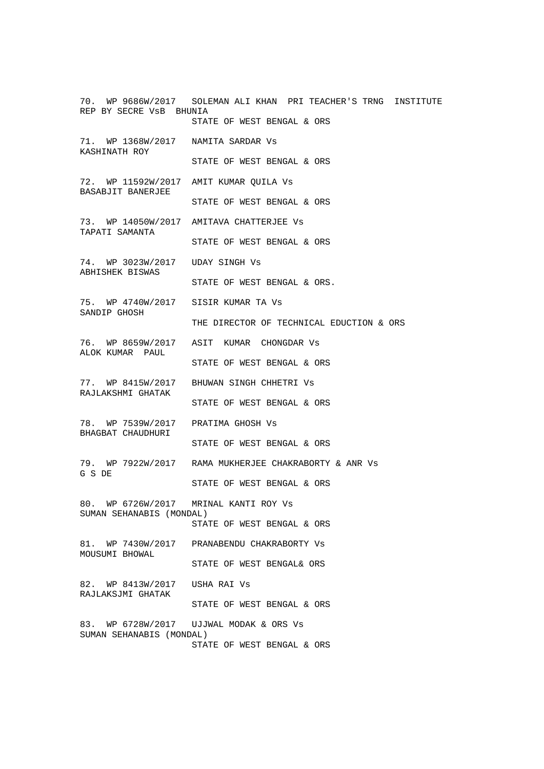70. WP 9686W/2017 SOLEMAN ALI KHAN PRI TEACHER'S TRNG INSTITUTE REP BY SECRE VsB BHUNIA

STATE OF WEST BENGAL & ORS

71. WP 1368W/2017 NAMITA SARDAR Vs KASHINATH ROY

STATE OF WEST BENGAL & ORS

72. WP 11592W/2017 AMIT KUMAR QUILA Vs BASABJIT BANERJEE

STATE OF WEST BENGAL & ORS

73. WP 14050W/2017 AMITAVA CHATTERJEE Vs TAPATI SAMANTA

STATE OF WEST BENGAL & ORS

74. WP 3023W/2017 UDAY SINGH Vs ABHISHEK BISWAS

STATE OF WEST BENGAL & ORS.

75. WP 4740W/2017 SISIR KUMAR TA Vs SANDIP GHOSH

THE DIRECTOR OF TECHNICAL EDUCTION & ORS

76. WP 8659W/2017 ASIT KUMAR CHONGDAR Vs ALOK KUMAR PAUL

STATE OF WEST BENGAL & ORS

77. WP 8415W/2017 BHUWAN SINGH CHHETRI Vs RAJLAKSHMI GHATAK

STATE OF WEST BENGAL & ORS

78. WP 7539W/2017 PRATIMA GHOSH Vs BHAGBAT CHAUDHURI

STATE OF WEST BENGAL & ORS

79. WP 7922W/2017 RAMA MUKHERJEE CHAKRABORTY & ANR Vs G S DE

STATE OF WEST BENGAL & ORS

80. WP 6726W/2017 MRINAL KANTI ROY Vs SUMAN SEHANABIS (MONDAL)

STATE OF WEST BENGAL & ORS

81. WP 7430W/2017 PRANABENDU CHAKRABORTY Vs MOUSUMI BHOWAL

STATE OF WEST BENGAL& ORS

82. WP 8413W/2017 USHA RAI Vs RAJLAKSJMI GHATAK

STATE OF WEST BENGAL & ORS

83. WP 6728W/2017 UJJWAL MODAK & ORS Vs SUMAN SEHANABIS (MONDAL)

STATE OF WEST BENGAL & ORS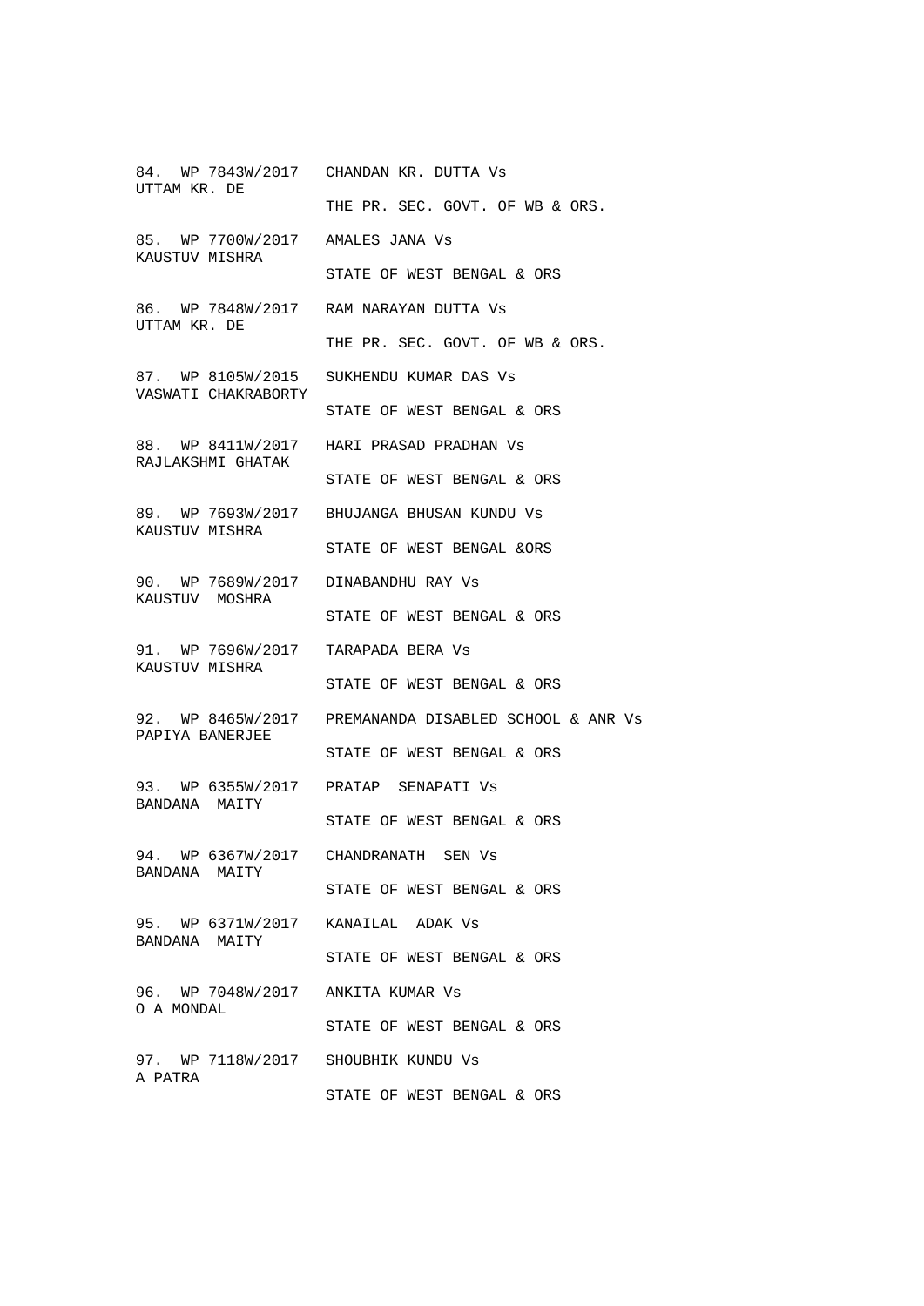84. WP 7843W/2017 CHANDAN KR. DUTTA Vs
UTTAM KR. DE
THE PR. SEC. GOVT. OF WB & ORS.

85. WP 7700W/2017 AMALES JANA Vs
KAUSTUV MISHRA
STATE OF WEST BENGAL & ORS

86. WP 7848W/2017 RAM NARAYAN DUTTA Vs
UTTAM KR. DE
THE PR. SEC. GOVT. OF WB & ORS.

87. WP 8105W/2015 SUKHENDU KUMAR DAS Vs
VASWATI CHAKRABORTY
STATE OF WEST BENGAL & ORS

88. WP 8411W/2017 HARI PRASAD PRADHAN Vs
RAJLAKSHMI GHATAK
STATE OF WEST BENGAL & ORS

89. WP 7693W/2017 BHUJANGA BHUSAN KUNDU Vs
KAUSTUV MISHRA
STATE OF WEST BENGAL &ORS

90. WP 7689W/2017 DINABANDHU RAY Vs
KAUSTUV MOSHRA
STATE OF WEST BENGAL & ORS

91. WP 7696W/2017 TARAPADA BERA Vs
KAUSTUV MISHRA
STATE OF WEST BENGAL & ORS

92. WP 8465W/2017 PREMANANDA DISABLED SCHOOL & ANR Vs
PAPIYA BANERJEE
STATE OF WEST BENGAL & ORS

93. WP 6355W/2017 PRATAP SENAPATI Vs
BANDANA MAITY
STATE OF WEST BENGAL & ORS

94. WP 6367W/2017 CHANDRANATH SEN Vs
BANDANA MAITY
STATE OF WEST BENGAL & ORS

95. WP 6371W/2017 KANAILAL ADAK Vs
BANDANA MAITY
STATE OF WEST BENGAL & ORS

96. WP 7048W/2017 ANKITA KUMAR Vs
O A MONDAL
STATE OF WEST BENGAL & ORS

97. WP 7118W/2017 SHOUBHIK KUNDU Vs
A PATRA
STATE OF WEST BENGAL & ORS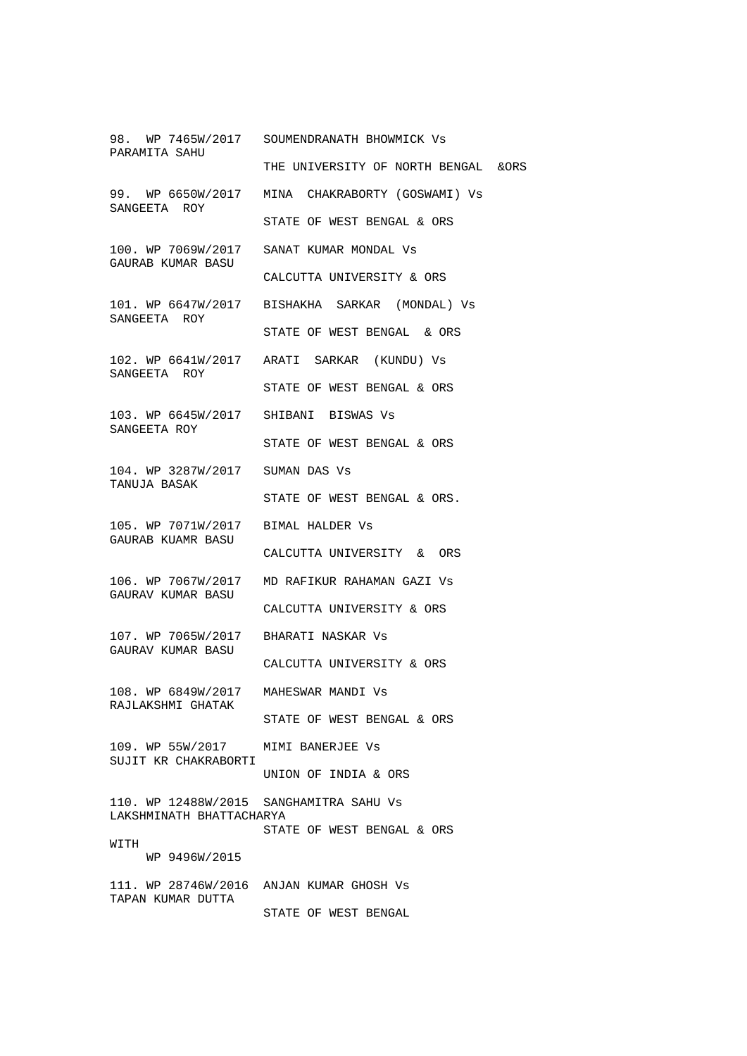98. WP 7465W/2017 SOUMENDRANATH BHOWMICK Vs
PARAMITA SAHU
THE UNIVERSITY OF NORTH BENGAL &ORS

99. WP 6650W/2017 MINA CHAKRABORTY (GOSWAMI) Vs
SANGEETA ROY
STATE OF WEST BENGAL & ORS

100. WP 7069W/2017 SANAT KUMAR MONDAL Vs
GAURAB KUMAR BASU
CALCUTTA UNIVERSITY & ORS

101. WP 6647W/2017 BISHAKHA SARKAR (MONDAL) Vs
SANGEETA ROY
STATE OF WEST BENGAL & ORS

102. WP 6641W/2017 ARATI SARKAR (KUNDU) Vs
SANGEETA ROY
STATE OF WEST BENGAL & ORS

103. WP 6645W/2017 SHIBANI BISWAS Vs
SANGEETA ROY
STATE OF WEST BENGAL & ORS

104. WP 3287W/2017 SUMAN DAS Vs
TANUJA BASAK
STATE OF WEST BENGAL & ORS.

105. WP 7071W/2017 BIMAL HALDER Vs
GAURAB KUAMR BASU
CALCUTTA UNIVERSITY & ORS

106. WP 7067W/2017 MD RAFIKUR RAHAMAN GAZI Vs
GAURAV KUMAR BASU
CALCUTTA UNIVERSITY & ORS

107. WP 7065W/2017 BHARATI NASKAR Vs
GAURAV KUMAR BASU
CALCUTTA UNIVERSITY & ORS

108. WP 6849W/2017 MAHESWAR MANDI Vs
RAJLAKSHMI GHATAK
STATE OF WEST BENGAL & ORS

109. WP 55W/2017 MIMI BANERJEE Vs
SUJIT KR CHAKRABORTI
UNION OF INDIA & ORS

110. WP 12488W/2015 SANGHAMITRA SAHU Vs
LAKSHMINATH BHATTACHARYA
STATE OF WEST BENGAL & ORS

WITH
WP 9496W/2015

111. WP 28746W/2016 ANJAN KUMAR GHOSH Vs
TAPAN KUMAR DUTTA
STATE OF WEST BENGAL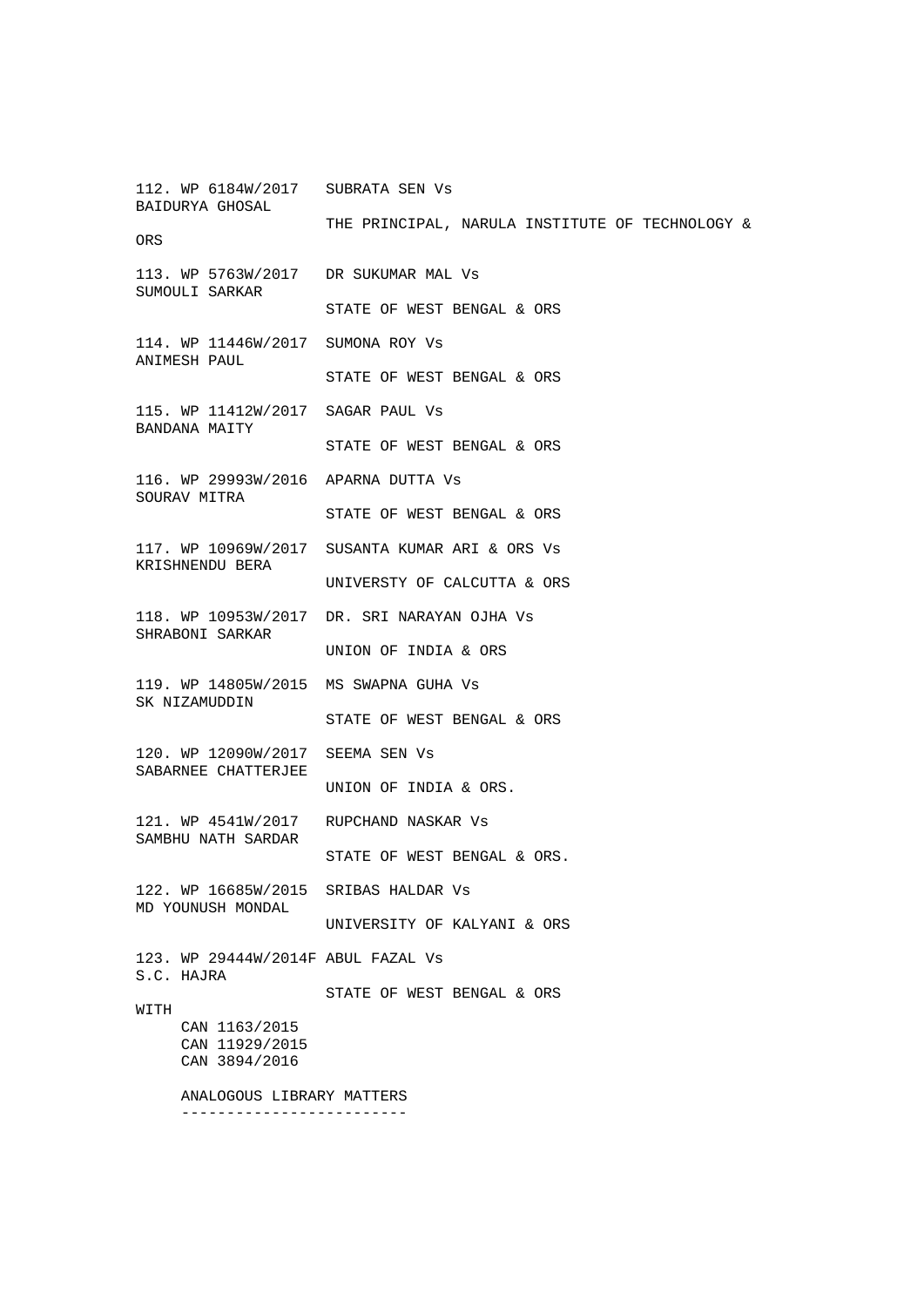112. WP 6184W/2017 SUBRATA SEN Vs
BAIDURYA GHOSAL
THE PRINCIPAL, NARULA INSTITUTE OF TECHNOLOGY & ORS

113. WP 5763W/2017 DR SUKUMAR MAL Vs
SUMOULI SARKAR
STATE OF WEST BENGAL & ORS

114. WP 11446W/2017 SUMONA ROY Vs
ANIMESH PAUL
STATE OF WEST BENGAL & ORS

115. WP 11412W/2017 SAGAR PAUL Vs
BANDANA MAITY
STATE OF WEST BENGAL & ORS

116. WP 29993W/2016 APARNA DUTTA Vs
SOURAV MITRA
STATE OF WEST BENGAL & ORS

117. WP 10969W/2017 SUSANTA KUMAR ARI & ORS Vs
KRISHNENDU BERA
UNIVERSTY OF CALCUTTA & ORS

118. WP 10953W/2017 DR. SRI NARAYAN OJHA Vs
SHRABONI SARKAR
UNION OF INDIA & ORS

119. WP 14805W/2015 MS SWAPNA GUHA Vs
SK NIZAMUDDIN
STATE OF WEST BENGAL & ORS

120. WP 12090W/2017 SEEMA SEN Vs
SABARNEE CHATTERJEE
UNION OF INDIA & ORS.

121. WP 4541W/2017 RUPCHAND NASKAR Vs
SAMBHU NATH SARDAR
STATE OF WEST BENGAL & ORS.

122. WP 16685W/2015 SRIBAS HALDAR Vs
MD YOUNUSH MONDAL
UNIVERSITY OF KALYANI & ORS

123. WP 29444W/2014F ABUL FAZAL Vs
S.C. HAJRA
STATE OF WEST BENGAL & ORS

WITH
CAN 1163/2015
CAN 11929/2015
CAN 3894/2016

ANALOGOUS LIBRARY MATTERS
-------------------------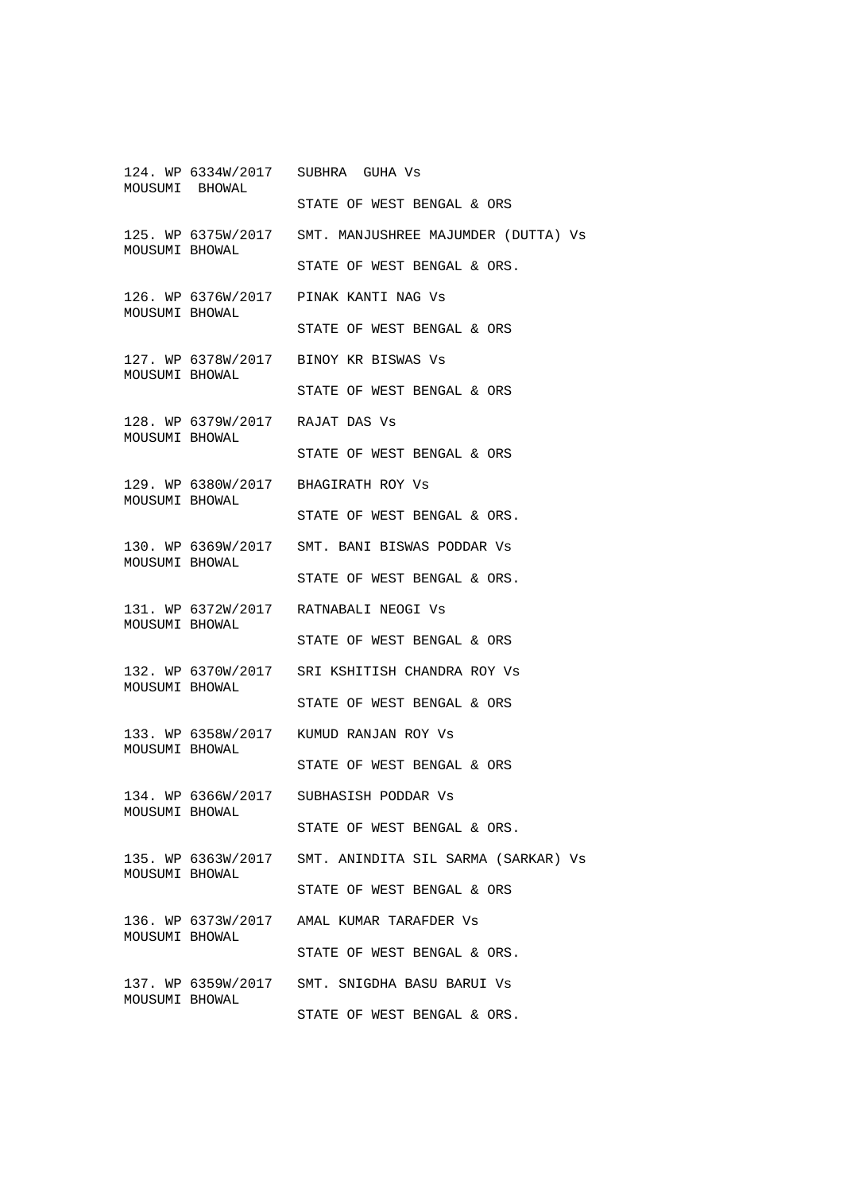124. WP 6334W/2017 SUBHRA GUHA Vs
MOUSUMI BHOWAL
STATE OF WEST BENGAL & ORS

125. WP 6375W/2017 SMT. MANJUSHREE MAJUMDER (DUTTA) Vs
MOUSUMI BHOWAL
STATE OF WEST BENGAL & ORS.

126. WP 6376W/2017 PINAK KANTI NAG Vs
MOUSUMI BHOWAL
STATE OF WEST BENGAL & ORS

127. WP 6378W/2017 BINOY KR BISWAS Vs
MOUSUMI BHOWAL
STATE OF WEST BENGAL & ORS

128. WP 6379W/2017 RAJAT DAS Vs
MOUSUMI BHOWAL
STATE OF WEST BENGAL & ORS

129. WP 6380W/2017 BHAGIRATH ROY Vs
MOUSUMI BHOWAL
STATE OF WEST BENGAL & ORS.

130. WP 6369W/2017 SMT. BANI BISWAS PODDAR Vs
MOUSUMI BHOWAL
STATE OF WEST BENGAL & ORS.

131. WP 6372W/2017 RATNABALI NEOGI Vs
MOUSUMI BHOWAL
STATE OF WEST BENGAL & ORS

132. WP 6370W/2017 SRI KSHITISH CHANDRA ROY Vs
MOUSUMI BHOWAL
STATE OF WEST BENGAL & ORS

133. WP 6358W/2017 KUMUD RANJAN ROY Vs
MOUSUMI BHOWAL
STATE OF WEST BENGAL & ORS

134. WP 6366W/2017 SUBHASISH PODDAR Vs
MOUSUMI BHOWAL
STATE OF WEST BENGAL & ORS.

135. WP 6363W/2017 SMT. ANINDITA SIL SARMA (SARKAR) Vs
MOUSUMI BHOWAL
STATE OF WEST BENGAL & ORS

136. WP 6373W/2017 AMAL KUMAR TARAFDER Vs
MOUSUMI BHOWAL
STATE OF WEST BENGAL & ORS.

137. WP 6359W/2017 SMT. SNIGDHA BASU BARUI Vs
MOUSUMI BHOWAL
STATE OF WEST BENGAL & ORS.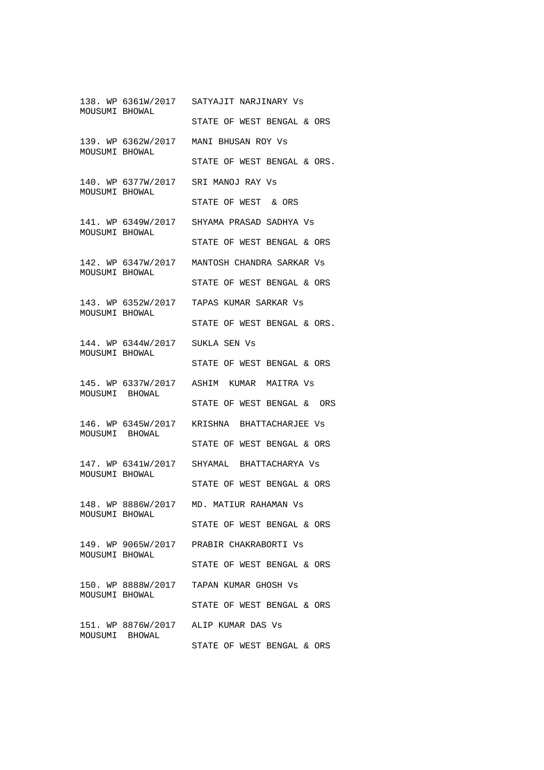138. WP 6361W/2017 SATYAJIT NARJINARY Vs
MOUSUMI BHOWAL
STATE OF WEST BENGAL & ORS

139. WP 6362W/2017 MANI BHUSAN ROY Vs
MOUSUMI BHOWAL
STATE OF WEST BENGAL & ORS.

140. WP 6377W/2017 SRI MANOJ RAY Vs
MOUSUMI BHOWAL
STATE OF WEST & ORS

141. WP 6349W/2017 SHYAMA PRASAD SADHYA Vs
MOUSUMI BHOWAL
STATE OF WEST BENGAL & ORS

142. WP 6347W/2017 MANTOSH CHANDRA SARKAR Vs
MOUSUMI BHOWAL
STATE OF WEST BENGAL & ORS

143. WP 6352W/2017 TAPAS KUMAR SARKAR Vs
MOUSUMI BHOWAL
STATE OF WEST BENGAL & ORS.

144. WP 6344W/2017 SUKLA SEN Vs
MOUSUMI BHOWAL
STATE OF WEST BENGAL & ORS

145. WP 6337W/2017 ASHIM KUMAR MAITRA Vs
MOUSUMI BHOWAL
STATE OF WEST BENGAL & ORS

146. WP 6345W/2017 KRISHNA BHATTACHARJEE Vs
MOUSUMI BHOWAL
STATE OF WEST BENGAL & ORS

147. WP 6341W/2017 SHYAMAL BHATTACHARYA Vs
MOUSUMI BHOWAL
STATE OF WEST BENGAL & ORS

148. WP 8886W/2017 MD. MATIUR RAHAMAN Vs
MOUSUMI BHOWAL
STATE OF WEST BENGAL & ORS

149. WP 9065W/2017 PRABIR CHAKRABORTI Vs
MOUSUMI BHOWAL
STATE OF WEST BENGAL & ORS

150. WP 8888W/2017 TAPAN KUMAR GHOSH Vs
MOUSUMI BHOWAL
STATE OF WEST BENGAL & ORS

151. WP 8876W/2017 ALIP KUMAR DAS Vs
MOUSUMI BHOWAL
STATE OF WEST BENGAL & ORS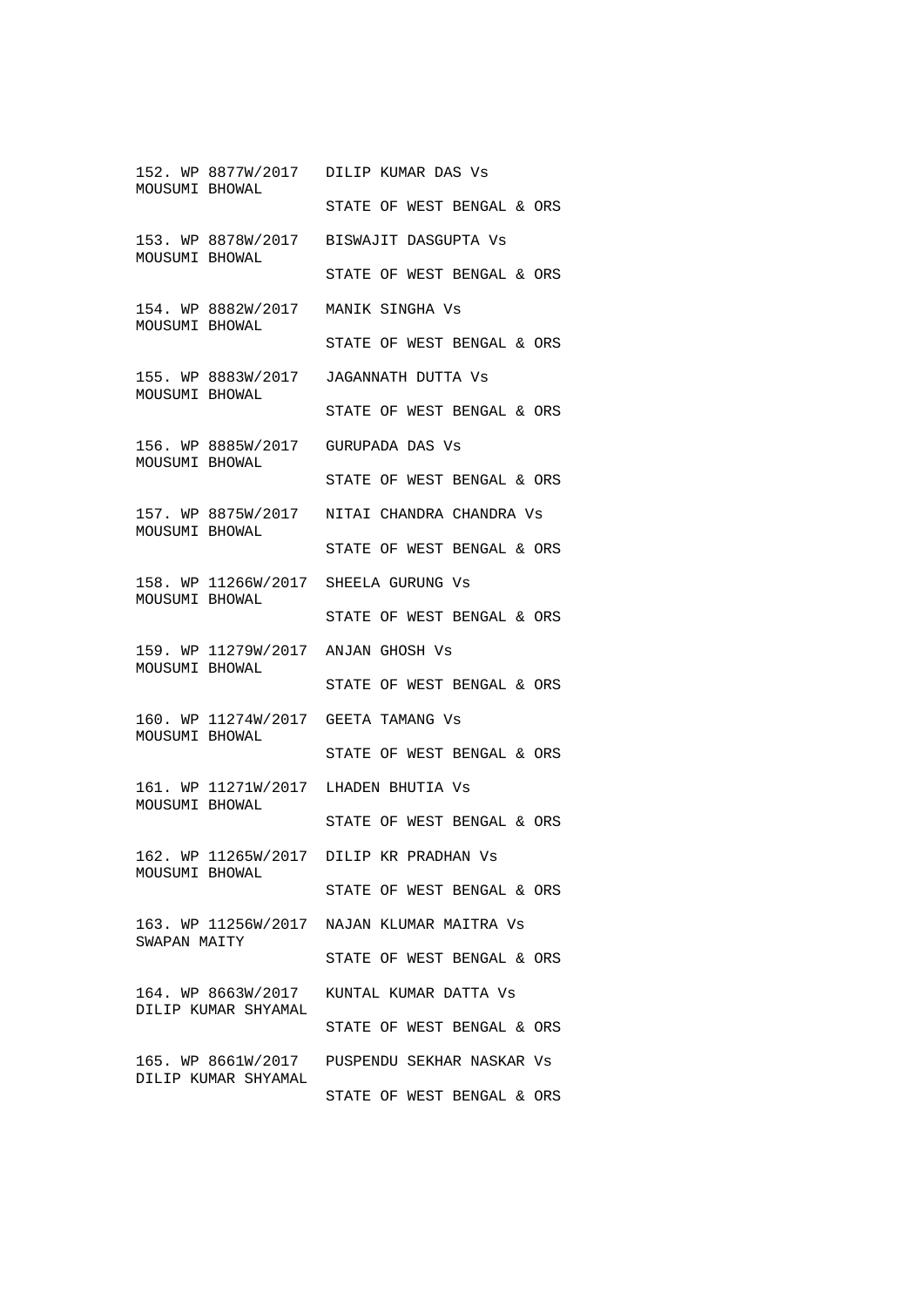152. WP 8877W/2017 DILIP KUMAR DAS Vs
MOUSUMI BHOWAL
STATE OF WEST BENGAL & ORS

153. WP 8878W/2017 BISWAJIT DASGUPTA Vs
MOUSUMI BHOWAL
STATE OF WEST BENGAL & ORS

154. WP 8882W/2017 MANIK SINGHA Vs
MOUSUMI BHOWAL
STATE OF WEST BENGAL & ORS

155. WP 8883W/2017 JAGANNATH DUTTA Vs
MOUSUMI BHOWAL
STATE OF WEST BENGAL & ORS

156. WP 8885W/2017 GURUPADA DAS Vs
MOUSUMI BHOWAL
STATE OF WEST BENGAL & ORS

157. WP 8875W/2017 NITAI CHANDRA CHANDRA Vs
MOUSUMI BHOWAL
STATE OF WEST BENGAL & ORS

158. WP 11266W/2017 SHEELA GURUNG Vs
MOUSUMI BHOWAL
STATE OF WEST BENGAL & ORS

159. WP 11279W/2017 ANJAN GHOSH Vs
MOUSUMI BHOWAL
STATE OF WEST BENGAL & ORS

160. WP 11274W/2017 GEETA TAMANG Vs
MOUSUMI BHOWAL
STATE OF WEST BENGAL & ORS

161. WP 11271W/2017 LHADEN BHUTIA Vs
MOUSUMI BHOWAL
STATE OF WEST BENGAL & ORS

162. WP 11265W/2017 DILIP KR PRADHAN Vs
MOUSUMI BHOWAL
STATE OF WEST BENGAL & ORS

163. WP 11256W/2017 NAJAN KLUMAR MAITRA Vs
SWAPAN MAITY
STATE OF WEST BENGAL & ORS

164. WP 8663W/2017 KUNTAL KUMAR DATTA Vs
DILIP KUMAR SHYAMAL
STATE OF WEST BENGAL & ORS

165. WP 8661W/2017 PUSPENDU SEKHAR NASKAR Vs
DILIP KUMAR SHYAMAL
STATE OF WEST BENGAL & ORS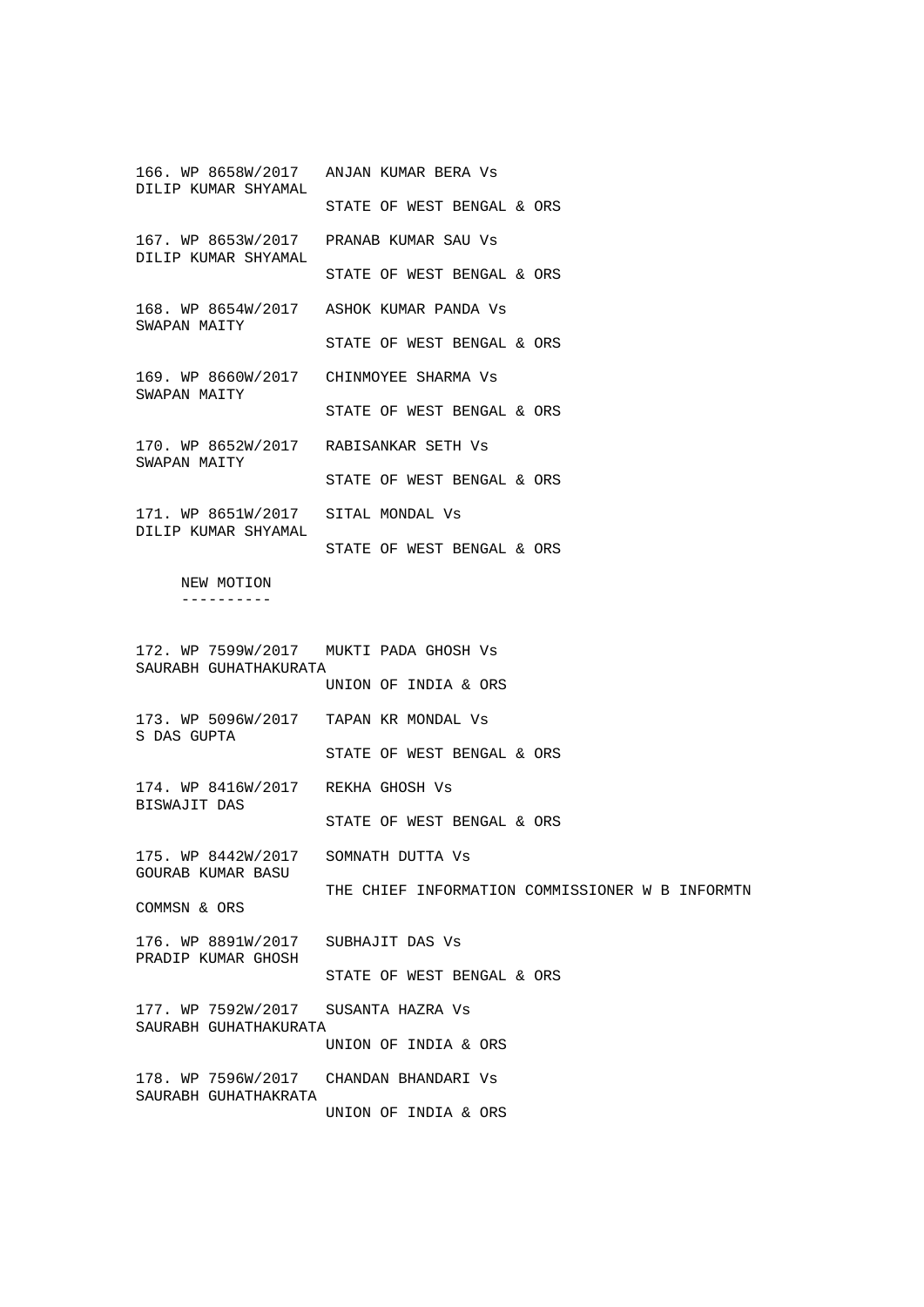166. WP 8658W/2017   ANJAN KUMAR BERA Vs
DILIP KUMAR SHYAMAL
                     STATE OF WEST BENGAL & ORS

167. WP 8653W/2017   PRANAB KUMAR SAU Vs
DILIP KUMAR SHYAMAL
                     STATE OF WEST BENGAL & ORS

168. WP 8654W/2017   ASHOK KUMAR PANDA Vs
SWAPAN MAITY
                     STATE OF WEST BENGAL & ORS

169. WP 8660W/2017   CHINMOYEE SHARMA Vs
SWAPAN MAITY
                     STATE OF WEST BENGAL & ORS

170. WP 8652W/2017   RABISANKAR SETH Vs
SWAPAN MAITY
                     STATE OF WEST BENGAL & ORS

171. WP 8651W/2017   SITAL MONDAL Vs
DILIP KUMAR SHYAMAL
                     STATE OF WEST BENGAL & ORS

NEW MOTION
----------

172. WP 7599W/2017   MUKTI PADA GHOSH Vs
SAURABH GUHATHAKURATA
                     UNION OF INDIA & ORS

173. WP 5096W/2017   TAPAN KR MONDAL Vs
S DAS GUPTA
                     STATE OF WEST BENGAL & ORS

174. WP 8416W/2017   REKHA GHOSH Vs
BISWAJIT DAS
                     STATE OF WEST BENGAL & ORS

175. WP 8442W/2017   SOMNATH DUTTA Vs
GOURAB KUMAR BASU
                     THE CHIEF INFORMATION COMMISSIONER W B INFORMTN
COMMSN & ORS

176. WP 8891W/2017   SUBHAJIT DAS Vs
PRADIP KUMAR GHOSH
                     STATE OF WEST BENGAL & ORS

177. WP 7592W/2017   SUSANTA HAZRA Vs
SAURABH GUHATHAKURATA
                     UNION OF INDIA & ORS

178. WP 7596W/2017   CHANDAN BHANDARI Vs
SAURABH GUHATHAKRATA
                     UNION OF INDIA & ORS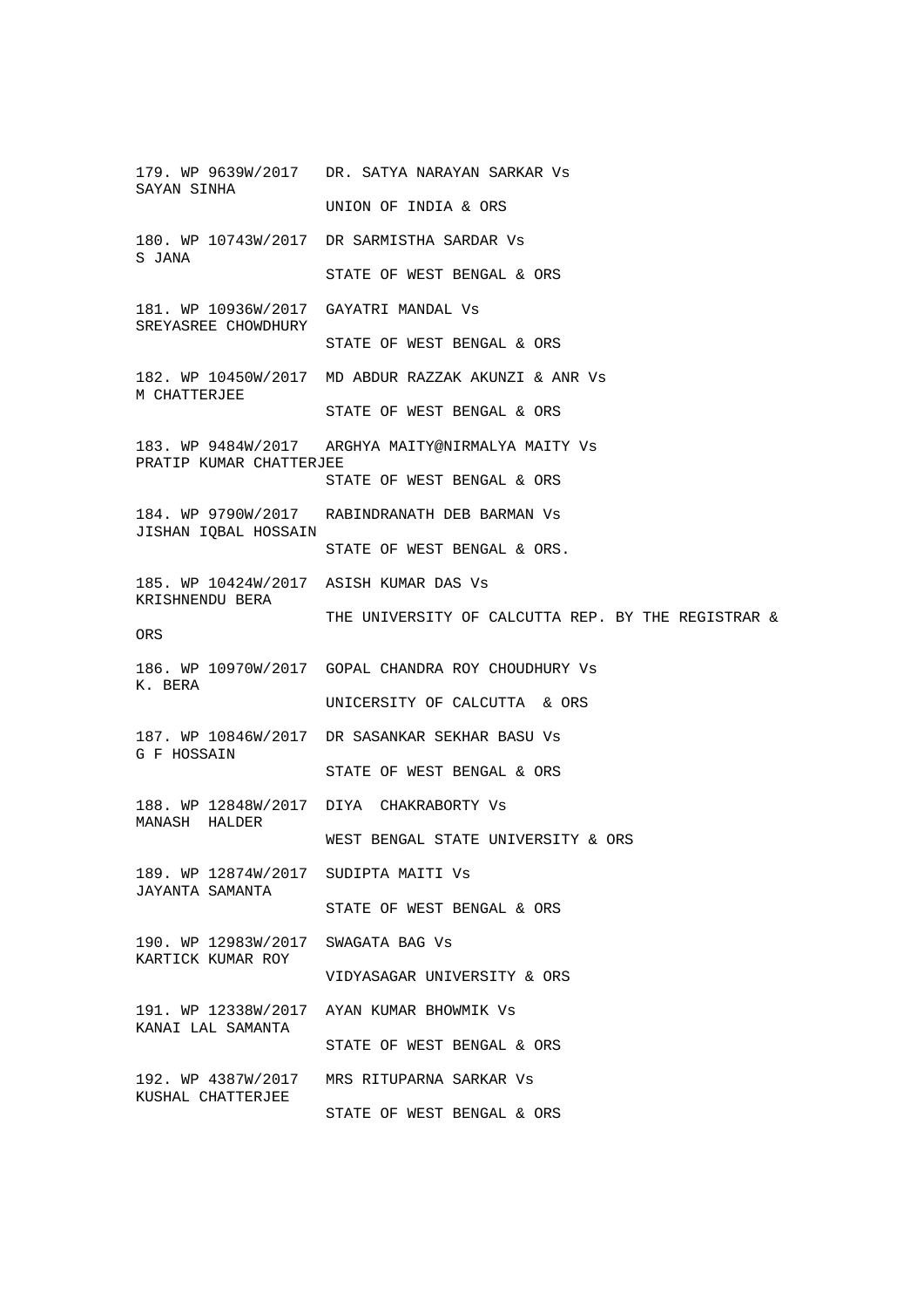179. WP 9639W/2017 DR. SATYA NARAYAN SARKAR Vs
SAYAN SINHA
UNION OF INDIA & ORS

180. WP 10743W/2017 DR SARMISTHA SARDAR Vs
S JANA
STATE OF WEST BENGAL & ORS

181. WP 10936W/2017 GAYATRI MANDAL Vs
SREYASREE CHOWDHURY
STATE OF WEST BENGAL & ORS

182. WP 10450W/2017 MD ABDUR RAZZAK AKUNZI & ANR Vs
M CHATTERJEE
STATE OF WEST BENGAL & ORS

183. WP 9484W/2017 ARGHYA MAITY@NIRMALYA MAITY Vs
PRATIP KUMAR CHATTERJEE
STATE OF WEST BENGAL & ORS

184. WP 9790W/2017 RABINDRANATH DEB BARMAN Vs
JISHAN IQBAL HOSSAIN
STATE OF WEST BENGAL & ORS.

185. WP 10424W/2017 ASISH KUMAR DAS Vs
KRISHNENDU BERA
THE UNIVERSITY OF CALCUTTA REP. BY THE REGISTRAR &
ORS

186. WP 10970W/2017 GOPAL CHANDRA ROY CHOUDHURY Vs
K. BERA
UNICERSITY OF CALCUTTA & ORS

187. WP 10846W/2017 DR SASANKAR SEKHAR BASU Vs
G F HOSSAIN
STATE OF WEST BENGAL & ORS

188. WP 12848W/2017 DIYA CHAKRABORTY Vs
MANASH HALDER
WEST BENGAL STATE UNIVERSITY & ORS

189. WP 12874W/2017 SUDIPTA MAITI Vs
JAYANTA SAMANTA
STATE OF WEST BENGAL & ORS

190. WP 12983W/2017 SWAGATA BAG Vs
KARTICK KUMAR ROY
VIDYASAGAR UNIVERSITY & ORS

191. WP 12338W/2017 AYAN KUMAR BHOWMIK Vs
KANAI LAL SAMANTA
STATE OF WEST BENGAL & ORS

192. WP 4387W/2017 MRS RITUPARNA SARKAR Vs
KUSHAL CHATTERJEE
STATE OF WEST BENGAL & ORS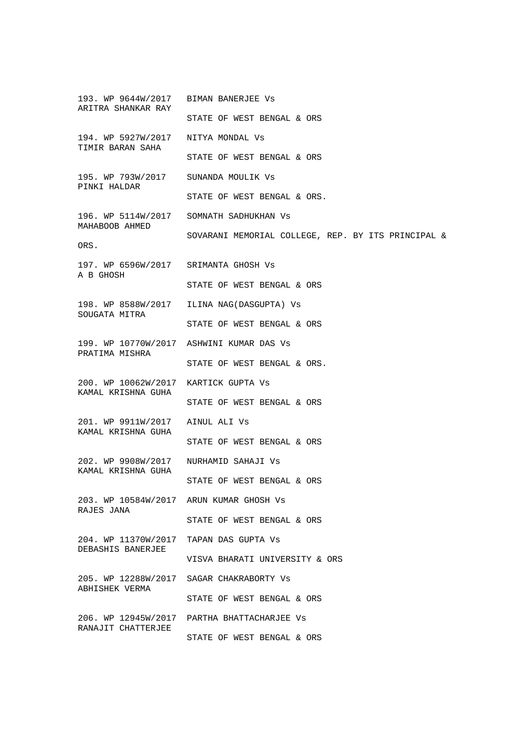193. WP 9644W/2017 BIMAN BANERJEE Vs
ARITRA SHANKAR RAY
STATE OF WEST BENGAL & ORS

194. WP 5927W/2017 NITYA MONDAL Vs
TIMIR BARAN SAHA
STATE OF WEST BENGAL & ORS

195. WP 793W/2017 SUNANDA MOULIK Vs
PINKI HALDAR
STATE OF WEST BENGAL & ORS.

196. WP 5114W/2017 SOMNATH SADHUKHAN Vs
MAHABOOB AHMED
SOVARANI MEMORIAL COLLEGE, REP. BY ITS PRINCIPAL & ORS.

197. WP 6596W/2017 SRIMANTA GHOSH Vs
A B GHOSH
STATE OF WEST BENGAL & ORS

198. WP 8588W/2017 ILINA NAG(DASGUPTA) Vs
SOUGATA MITRA
STATE OF WEST BENGAL & ORS

199. WP 10770W/2017 ASHWINI KUMAR DAS Vs
PRATIMA MISHRA
STATE OF WEST BENGAL & ORS.

200. WP 10062W/2017 KARTICK GUPTA Vs
KAMAL KRISHNA GUHA
STATE OF WEST BENGAL & ORS

201. WP 9911W/2017 AINUL ALI Vs
KAMAL KRISHNA GUHA
STATE OF WEST BENGAL & ORS

202. WP 9908W/2017 NURHAMID SAHAJI Vs
KAMAL KRISHNA GUHA
STATE OF WEST BENGAL & ORS

203. WP 10584W/2017 ARUN KUMAR GHOSH Vs
RAJES JANA
STATE OF WEST BENGAL & ORS

204. WP 11370W/2017 TAPAN DAS GUPTA Vs
DEBASHIS BANERJEE
VISVA BHARATI UNIVERSITY & ORS

205. WP 12288W/2017 SAGAR CHAKRABORTY Vs
ABHISHEK VERMA
STATE OF WEST BENGAL & ORS

206. WP 12945W/2017 PARTHA BHATTACHARJEE Vs
RANAJIT CHATTERJEE
STATE OF WEST BENGAL & ORS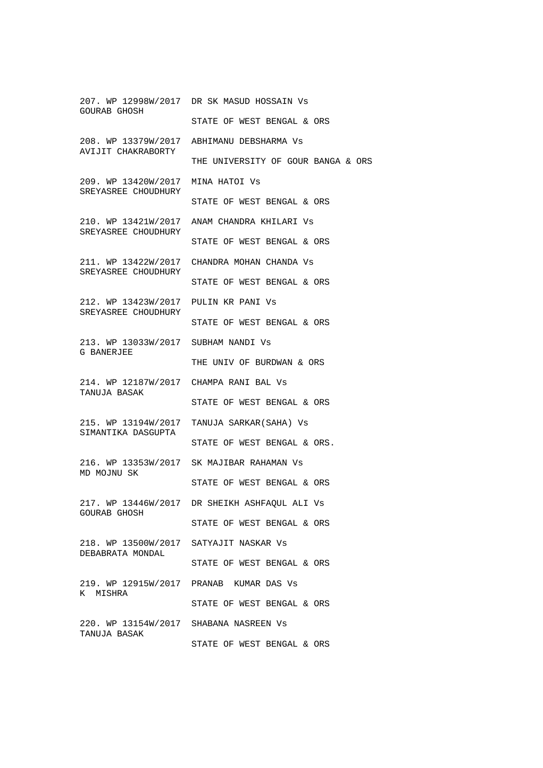207. WP 12998W/2017 DR SK MASUD HOSSAIN Vs
GOURAB GHOSH
STATE OF WEST BENGAL & ORS

208. WP 13379W/2017 ABHIMANU DEBSHARMA Vs
AVIJIT CHAKRABORTY
THE UNIVERSITY OF GOUR BANGA & ORS

209. WP 13420W/2017 MINA HATOI Vs
SREYASREE CHOUDHURY
STATE OF WEST BENGAL & ORS

210. WP 13421W/2017 ANAM CHANDRA KHILARI Vs
SREYASREE CHOUDHURY
STATE OF WEST BENGAL & ORS

211. WP 13422W/2017 CHANDRA MOHAN CHANDA Vs
SREYASREE CHOUDHURY
STATE OF WEST BENGAL & ORS

212. WP 13423W/2017 PULIN KR PANI Vs
SREYASREE CHOUDHURY
STATE OF WEST BENGAL & ORS

213. WP 13033W/2017 SUBHAM NANDI Vs
G BANERJEE
THE UNIV OF BURDWAN & ORS

214. WP 12187W/2017 CHAMPA RANI BAL Vs
TANUJA BASAK
STATE OF WEST BENGAL & ORS

215. WP 13194W/2017 TANUJA SARKAR(SAHA) Vs
SIMANTIKA DASGUPTA
STATE OF WEST BENGAL & ORS.

216. WP 13353W/2017 SK MAJIBAR RAHAMAN Vs
MD MOJNU SK
STATE OF WEST BENGAL & ORS

217. WP 13446W/2017 DR SHEIKH ASHFAQUL ALI Vs
GOURAB GHOSH
STATE OF WEST BENGAL & ORS

218. WP 13500W/2017 SATYAJIT NASKAR Vs
DEBABRATA MONDAL
STATE OF WEST BENGAL & ORS

219. WP 12915W/2017 PRANAB KUMAR DAS Vs
K MISHRA
STATE OF WEST BENGAL & ORS

220. WP 13154W/2017 SHABANA NASREEN Vs
TANUJA BASAK
STATE OF WEST BENGAL & ORS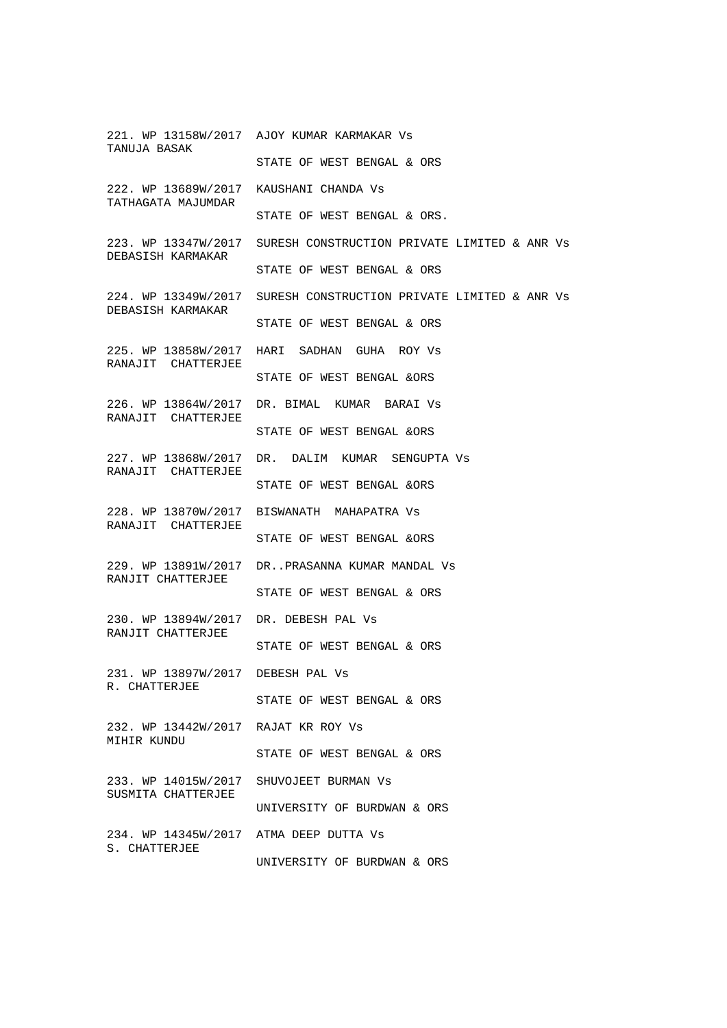221. WP 13158W/2017 AJOY KUMAR KARMAKAR Vs
TANUJA BASAK
STATE OF WEST BENGAL & ORS

222. WP 13689W/2017 KAUSHANI CHANDA Vs
TATHAGATA MAJUMDAR
STATE OF WEST BENGAL & ORS.

223. WP 13347W/2017 SURESH CONSTRUCTION PRIVATE LIMITED & ANR Vs
DEBASISH KARMAKAR
STATE OF WEST BENGAL & ORS

224. WP 13349W/2017 SURESH CONSTRUCTION PRIVATE LIMITED & ANR Vs
DEBASISH KARMAKAR
STATE OF WEST BENGAL & ORS

225. WP 13858W/2017 HARI SADHAN GUHA ROY Vs
RANAJIT CHATTERJEE
STATE OF WEST BENGAL &ORS

226. WP 13864W/2017 DR. BIMAL KUMAR BARAI Vs
RANAJIT CHATTERJEE
STATE OF WEST BENGAL &ORS

227. WP 13868W/2017 DR. DALIM KUMAR SENGUPTA Vs
RANAJIT CHATTERJEE
STATE OF WEST BENGAL &ORS

228. WP 13870W/2017 BISWANATH MAHAPATRA Vs
RANAJIT CHATTERJEE
STATE OF WEST BENGAL &ORS

229. WP 13891W/2017 DR..PRASANNA KUMAR MANDAL Vs
RANJIT CHATTERJEE
STATE OF WEST BENGAL & ORS

230. WP 13894W/2017 DR. DEBESH PAL Vs
RANJIT CHATTERJEE
STATE OF WEST BENGAL & ORS

231. WP 13897W/2017 DEBESH PAL Vs
R. CHATTERJEE
STATE OF WEST BENGAL & ORS

232. WP 13442W/2017 RAJAT KR ROY Vs
MIHIR KUNDU
STATE OF WEST BENGAL & ORS

233. WP 14015W/2017 SHUVOJEET BURMAN Vs
SUSMITA CHATTERJEE
UNIVERSITY OF BURDWAN & ORS

234. WP 14345W/2017 ATMA DEEP DUTTA Vs
S. CHATTERJEE
UNIVERSITY OF BURDWAN & ORS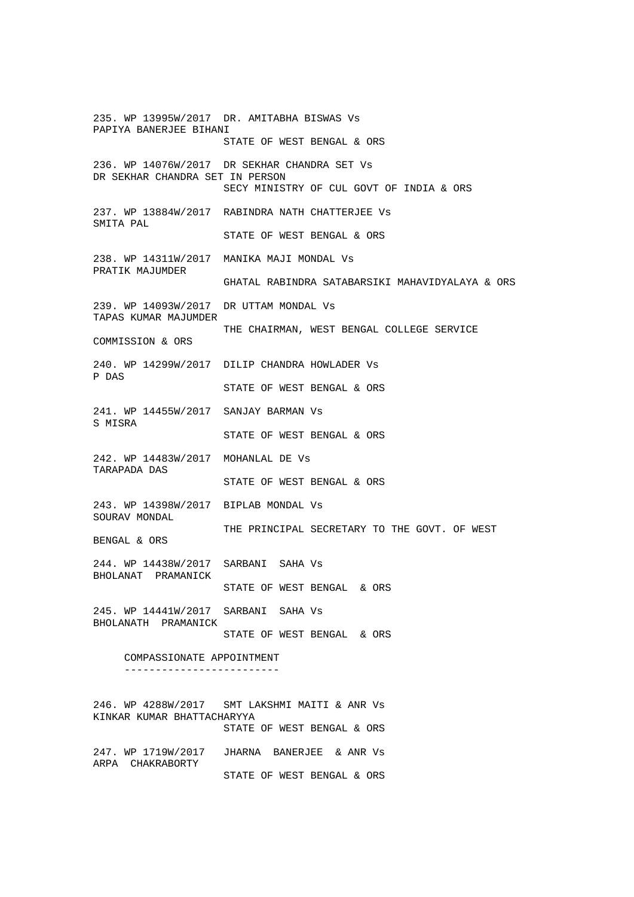235. WP 13995W/2017 DR. AMITABHA BISWAS Vs
PAPIYA BANERJEE BIHANI
STATE OF WEST BENGAL & ORS

236. WP 14076W/2017 DR SEKHAR CHANDRA SET Vs
DR SEKHAR CHANDRA SET IN PERSON
SECY MINISTRY OF CUL GOVT OF INDIA & ORS

237. WP 13884W/2017 RABINDRA NATH CHATTERJEE Vs
SMITA PAL
STATE OF WEST BENGAL & ORS

238. WP 14311W/2017 MANIKA MAJI MONDAL Vs
PRATIK MAJUMDER
GHATAL RABINDRA SATABARSIKI MAHAVIDYALAYA & ORS

239. WP 14093W/2017 DR UTTAM MONDAL Vs
TAPAS KUMAR MAJUMDER
THE CHAIRMAN, WEST BENGAL COLLEGE SERVICE COMMISSION & ORS

240. WP 14299W/2017 DILIP CHANDRA HOWLADER Vs
P DAS
STATE OF WEST BENGAL & ORS

241. WP 14455W/2017 SANJAY BARMAN Vs
S MISRA
STATE OF WEST BENGAL & ORS

242. WP 14483W/2017 MOHANLAL DE Vs
TARAPADA DAS
STATE OF WEST BENGAL & ORS

243. WP 14398W/2017 BIPLAB MONDAL Vs
SOURAV MONDAL
THE PRINCIPAL SECRETARY TO THE GOVT. OF WEST BENGAL & ORS

244. WP 14438W/2017 SARBANI SAHA Vs
BHOLANAT PRAMANICK
STATE OF WEST BENGAL & ORS

245. WP 14441W/2017 SARBANI SAHA Vs
BHOLANATH PRAMANICK
STATE OF WEST BENGAL & ORS

COMPASSIONATE APPOINTMENT
-------------------------

246. WP 4288W/2017 SMT LAKSHMI MAITI & ANR Vs
KINKAR KUMAR BHATTACHARYYA
STATE OF WEST BENGAL & ORS

247. WP 1719W/2017 JHARNA BANERJEE & ANR Vs
ARPA CHAKRABORTY
STATE OF WEST BENGAL & ORS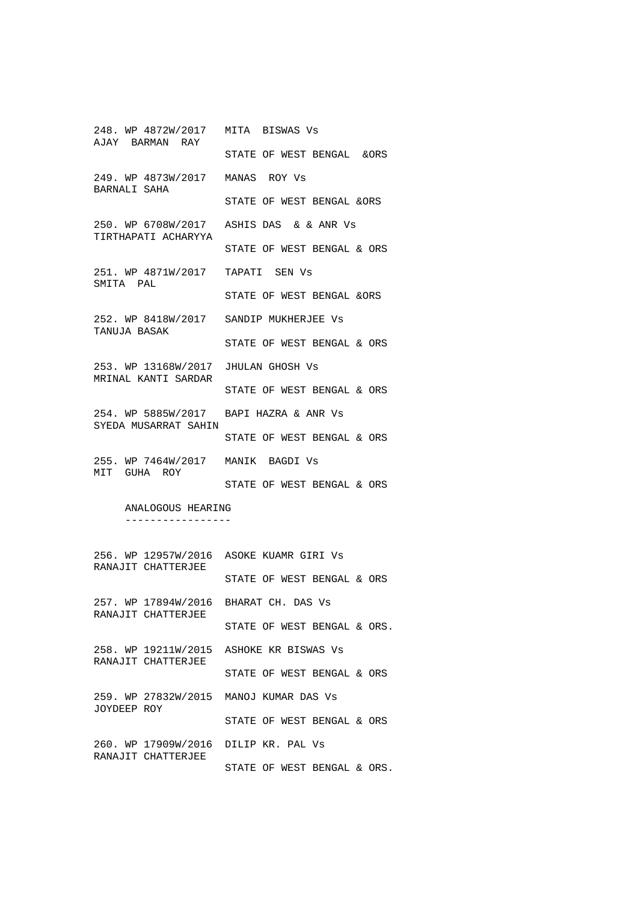248. WP 4872W/2017 MITA BISWAS Vs
AJAY BARMAN RAY
STATE OF WEST BENGAL &ORS

249. WP 4873W/2017 MANAS ROY Vs
BARNALI SAHA
STATE OF WEST BENGAL &ORS

250. WP 6708W/2017 ASHIS DAS & & ANR Vs
TIRTHAPATI ACHARYYA
STATE OF WEST BENGAL & ORS

251. WP 4871W/2017 TAPATI SEN Vs
SMITA PAL
STATE OF WEST BENGAL &ORS

252. WP 8418W/2017 SANDIP MUKHERJEE Vs
TANUJA BASAK
STATE OF WEST BENGAL & ORS

253. WP 13168W/2017 JHULAN GHOSH Vs
MRINAL KANTI SARDAR
STATE OF WEST BENGAL & ORS

254. WP 5885W/2017 BAPI HAZRA & ANR Vs
SYEDA MUSARRAT SAHIN
STATE OF WEST BENGAL & ORS

255. WP 7464W/2017 MANIK BAGDI Vs
MIT GUHA ROY
STATE OF WEST BENGAL & ORS

ANALOGOUS HEARING
-----------------

256. WP 12957W/2016 ASOKE KUAMR GIRI Vs
RANAJIT CHATTERJEE
STATE OF WEST BENGAL & ORS

257. WP 17894W/2016 BHARAT CH. DAS Vs
RANAJIT CHATTERJEE
STATE OF WEST BENGAL & ORS.

258. WP 19211W/2015 ASHOKE KR BISWAS Vs
RANAJIT CHATTERJEE
STATE OF WEST BENGAL & ORS

259. WP 27832W/2015 MANOJ KUMAR DAS Vs
JOYDEEP ROY
STATE OF WEST BENGAL & ORS

260. WP 17909W/2016 DILIP KR. PAL Vs
RANAJIT CHATTERJEE
STATE OF WEST BENGAL & ORS.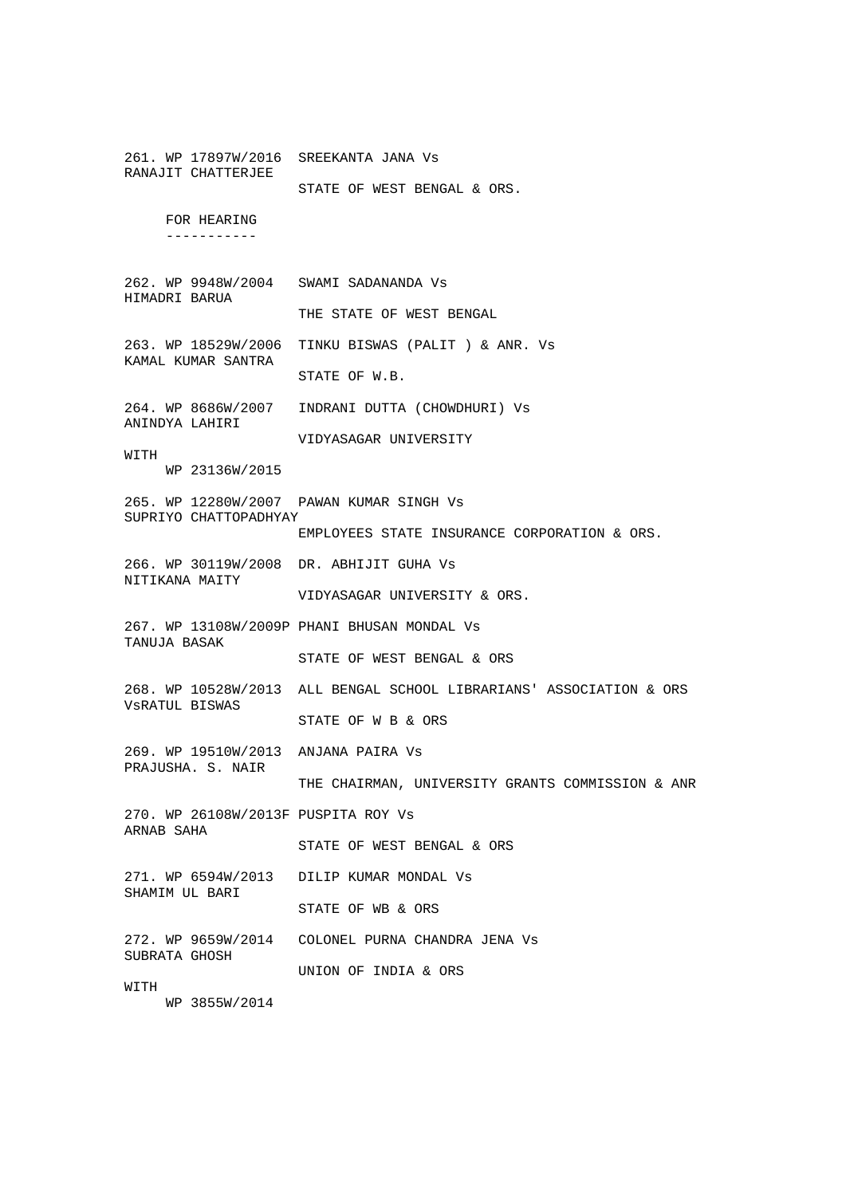261. WP 17897W/2016 SREEKANTA JANA Vs
RANAJIT CHATTERJEE
STATE OF WEST BENGAL & ORS.

FOR HEARING
-----------

262. WP 9948W/2004 SWAMI SADANANDA Vs
HIMADRI BARUA
THE STATE OF WEST BENGAL

263. WP 18529W/2006 TINKU BISWAS (PALIT ) & ANR. Vs
KAMAL KUMAR SANTRA
STATE OF W.B.

264. WP 8686W/2007 INDRANI DUTTA (CHOWDHURI) Vs
ANINDYA LAHIRI
VIDYASAGAR UNIVERSITY
WITH
WP 23136W/2015

265. WP 12280W/2007 PAWAN KUMAR SINGH Vs
SUPRIYO CHATTOPADHYAY
EMPLOYEES STATE INSURANCE CORPORATION & ORS.

266. WP 30119W/2008 DR. ABHIJIT GUHA Vs
NITIKANA MAITY
VIDYASAGAR UNIVERSITY & ORS.

267. WP 13108W/2009P PHANI BHUSAN MONDAL Vs
TANUJA BASAK
STATE OF WEST BENGAL & ORS

268. WP 10528W/2013 ALL BENGAL SCHOOL LIBRARIANS' ASSOCIATION & ORS
VsRATUL BISWAS
STATE OF W B & ORS

269. WP 19510W/2013 ANJANA PAIRA Vs
PRAJUSHA. S. NAIR
THE CHAIRMAN, UNIVERSITY GRANTS COMMISSION & ANR

270. WP 26108W/2013F PUSPITA ROY Vs
ARNAB SAHA
STATE OF WEST BENGAL & ORS

271. WP 6594W/2013 DILIP KUMAR MONDAL Vs
SHAMIM UL BARI
STATE OF WB & ORS

272. WP 9659W/2014 COLONEL PURNA CHANDRA JENA Vs
SUBRATA GHOSH
UNION OF INDIA & ORS
WITH
WP 3855W/2014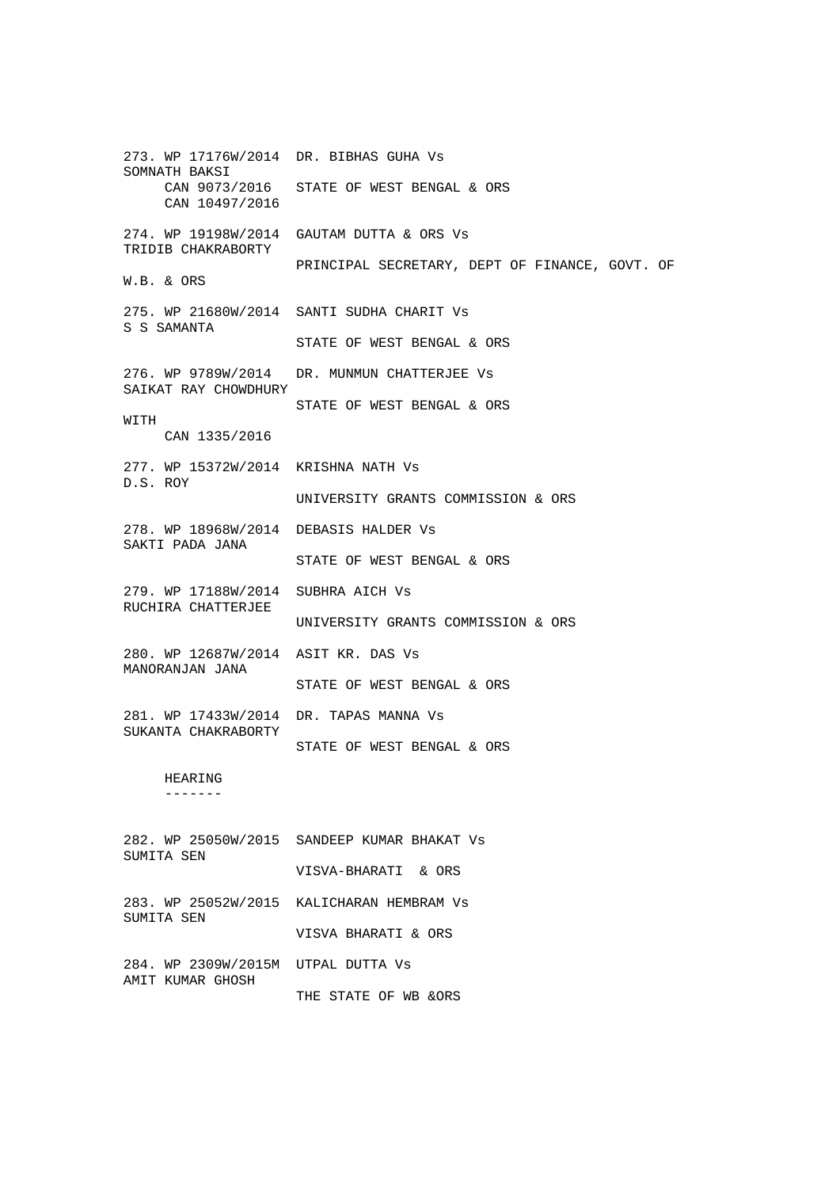273. WP 17176W/2014 DR. BIBHAS GUHA Vs
SOMNATH BAKSI
CAN 9073/2016 STATE OF WEST BENGAL & ORS
CAN 10497/2016

274. WP 19198W/2014 GAUTAM DUTTA & ORS Vs
TRIDIB CHAKRABORTY
PRINCIPAL SECRETARY, DEPT OF FINANCE, GOVT. OF
W.B. & ORS

275. WP 21680W/2014 SANTI SUDHA CHARIT Vs
S S SAMANTA
STATE OF WEST BENGAL & ORS

276. WP 9789W/2014 DR. MUNMUN CHATTERJEE Vs
SAIKAT RAY CHOWDHURY
STATE OF WEST BENGAL & ORS
WITH
CAN 1335/2016

277. WP 15372W/2014 KRISHNA NATH Vs
D.S. ROY
UNIVERSITY GRANTS COMMISSION & ORS

278. WP 18968W/2014 DEBASIS HALDER Vs
SAKTI PADA JANA
STATE OF WEST BENGAL & ORS

279. WP 17188W/2014 SUBHRA AICH Vs
RUCHIRA CHATTERJEE
UNIVERSITY GRANTS COMMISSION & ORS

280. WP 12687W/2014 ASIT KR. DAS Vs
MANORANJAN JANA
STATE OF WEST BENGAL & ORS

281. WP 17433W/2014 DR. TAPAS MANNA Vs
SUKANTA CHAKRABORTY
STATE OF WEST BENGAL & ORS

HEARING
-------

282. WP 25050W/2015 SANDEEP KUMAR BHAKAT Vs
SUMITA SEN
VISVA-BHARATI & ORS

283. WP 25052W/2015 KALICHARAN HEMBRAM Vs
SUMITA SEN
VISVA BHARATI & ORS

284. WP 2309W/2015M UTPAL DUTTA Vs
AMIT KUMAR GHOSH
THE STATE OF WB &ORS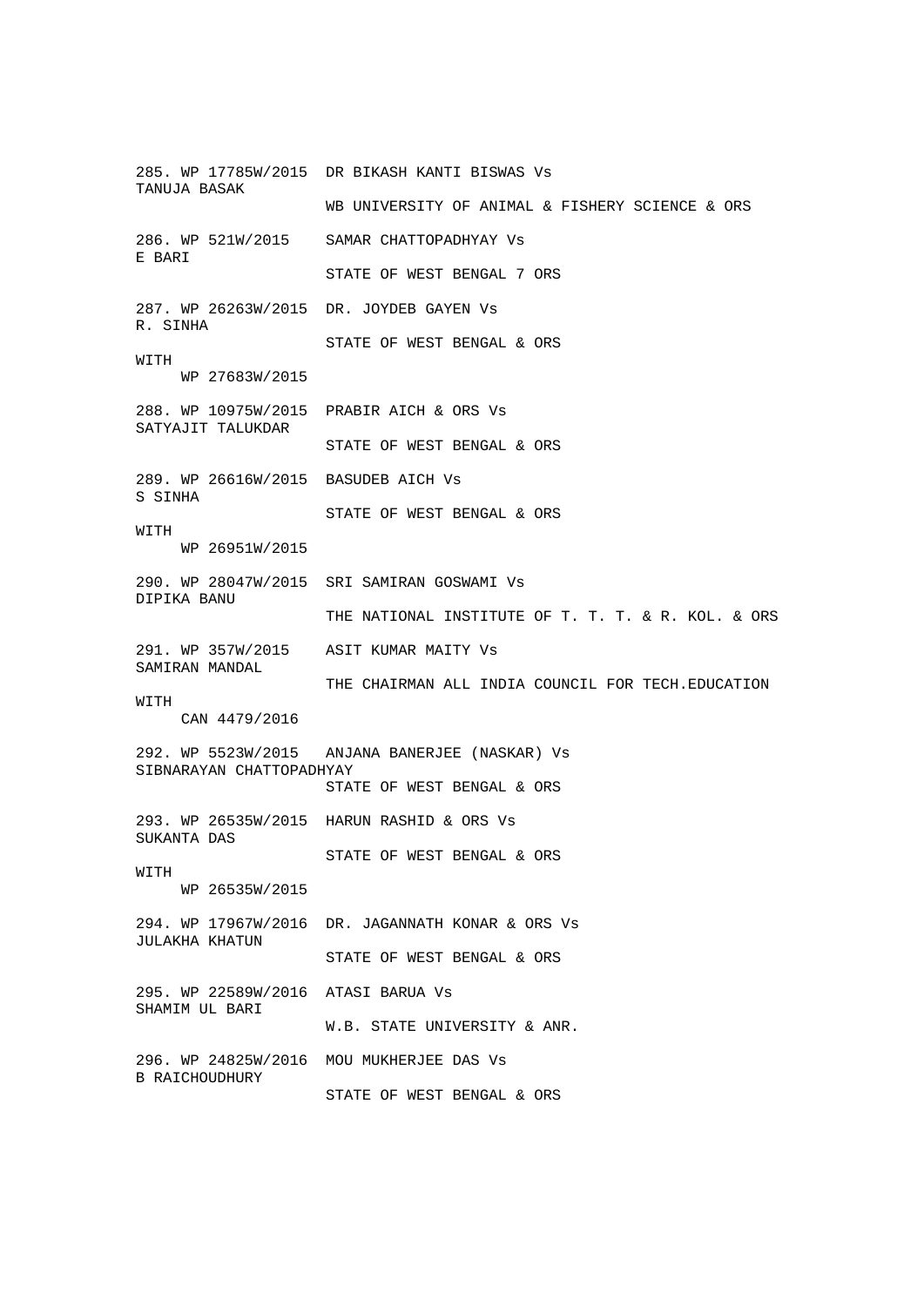285. WP 17785W/2015 DR BIKASH KANTI BISWAS Vs
TANUJA BASAK
WB UNIVERSITY OF ANIMAL & FISHERY SCIENCE & ORS

286. WP 521W/2015 SAMAR CHATTOPADHYAY Vs
E BARI
STATE OF WEST BENGAL 7 ORS

287. WP 26263W/2015 DR. JOYDEB GAYEN Vs
R. SINHA
STATE OF WEST BENGAL & ORS
WITH
WP 27683W/2015

288. WP 10975W/2015 PRABIR AICH & ORS Vs
SATYAJIT TALUKDAR
STATE OF WEST BENGAL & ORS

289. WP 26616W/2015 BASUDEB AICH Vs
S SINHA
STATE OF WEST BENGAL & ORS
WITH
WP 26951W/2015

290. WP 28047W/2015 SRI SAMIRAN GOSWAMI Vs
DIPIKA BANU
THE NATIONAL INSTITUTE OF T. T. T. & R. KOL. & ORS

291. WP 357W/2015 ASIT KUMAR MAITY Vs
SAMIRAN MANDAL
THE CHAIRMAN ALL INDIA COUNCIL FOR TECH.EDUCATION
WITH
CAN 4479/2016

292. WP 5523W/2015 ANJANA BANERJEE (NASKAR) Vs
SIBNARAYAN CHATTOPADHYAY
STATE OF WEST BENGAL & ORS

293. WP 26535W/2015 HARUN RASHID & ORS Vs
SUKANTA DAS
STATE OF WEST BENGAL & ORS
WITH
WP 26535W/2015

294. WP 17967W/2016 DR. JAGANNATH KONAR & ORS Vs
JULAKHA KHATUN
STATE OF WEST BENGAL & ORS

295. WP 22589W/2016 ATASI BARUA Vs
SHAMIM UL BARI
W.B. STATE UNIVERSITY & ANR.

296. WP 24825W/2016 MOU MUKHERJEE DAS Vs
B RAICHOUDHURY
STATE OF WEST BENGAL & ORS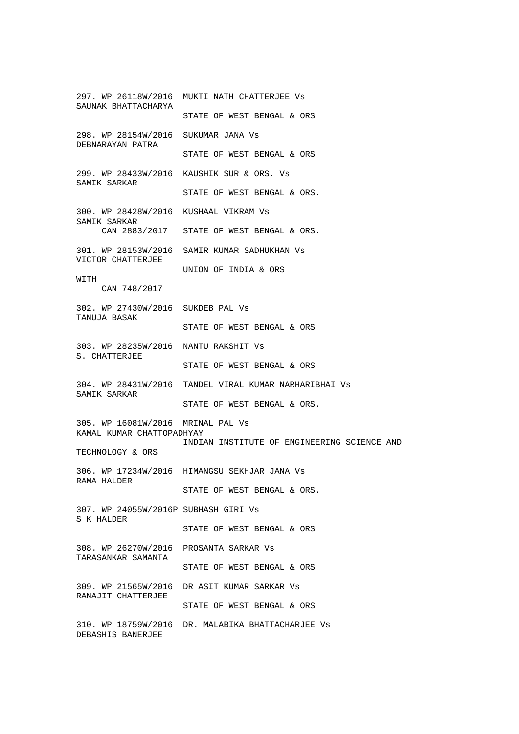297. WP 26118W/2016 MUKTI NATH CHATTERJEE Vs
SAUNAK BHATTACHARYA
STATE OF WEST BENGAL & ORS

298. WP 28154W/2016 SUKUMAR JANA Vs
DEBNARAYAN PATRA
STATE OF WEST BENGAL & ORS

299. WP 28433W/2016 KAUSHIK SUR & ORS. Vs
SAMIK SARKAR
STATE OF WEST BENGAL & ORS.

300. WP 28428W/2016 KUSHAAL VIKRAM Vs
SAMIK SARKAR
CAN 2883/2017 STATE OF WEST BENGAL & ORS.

301. WP 28153W/2016 SAMIR KUMAR SADHUKHAN Vs
VICTOR CHATTERJEE
UNION OF INDIA & ORS
WITH
CAN 748/2017

302. WP 27430W/2016 SUKDEB PAL Vs
TANUJA BASAK
STATE OF WEST BENGAL & ORS

303. WP 28235W/2016 NANTU RAKSHIT Vs
S. CHATTERJEE
STATE OF WEST BENGAL & ORS

304. WP 28431W/2016 TANDEL VIRAL KUMAR NARHARIBHAI Vs
SAMIK SARKAR
STATE OF WEST BENGAL & ORS.

305. WP 16081W/2016 MRINAL PAL Vs
KAMAL KUMAR CHATTOPADHYAY
INDIAN INSTITUTE OF ENGINEERING SCIENCE AND
TECHNOLOGY & ORS

306. WP 17234W/2016 HIMANGSU SEKHJAR JANA Vs
RAMA HALDER
STATE OF WEST BENGAL & ORS.

307. WP 24055W/2016P SUBHASH GIRI Vs
S K HALDER
STATE OF WEST BENGAL & ORS

308. WP 26270W/2016 PROSANTA SARKAR Vs
TARASANKAR SAMANTA
STATE OF WEST BENGAL & ORS

309. WP 21565W/2016 DR ASIT KUMAR SARKAR Vs
RANAJIT CHATTERJEE
STATE OF WEST BENGAL & ORS

310. WP 18759W/2016 DR. MALABIKA BHATTACHARJEE Vs
DEBASHIS BANERJEE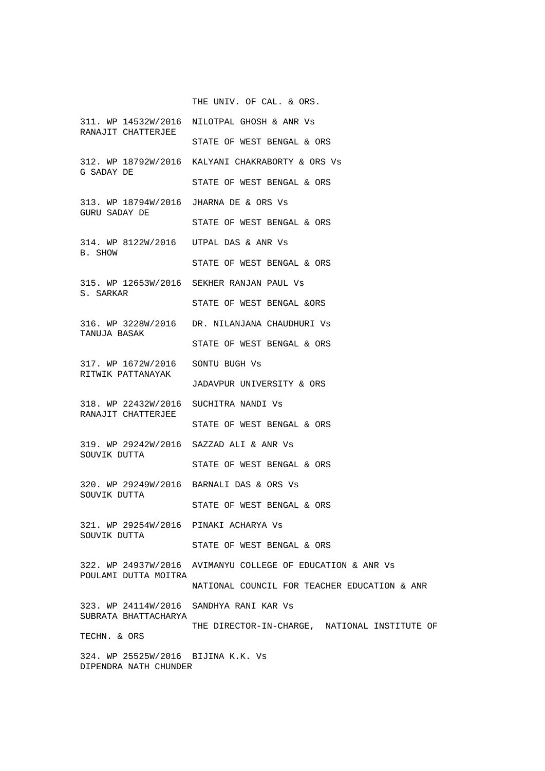THE UNIV. OF CAL. & ORS.

311. WP 14532W/2016 NILOTPAL GHOSH & ANR Vs
RANAJIT CHATTERJEE
STATE OF WEST BENGAL & ORS

312. WP 18792W/2016 KALYANI CHAKRABORTY & ORS Vs
G SADAY DE
STATE OF WEST BENGAL & ORS

313. WP 18794W/2016 JHARNA DE & ORS Vs
GURU SADAY DE
STATE OF WEST BENGAL & ORS

314. WP 8122W/2016 UTPAL DAS & ANR Vs
B. SHOW
STATE OF WEST BENGAL & ORS

315. WP 12653W/2016 SEKHER RANJAN PAUL Vs
S. SARKAR
STATE OF WEST BENGAL &ORS

316. WP 3228W/2016 DR. NILANJANA CHAUDHURI Vs
TANUJA BASAK
STATE OF WEST BENGAL & ORS

317. WP 1672W/2016 SONTU BUGH Vs
RITWIK PATTANAYAK
JADAVPUR UNIVERSITY & ORS

318. WP 22432W/2016 SUCHITRA NANDI Vs
RANAJIT CHATTERJEE
STATE OF WEST BENGAL & ORS

319. WP 29242W/2016 SAZZAD ALI & ANR Vs
SOUVIK DUTTA
STATE OF WEST BENGAL & ORS

320. WP 29249W/2016 BARNALI DAS & ORS Vs
SOUVIK DUTTA
STATE OF WEST BENGAL & ORS

321. WP 29254W/2016 PINAKI ACHARYA Vs
SOUVIK DUTTA
STATE OF WEST BENGAL & ORS

322. WP 24937W/2016 AVIMANYU COLLEGE OF EDUCATION & ANR Vs
POULAMI DUTTA MOITRA
NATIONAL COUNCIL FOR TEACHER EDUCATION & ANR

323. WP 24114W/2016 SANDHYA RANI KAR Vs
SUBRATA BHATTACHARYA
THE DIRECTOR-IN-CHARGE, NATIONAL INSTITUTE OF TECHN. & ORS

324. WP 25525W/2016 BIJINA K.K. Vs
DIPENDRA NATH CHUNDER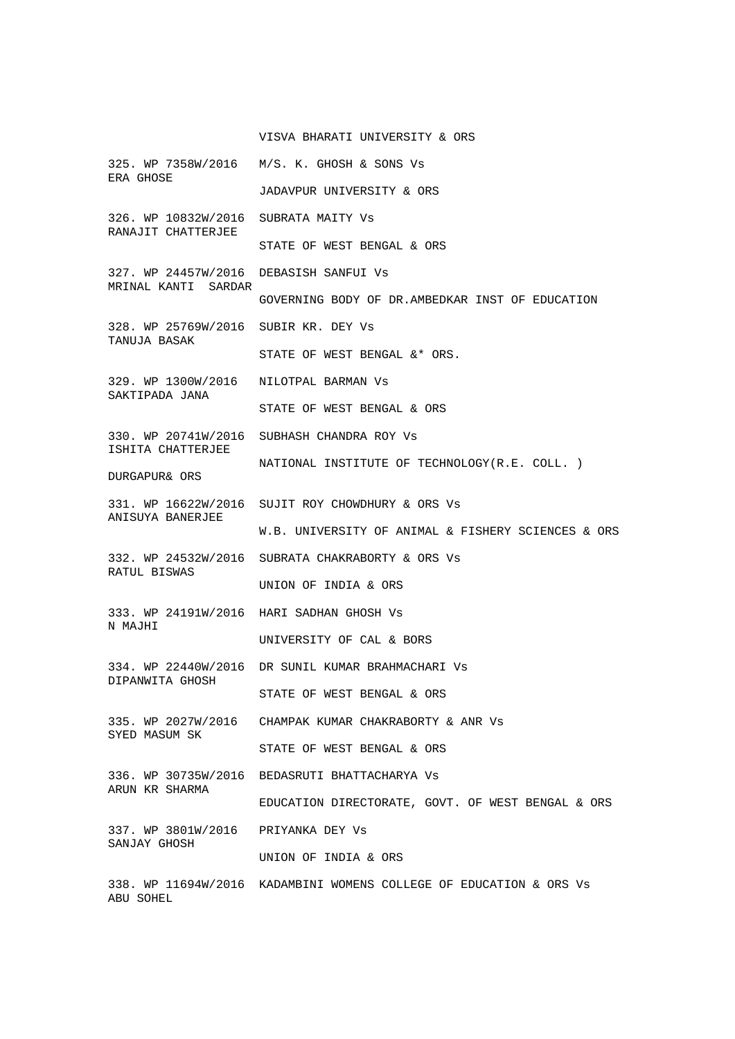VISVA BHARATI UNIVERSITY & ORS

325. WP 7358W/2016 M/S. K. GHOSH & SONS Vs
ERA GHOSE
JADAVPUR UNIVERSITY & ORS

326. WP 10832W/2016 SUBRATA MAITY Vs
RANAJIT CHATTERJEE
STATE OF WEST BENGAL & ORS

327. WP 24457W/2016 DEBASISH SANFUI Vs
MRINAL KANTI SARDAR
GOVERNING BODY OF DR.AMBEDKAR INST OF EDUCATION

328. WP 25769W/2016 SUBIR KR. DEY Vs
TANUJA BASAK
STATE OF WEST BENGAL &* ORS.

329. WP 1300W/2016 NILOTPAL BARMAN Vs
SAKTIPADA JANA
STATE OF WEST BENGAL & ORS

330. WP 20741W/2016 SUBHASH CHANDRA ROY Vs
ISHITA CHATTERJEE
NATIONAL INSTITUTE OF TECHNOLOGY(R.E. COLL. )
DURGAPUR& ORS

331. WP 16622W/2016 SUJIT ROY CHOWDHURY & ORS Vs
ANISUYA BANERJEE
W.B. UNIVERSITY OF ANIMAL & FISHERY SCIENCES & ORS

332. WP 24532W/2016 SUBRATA CHAKRABORTY & ORS Vs
RATUL BISWAS
UNION OF INDIA & ORS

333. WP 24191W/2016 HARI SADHAN GHOSH Vs
N MAJHI
UNIVERSITY OF CAL & BORS

334. WP 22440W/2016 DR SUNIL KUMAR BRAHMACHARI Vs
DIPANWITA GHOSH
STATE OF WEST BENGAL & ORS

335. WP 2027W/2016 CHAMPAK KUMAR CHAKRABORTY & ANR Vs
SYED MASUM SK
STATE OF WEST BENGAL & ORS

336. WP 30735W/2016 BEDASRUTI BHATTACHARYA Vs
ARUN KR SHARMA
EDUCATION DIRECTORATE, GOVT. OF WEST BENGAL & ORS

337. WP 3801W/2016 PRIYANKA DEY Vs
SANJAY GHOSH
UNION OF INDIA & ORS

338. WP 11694W/2016 KADAMBINI WOMENS COLLEGE OF EDUCATION & ORS Vs
ABU SOHEL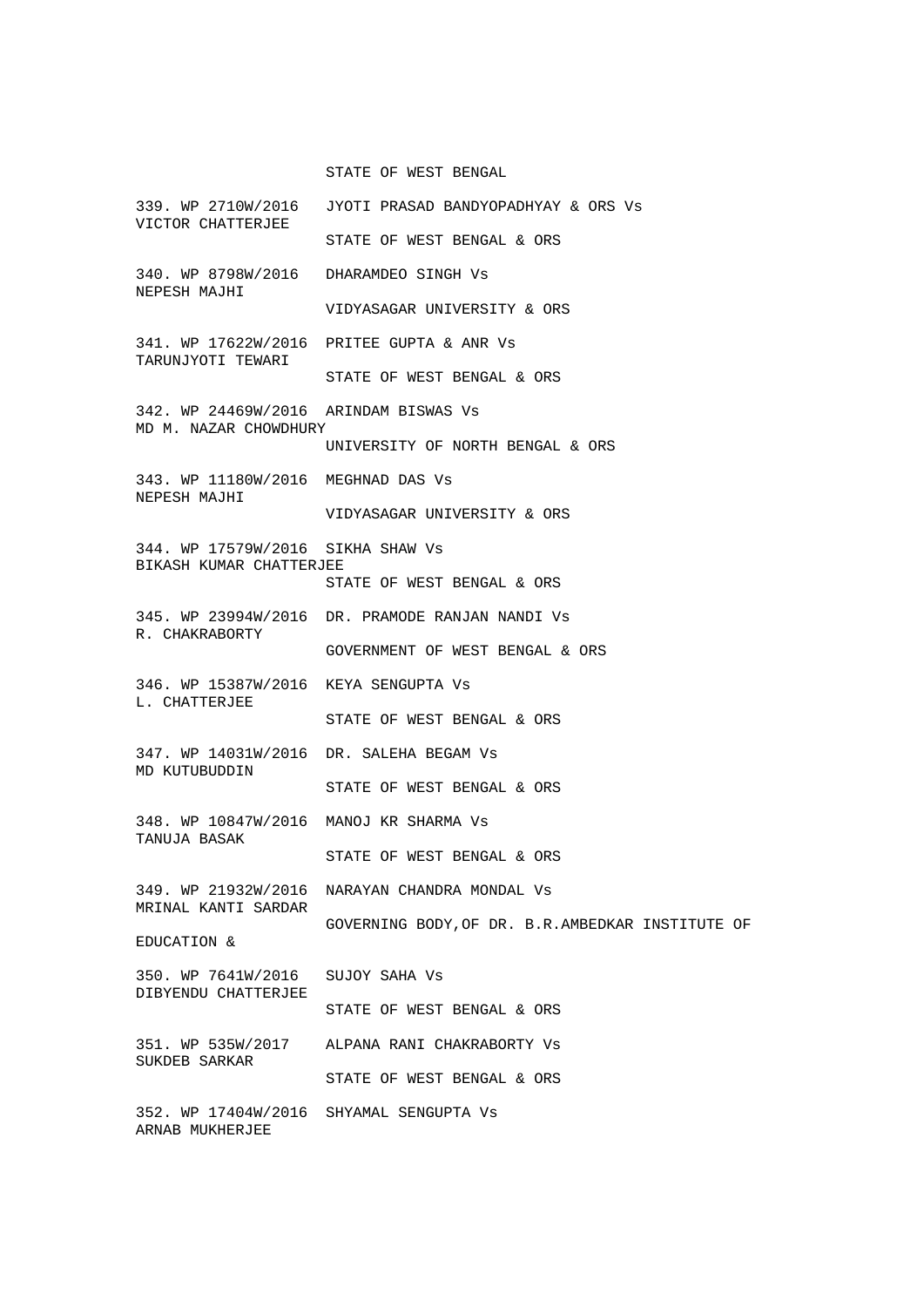STATE OF WEST BENGAL

339. WP 2710W/2016 JYOTI PRASAD BANDYOPADHYAY & ORS Vs
VICTOR CHATTERJEE
STATE OF WEST BENGAL & ORS

340. WP 8798W/2016 DHARAMDEO SINGH Vs
NEPESH MAJHI
VIDYASAGAR UNIVERSITY & ORS

341. WP 17622W/2016 PRITEE GUPTA & ANR Vs
TARUNJYOTI TEWARI
STATE OF WEST BENGAL & ORS

342. WP 24469W/2016 ARINDAM BISWAS Vs
MD M. NAZAR CHOWDHURY
UNIVERSITY OF NORTH BENGAL & ORS

343. WP 11180W/2016 MEGHNAD DAS Vs
NEPESH MAJHI
VIDYASAGAR UNIVERSITY & ORS

344. WP 17579W/2016 SIKHA SHAW Vs
BIKASH KUMAR CHATTERJEE
STATE OF WEST BENGAL & ORS

345. WP 23994W/2016 DR. PRAMODE RANJAN NANDI Vs
R. CHAKRABORTY
GOVERNMENT OF WEST BENGAL & ORS

346. WP 15387W/2016 KEYA SENGUPTA Vs
L. CHATTERJEE
STATE OF WEST BENGAL & ORS

347. WP 14031W/2016 DR. SALEHA BEGAM Vs
MD KUTUBUDDIN
STATE OF WEST BENGAL & ORS

348. WP 10847W/2016 MANOJ KR SHARMA Vs
TANUJA BASAK
STATE OF WEST BENGAL & ORS

349. WP 21932W/2016 NARAYAN CHANDRA MONDAL Vs
MRINAL KANTI SARDAR
GOVERNING BODY,OF DR. B.R.AMBEDKAR INSTITUTE OF
EDUCATION &

350. WP 7641W/2016 SUJOY SAHA Vs
DIBYENDU CHATTERJEE
STATE OF WEST BENGAL & ORS

351. WP 535W/2017 ALPANA RANI CHAKRABORTY Vs
SUKDEB SARKAR
STATE OF WEST BENGAL & ORS

352. WP 17404W/2016 SHYAMAL SENGUPTA Vs
ARNAB MUKHERJEE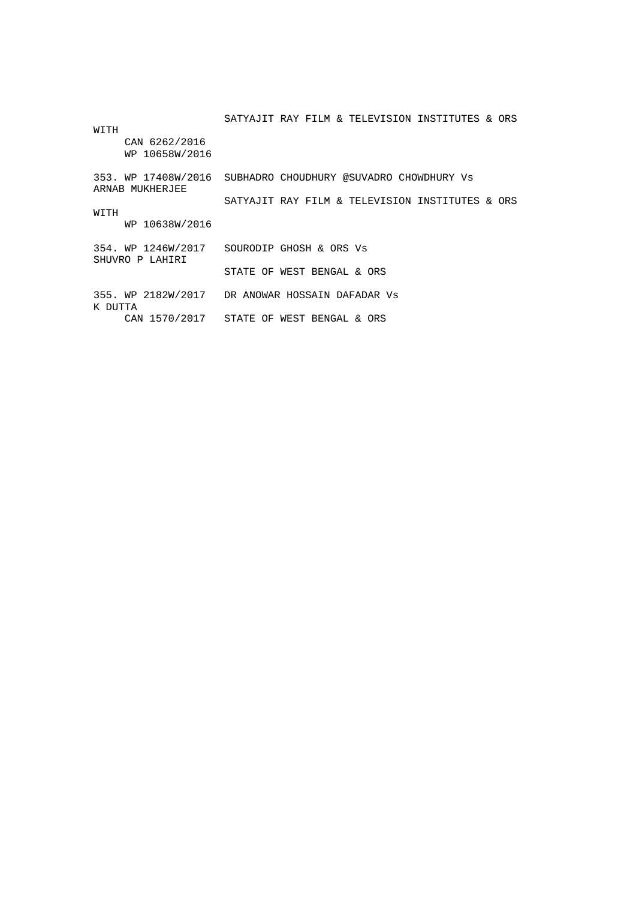SATYAJIT RAY FILM & TELEVISION INSTITUTES & ORS

WITH

CAN 6262/2016

WP 10658W/2016

353. WP 17408W/2016 SUBHADRO CHOUDHURY @SUVADRO CHOWDHURY Vs

ARNAB MUKHERJEE

SATYAJIT RAY FILM & TELEVISION INSTITUTES & ORS

WITH

WP 10638W/2016

354. WP 1246W/2017 SOURODIP GHOSH & ORS Vs

SHUVRO P LAHIRI

STATE OF WEST BENGAL & ORS

355. WP 2182W/2017 DR ANOWAR HOSSAIN DAFADAR Vs

K DUTTA

CAN 1570/2017 STATE OF WEST BENGAL & ORS